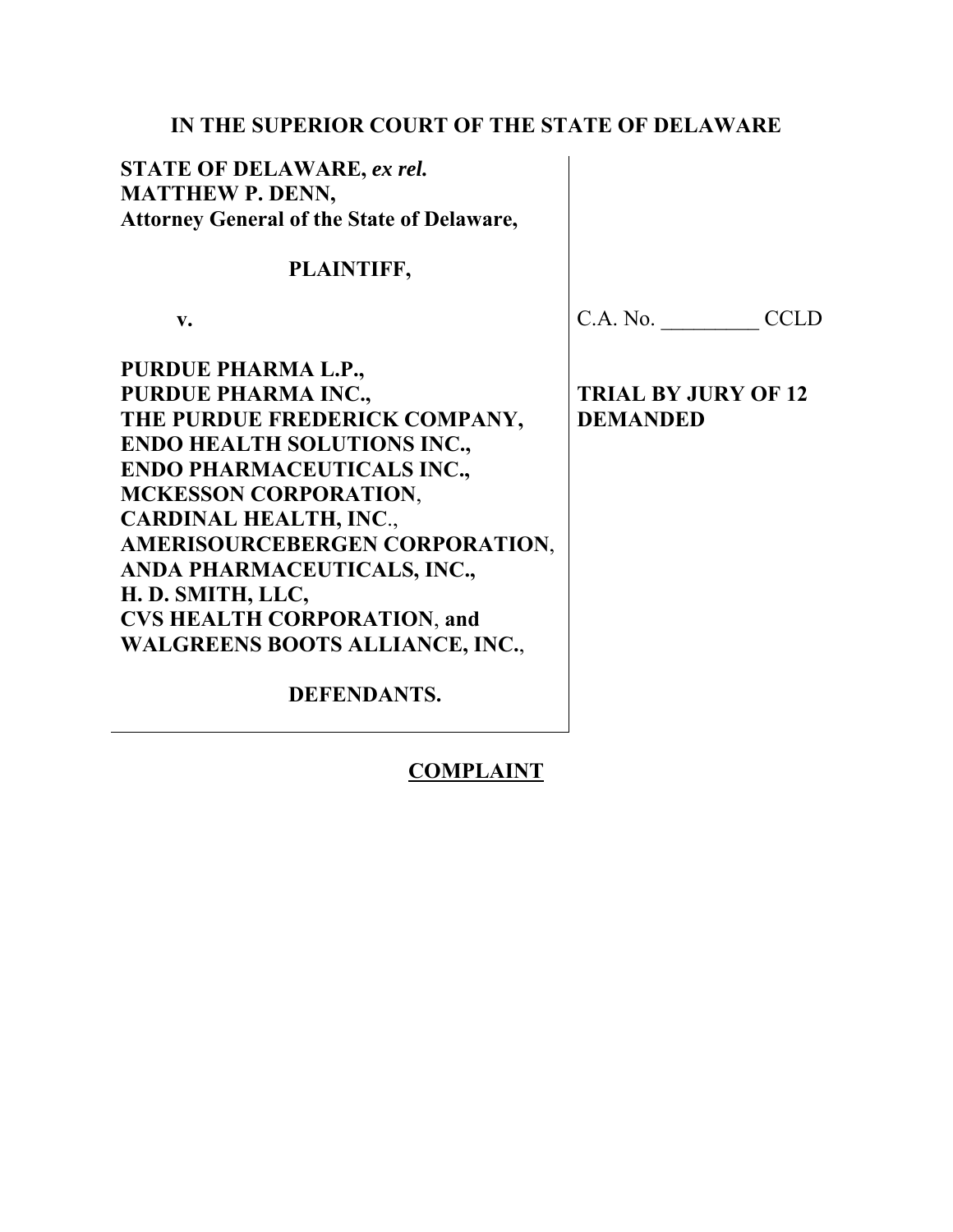# IN THE SUPERIOR COURT OF THE STATE OF DELAWARE

| | |
|---|---|
| **STATE OF DELAWARE,** ***ex rel.*** **MATTHEW P. DENN, Attorney General of the State of Delaware,** | |
| **PLAINTIFF,** | |
| **v.** | C.A. No. _________ CCLD |
| **PURDUE PHARMA L.P., PURDUE PHARMA INC., THE PURDUE FREDERICK COMPANY, ENDO HEALTH SOLUTIONS INC., ENDO PHARMACEUTICALS INC., MCKESSON CORPORATION, CARDINAL HEALTH, INC., AMERISOURCEBERGEN CORPORATION, ANDA PHARMACEUTICALS, INC., H. D. SMITH, LLC, CVS HEALTH CORPORATION, and WALGREENS BOOTS ALLIANCE, INC.,** | **TRIAL BY JURY OF 12 DEMANDED** |
| **DEFENDANTS.** | |

**COMPLAINT**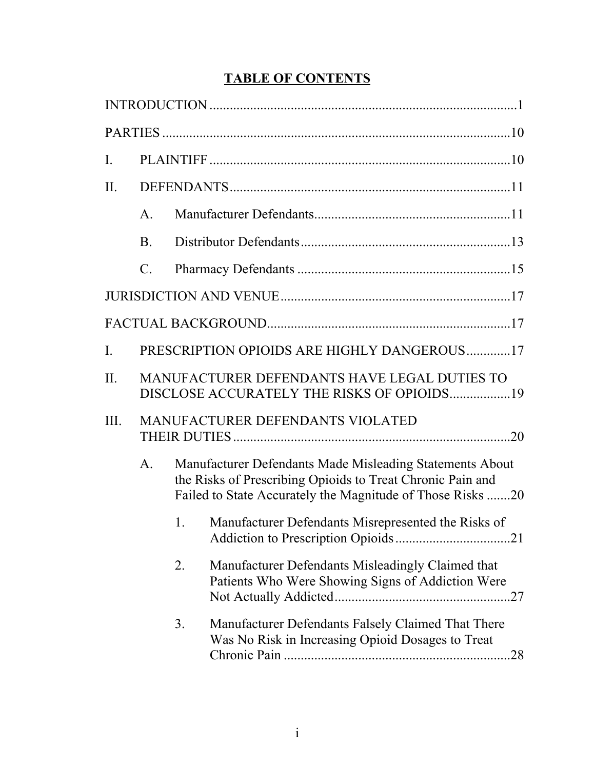# TABLE OF CONTENTS

INTRODUCTION .......................................................................................... 1

PARTIES ....................................................................................................... 10

I. PLAINTIFF ......................................................................................... 10

II. DEFENDANTS .................................................................................... 11

  A. Manufacturer Defendants ............................................................ 11

  B. Distributor Defendants ................................................................ 13

  C. Pharmacy Defendants ................................................................. 15

JURISDICTION AND VENUE ................................................................... 17

FACTUAL BACKGROUND ........................................................................ 17

I. PRESCRIPTION OPIOIDS ARE HIGHLY DANGEROUS ............. 17

II. MANUFACTURER DEFENDANTS HAVE LEGAL DUTIES TO DISCLOSE ACCURATELY THE RISKS OF OPIOIDS .................. 19

III. MANUFACTURER DEFENDANTS VIOLATED THEIR DUTIES .................................................................................. 20

  A. Manufacturer Defendants Made Misleading Statements About the Risks of Prescribing Opioids to Treat Chronic Pain and Failed to State Accurately the Magnitude of Those Risks ....... 20

    1. Manufacturer Defendants Misrepresented the Risks of Addiction to Prescription Opioids .................................. 21

    2. Manufacturer Defendants Misleadingly Claimed that Patients Who Were Showing Signs of Addiction Were Not Actually Addicted .................................................... 27

    3. Manufacturer Defendants Falsely Claimed That There Was No Risk in Increasing Opioid Dosages to Treat Chronic Pain ................................................................... 28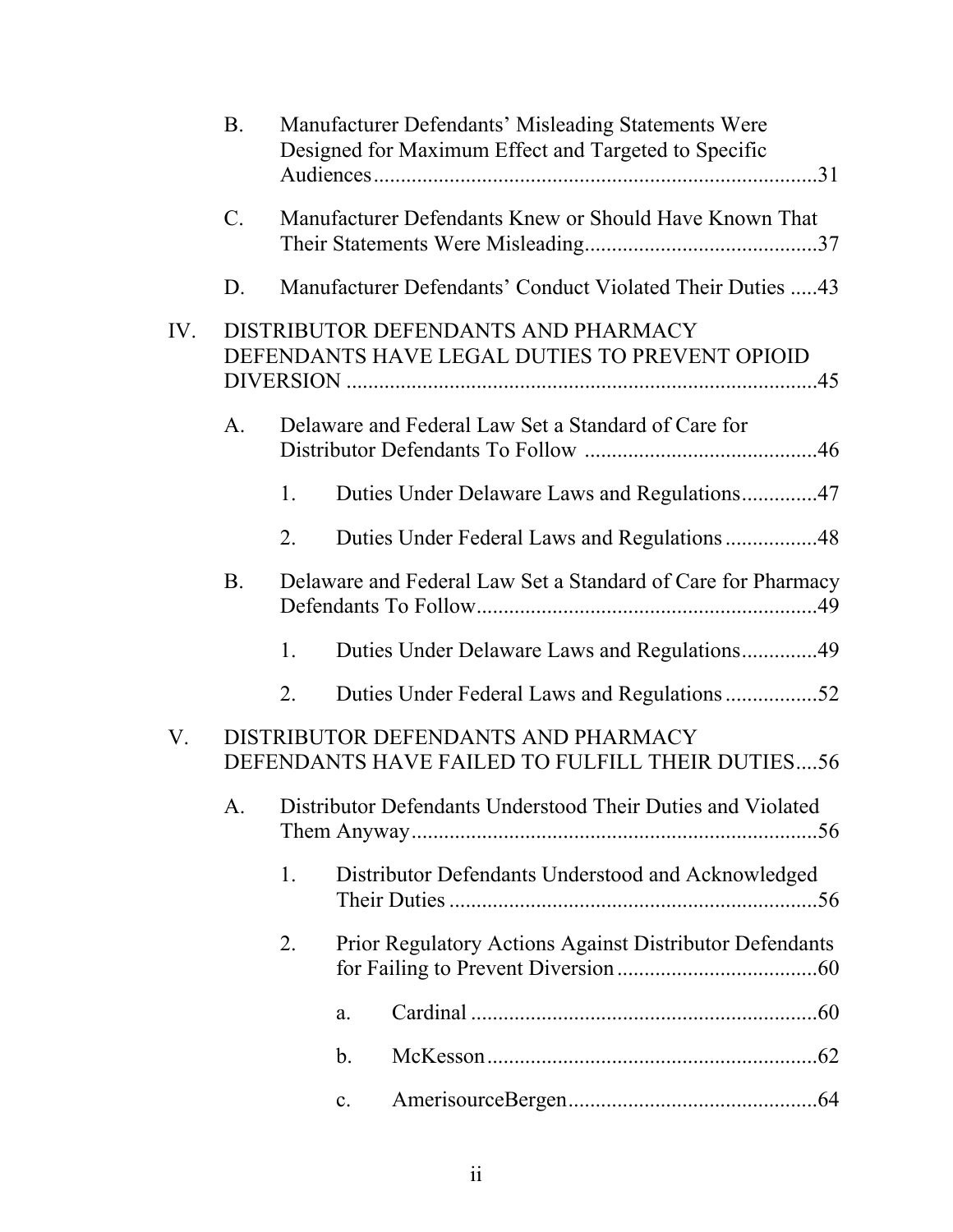B. Manufacturer Defendants' Misleading Statements Were Designed for Maximum Effect and Targeted to Specific Audiences ..... 31

C. Manufacturer Defendants Knew or Should Have Known That Their Statements Were Misleading ..... 37

D. Manufacturer Defendants' Conduct Violated Their Duties ..... 43

IV. DISTRIBUTOR DEFENDANTS AND PHARMACY DEFENDANTS HAVE LEGAL DUTIES TO PREVENT OPIOID DIVERSION ..... 45

A. Delaware and Federal Law Set a Standard of Care for Distributor Defendants To Follow ..... 46

1. Duties Under Delaware Laws and Regulations ..... 47

2. Duties Under Federal Laws and Regulations ..... 48

B. Delaware and Federal Law Set a Standard of Care for Pharmacy Defendants To Follow ..... 49

1. Duties Under Delaware Laws and Regulations ..... 49

2. Duties Under Federal Laws and Regulations ..... 52

V. DISTRIBUTOR DEFENDANTS AND PHARMACY DEFENDANTS HAVE FAILED TO FULFILL THEIR DUTIES ..... 56

A. Distributor Defendants Understood Their Duties and Violated Them Anyway ..... 56

1. Distributor Defendants Understood and Acknowledged Their Duties ..... 56

2. Prior Regulatory Actions Against Distributor Defendants for Failing to Prevent Diversion ..... 60

a. Cardinal ..... 60

b. McKesson ..... 62

c. AmerisourceBergen ..... 64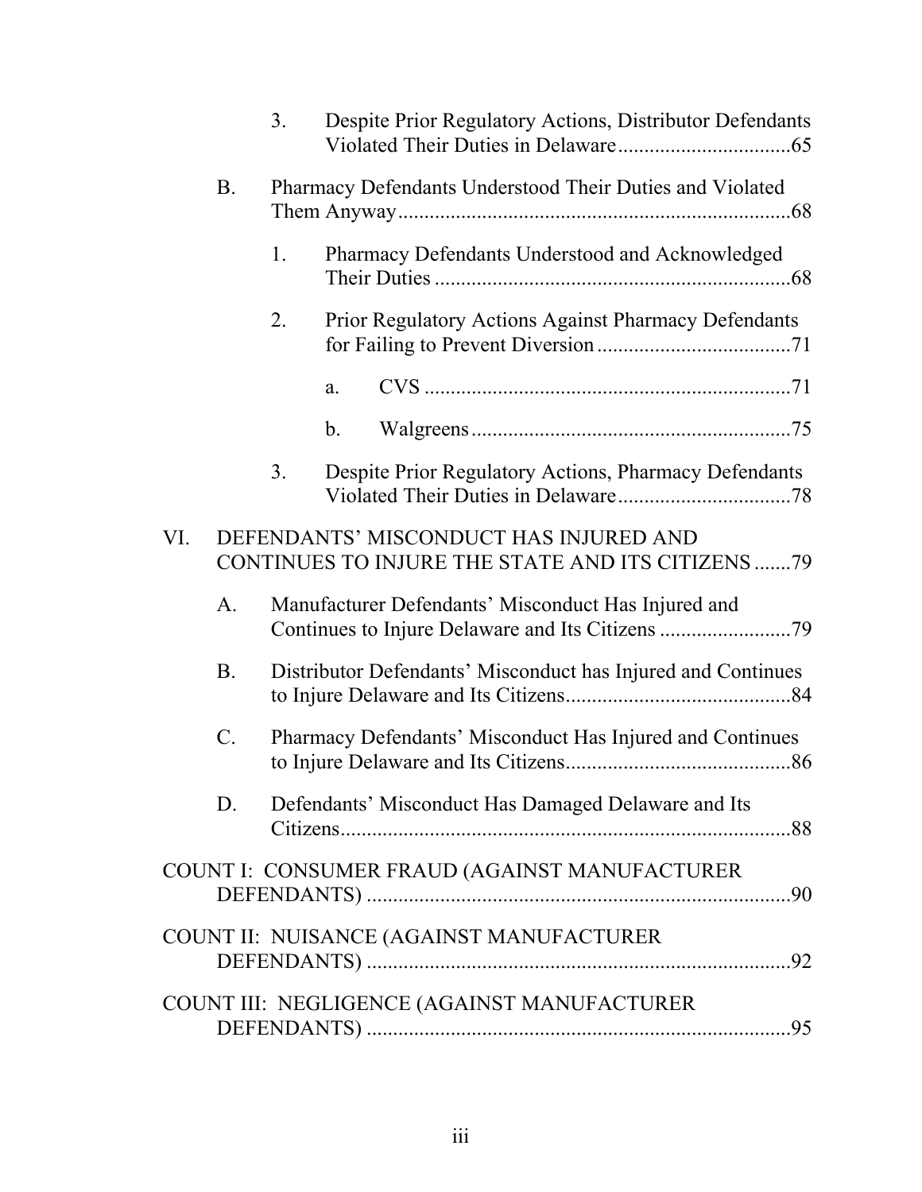3. Despite Prior Regulatory Actions, Distributor Defendants Violated Their Duties in Delaware.................................65

B. Pharmacy Defendants Understood Their Duties and Violated Them Anyway..........................................................................68

1. Pharmacy Defendants Understood and Acknowledged Their Duties ...................................................................68

2. Prior Regulatory Actions Against Pharmacy Defendants for Failing to Prevent Diversion .....................................71

a. CVS .....................................................................71

b. Walgreens.............................................................75

3. Despite Prior Regulatory Actions, Pharmacy Defendants Violated Their Duties in Delaware.................................78

VI. DEFENDANTS' MISCONDUCT HAS INJURED AND CONTINUES TO INJURE THE STATE AND ITS CITIZENS .......79

A. Manufacturer Defendants' Misconduct Has Injured and Continues to Injure Delaware and Its Citizens .........................79

B. Distributor Defendants' Misconduct has Injured and Continues to Injure Delaware and Its Citizens...........................................84

C. Pharmacy Defendants' Misconduct Has Injured and Continues to Injure Delaware and Its Citizens...........................................86

D. Defendants' Misconduct Has Damaged Delaware and Its Citizens......................................................................................88

COUNT I: CONSUMER FRAUD (AGAINST MANUFACTURER DEFENDANTS) .................................................................................90

COUNT II: NUISANCE (AGAINST MANUFACTURER DEFENDANTS) .................................................................................92

COUNT III: NEGLIGENCE (AGAINST MANUFACTURER DEFENDANTS) .................................................................................95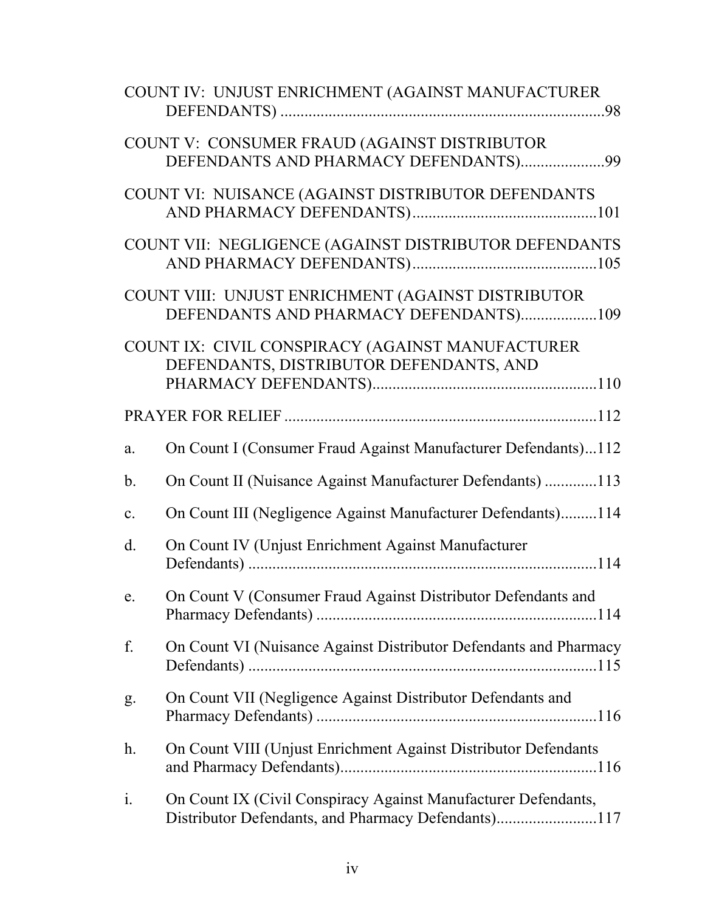COUNT IV: UNJUST ENRICHMENT (AGAINST MANUFACTURER DEFENDANTS) ........................................................................... 98

COUNT V: CONSUMER FRAUD (AGAINST DISTRIBUTOR DEFENDANTS AND PHARMACY DEFENDANTS)..................... 99

COUNT VI: NUISANCE (AGAINST DISTRIBUTOR DEFENDANTS AND PHARMACY DEFENDANTS)............................................ 101

COUNT VII: NEGLIGENCE (AGAINST DISTRIBUTOR DEFENDANTS AND PHARMACY DEFENDANTS)............................................ 105

COUNT VIII: UNJUST ENRICHMENT (AGAINST DISTRIBUTOR DEFENDANTS AND PHARMACY DEFENDANTS)................... 109

COUNT IX: CIVIL CONSPIRACY (AGAINST MANUFACTURER DEFENDANTS, DISTRIBUTOR DEFENDANTS, AND PHARMACY DEFENDANTS)...................................................... 110

PRAYER FOR RELIEF ........................................................................... 112

a. On Count I (Consumer Fraud Against Manufacturer Defendants)...112

b. On Count II (Nuisance Against Manufacturer Defendants) .............113

c. On Count III (Negligence Against Manufacturer Defendants).........114

d. On Count IV (Unjust Enrichment Against Manufacturer Defendants) .....................................................................................114

e. On Count V (Consumer Fraud Against Distributor Defendants and Pharmacy Defendants) ....................................................................114

f. On Count VI (Nuisance Against Distributor Defendants and Pharmacy Defendants) .....................................................................................115

g. On Count VII (Negligence Against Distributor Defendants and Pharmacy Defendants) ....................................................................116

h. On Count VIII (Unjust Enrichment Against Distributor Defendants and Pharmacy Defendants)...............................................................116

i. On Count IX (Civil Conspiracy Against Manufacturer Defendants, Distributor Defendants, and Pharmacy Defendants).........................117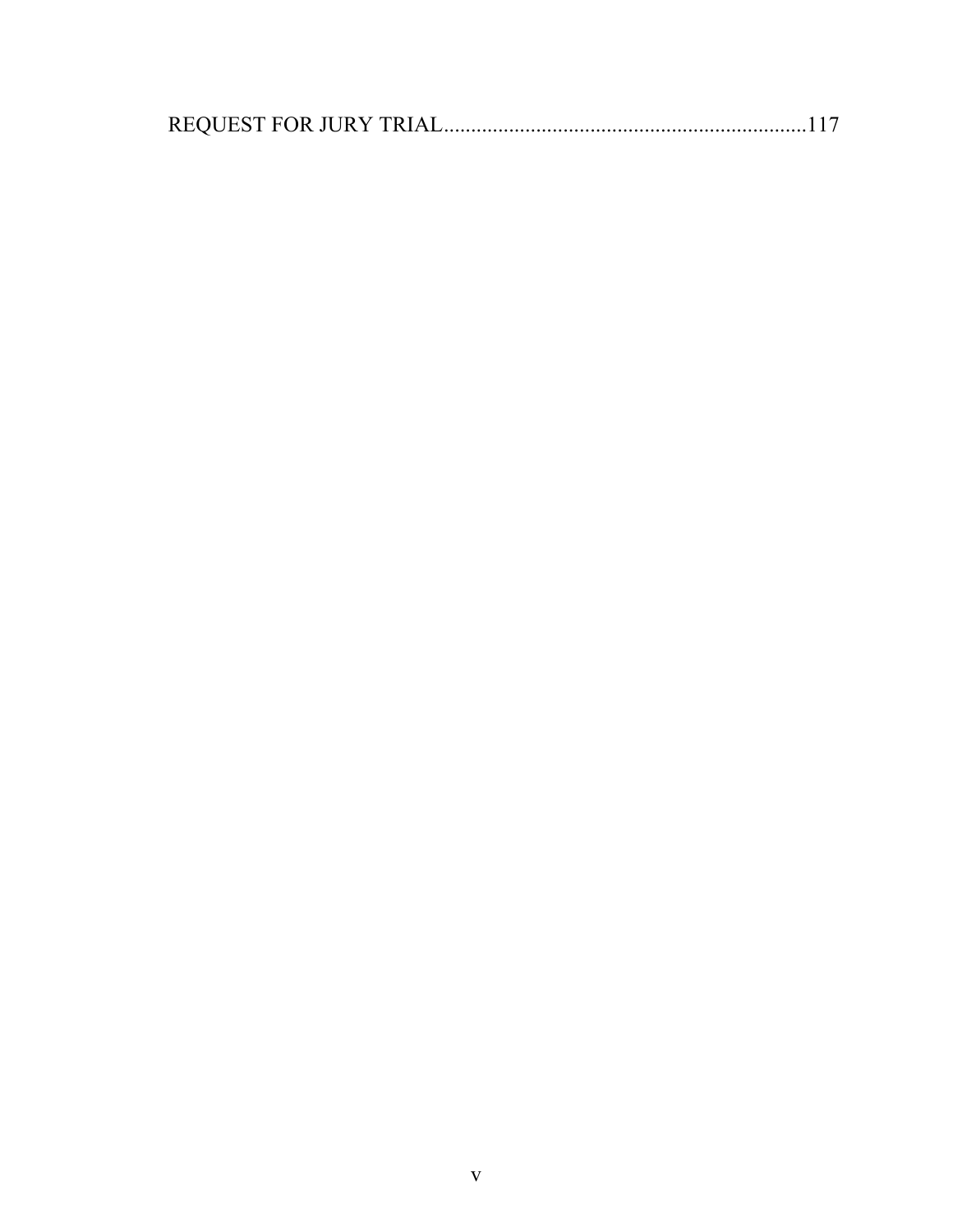REQUEST FOR JURY TRIAL.................................................................117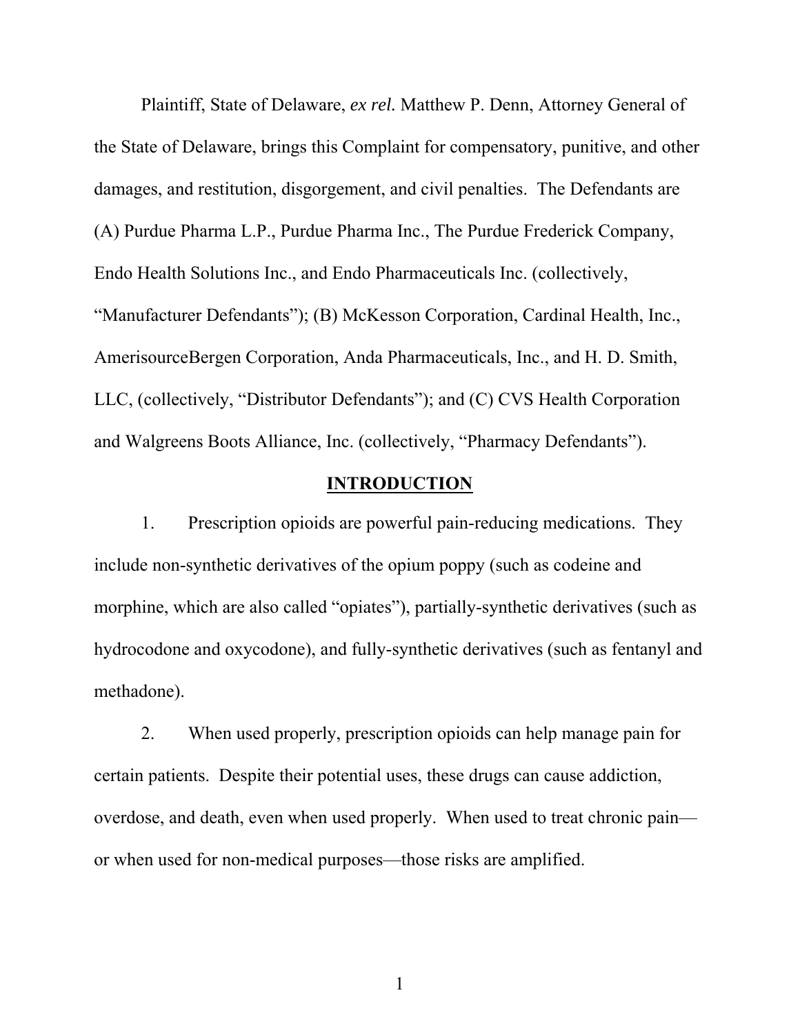Plaintiff, State of Delaware, *ex rel.* Matthew P. Denn, Attorney General of the State of Delaware, brings this Complaint for compensatory, punitive, and other damages, and restitution, disgorgement, and civil penalties. The Defendants are (A) Purdue Pharma L.P., Purdue Pharma Inc., The Purdue Frederick Company, Endo Health Solutions Inc., and Endo Pharmaceuticals Inc. (collectively, "Manufacturer Defendants"); (B) McKesson Corporation, Cardinal Health, Inc., AmerisourceBergen Corporation, Anda Pharmaceuticals, Inc., and H. D. Smith, LLC, (collectively, "Distributor Defendants"); and (C) CVS Health Corporation and Walgreens Boots Alliance, Inc. (collectively, "Pharmacy Defendants").

## INTRODUCTION

1. Prescription opioids are powerful pain-reducing medications. They include non-synthetic derivatives of the opium poppy (such as codeine and morphine, which are also called "opiates"), partially-synthetic derivatives (such as hydrocodone and oxycodone), and fully-synthetic derivatives (such as fentanyl and methadone).

2. When used properly, prescription opioids can help manage pain for certain patients. Despite their potential uses, these drugs can cause addiction, overdose, and death, even when used properly. When used to treat chronic pain—or when used for non-medical purposes—those risks are amplified.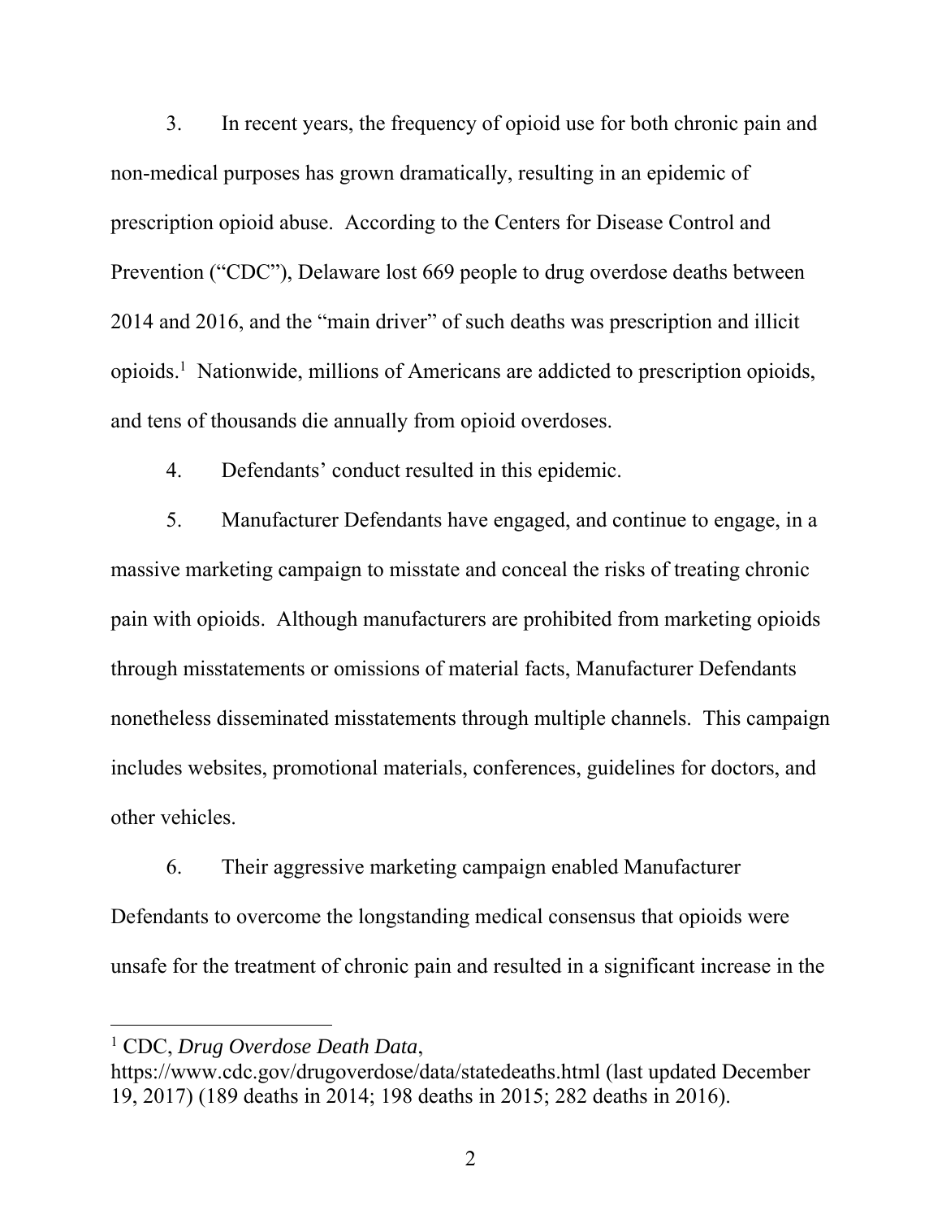3. In recent years, the frequency of opioid use for both chronic pain and non-medical purposes has grown dramatically, resulting in an epidemic of prescription opioid abuse. According to the Centers for Disease Control and Prevention ("CDC"), Delaware lost 669 people to drug overdose deaths between 2014 and 2016, and the "main driver" of such deaths was prescription and illicit opioids.[1] Nationwide, millions of Americans are addicted to prescription opioids, and tens of thousands die annually from opioid overdoses.

4. Defendants' conduct resulted in this epidemic.

5. Manufacturer Defendants have engaged, and continue to engage, in a massive marketing campaign to misstate and conceal the risks of treating chronic pain with opioids. Although manufacturers are prohibited from marketing opioids through misstatements or omissions of material facts, Manufacturer Defendants nonetheless disseminated misstatements through multiple channels. This campaign includes websites, promotional materials, conferences, guidelines for doctors, and other vehicles.

6. Their aggressive marketing campaign enabled Manufacturer Defendants to overcome the longstanding medical consensus that opioids were unsafe for the treatment of chronic pain and resulted in a significant increase in the

---

[1] CDC, *Drug Overdose Death Data*, https://www.cdc.gov/drugoverdose/data/statedeaths.html (last updated December 19, 2017) (189 deaths in 2014; 198 deaths in 2015; 282 deaths in 2016).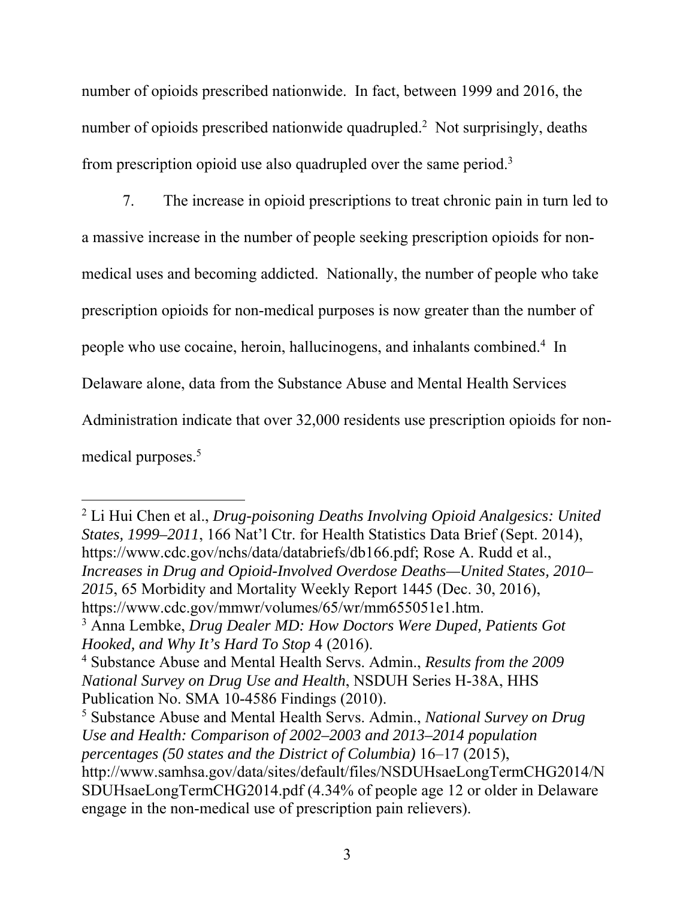number of opioids prescribed nationwide. In fact, between 1999 and 2016, the number of opioids prescribed nationwide quadrupled.[2] Not surprisingly, deaths from prescription opioid use also quadrupled over the same period.[3]

7. The increase in opioid prescriptions to treat chronic pain in turn led to a massive increase in the number of people seeking prescription opioids for non-medical uses and becoming addicted. Nationally, the number of people who take prescription opioids for non-medical purposes is now greater than the number of people who use cocaine, heroin, hallucinogens, and inhalants combined.[4] In Delaware alone, data from the Substance Abuse and Mental Health Services Administration indicate that over 32,000 residents use prescription opioids for non-medical purposes.[5]

---

[2] Li Hui Chen et al., *Drug-poisoning Deaths Involving Opioid Analgesics: United States, 1999–2011*, 166 Nat'l Ctr. for Health Statistics Data Brief (Sept. 2014), https://www.cdc.gov/nchs/data/databriefs/db166.pdf; Rose A. Rudd et al., *Increases in Drug and Opioid-Involved Overdose Deaths—United States, 2010–2015*, 65 Morbidity and Mortality Weekly Report 1445 (Dec. 30, 2016), https://www.cdc.gov/mmwr/volumes/65/wr/mm655051e1.htm.

[3] Anna Lembke, *Drug Dealer MD: How Doctors Were Duped, Patients Got Hooked, and Why It's Hard To Stop* 4 (2016).

[4] Substance Abuse and Mental Health Servs. Admin., *Results from the 2009 National Survey on Drug Use and Health*, NSDUH Series H-38A, HHS Publication No. SMA 10-4586 Findings (2010).

[5] Substance Abuse and Mental Health Servs. Admin., *National Survey on Drug Use and Health: Comparison of 2002–2003 and 2013–2014 population percentages (50 states and the District of Columbia)* 16–17 (2015), http://www.samhsa.gov/data/sites/default/files/NSDUHsaeLongTermCHG2014/NSDUHsaeLongTermCHG2014.pdf (4.34% of people age 12 or older in Delaware engage in the non-medical use of prescription pain relievers).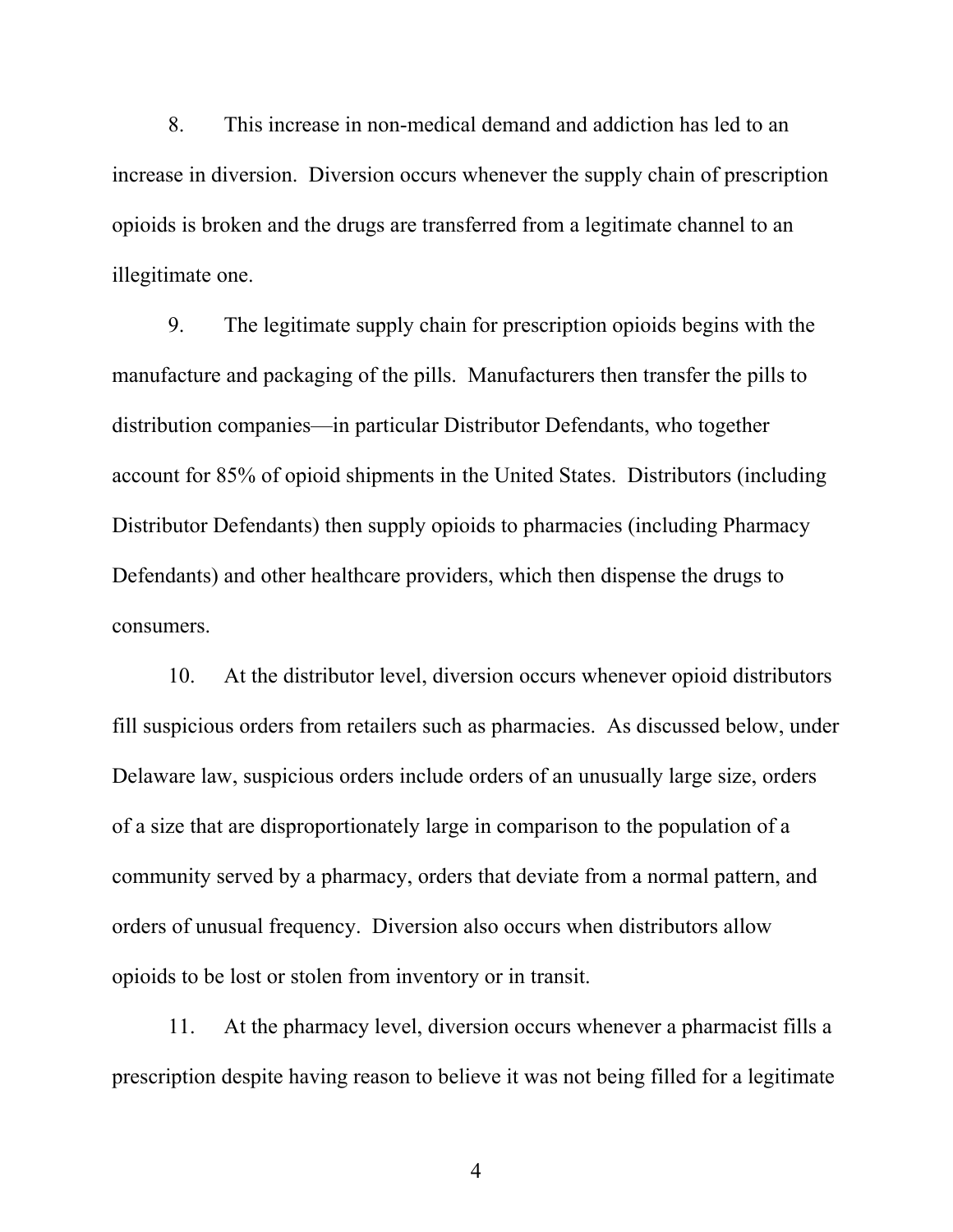8. This increase in non-medical demand and addiction has led to an increase in diversion. Diversion occurs whenever the supply chain of prescription opioids is broken and the drugs are transferred from a legitimate channel to an illegitimate one.

9. The legitimate supply chain for prescription opioids begins with the manufacture and packaging of the pills. Manufacturers then transfer the pills to distribution companies—in particular Distributor Defendants, who together account for 85% of opioid shipments in the United States. Distributors (including Distributor Defendants) then supply opioids to pharmacies (including Pharmacy Defendants) and other healthcare providers, which then dispense the drugs to consumers.

10. At the distributor level, diversion occurs whenever opioid distributors fill suspicious orders from retailers such as pharmacies. As discussed below, under Delaware law, suspicious orders include orders of an unusually large size, orders of a size that are disproportionately large in comparison to the population of a community served by a pharmacy, orders that deviate from a normal pattern, and orders of unusual frequency. Diversion also occurs when distributors allow opioids to be lost or stolen from inventory or in transit.

11. At the pharmacy level, diversion occurs whenever a pharmacist fills a prescription despite having reason to believe it was not being filled for a legitimate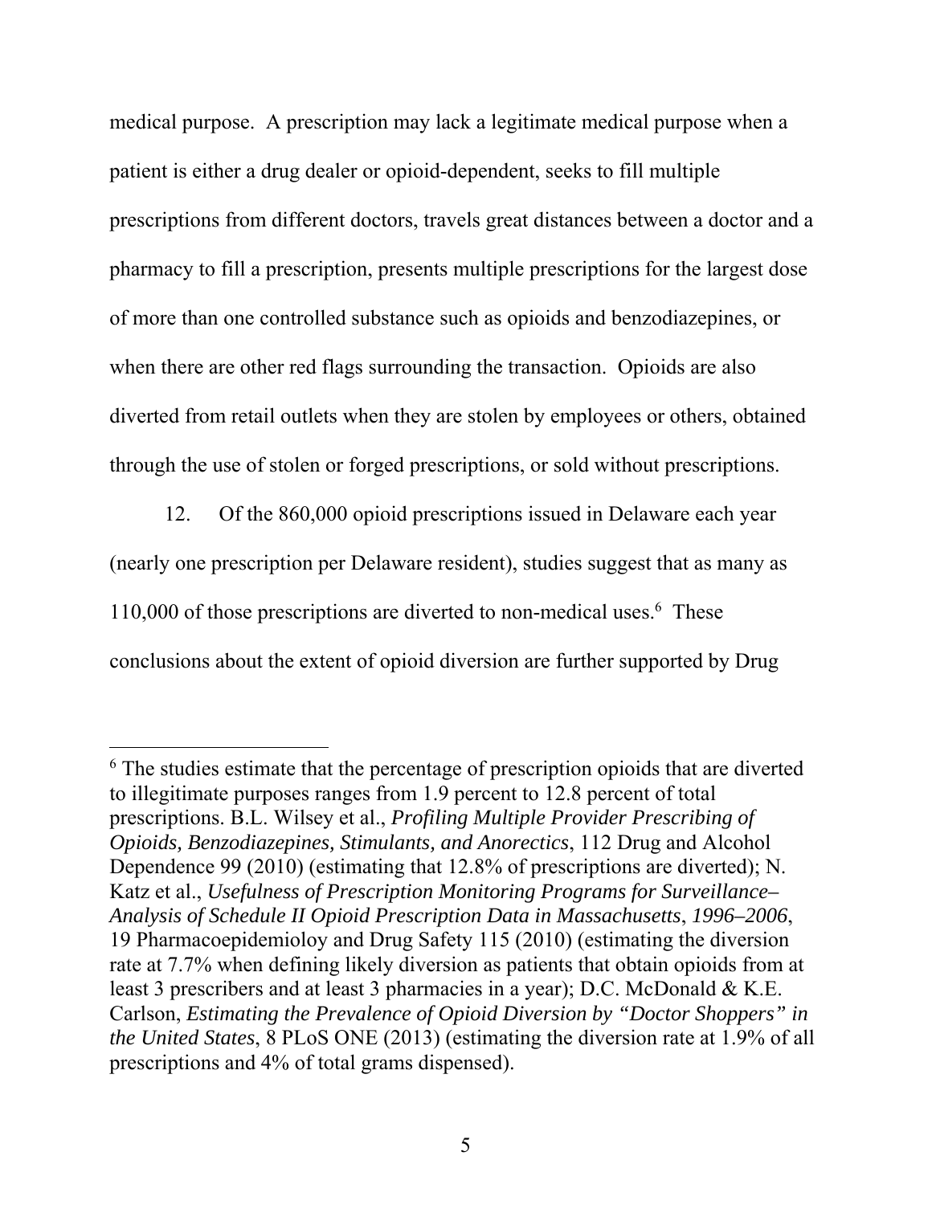medical purpose. A prescription may lack a legitimate medical purpose when a patient is either a drug dealer or opioid-dependent, seeks to fill multiple prescriptions from different doctors, travels great distances between a doctor and a pharmacy to fill a prescription, presents multiple prescriptions for the largest dose of more than one controlled substance such as opioids and benzodiazepines, or when there are other red flags surrounding the transaction. Opioids are also diverted from retail outlets when they are stolen by employees or others, obtained through the use of stolen or forged prescriptions, or sold without prescriptions.

12. Of the 860,000 opioid prescriptions issued in Delaware each year (nearly one prescription per Delaware resident), studies suggest that as many as 110,000 of those prescriptions are diverted to non-medical uses.[6] These conclusions about the extent of opioid diversion are further supported by Drug

---

[6] The studies estimate that the percentage of prescription opioids that are diverted to illegitimate purposes ranges from 1.9 percent to 12.8 percent of total prescriptions. B.L. Wilsey et al., *Profiling Multiple Provider Prescribing of Opioids, Benzodiazepines, Stimulants, and Anorectics*, 112 Drug and Alcohol Dependence 99 (2010) (estimating that 12.8% of prescriptions are diverted); N. Katz et al., *Usefulness of Prescription Monitoring Programs for Surveillance–Analysis of Schedule II Opioid Prescription Data in Massachusetts*, *1996–2006*, 19 Pharmacoepidemioloy and Drug Safety 115 (2010) (estimating the diversion rate at 7.7% when defining likely diversion as patients that obtain opioids from at least 3 prescribers and at least 3 pharmacies in a year); D.C. McDonald & K.E. Carlson, *Estimating the Prevalence of Opioid Diversion by "Doctor Shoppers" in the United States*, 8 PLoS ONE (2013) (estimating the diversion rate at 1.9% of all prescriptions and 4% of total grams dispensed).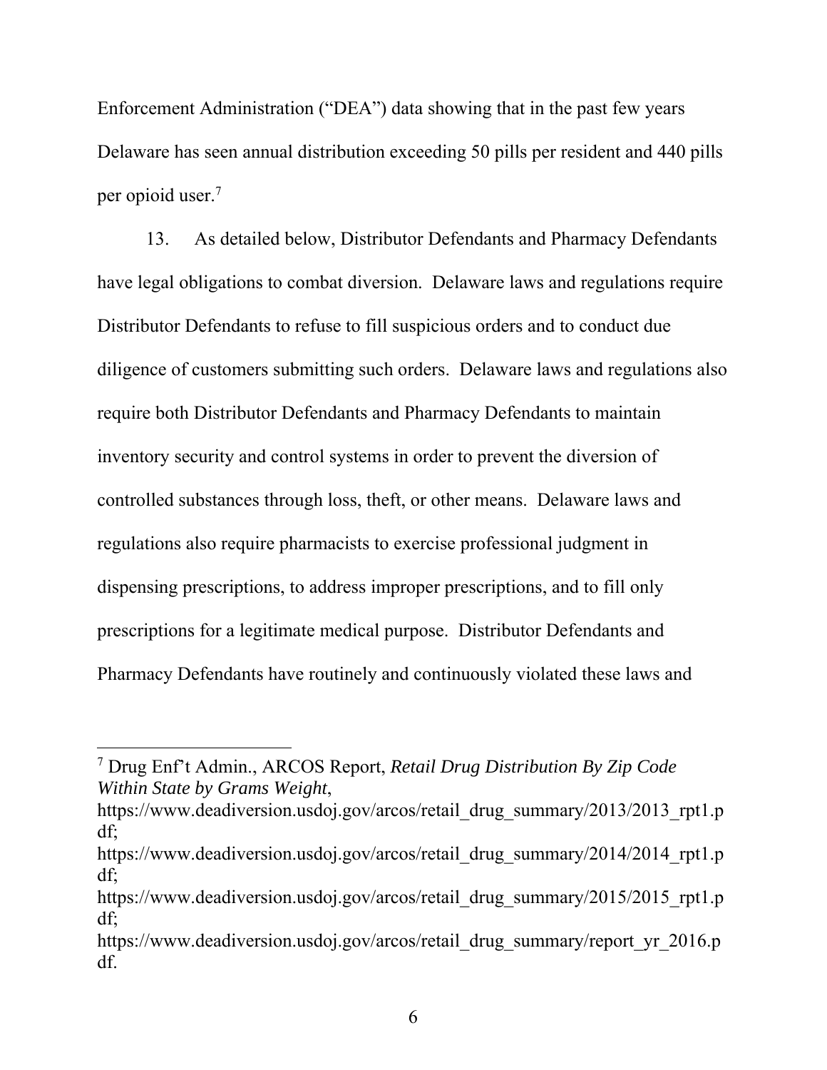Enforcement Administration ("DEA") data showing that in the past few years Delaware has seen annual distribution exceeding 50 pills per resident and 440 pills per opioid user.[7]

13. As detailed below, Distributor Defendants and Pharmacy Defendants have legal obligations to combat diversion. Delaware laws and regulations require Distributor Defendants to refuse to fill suspicious orders and to conduct due diligence of customers submitting such orders. Delaware laws and regulations also require both Distributor Defendants and Pharmacy Defendants to maintain inventory security and control systems in order to prevent the diversion of controlled substances through loss, theft, or other means. Delaware laws and regulations also require pharmacists to exercise professional judgment in dispensing prescriptions, to address improper prescriptions, and to fill only prescriptions for a legitimate medical purpose. Distributor Defendants and Pharmacy Defendants have routinely and continuously violated these laws and

---

[7] Drug Enf't Admin., ARCOS Report, *Retail Drug Distribution By Zip Code Within State by Grams Weight*, https://www.deadiversion.usdoj.gov/arcos/retail_drug_summary/2013/2013_rpt1.pdf; https://www.deadiversion.usdoj.gov/arcos/retail_drug_summary/2014/2014_rpt1.pdf; https://www.deadiversion.usdoj.gov/arcos/retail_drug_summary/2015/2015_rpt1.pdf; https://www.deadiversion.usdoj.gov/arcos/retail_drug_summary/report_yr_2016.pdf.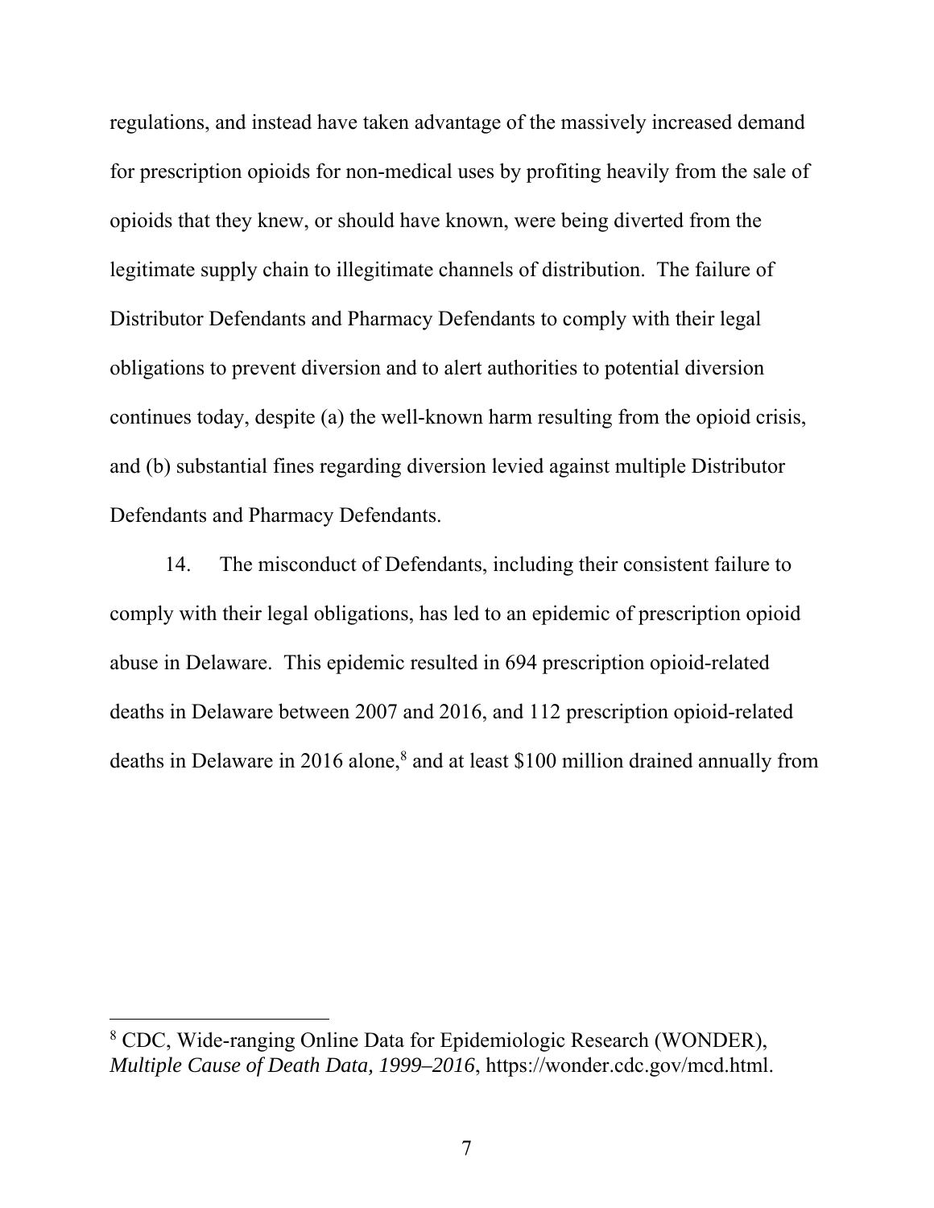regulations, and instead have taken advantage of the massively increased demand for prescription opioids for non-medical uses by profiting heavily from the sale of opioids that they knew, or should have known, were being diverted from the legitimate supply chain to illegitimate channels of distribution. The failure of Distributor Defendants and Pharmacy Defendants to comply with their legal obligations to prevent diversion and to alert authorities to potential diversion continues today, despite (a) the well-known harm resulting from the opioid crisis, and (b) substantial fines regarding diversion levied against multiple Distributor Defendants and Pharmacy Defendants.

14. The misconduct of Defendants, including their consistent failure to comply with their legal obligations, has led to an epidemic of prescription opioid abuse in Delaware. This epidemic resulted in 694 prescription opioid-related deaths in Delaware between 2007 and 2016, and 112 prescription opioid-related deaths in Delaware in 2016 alone,[8] and at least $100 million drained annually from

[8] CDC, Wide-ranging Online Data for Epidemiologic Research (WONDER), *Multiple Cause of Death Data, 1999–2016*, https://wonder.cdc.gov/mcd.html.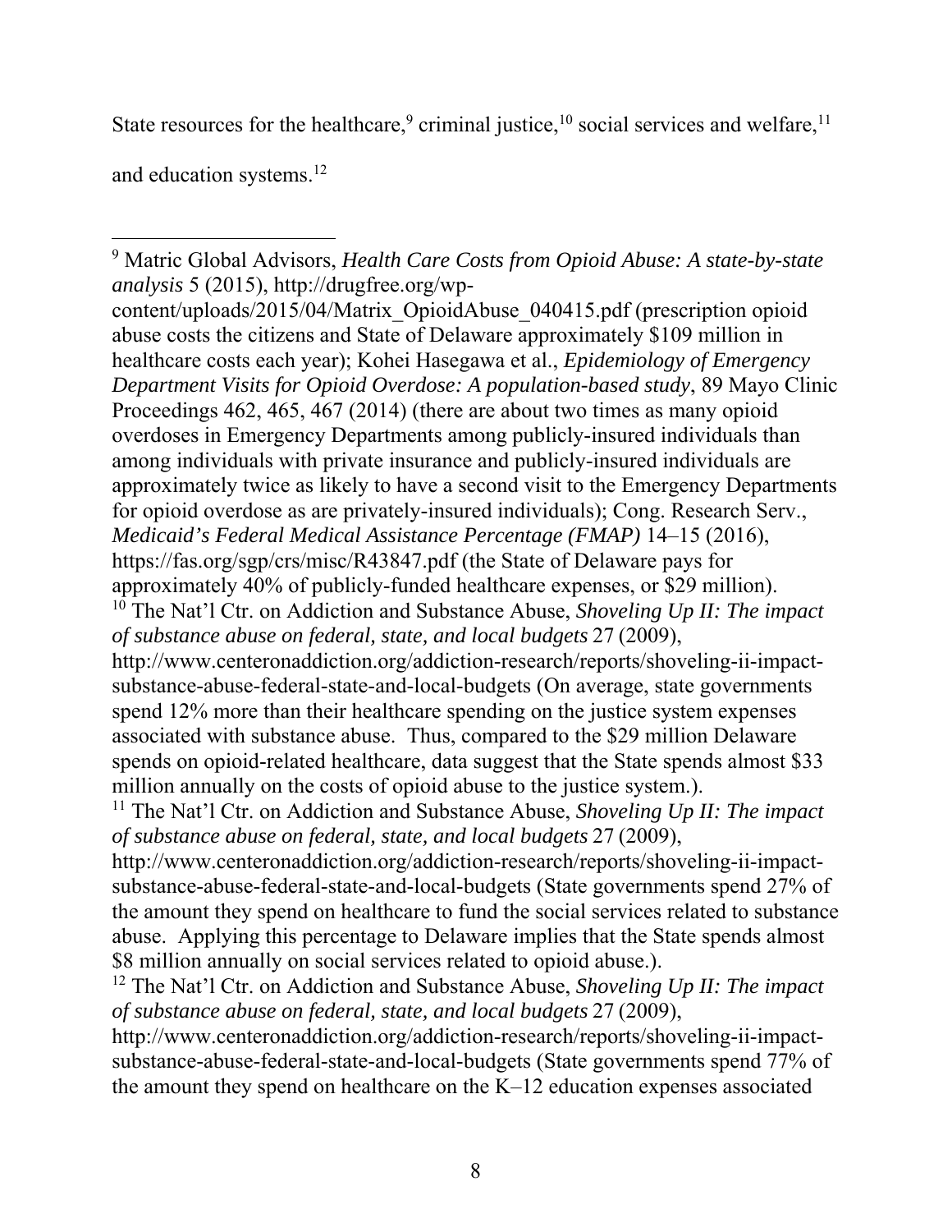State resources for the healthcare,[9] criminal justice,[10] social services and welfare,[11] and education systems.[12]

---

[9] Matric Global Advisors, *Health Care Costs from Opioid Abuse: A state-by-state analysis* 5 (2015), http://drugfree.org/wp-content/uploads/2015/04/Matrix_OpioidAbuse_040415.pdf (prescription opioid abuse costs the citizens and State of Delaware approximately $109 million in healthcare costs each year); Kohei Hasegawa et al., *Epidemiology of Emergency Department Visits for Opioid Overdose: A population-based study*, 89 Mayo Clinic Proceedings 462, 465, 467 (2014) (there are about two times as many opioid overdoses in Emergency Departments among publicly-insured individuals than among individuals with private insurance and publicly-insured individuals are approximately twice as likely to have a second visit to the Emergency Departments for opioid overdose as are privately-insured individuals); Cong. Research Serv., *Medicaid's Federal Medical Assistance Percentage (FMAP)* 14–15 (2016), https://fas.org/sgp/crs/misc/R43847.pdf (the State of Delaware pays for approximately 40% of publicly-funded healthcare expenses, or $29 million).

[10] The Nat'l Ctr. on Addiction and Substance Abuse, *Shoveling Up II: The impact of substance abuse on federal, state, and local budgets* 27 (2009), http://www.centeronaddiction.org/addiction-research/reports/shoveling-ii-impact-substance-abuse-federal-state-and-local-budgets (On average, state governments spend 12% more than their healthcare spending on the justice system expenses associated with substance abuse. Thus, compared to the $29 million Delaware spends on opioid-related healthcare, data suggest that the State spends almost $33 million annually on the costs of opioid abuse to the justice system.).

[11] The Nat'l Ctr. on Addiction and Substance Abuse, *Shoveling Up II: The impact of substance abuse on federal, state, and local budgets* 27 (2009), http://www.centeronaddiction.org/addiction-research/reports/shoveling-ii-impact-substance-abuse-federal-state-and-local-budgets (State governments spend 27% of the amount they spend on healthcare to fund the social services related to substance abuse. Applying this percentage to Delaware implies that the State spends almost $8 million annually on social services related to opioid abuse.).

[12] The Nat'l Ctr. on Addiction and Substance Abuse, *Shoveling Up II: The impact of substance abuse on federal, state, and local budgets* 27 (2009), http://www.centeronaddiction.org/addiction-research/reports/shoveling-ii-impact-substance-abuse-federal-state-and-local-budgets (State governments spend 77% of the amount they spend on healthcare on the K–12 education expenses associated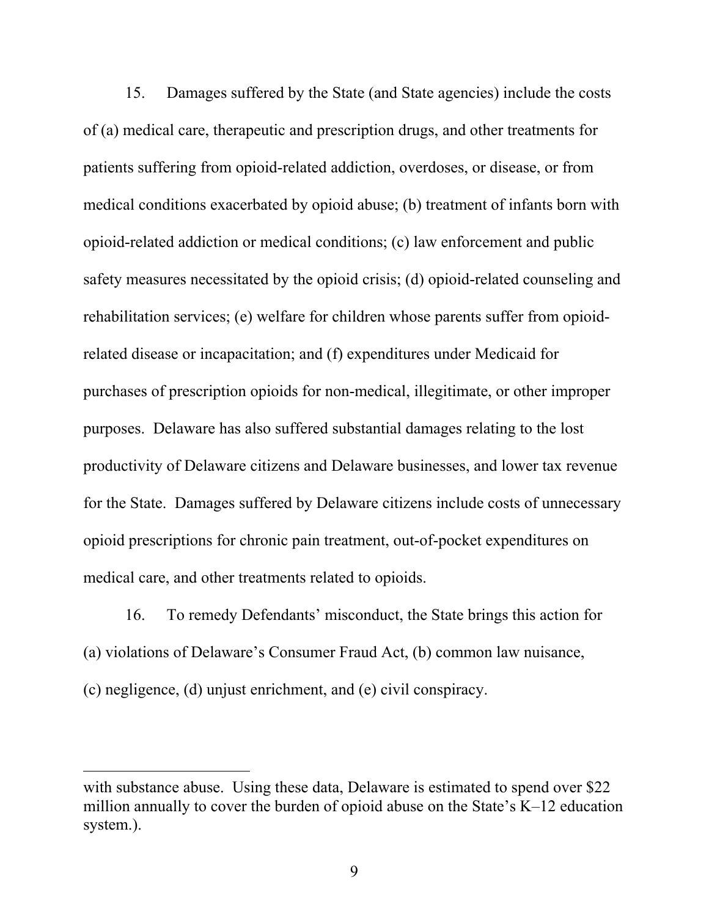15. Damages suffered by the State (and State agencies) include the costs of (a) medical care, therapeutic and prescription drugs, and other treatments for patients suffering from opioid-related addiction, overdoses, or disease, or from medical conditions exacerbated by opioid abuse; (b) treatment of infants born with opioid-related addiction or medical conditions; (c) law enforcement and public safety measures necessitated by the opioid crisis; (d) opioid-related counseling and rehabilitation services; (e) welfare for children whose parents suffer from opioid-related disease or incapacitation; and (f) expenditures under Medicaid for purchases of prescription opioids for non-medical, illegitimate, or other improper purposes. Delaware has also suffered substantial damages relating to the lost productivity of Delaware citizens and Delaware businesses, and lower tax revenue for the State. Damages suffered by Delaware citizens include costs of unnecessary opioid prescriptions for chronic pain treatment, out-of-pocket expenditures on medical care, and other treatments related to opioids.

16. To remedy Defendants' misconduct, the State brings this action for (a) violations of Delaware's Consumer Fraud Act, (b) common law nuisance, (c) negligence, (d) unjust enrichment, and (e) civil conspiracy.

---

with substance abuse. Using these data, Delaware is estimated to spend over $22 million annually to cover the burden of opioid abuse on the State's K–12 education system.).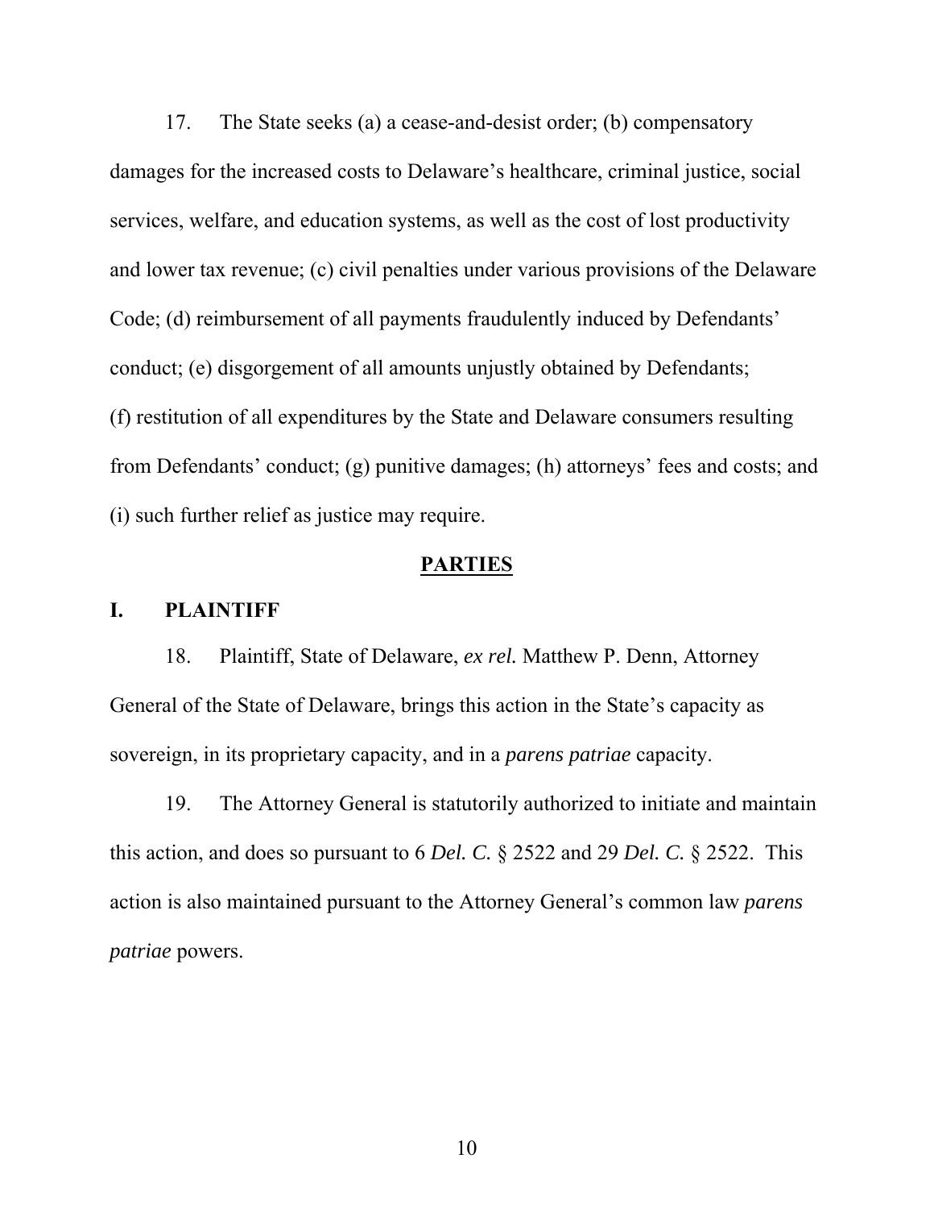17. The State seeks (a) a cease-and-desist order; (b) compensatory damages for the increased costs to Delaware's healthcare, criminal justice, social services, welfare, and education systems, as well as the cost of lost productivity and lower tax revenue; (c) civil penalties under various provisions of the Delaware Code; (d) reimbursement of all payments fraudulently induced by Defendants' conduct; (e) disgorgement of all amounts unjustly obtained by Defendants; (f) restitution of all expenditures by the State and Delaware consumers resulting from Defendants' conduct; (g) punitive damages; (h) attorneys' fees and costs; and (i) such further relief as justice may require.

## PARTIES

### I. PLAINTIFF

18. Plaintiff, State of Delaware, *ex rel.* Matthew P. Denn, Attorney General of the State of Delaware, brings this action in the State's capacity as sovereign, in its proprietary capacity, and in a *parens patriae* capacity.

19. The Attorney General is statutorily authorized to initiate and maintain this action, and does so pursuant to 6 *Del. C.* § 2522 and 29 *Del. C.* § 2522. This action is also maintained pursuant to the Attorney General's common law *parens patriae* powers.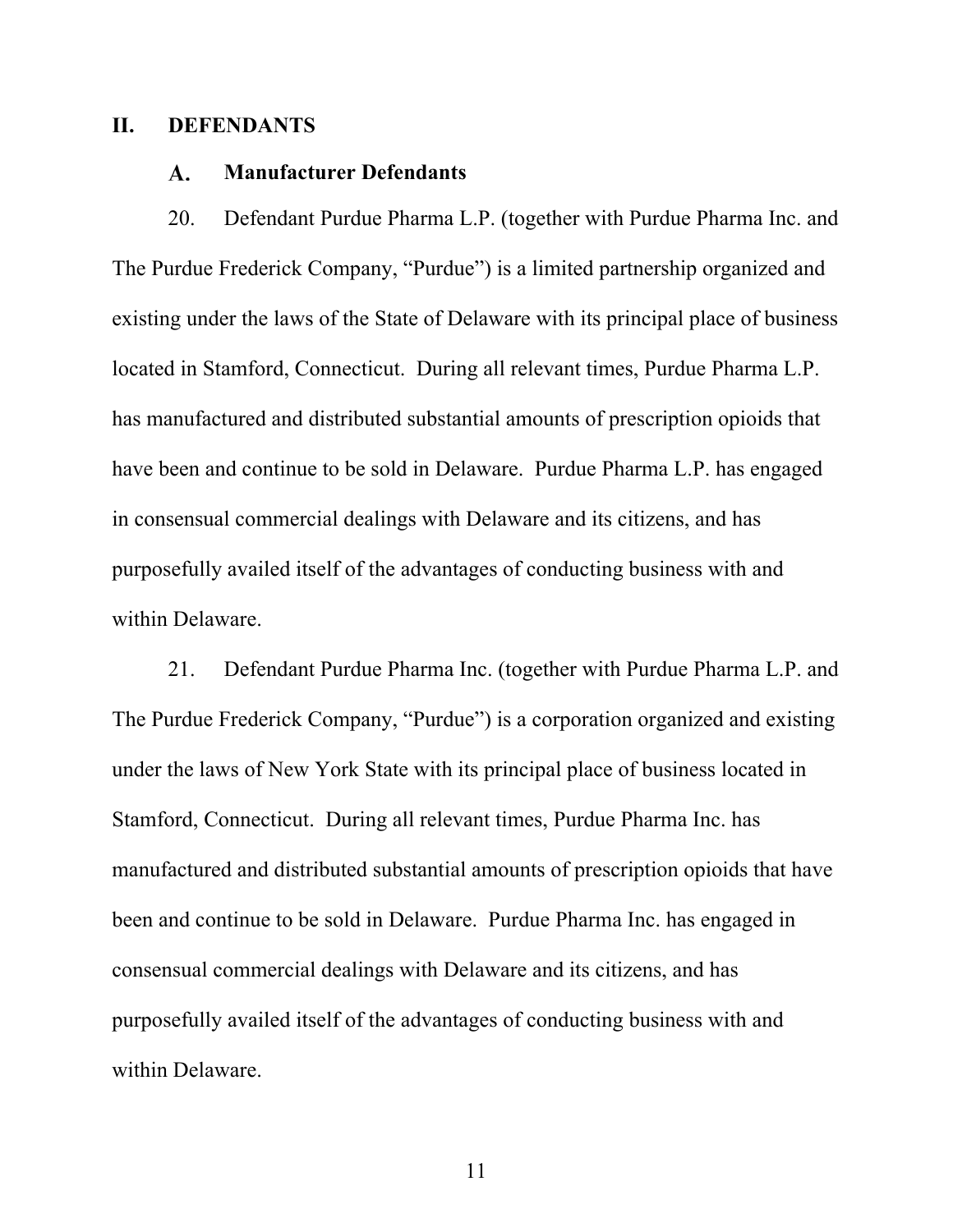## II. DEFENDANTS

### A. Manufacturer Defendants

20. Defendant Purdue Pharma L.P. (together with Purdue Pharma Inc. and The Purdue Frederick Company, "Purdue") is a limited partnership organized and existing under the laws of the State of Delaware with its principal place of business located in Stamford, Connecticut. During all relevant times, Purdue Pharma L.P. has manufactured and distributed substantial amounts of prescription opioids that have been and continue to be sold in Delaware. Purdue Pharma L.P. has engaged in consensual commercial dealings with Delaware and its citizens, and has purposefully availed itself of the advantages of conducting business with and within Delaware.

21. Defendant Purdue Pharma Inc. (together with Purdue Pharma L.P. and The Purdue Frederick Company, "Purdue") is a corporation organized and existing under the laws of New York State with its principal place of business located in Stamford, Connecticut. During all relevant times, Purdue Pharma Inc. has manufactured and distributed substantial amounts of prescription opioids that have been and continue to be sold in Delaware. Purdue Pharma Inc. has engaged in consensual commercial dealings with Delaware and its citizens, and has purposefully availed itself of the advantages of conducting business with and within Delaware.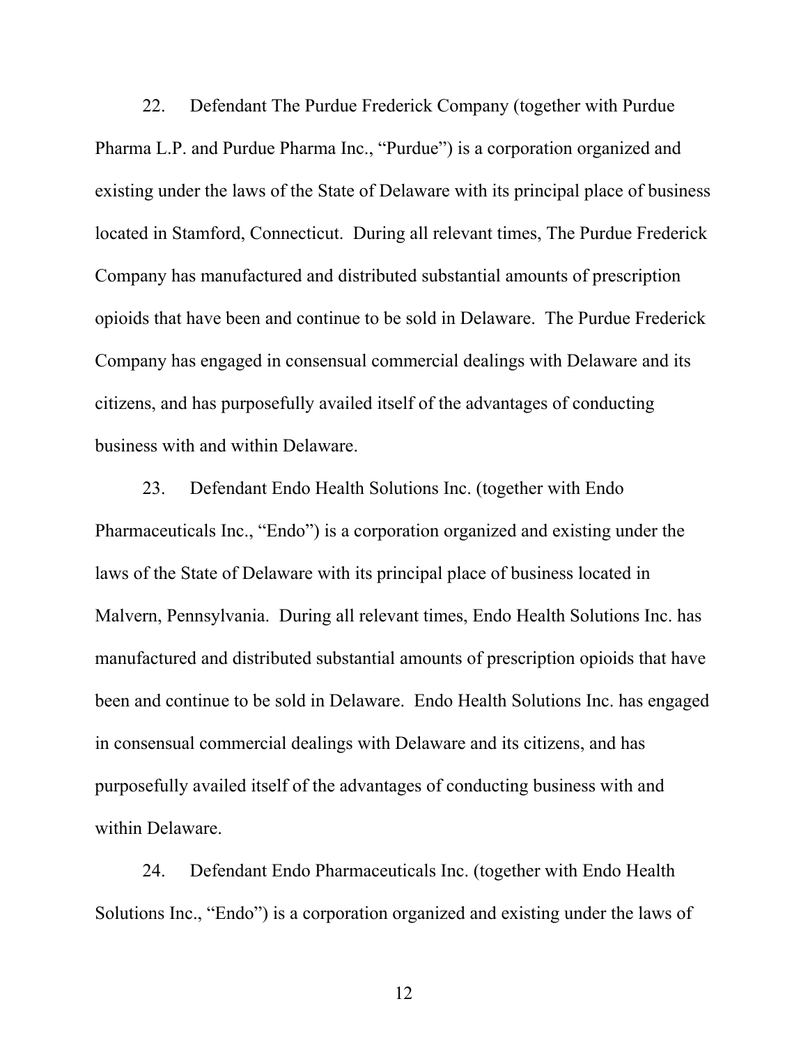22. Defendant The Purdue Frederick Company (together with Purdue Pharma L.P. and Purdue Pharma Inc., "Purdue") is a corporation organized and existing under the laws of the State of Delaware with its principal place of business located in Stamford, Connecticut. During all relevant times, The Purdue Frederick Company has manufactured and distributed substantial amounts of prescription opioids that have been and continue to be sold in Delaware. The Purdue Frederick Company has engaged in consensual commercial dealings with Delaware and its citizens, and has purposefully availed itself of the advantages of conducting business with and within Delaware.

23. Defendant Endo Health Solutions Inc. (together with Endo Pharmaceuticals Inc., "Endo") is a corporation organized and existing under the laws of the State of Delaware with its principal place of business located in Malvern, Pennsylvania. During all relevant times, Endo Health Solutions Inc. has manufactured and distributed substantial amounts of prescription opioids that have been and continue to be sold in Delaware. Endo Health Solutions Inc. has engaged in consensual commercial dealings with Delaware and its citizens, and has purposefully availed itself of the advantages of conducting business with and within Delaware.

24. Defendant Endo Pharmaceuticals Inc. (together with Endo Health Solutions Inc., "Endo") is a corporation organized and existing under the laws of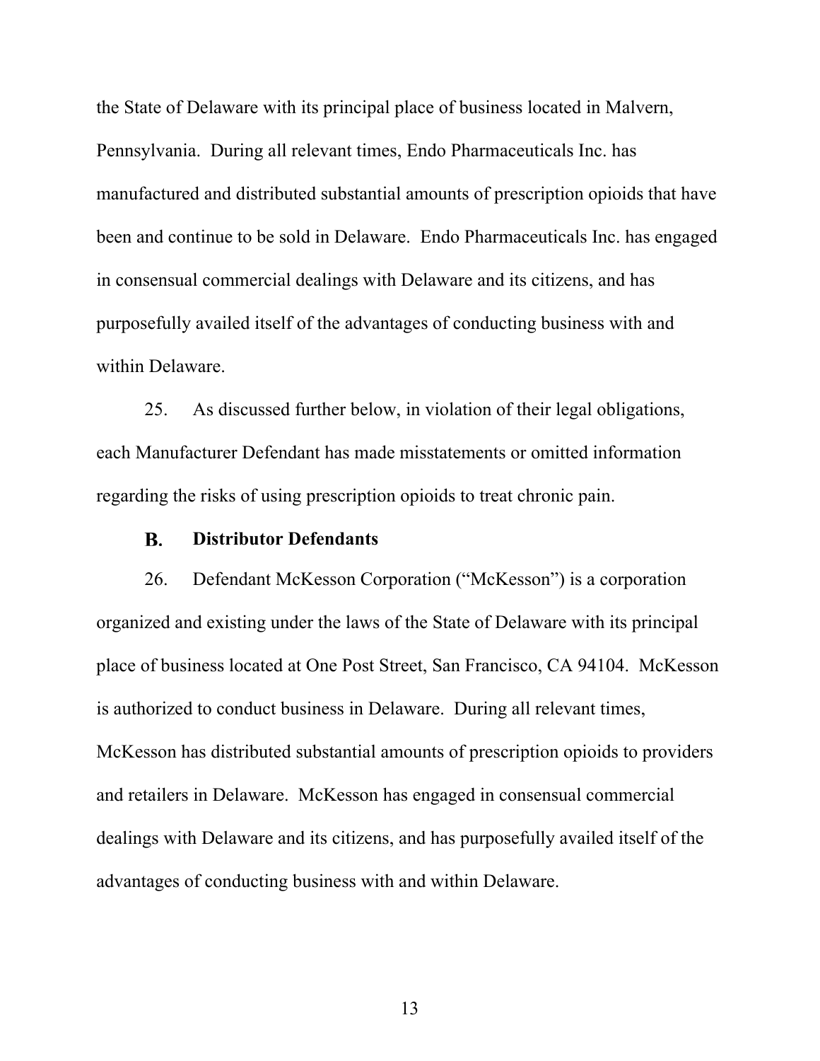the State of Delaware with its principal place of business located in Malvern, Pennsylvania. During all relevant times, Endo Pharmaceuticals Inc. has manufactured and distributed substantial amounts of prescription opioids that have been and continue to be sold in Delaware. Endo Pharmaceuticals Inc. has engaged in consensual commercial dealings with Delaware and its citizens, and has purposefully availed itself of the advantages of conducting business with and within Delaware.

25. As discussed further below, in violation of their legal obligations, each Manufacturer Defendant has made misstatements or omitted information regarding the risks of using prescription opioids to treat chronic pain.

### B. Distributor Defendants

26. Defendant McKesson Corporation ("McKesson") is a corporation organized and existing under the laws of the State of Delaware with its principal place of business located at One Post Street, San Francisco, CA 94104. McKesson is authorized to conduct business in Delaware. During all relevant times, McKesson has distributed substantial amounts of prescription opioids to providers and retailers in Delaware. McKesson has engaged in consensual commercial dealings with Delaware and its citizens, and has purposefully availed itself of the advantages of conducting business with and within Delaware.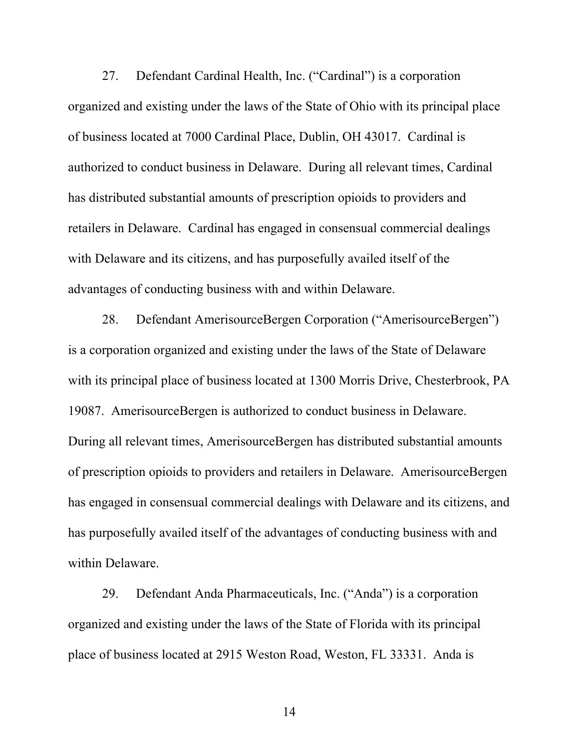27. Defendant Cardinal Health, Inc. ("Cardinal") is a corporation organized and existing under the laws of the State of Ohio with its principal place of business located at 7000 Cardinal Place, Dublin, OH 43017. Cardinal is authorized to conduct business in Delaware. During all relevant times, Cardinal has distributed substantial amounts of prescription opioids to providers and retailers in Delaware. Cardinal has engaged in consensual commercial dealings with Delaware and its citizens, and has purposefully availed itself of the advantages of conducting business with and within Delaware.

28. Defendant AmerisourceBergen Corporation ("AmerisourceBergen") is a corporation organized and existing under the laws of the State of Delaware with its principal place of business located at 1300 Morris Drive, Chesterbrook, PA 19087. AmerisourceBergen is authorized to conduct business in Delaware. During all relevant times, AmerisourceBergen has distributed substantial amounts of prescription opioids to providers and retailers in Delaware. AmerisourceBergen has engaged in consensual commercial dealings with Delaware and its citizens, and has purposefully availed itself of the advantages of conducting business with and within Delaware.

29. Defendant Anda Pharmaceuticals, Inc. ("Anda") is a corporation organized and existing under the laws of the State of Florida with its principal place of business located at 2915 Weston Road, Weston, FL 33331. Anda is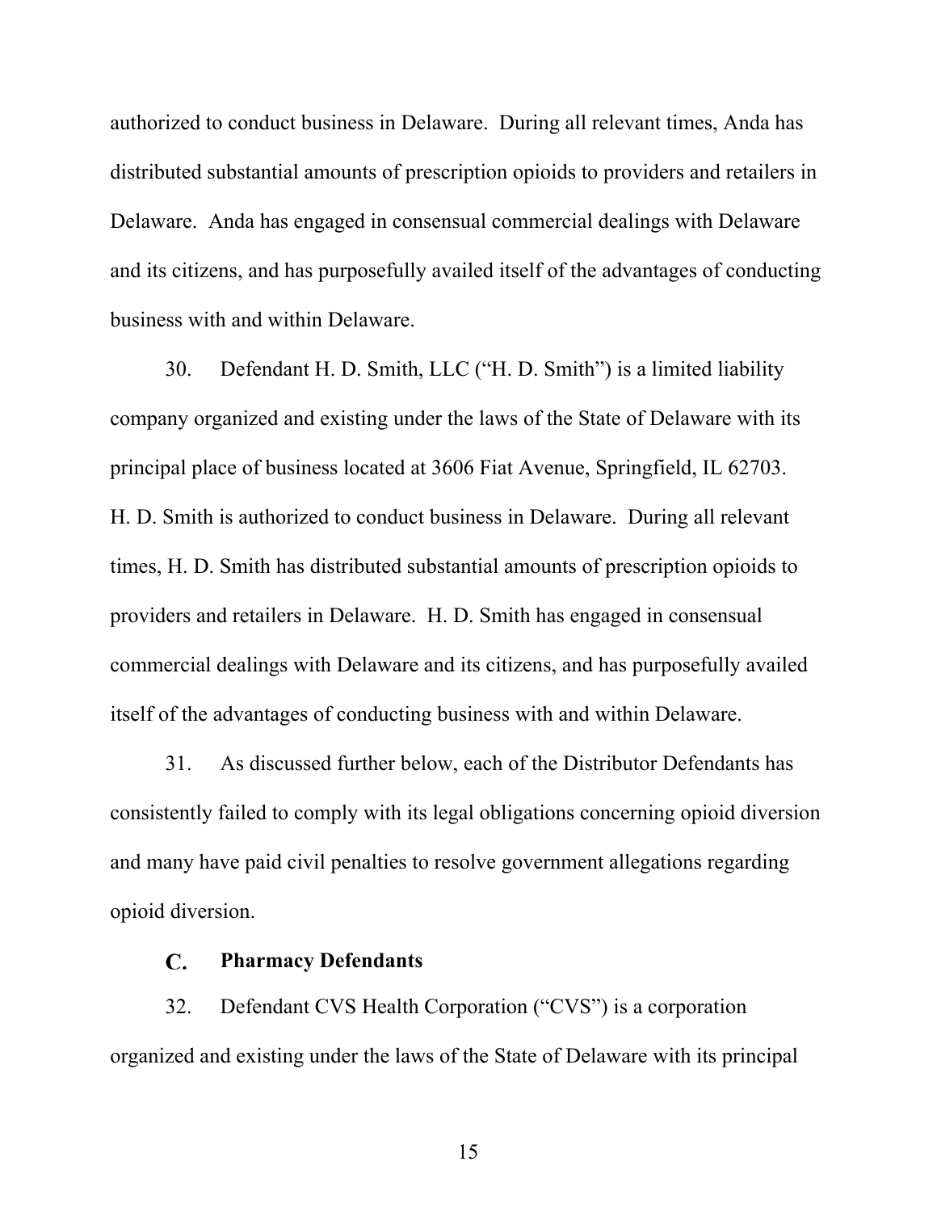authorized to conduct business in Delaware. During all relevant times, Anda has distributed substantial amounts of prescription opioids to providers and retailers in Delaware. Anda has engaged in consensual commercial dealings with Delaware and its citizens, and has purposefully availed itself of the advantages of conducting business with and within Delaware.

30. Defendant H. D. Smith, LLC ("H. D. Smith") is a limited liability company organized and existing under the laws of the State of Delaware with its principal place of business located at 3606 Fiat Avenue, Springfield, IL 62703. H. D. Smith is authorized to conduct business in Delaware. During all relevant times, H. D. Smith has distributed substantial amounts of prescription opioids to providers and retailers in Delaware. H. D. Smith has engaged in consensual commercial dealings with Delaware and its citizens, and has purposefully availed itself of the advantages of conducting business with and within Delaware.

31. As discussed further below, each of the Distributor Defendants has consistently failed to comply with its legal obligations concerning opioid diversion and many have paid civil penalties to resolve government allegations regarding opioid diversion.

### C. Pharmacy Defendants

32. Defendant CVS Health Corporation ("CVS") is a corporation organized and existing under the laws of the State of Delaware with its principal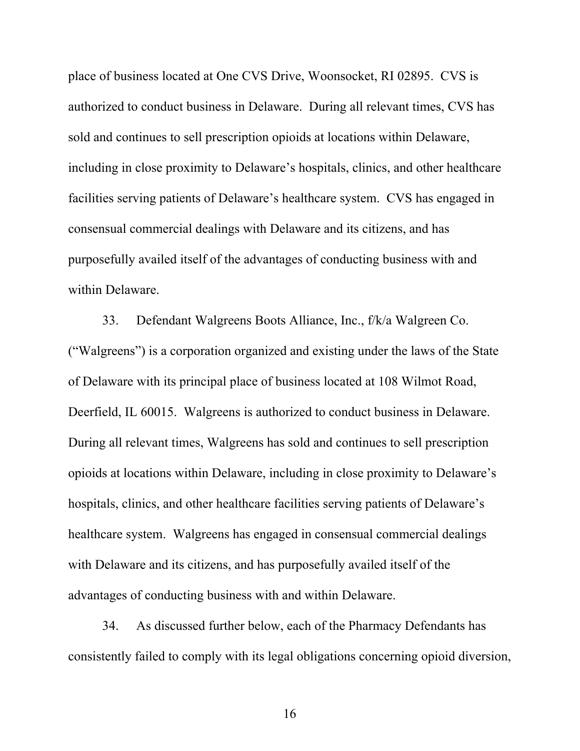place of business located at One CVS Drive, Woonsocket, RI 02895. CVS is authorized to conduct business in Delaware. During all relevant times, CVS has sold and continues to sell prescription opioids at locations within Delaware, including in close proximity to Delaware's hospitals, clinics, and other healthcare facilities serving patients of Delaware's healthcare system. CVS has engaged in consensual commercial dealings with Delaware and its citizens, and has purposefully availed itself of the advantages of conducting business with and within Delaware.

33. Defendant Walgreens Boots Alliance, Inc., f/k/a Walgreen Co. ("Walgreens") is a corporation organized and existing under the laws of the State of Delaware with its principal place of business located at 108 Wilmot Road, Deerfield, IL 60015. Walgreens is authorized to conduct business in Delaware. During all relevant times, Walgreens has sold and continues to sell prescription opioids at locations within Delaware, including in close proximity to Delaware's hospitals, clinics, and other healthcare facilities serving patients of Delaware's healthcare system. Walgreens has engaged in consensual commercial dealings with Delaware and its citizens, and has purposefully availed itself of the advantages of conducting business with and within Delaware.

34. As discussed further below, each of the Pharmacy Defendants has consistently failed to comply with its legal obligations concerning opioid diversion,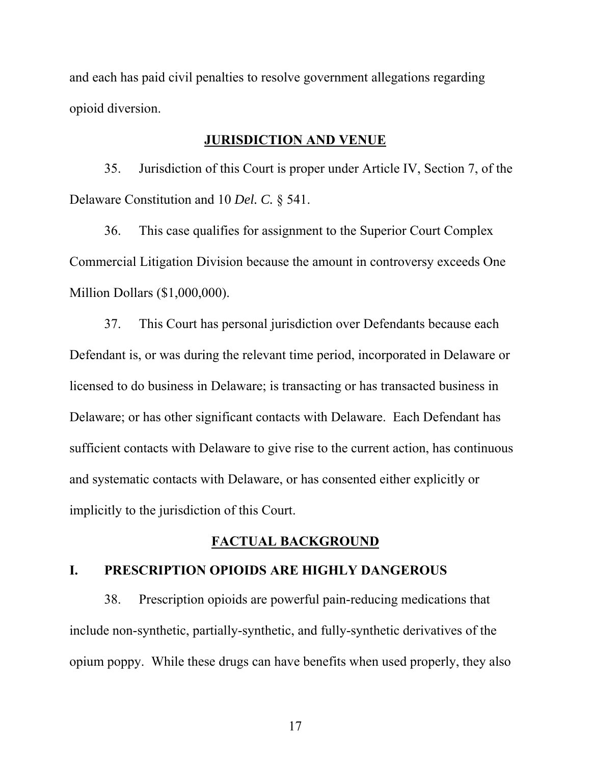and each has paid civil penalties to resolve government allegations regarding opioid diversion.

## JURISDICTION AND VENUE

35. Jurisdiction of this Court is proper under Article IV, Section 7, of the Delaware Constitution and 10 *Del. C.* § 541.

36. This case qualifies for assignment to the Superior Court Complex Commercial Litigation Division because the amount in controversy exceeds One Million Dollars ($1,000,000).

37. This Court has personal jurisdiction over Defendants because each Defendant is, or was during the relevant time period, incorporated in Delaware or licensed to do business in Delaware; is transacting or has transacted business in Delaware; or has other significant contacts with Delaware. Each Defendant has sufficient contacts with Delaware to give rise to the current action, has continuous and systematic contacts with Delaware, or has consented either explicitly or implicitly to the jurisdiction of this Court.

## FACTUAL BACKGROUND

### I. PRESCRIPTION OPIOIDS ARE HIGHLY DANGEROUS

38. Prescription opioids are powerful pain-reducing medications that include non-synthetic, partially-synthetic, and fully-synthetic derivatives of the opium poppy. While these drugs can have benefits when used properly, they also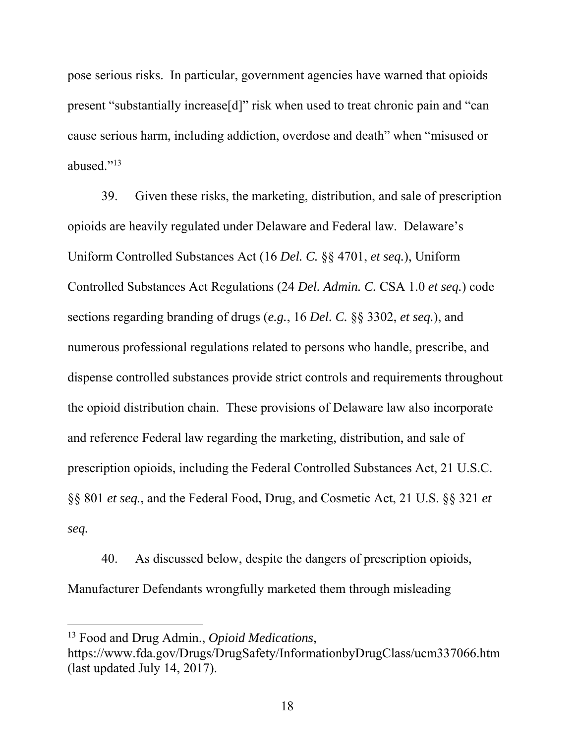pose serious risks. In particular, government agencies have warned that opioids present "substantially increase[d]" risk when used to treat chronic pain and "can cause serious harm, including addiction, overdose and death" when "misused or abused."[13]

39. Given these risks, the marketing, distribution, and sale of prescription opioids are heavily regulated under Delaware and Federal law. Delaware's Uniform Controlled Substances Act (16 *Del. C.* §§ 4701, *et seq.*), Uniform Controlled Substances Act Regulations (24 *Del. Admin. C.* CSA 1.0 *et seq.*) code sections regarding branding of drugs (*e.g.*, 16 *Del. C.* §§ 3302, *et seq.*), and numerous professional regulations related to persons who handle, prescribe, and dispense controlled substances provide strict controls and requirements throughout the opioid distribution chain. These provisions of Delaware law also incorporate and reference Federal law regarding the marketing, distribution, and sale of prescription opioids, including the Federal Controlled Substances Act, 21 U.S.C. §§ 801 *et seq.*, and the Federal Food, Drug, and Cosmetic Act, 21 U.S. §§ 321 *et seq.*

40. As discussed below, despite the dangers of prescription opioids, Manufacturer Defendants wrongfully marketed them through misleading

---

[13] Food and Drug Admin., *Opioid Medications*, https://www.fda.gov/Drugs/DrugSafety/InformationbyDrugClass/ucm337066.htm (last updated July 14, 2017).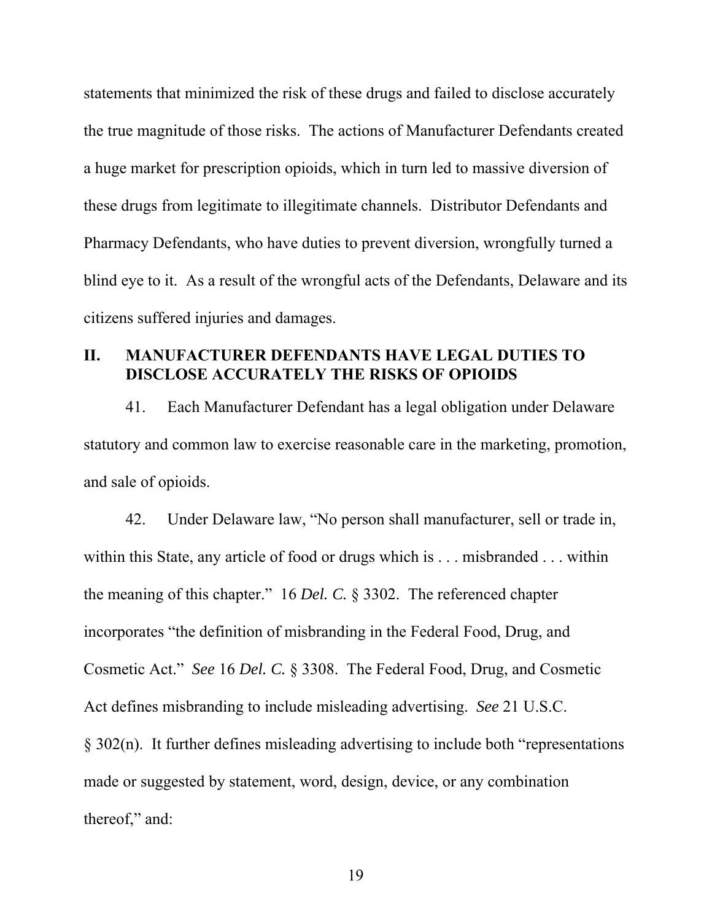statements that minimized the risk of these drugs and failed to disclose accurately the true magnitude of those risks. The actions of Manufacturer Defendants created a huge market for prescription opioids, which in turn led to massive diversion of these drugs from legitimate to illegitimate channels. Distributor Defendants and Pharmacy Defendants, who have duties to prevent diversion, wrongfully turned a blind eye to it. As a result of the wrongful acts of the Defendants, Delaware and its citizens suffered injuries and damages.

## II. MANUFACTURER DEFENDANTS HAVE LEGAL DUTIES TO DISCLOSE ACCURATELY THE RISKS OF OPIOIDS

41. Each Manufacturer Defendant has a legal obligation under Delaware statutory and common law to exercise reasonable care in the marketing, promotion, and sale of opioids.

42. Under Delaware law, "No person shall manufacturer, sell or trade in, within this State, any article of food or drugs which is . . . misbranded . . . within the meaning of this chapter." 16 *Del. C.* § 3302. The referenced chapter incorporates "the definition of misbranding in the Federal Food, Drug, and Cosmetic Act." *See* 16 *Del. C.* § 3308. The Federal Food, Drug, and Cosmetic Act defines misbranding to include misleading advertising. *See* 21 U.S.C. § 302(n). It further defines misleading advertising to include both "representations made or suggested by statement, word, design, device, or any combination thereof," and: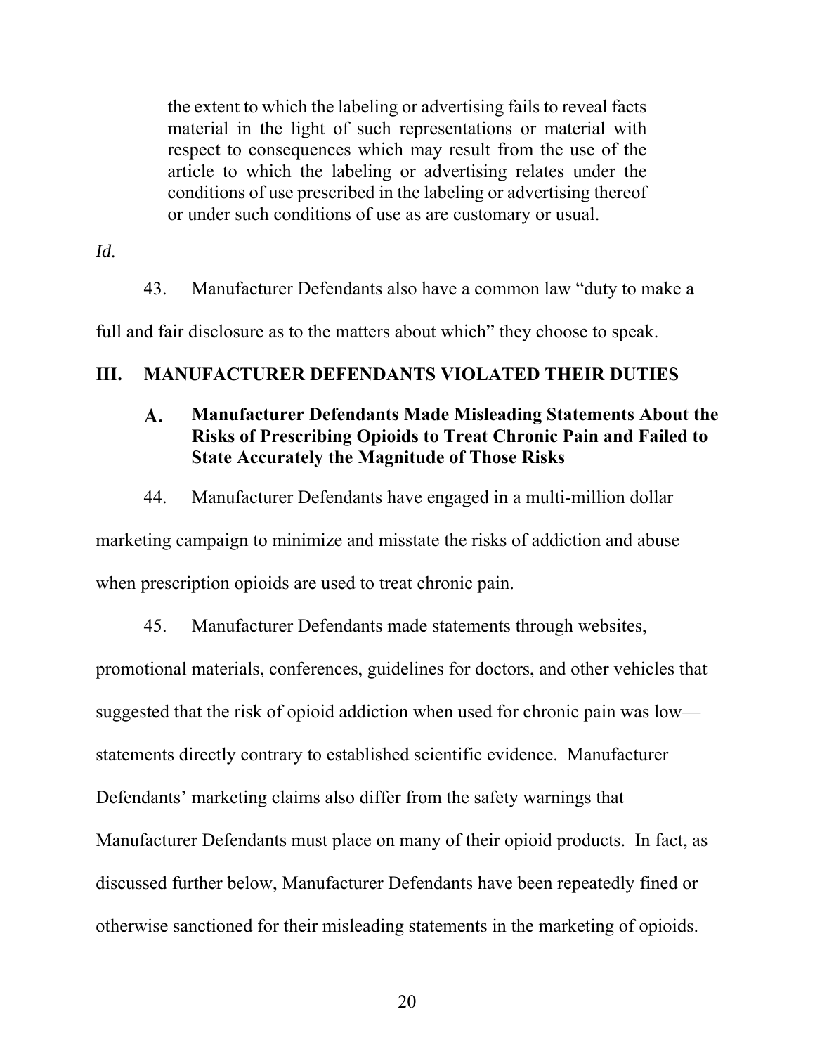> the extent to which the labeling or advertising fails to reveal facts material in the light of such representations or material with respect to consequences which may result from the use of the article to which the labeling or advertising relates under the conditions of use prescribed in the labeling or advertising thereof or under such conditions of use as are customary or usual.

*Id.*

43. Manufacturer Defendants also have a common law "duty to make a full and fair disclosure as to the matters about which" they choose to speak.

## III. MANUFACTURER DEFENDANTS VIOLATED THEIR DUTIES

### A. Manufacturer Defendants Made Misleading Statements About the Risks of Prescribing Opioids to Treat Chronic Pain and Failed to State Accurately the Magnitude of Those Risks

44. Manufacturer Defendants have engaged in a multi-million dollar marketing campaign to minimize and misstate the risks of addiction and abuse when prescription opioids are used to treat chronic pain.

45. Manufacturer Defendants made statements through websites, promotional materials, conferences, guidelines for doctors, and other vehicles that suggested that the risk of opioid addiction when used for chronic pain was low—statements directly contrary to established scientific evidence. Manufacturer Defendants' marketing claims also differ from the safety warnings that Manufacturer Defendants must place on many of their opioid products. In fact, as discussed further below, Manufacturer Defendants have been repeatedly fined or otherwise sanctioned for their misleading statements in the marketing of opioids.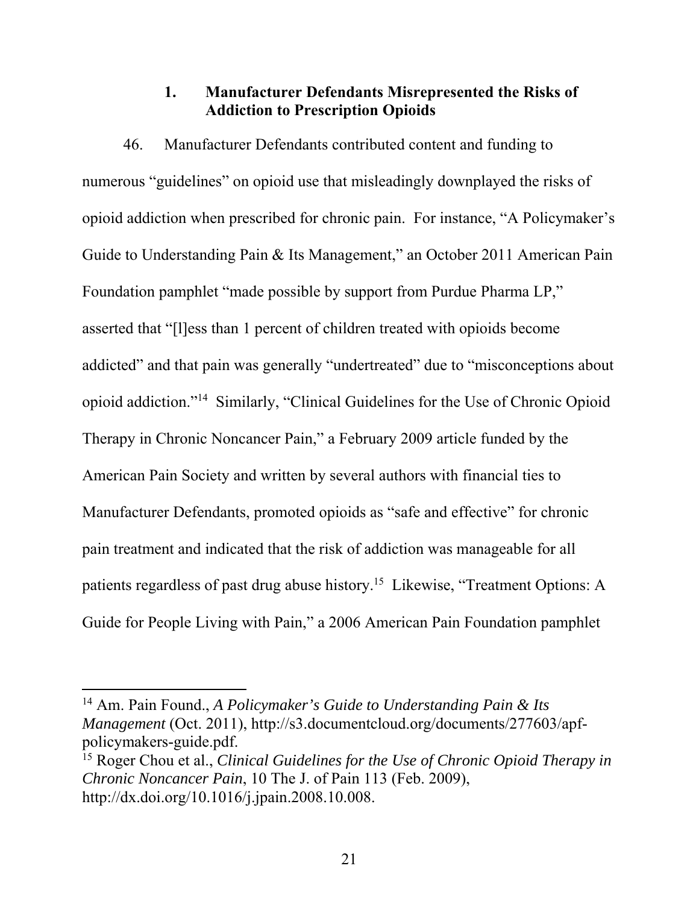### 1. Manufacturer Defendants Misrepresented the Risks of Addiction to Prescription Opioids

46. Manufacturer Defendants contributed content and funding to numerous "guidelines" on opioid use that misleadingly downplayed the risks of opioid addiction when prescribed for chronic pain. For instance, "A Policymaker's Guide to Understanding Pain & Its Management," an October 2011 American Pain Foundation pamphlet "made possible by support from Purdue Pharma LP," asserted that "[l]ess than 1 percent of children treated with opioids become addicted" and that pain was generally "undertreated" due to "misconceptions about opioid addiction."[14] Similarly, "Clinical Guidelines for the Use of Chronic Opioid Therapy in Chronic Noncancer Pain," a February 2009 article funded by the American Pain Society and written by several authors with financial ties to Manufacturer Defendants, promoted opioids as "safe and effective" for chronic pain treatment and indicated that the risk of addiction was manageable for all patients regardless of past drug abuse history.[15] Likewise, "Treatment Options: A Guide for People Living with Pain," a 2006 American Pain Foundation pamphlet

---

[14] Am. Pain Found., *A Policymaker's Guide to Understanding Pain & Its Management* (Oct. 2011), http://s3.documentcloud.org/documents/277603/apf-policymakers-guide.pdf.

[15] Roger Chou et al., *Clinical Guidelines for the Use of Chronic Opioid Therapy in Chronic Noncancer Pain*, 10 The J. of Pain 113 (Feb. 2009), http://dx.doi.org/10.1016/j.jpain.2008.10.008.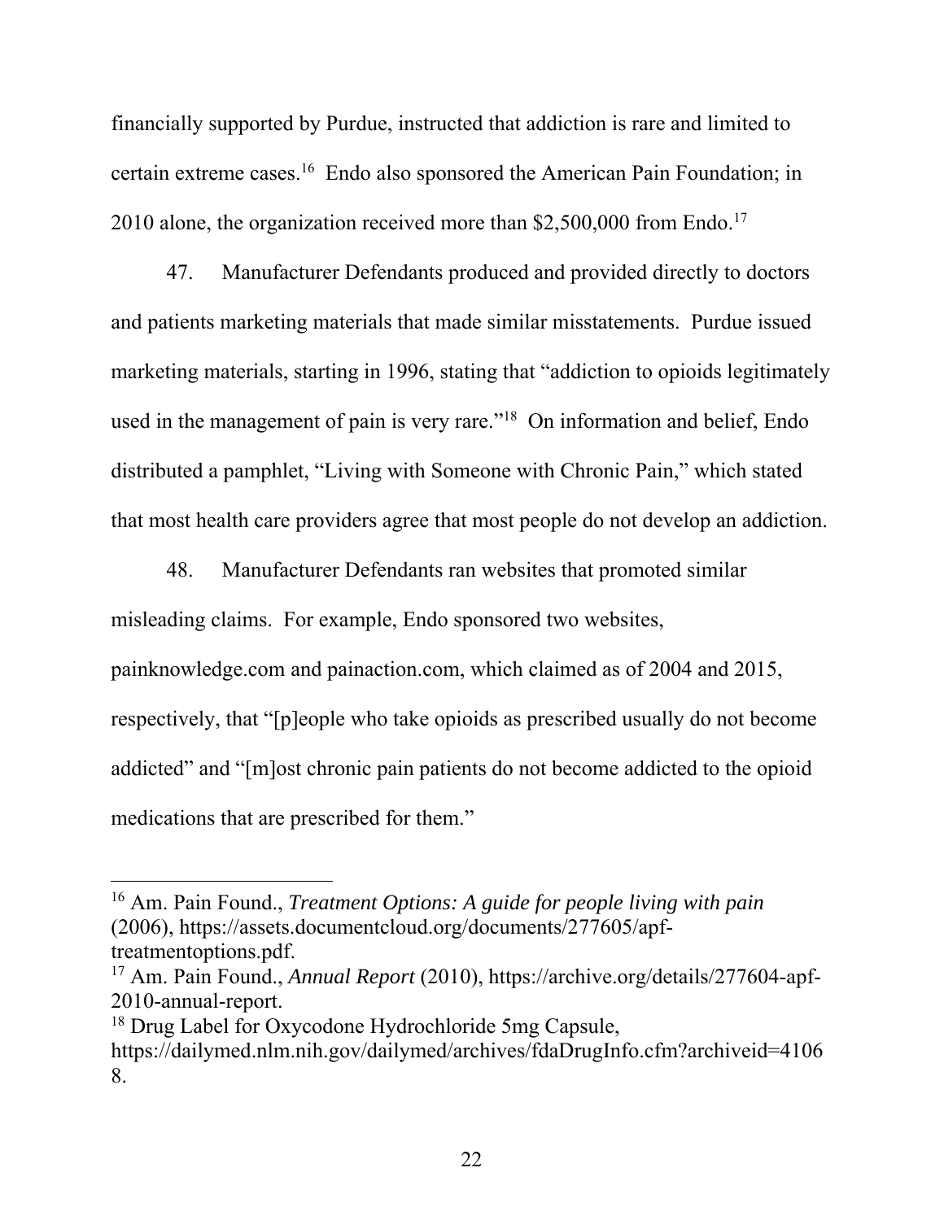financially supported by Purdue, instructed that addiction is rare and limited to certain extreme cases.[16] Endo also sponsored the American Pain Foundation; in 2010 alone, the organization received more than $2,500,000 from Endo.[17]

47. Manufacturer Defendants produced and provided directly to doctors and patients marketing materials that made similar misstatements. Purdue issued marketing materials, starting in 1996, stating that "addiction to opioids legitimately used in the management of pain is very rare."[18] On information and belief, Endo distributed a pamphlet, "Living with Someone with Chronic Pain," which stated that most health care providers agree that most people do not develop an addiction.

48. Manufacturer Defendants ran websites that promoted similar misleading claims. For example, Endo sponsored two websites, painknowledge.com and painaction.com, which claimed as of 2004 and 2015, respectively, that "[p]eople who take opioids as prescribed usually do not become addicted" and "[m]ost chronic pain patients do not become addicted to the opioid medications that are prescribed for them."

---

[16] Am. Pain Found., *Treatment Options: A guide for people living with pain* (2006), https://assets.documentcloud.org/documents/277605/apf-treatmentoptions.pdf.

[17] Am. Pain Found., *Annual Report* (2010), https://archive.org/details/277604-apf-2010-annual-report.

[18] Drug Label for Oxycodone Hydrochloride 5mg Capsule, https://dailymed.nlm.nih.gov/dailymed/archives/fdaDrugInfo.cfm?archiveid=41068.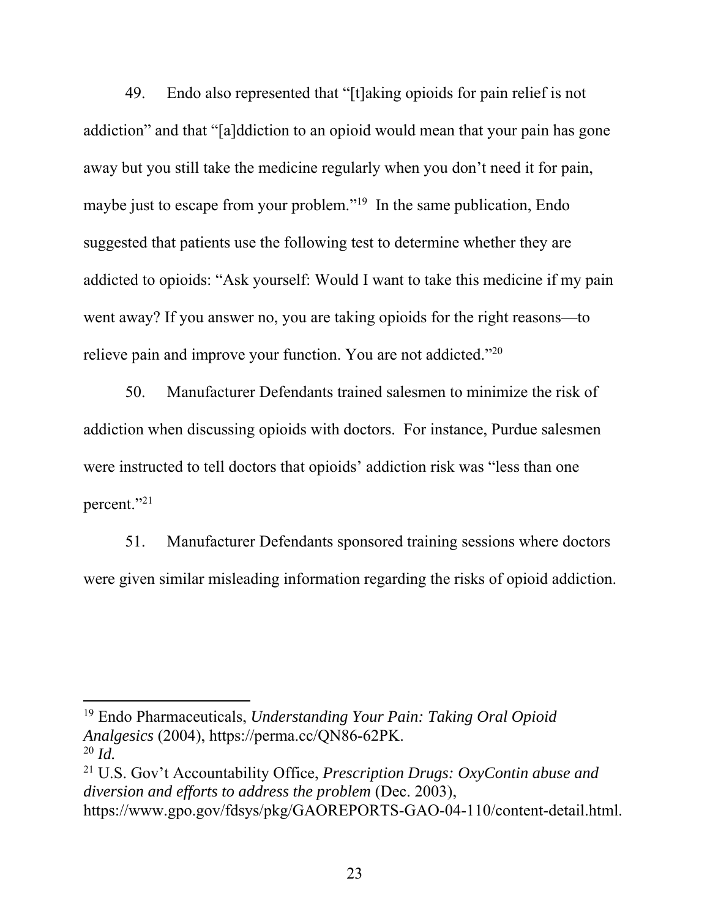49. Endo also represented that "[t]aking opioids for pain relief is not addiction" and that "[a]ddiction to an opioid would mean that your pain has gone away but you still take the medicine regularly when you don't need it for pain, maybe just to escape from your problem."[19] In the same publication, Endo suggested that patients use the following test to determine whether they are addicted to opioids: "Ask yourself: Would I want to take this medicine if my pain went away? If you answer no, you are taking opioids for the right reasons—to relieve pain and improve your function. You are not addicted."[20]

50. Manufacturer Defendants trained salesmen to minimize the risk of addiction when discussing opioids with doctors. For instance, Purdue salesmen were instructed to tell doctors that opioids' addiction risk was "less than one percent."[21]

51. Manufacturer Defendants sponsored training sessions where doctors were given similar misleading information regarding the risks of opioid addiction.

---

[19] Endo Pharmaceuticals, *Understanding Your Pain: Taking Oral Opioid Analgesics* (2004), https://perma.cc/QN86-62PK.

[20] *Id.*

[21] U.S. Gov't Accountability Office, *Prescription Drugs: OxyContin abuse and diversion and efforts to address the problem* (Dec. 2003), https://www.gpo.gov/fdsys/pkg/GAOREPORTS-GAO-04-110/content-detail.html.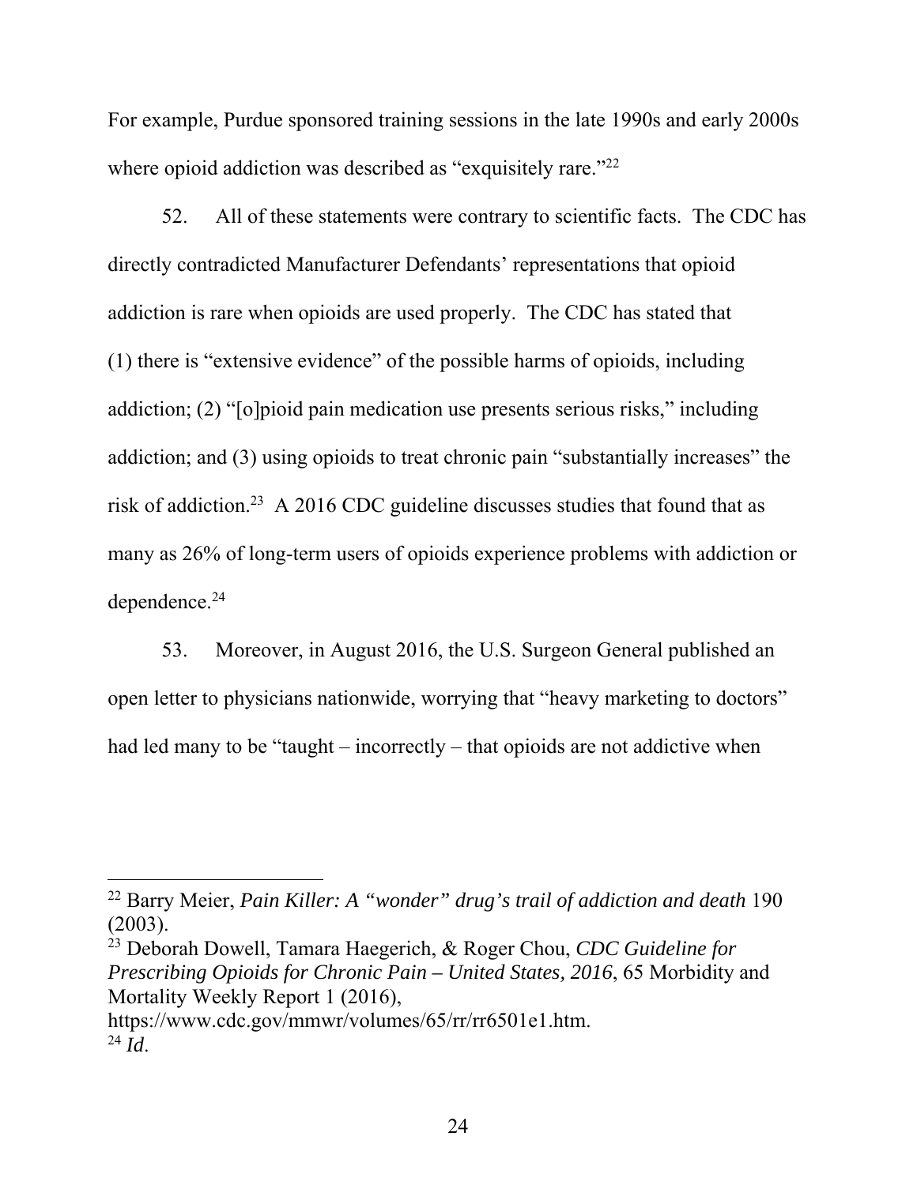For example, Purdue sponsored training sessions in the late 1990s and early 2000s where opioid addiction was described as "exquisitely rare."[22]

52. All of these statements were contrary to scientific facts. The CDC has directly contradicted Manufacturer Defendants' representations that opioid addiction is rare when opioids are used properly. The CDC has stated that (1) there is "extensive evidence" of the possible harms of opioids, including addiction; (2) "[o]pioid pain medication use presents serious risks," including addiction; and (3) using opioids to treat chronic pain "substantially increases" the risk of addiction.[23] A 2016 CDC guideline discusses studies that found that as many as 26% of long-term users of opioids experience problems with addiction or dependence.[24]

53. Moreover, in August 2016, the U.S. Surgeon General published an open letter to physicians nationwide, worrying that "heavy marketing to doctors" had led many to be "taught – incorrectly – that opioids are not addictive when

---

[22] Barry Meier, *Pain Killer: A "wonder" drug's trail of addiction and death* 190 (2003).

[23] Deborah Dowell, Tamara Haegerich, & Roger Chou, *CDC Guideline for Prescribing Opioids for Chronic Pain – United States, 2016*, 65 Morbidity and Mortality Weekly Report 1 (2016), https://www.cdc.gov/mmwr/volumes/65/rr/rr6501e1.htm.

[24] *Id*.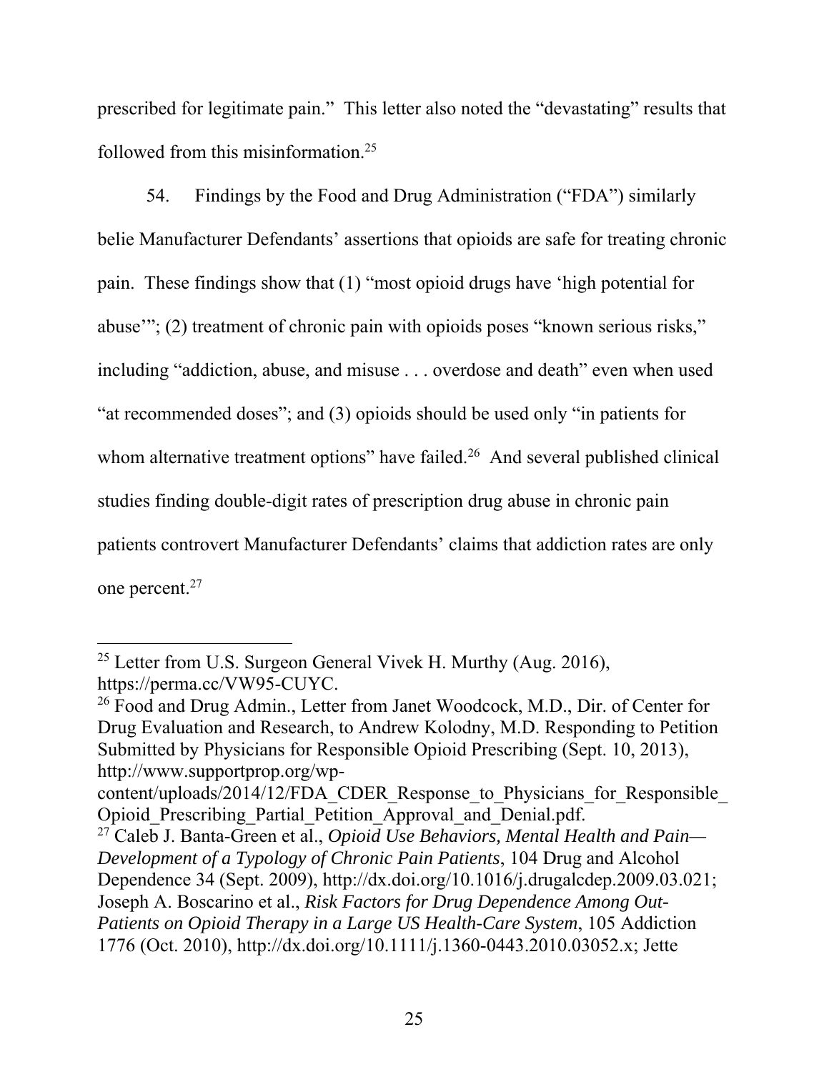prescribed for legitimate pain." This letter also noted the "devastating" results that followed from this misinformation.[25]

54. Findings by the Food and Drug Administration ("FDA") similarly belie Manufacturer Defendants' assertions that opioids are safe for treating chronic pain. These findings show that (1) "most opioid drugs have 'high potential for abuse'"; (2) treatment of chronic pain with opioids poses "known serious risks," including "addiction, abuse, and misuse . . . overdose and death" even when used "at recommended doses"; and (3) opioids should be used only "in patients for whom alternative treatment options" have failed.[26] And several published clinical studies finding double-digit rates of prescription drug abuse in chronic pain patients controvert Manufacturer Defendants' claims that addiction rates are only one percent.[27]

---

[25] Letter from U.S. Surgeon General Vivek H. Murthy (Aug. 2016), https://perma.cc/VW95-CUYC.

[26] Food and Drug Admin., Letter from Janet Woodcock, M.D., Dir. of Center for Drug Evaluation and Research, to Andrew Kolodny, M.D. Responding to Petition Submitted by Physicians for Responsible Opioid Prescribing (Sept. 10, 2013), http://www.supportprop.org/wp-content/uploads/2014/12/FDA_CDER_Response_to_Physicians_for_Responsible_Opioid_Prescribing_Partial_Petition_Approval_and_Denial.pdf.

[27] Caleb J. Banta-Green et al., *Opioid Use Behaviors, Mental Health and Pain—Development of a Typology of Chronic Pain Patients*, 104 Drug and Alcohol Dependence 34 (Sept. 2009), http://dx.doi.org/10.1016/j.drugalcdep.2009.03.021; Joseph A. Boscarino et al., *Risk Factors for Drug Dependence Among Out-Patients on Opioid Therapy in a Large US Health-Care System*, 105 Addiction 1776 (Oct. 2010), http://dx.doi.org/10.1111/j.1360-0443.2010.03052.x; Jette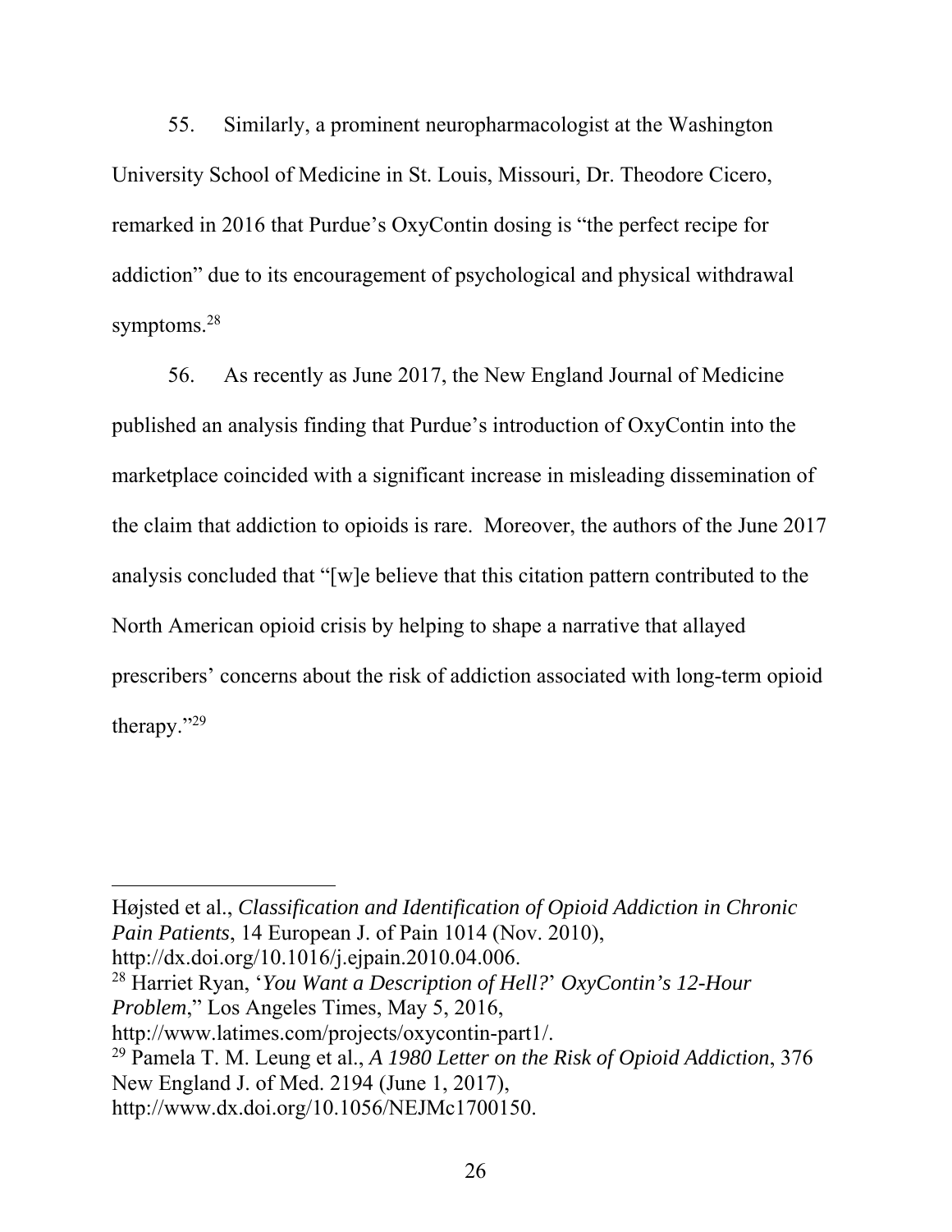55. Similarly, a prominent neuropharmacologist at the Washington University School of Medicine in St. Louis, Missouri, Dr. Theodore Cicero, remarked in 2016 that Purdue's OxyContin dosing is "the perfect recipe for addiction" due to its encouragement of psychological and physical withdrawal symptoms.[28]

56. As recently as June 2017, the New England Journal of Medicine published an analysis finding that Purdue's introduction of OxyContin into the marketplace coincided with a significant increase in misleading dissemination of the claim that addiction to opioids is rare. Moreover, the authors of the June 2017 analysis concluded that "[w]e believe that this citation pattern contributed to the North American opioid crisis by helping to shape a narrative that allayed prescribers' concerns about the risk of addiction associated with long-term opioid therapy."[29]

---

Højsted et al., *Classification and Identification of Opioid Addiction in Chronic Pain Patients*, 14 European J. of Pain 1014 (Nov. 2010), http://dx.doi.org/10.1016/j.ejpain.2010.04.006.

[28] Harriet Ryan, '*You Want a Description of Hell?' OxyContin's 12-Hour Problem*," Los Angeles Times, May 5, 2016, http://www.latimes.com/projects/oxycontin-part1/.

[29] Pamela T. M. Leung et al., *A 1980 Letter on the Risk of Opioid Addiction*, 376 New England J. of Med. 2194 (June 1, 2017), http://www.dx.doi.org/10.1056/NEJMc1700150.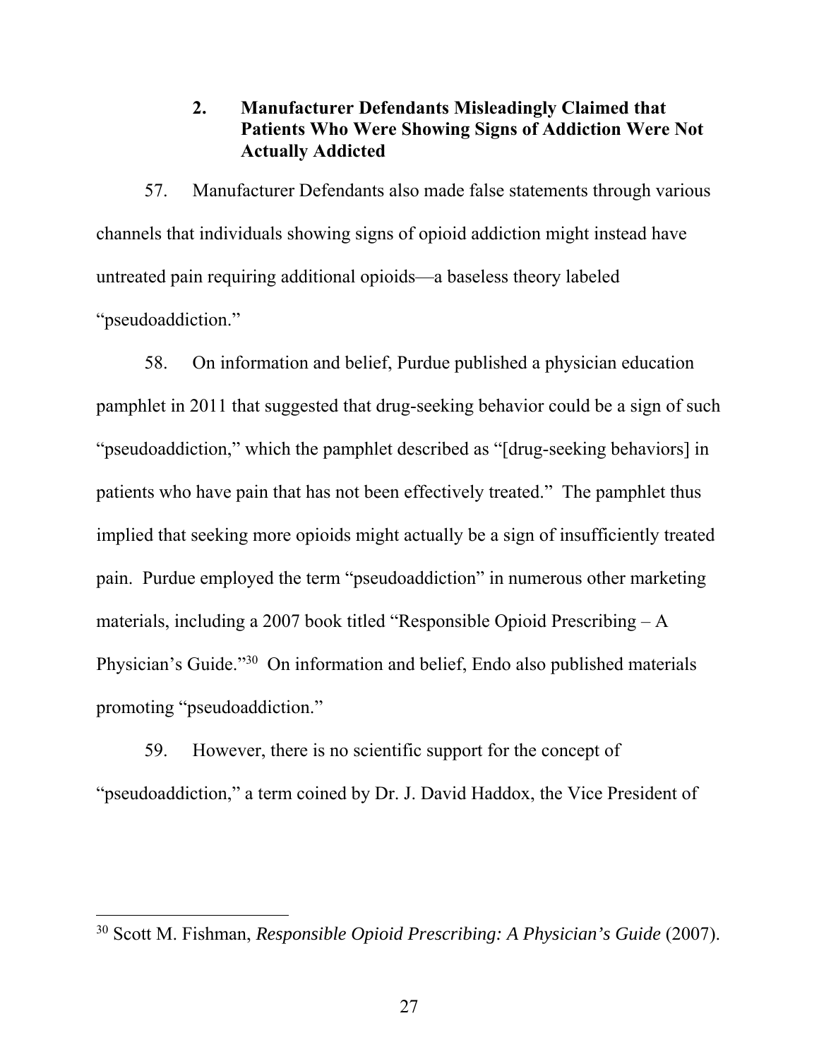### 2. Manufacturer Defendants Misleadingly Claimed that Patients Who Were Showing Signs of Addiction Were Not Actually Addicted

57. Manufacturer Defendants also made false statements through various channels that individuals showing signs of opioid addiction might instead have untreated pain requiring additional opioids—a baseless theory labeled "pseudoaddiction."

58. On information and belief, Purdue published a physician education pamphlet in 2011 that suggested that drug-seeking behavior could be a sign of such "pseudoaddiction," which the pamphlet described as "[drug-seeking behaviors] in patients who have pain that has not been effectively treated." The pamphlet thus implied that seeking more opioids might actually be a sign of insufficiently treated pain. Purdue employed the term "pseudoaddiction" in numerous other marketing materials, including a 2007 book titled "Responsible Opioid Prescribing – A Physician's Guide."[30] On information and belief, Endo also published materials promoting "pseudoaddiction."

59. However, there is no scientific support for the concept of "pseudoaddiction," a term coined by Dr. J. David Haddox, the Vice President of

---

[30] Scott M. Fishman, *Responsible Opioid Prescribing: A Physician's Guide* (2007).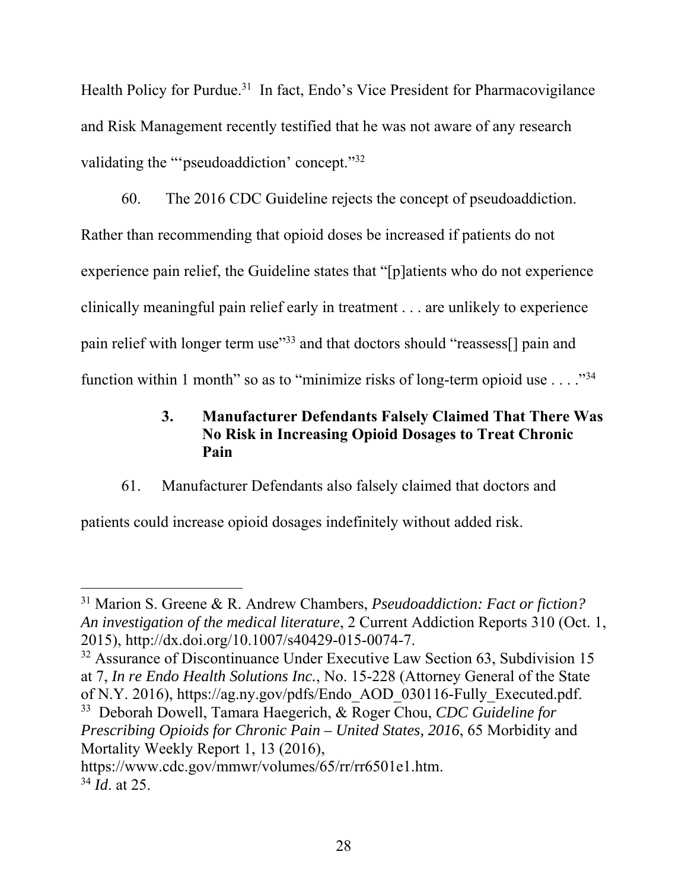Health Policy for Purdue.[31] In fact, Endo's Vice President for Pharmacovigilance and Risk Management recently testified that he was not aware of any research validating the "'pseudoaddiction' concept."[32]

60. The 2016 CDC Guideline rejects the concept of pseudoaddiction. Rather than recommending that opioid doses be increased if patients do not experience pain relief, the Guideline states that "[p]atients who do not experience clinically meaningful pain relief early in treatment . . . are unlikely to experience pain relief with longer term use"[33] and that doctors should "reassess[] pain and function within 1 month" so as to "minimize risks of long-term opioid use . . . ."[34]

### 3. Manufacturer Defendants Falsely Claimed That There Was No Risk in Increasing Opioid Dosages to Treat Chronic Pain

61. Manufacturer Defendants also falsely claimed that doctors and patients could increase opioid dosages indefinitely without added risk.

---

[31] Marion S. Greene & R. Andrew Chambers, *Pseudoaddiction: Fact or fiction? An investigation of the medical literature*, 2 Current Addiction Reports 310 (Oct. 1, 2015), http://dx.doi.org/10.1007/s40429-015-0074-7.

[32] Assurance of Discontinuance Under Executive Law Section 63, Subdivision 15 at 7, *In re Endo Health Solutions Inc.*, No. 15-228 (Attorney General of the State of N.Y. 2016), https://ag.ny.gov/pdfs/Endo_AOD_030116-Fully_Executed.pdf.

[33] Deborah Dowell, Tamara Haegerich, & Roger Chou, *CDC Guideline for Prescribing Opioids for Chronic Pain – United States, 2016*, 65 Morbidity and Mortality Weekly Report 1, 13 (2016), https://www.cdc.gov/mmwr/volumes/65/rr/rr6501e1.htm.

[34] *Id*. at 25.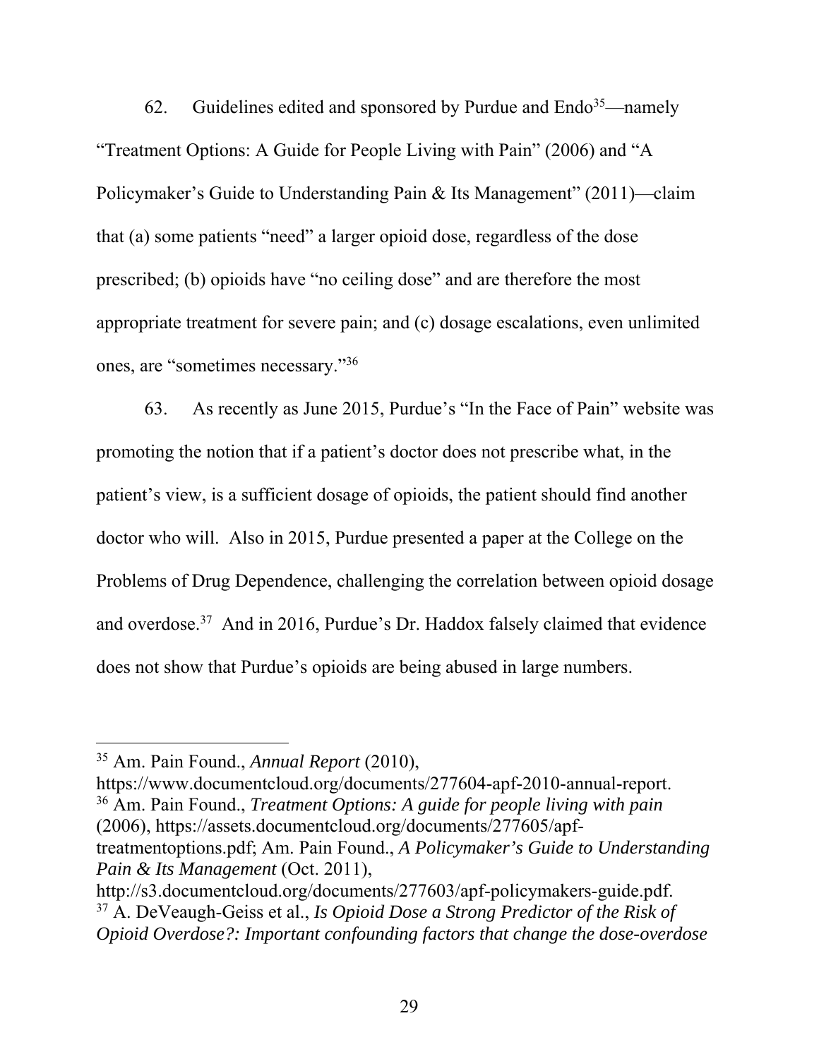62. Guidelines edited and sponsored by Purdue and Endo[35]—namely "Treatment Options: A Guide for People Living with Pain" (2006) and "A Policymaker's Guide to Understanding Pain & Its Management" (2011)—claim that (a) some patients "need" a larger opioid dose, regardless of the dose prescribed; (b) opioids have "no ceiling dose" and are therefore the most appropriate treatment for severe pain; and (c) dosage escalations, even unlimited ones, are "sometimes necessary."[36]

63. As recently as June 2015, Purdue's "In the Face of Pain" website was promoting the notion that if a patient's doctor does not prescribe what, in the patient's view, is a sufficient dosage of opioids, the patient should find another doctor who will. Also in 2015, Purdue presented a paper at the College on the Problems of Drug Dependence, challenging the correlation between opioid dosage and overdose.[37] And in 2016, Purdue's Dr. Haddox falsely claimed that evidence does not show that Purdue's opioids are being abused in large numbers.

---

[35] Am. Pain Found., *Annual Report* (2010), https://www.documentcloud.org/documents/277604-apf-2010-annual-report.

[36] Am. Pain Found., *Treatment Options: A guide for people living with pain* (2006), https://assets.documentcloud.org/documents/277605/apf-treatmentoptions.pdf; Am. Pain Found., *A Policymaker's Guide to Understanding Pain & Its Management* (Oct. 2011), http://s3.documentcloud.org/documents/277603/apf-policymakers-guide.pdf.

[37] A. DeVeaugh-Geiss et al., *Is Opioid Dose a Strong Predictor of the Risk of Opioid Overdose?: Important confounding factors that change the dose-overdose*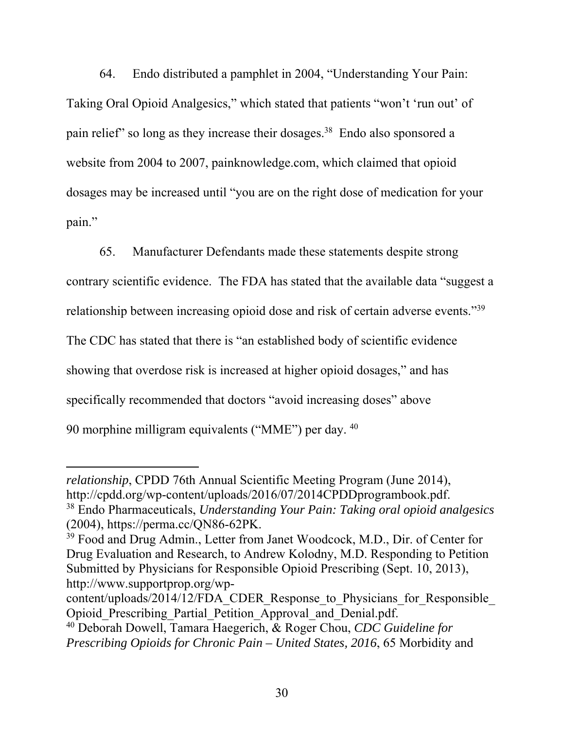64. Endo distributed a pamphlet in 2004, "Understanding Your Pain: Taking Oral Opioid Analgesics," which stated that patients "won't 'run out' of pain relief" so long as they increase their dosages.[38] Endo also sponsored a website from 2004 to 2007, painknowledge.com, which claimed that opioid dosages may be increased until "you are on the right dose of medication for your pain."

65. Manufacturer Defendants made these statements despite strong contrary scientific evidence. The FDA has stated that the available data "suggest a relationship between increasing opioid dose and risk of certain adverse events."[39] The CDC has stated that there is "an established body of scientific evidence showing that overdose risk is increased at higher opioid dosages," and has specifically recommended that doctors "avoid increasing doses" above 90 morphine milligram equivalents ("MME") per day.[40]

---

*relationship*, CPDD 76th Annual Scientific Meeting Program (June 2014), http://cpdd.org/wp-content/uploads/2016/07/2014CPDDprogrambook.pdf.

[38] Endo Pharmaceuticals, *Understanding Your Pain: Taking oral opioid analgesics* (2004), https://perma.cc/QN86-62PK.

[39] Food and Drug Admin., Letter from Janet Woodcock, M.D., Dir. of Center for Drug Evaluation and Research, to Andrew Kolodny, M.D. Responding to Petition Submitted by Physicians for Responsible Opioid Prescribing (Sept. 10, 2013), http://www.supportprop.org/wp-content/uploads/2014/12/FDA_CDER_Response_to_Physicians_for_Responsible_Opioid_Prescribing_Partial_Petition_Approval_and_Denial.pdf.

[40] Deborah Dowell, Tamara Haegerich, & Roger Chou, *CDC Guideline for Prescribing Opioids for Chronic Pain – United States, 2016*, 65 Morbidity and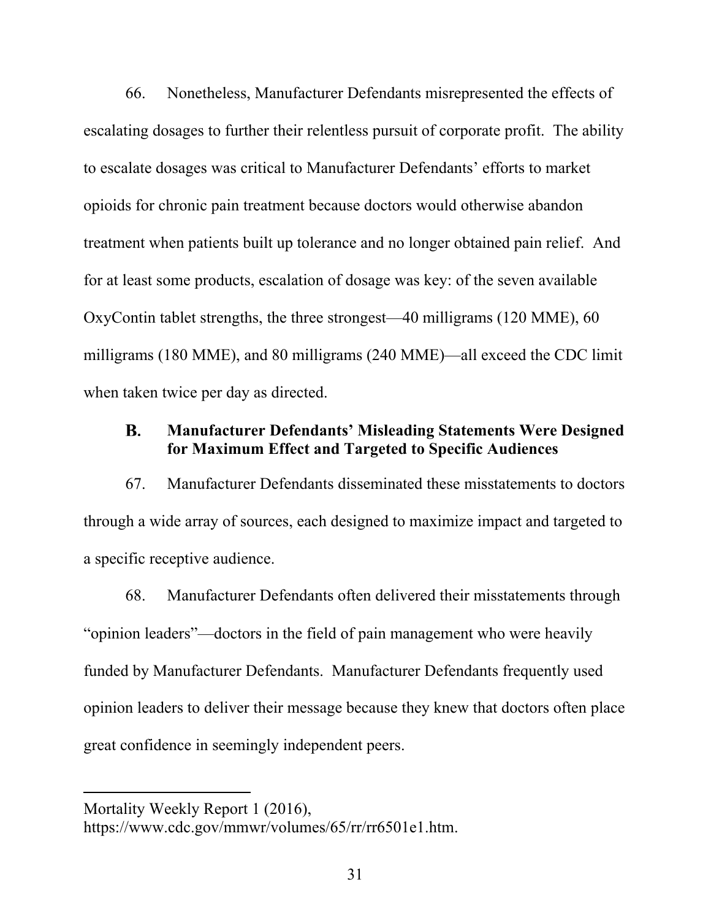66. Nonetheless, Manufacturer Defendants misrepresented the effects of escalating dosages to further their relentless pursuit of corporate profit. The ability to escalate dosages was critical to Manufacturer Defendants' efforts to market opioids for chronic pain treatment because doctors would otherwise abandon treatment when patients built up tolerance and no longer obtained pain relief. And for at least some products, escalation of dosage was key: of the seven available OxyContin tablet strengths, the three strongest—40 milligrams (120 MME), 60 milligrams (180 MME), and 80 milligrams (240 MME)—all exceed the CDC limit when taken twice per day as directed.

### B. Manufacturer Defendants' Misleading Statements Were Designed for Maximum Effect and Targeted to Specific Audiences

67. Manufacturer Defendants disseminated these misstatements to doctors through a wide array of sources, each designed to maximize impact and targeted to a specific receptive audience.

68. Manufacturer Defendants often delivered their misstatements through "opinion leaders"—doctors in the field of pain management who were heavily funded by Manufacturer Defendants. Manufacturer Defendants frequently used opinion leaders to deliver their message because they knew that doctors often place great confidence in seemingly independent peers.

---

Mortality Weekly Report 1 (2016), https://www.cdc.gov/mmwr/volumes/65/rr/rr6501e1.htm.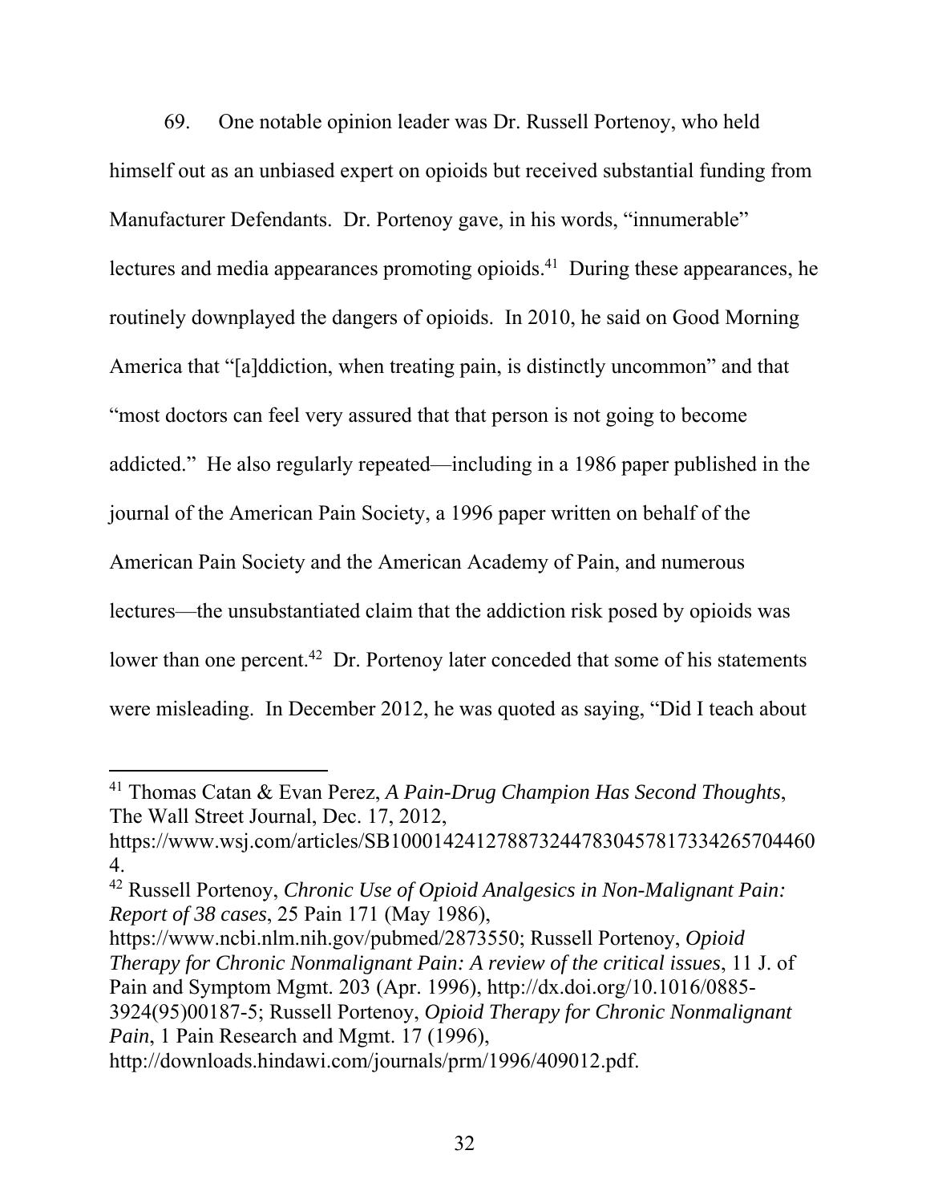69. One notable opinion leader was Dr. Russell Portenoy, who held himself out as an unbiased expert on opioids but received substantial funding from Manufacturer Defendants. Dr. Portenoy gave, in his words, "innumerable" lectures and media appearances promoting opioids.[41] During these appearances, he routinely downplayed the dangers of opioids. In 2010, he said on Good Morning America that "[a]ddiction, when treating pain, is distinctly uncommon" and that "most doctors can feel very assured that that person is not going to become addicted." He also regularly repeated—including in a 1986 paper published in the journal of the American Pain Society, a 1996 paper written on behalf of the American Pain Society and the American Academy of Pain, and numerous lectures—the unsubstantiated claim that the addiction risk posed by opioids was lower than one percent.[42] Dr. Portenoy later conceded that some of his statements were misleading. In December 2012, he was quoted as saying, "Did I teach about

---

[41] Thomas Catan & Evan Perez, *A Pain-Drug Champion Has Second Thoughts*, The Wall Street Journal, Dec. 17, 2012, https://www.wsj.com/articles/SB10001424127887324478304578173342657044604.

[42] Russell Portenoy, *Chronic Use of Opioid Analgesics in Non-Malignant Pain: Report of 38 cases*, 25 Pain 171 (May 1986), https://www.ncbi.nlm.nih.gov/pubmed/2873550; Russell Portenoy, *Opioid Therapy for Chronic Nonmalignant Pain: A review of the critical issues*, 11 J. of Pain and Symptom Mgmt. 203 (Apr. 1996), http://dx.doi.org/10.1016/0885-3924(95)00187-5; Russell Portenoy, *Opioid Therapy for Chronic Nonmalignant Pain*, 1 Pain Research and Mgmt. 17 (1996), http://downloads.hindawi.com/journals/prm/1996/409012.pdf.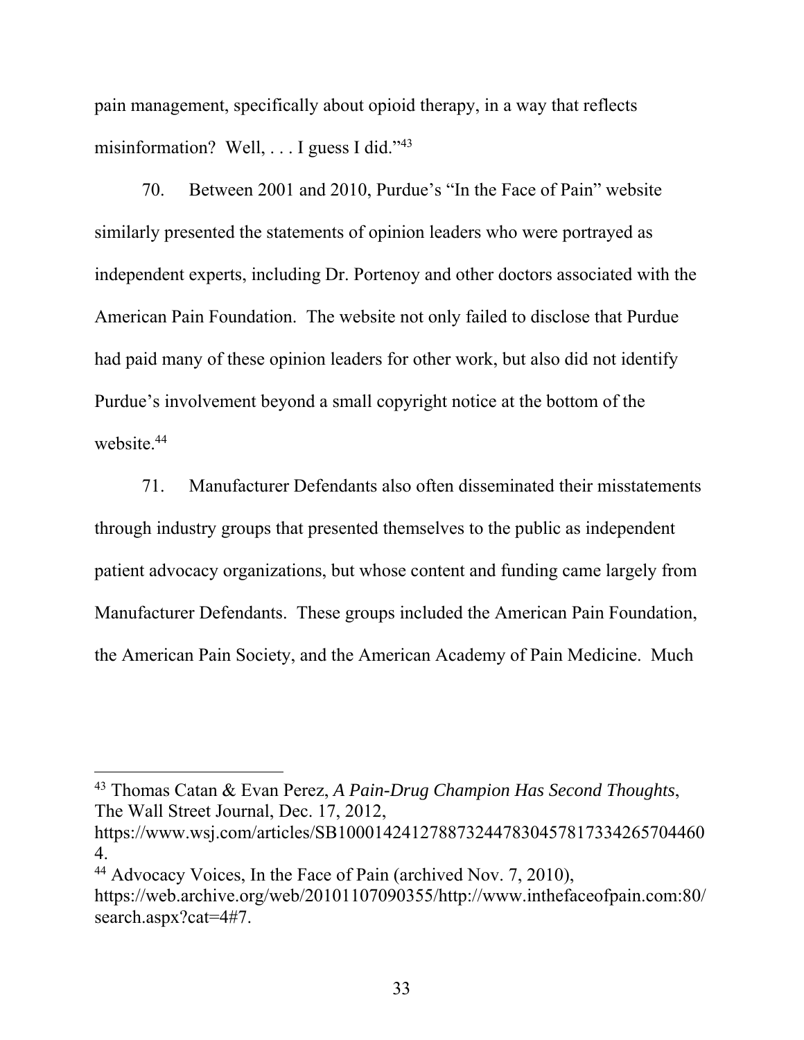pain management, specifically about opioid therapy, in a way that reflects misinformation? Well, . . . I guess I did."[43]

70. Between 2001 and 2010, Purdue's "In the Face of Pain" website similarly presented the statements of opinion leaders who were portrayed as independent experts, including Dr. Portenoy and other doctors associated with the American Pain Foundation. The website not only failed to disclose that Purdue had paid many of these opinion leaders for other work, but also did not identify Purdue's involvement beyond a small copyright notice at the bottom of the website.[44]

71. Manufacturer Defendants also often disseminated their misstatements through industry groups that presented themselves to the public as independent patient advocacy organizations, but whose content and funding came largely from Manufacturer Defendants. These groups included the American Pain Foundation, the American Pain Society, and the American Academy of Pain Medicine. Much

---

[43] Thomas Catan & Evan Perez, *A Pain-Drug Champion Has Second Thoughts*, The Wall Street Journal, Dec. 17, 2012, https://www.wsj.com/articles/SB10001424127887324478304578173342657044604.

[44] Advocacy Voices, In the Face of Pain (archived Nov. 7, 2010), https://web.archive.org/web/20101107090355/http://www.inthefaceofpain.com:80/search.aspx?cat=4#7.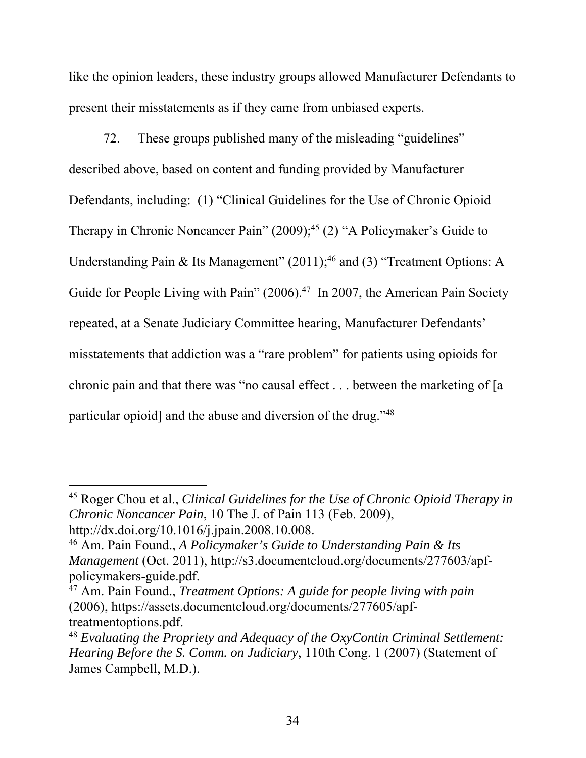like the opinion leaders, these industry groups allowed Manufacturer Defendants to present their misstatements as if they came from unbiased experts.

72. These groups published many of the misleading "guidelines" described above, based on content and funding provided by Manufacturer Defendants, including: (1) "Clinical Guidelines for the Use of Chronic Opioid Therapy in Chronic Noncancer Pain" (2009);[45] (2) "A Policymaker's Guide to Understanding Pain & Its Management" (2011);[46] and (3) "Treatment Options: A Guide for People Living with Pain" (2006).[47] In 2007, the American Pain Society repeated, at a Senate Judiciary Committee hearing, Manufacturer Defendants' misstatements that addiction was a "rare problem" for patients using opioids for chronic pain and that there was "no causal effect . . . between the marketing of [a particular opioid] and the abuse and diversion of the drug."[48]

---

[45] Roger Chou et al., *Clinical Guidelines for the Use of Chronic Opioid Therapy in Chronic Noncancer Pain*, 10 The J. of Pain 113 (Feb. 2009), http://dx.doi.org/10.1016/j.jpain.2008.10.008.

[46] Am. Pain Found., *A Policymaker's Guide to Understanding Pain & Its Management* (Oct. 2011), http://s3.documentcloud.org/documents/277603/apf-policymakers-guide.pdf.

[47] Am. Pain Found., *Treatment Options: A guide for people living with pain* (2006), https://assets.documentcloud.org/documents/277605/apf-treatmentoptions.pdf.

[48] *Evaluating the Propriety and Adequacy of the OxyContin Criminal Settlement: Hearing Before the S. Comm. on Judiciary*, 110th Cong. 1 (2007) (Statement of James Campbell, M.D.).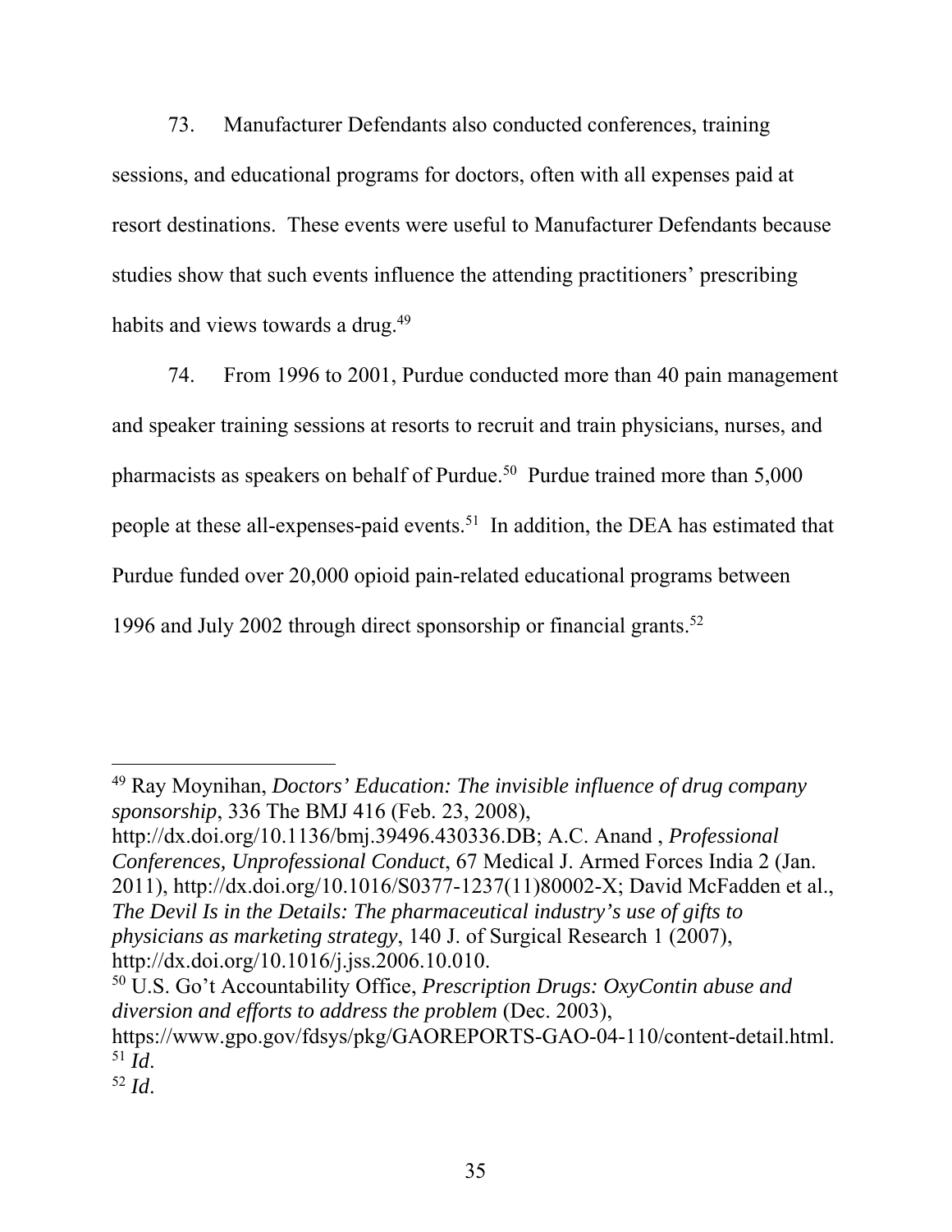73. Manufacturer Defendants also conducted conferences, training sessions, and educational programs for doctors, often with all expenses paid at resort destinations. These events were useful to Manufacturer Defendants because studies show that such events influence the attending practitioners' prescribing habits and views towards a drug.[49]

74. From 1996 to 2001, Purdue conducted more than 40 pain management and speaker training sessions at resorts to recruit and train physicians, nurses, and pharmacists as speakers on behalf of Purdue.[50] Purdue trained more than 5,000 people at these all-expenses-paid events.[51] In addition, the DEA has estimated that Purdue funded over 20,000 opioid pain-related educational programs between 1996 and July 2002 through direct sponsorship or financial grants.[52]

---

[49] Ray Moynihan, *Doctors' Education: The invisible influence of drug company sponsorship*, 336 The BMJ 416 (Feb. 23, 2008), http://dx.doi.org/10.1136/bmj.39496.430336.DB; A.C. Anand , *Professional Conferences, Unprofessional Conduct*, 67 Medical J. Armed Forces India 2 (Jan. 2011), http://dx.doi.org/10.1016/S0377-1237(11)80002-X; David McFadden et al., *The Devil Is in the Details: The pharmaceutical industry's use of gifts to physicians as marketing strategy*, 140 J. of Surgical Research 1 (2007), http://dx.doi.org/10.1016/j.jss.2006.10.010.

[50] U.S. Go't Accountability Office, *Prescription Drugs: OxyContin abuse and diversion and efforts to address the problem* (Dec. 2003), https://www.gpo.gov/fdsys/pkg/GAOREPORTS-GAO-04-110/content-detail.html.

[51] *Id*.

[52] *Id*.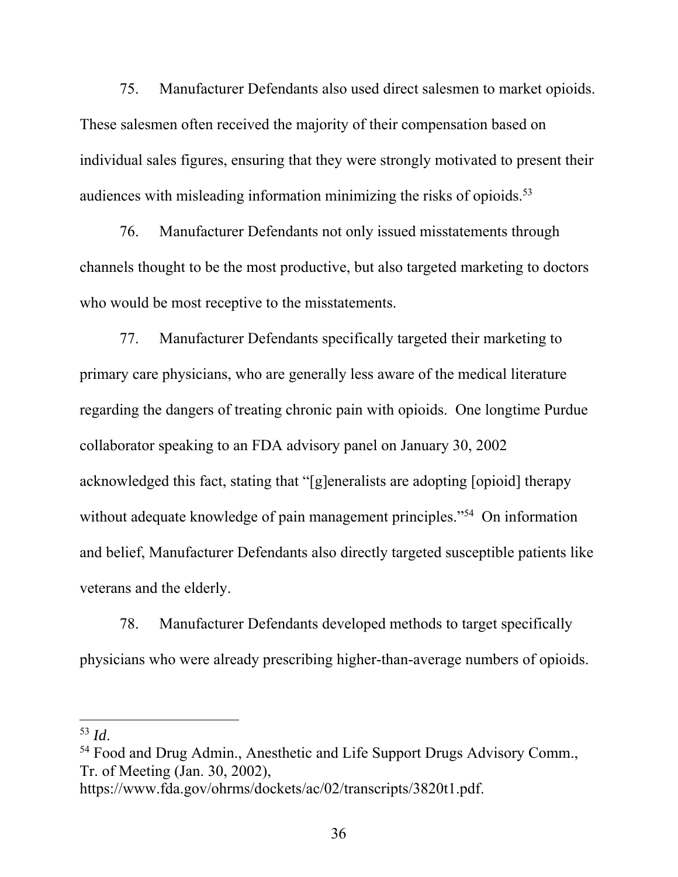75. Manufacturer Defendants also used direct salesmen to market opioids. These salesmen often received the majority of their compensation based on individual sales figures, ensuring that they were strongly motivated to present their audiences with misleading information minimizing the risks of opioids.[53]

76. Manufacturer Defendants not only issued misstatements through channels thought to be the most productive, but also targeted marketing to doctors who would be most receptive to the misstatements.

77. Manufacturer Defendants specifically targeted their marketing to primary care physicians, who are generally less aware of the medical literature regarding the dangers of treating chronic pain with opioids. One longtime Purdue collaborator speaking to an FDA advisory panel on January 30, 2002 acknowledged this fact, stating that "[g]eneralists are adopting [opioid] therapy without adequate knowledge of pain management principles."[54] On information and belief, Manufacturer Defendants also directly targeted susceptible patients like veterans and the elderly.

78. Manufacturer Defendants developed methods to target specifically physicians who were already prescribing higher-than-average numbers of opioids.

---

[53] *Id*.

[54] Food and Drug Admin., Anesthetic and Life Support Drugs Advisory Comm., Tr. of Meeting (Jan. 30, 2002), https://www.fda.gov/ohrms/dockets/ac/02/transcripts/3820t1.pdf.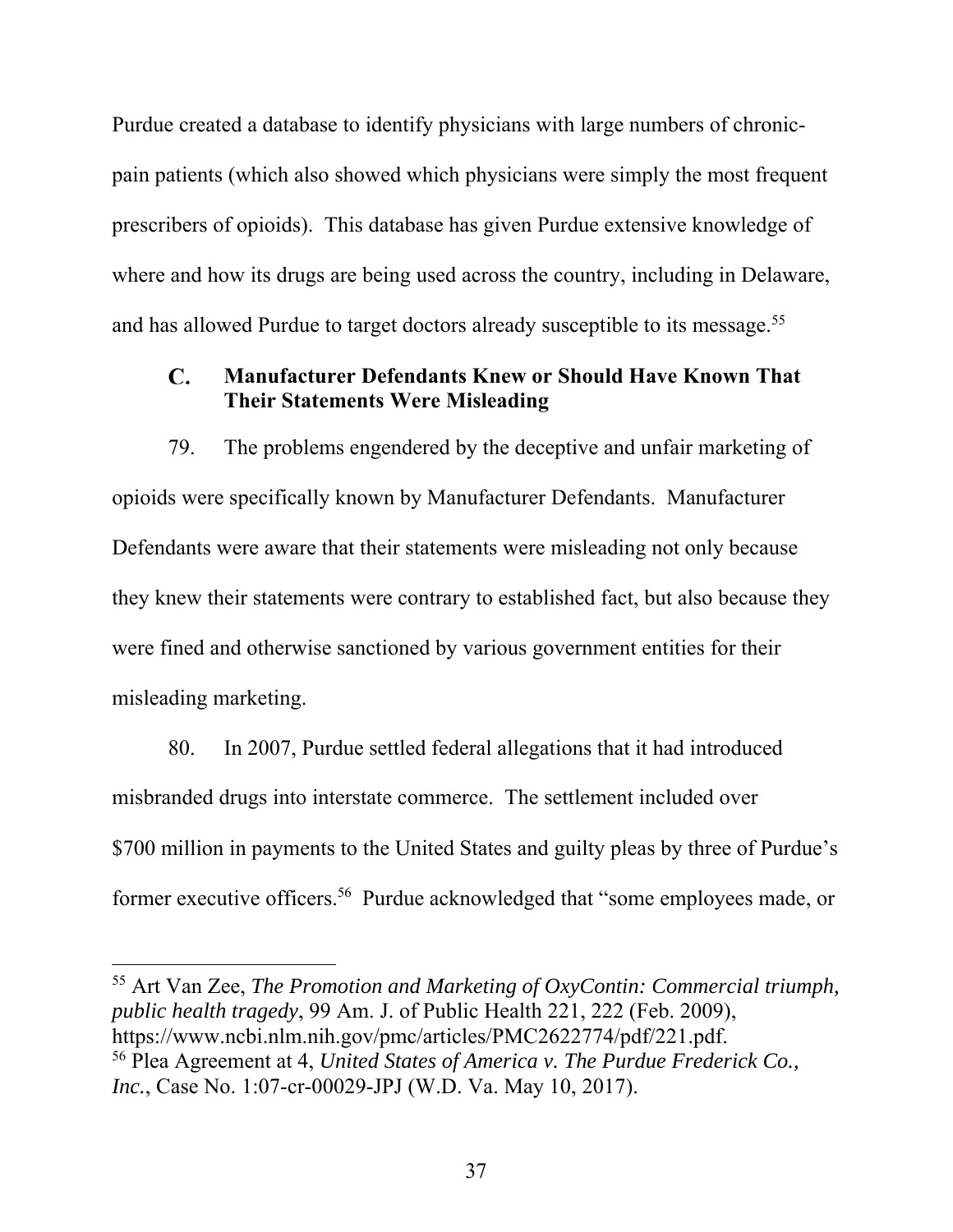Purdue created a database to identify physicians with large numbers of chronic-pain patients (which also showed which physicians were simply the most frequent prescribers of opioids). This database has given Purdue extensive knowledge of where and how its drugs are being used across the country, including in Delaware, and has allowed Purdue to target doctors already susceptible to its message.[55]

### C. Manufacturer Defendants Knew or Should Have Known That Their Statements Were Misleading

79. The problems engendered by the deceptive and unfair marketing of opioids were specifically known by Manufacturer Defendants. Manufacturer Defendants were aware that their statements were misleading not only because they knew their statements were contrary to established fact, but also because they were fined and otherwise sanctioned by various government entities for their misleading marketing.

80. In 2007, Purdue settled federal allegations that it had introduced misbranded drugs into interstate commerce. The settlement included over $700 million in payments to the United States and guilty pleas by three of Purdue's former executive officers.[56] Purdue acknowledged that "some employees made, or

---

[55] Art Van Zee, *The Promotion and Marketing of OxyContin: Commercial triumph, public health tragedy*, 99 Am. J. of Public Health 221, 222 (Feb. 2009), https://www.ncbi.nlm.nih.gov/pmc/articles/PMC2622774/pdf/221.pdf.

[56] Plea Agreement at 4, *United States of America v. The Purdue Frederick Co., Inc.*, Case No. 1:07-cr-00029-JPJ (W.D. Va. May 10, 2017).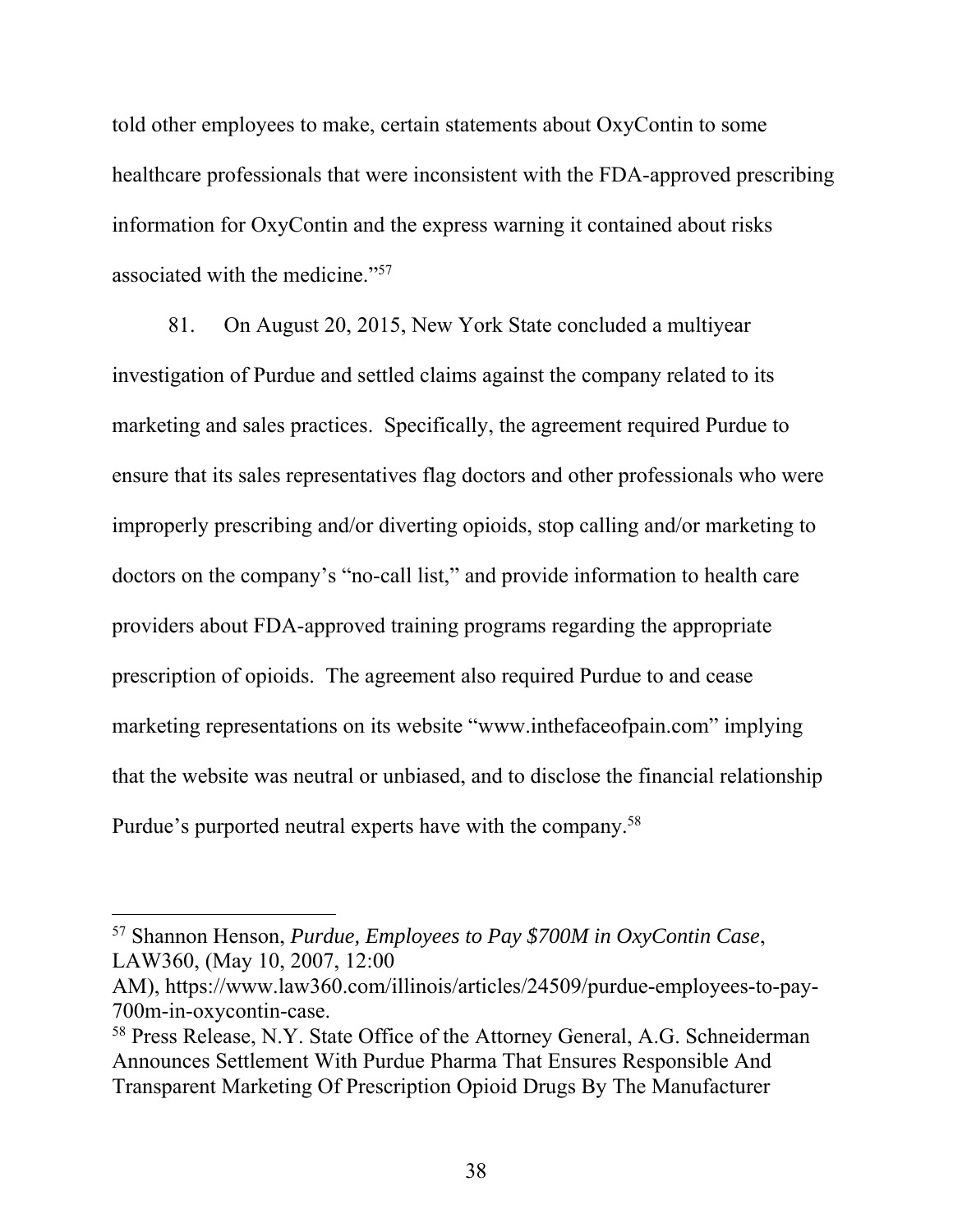told other employees to make, certain statements about OxyContin to some healthcare professionals that were inconsistent with the FDA-approved prescribing information for OxyContin and the express warning it contained about risks associated with the medicine."[57]

81. On August 20, 2015, New York State concluded a multiyear investigation of Purdue and settled claims against the company related to its marketing and sales practices. Specifically, the agreement required Purdue to ensure that its sales representatives flag doctors and other professionals who were improperly prescribing and/or diverting opioids, stop calling and/or marketing to doctors on the company's "no-call list," and provide information to health care providers about FDA-approved training programs regarding the appropriate prescription of opioids. The agreement also required Purdue to and cease marketing representations on its website "www.inthefaceofpain.com" implying that the website was neutral or unbiased, and to disclose the financial relationship Purdue's purported neutral experts have with the company.[58]

---

[57] Shannon Henson, *Purdue, Employees to Pay $700M in OxyContin Case*, LAW360, (May 10, 2007, 12:00 AM), https://www.law360.com/illinois/articles/24509/purdue-employees-to-pay-700m-in-oxycontin-case.

[58] Press Release, N.Y. State Office of the Attorney General, A.G. Schneiderman Announces Settlement With Purdue Pharma That Ensures Responsible And Transparent Marketing Of Prescription Opioid Drugs By The Manufacturer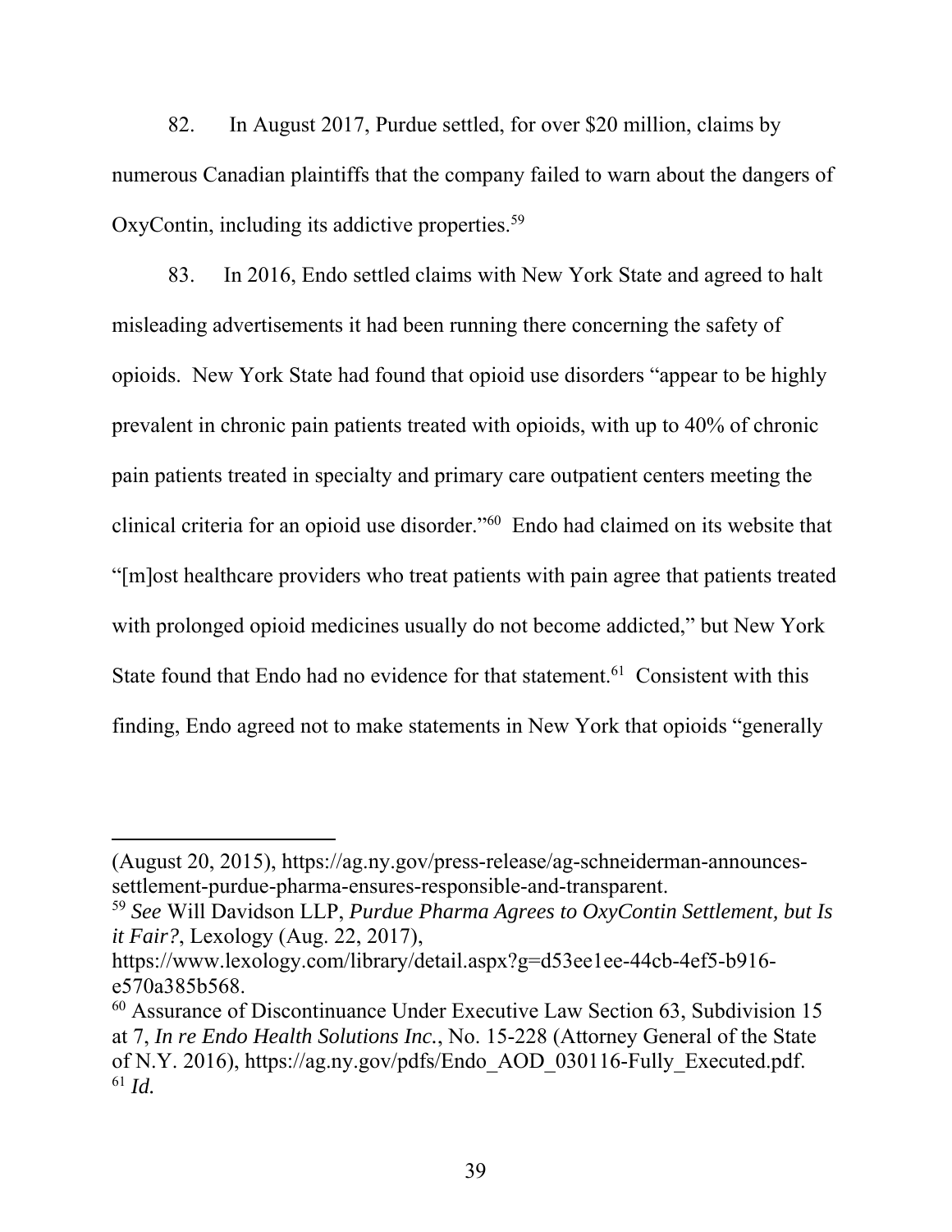82. In August 2017, Purdue settled, for over $20 million, claims by numerous Canadian plaintiffs that the company failed to warn about the dangers of OxyContin, including its addictive properties.[59]

83. In 2016, Endo settled claims with New York State and agreed to halt misleading advertisements it had been running there concerning the safety of opioids. New York State had found that opioid use disorders "appear to be highly prevalent in chronic pain patients treated with opioids, with up to 40% of chronic pain patients treated in specialty and primary care outpatient centers meeting the clinical criteria for an opioid use disorder."[60] Endo had claimed on its website that "[m]ost healthcare providers who treat patients with pain agree that patients treated with prolonged opioid medicines usually do not become addicted," but New York State found that Endo had no evidence for that statement.[61] Consistent with this finding, Endo agreed not to make statements in New York that opioids "generally

---

(August 20, 2015), https://ag.ny.gov/press-release/ag-schneiderman-announces-settlement-purdue-pharma-ensures-responsible-and-transparent.

[59] *See* Will Davidson LLP, *Purdue Pharma Agrees to OxyContin Settlement, but Is it Fair?*, Lexology (Aug. 22, 2017), https://www.lexology.com/library/detail.aspx?g=d53ee1ee-44cb-4ef5-b916-e570a385b568.

[60] Assurance of Discontinuance Under Executive Law Section 63, Subdivision 15 at 7, *In re Endo Health Solutions Inc.*, No. 15-228 (Attorney General of the State of N.Y. 2016), https://ag.ny.gov/pdfs/Endo_AOD_030116-Fully_Executed.pdf.

[61] *Id.*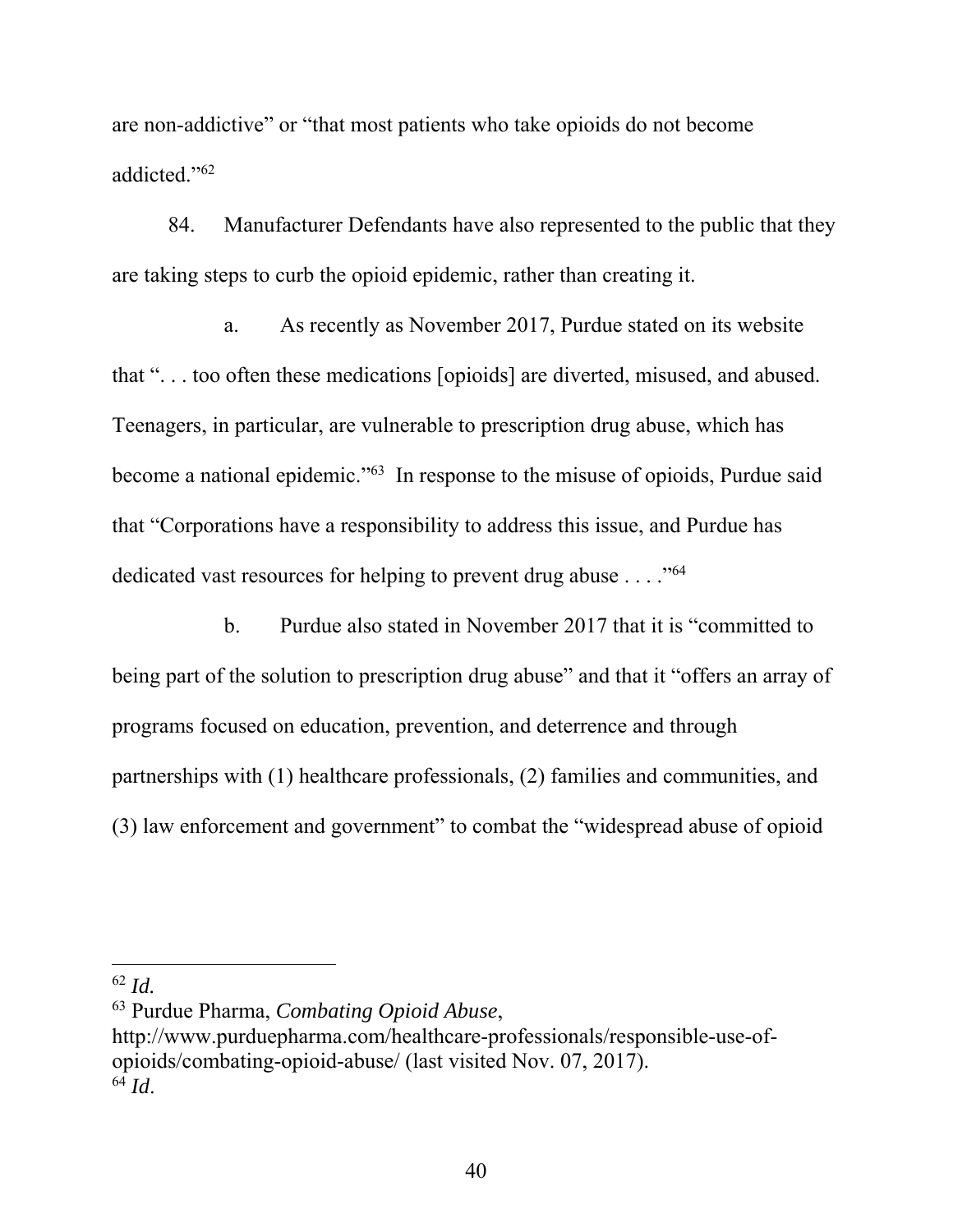are non-addictive" or "that most patients who take opioids do not become addicted."[62]

84. Manufacturer Defendants have also represented to the public that they are taking steps to curb the opioid epidemic, rather than creating it.

a. As recently as November 2017, Purdue stated on its website that ". . . too often these medications [opioids] are diverted, misused, and abused. Teenagers, in particular, are vulnerable to prescription drug abuse, which has become a national epidemic."[63] In response to the misuse of opioids, Purdue said that "Corporations have a responsibility to address this issue, and Purdue has dedicated vast resources for helping to prevent drug abuse . . . ."[64]

b. Purdue also stated in November 2017 that it is "committed to being part of the solution to prescription drug abuse" and that it "offers an array of programs focused on education, prevention, and deterrence and through partnerships with (1) healthcare professionals, (2) families and communities, and (3) law enforcement and government" to combat the "widespread abuse of opioid

---

[62] *Id.*

[63] Purdue Pharma, *Combating Opioid Abuse*, http://www.purduepharma.com/healthcare-professionals/responsible-use-of-opioids/combating-opioid-abuse/ (last visited Nov. 07, 2017).

[64] *Id*.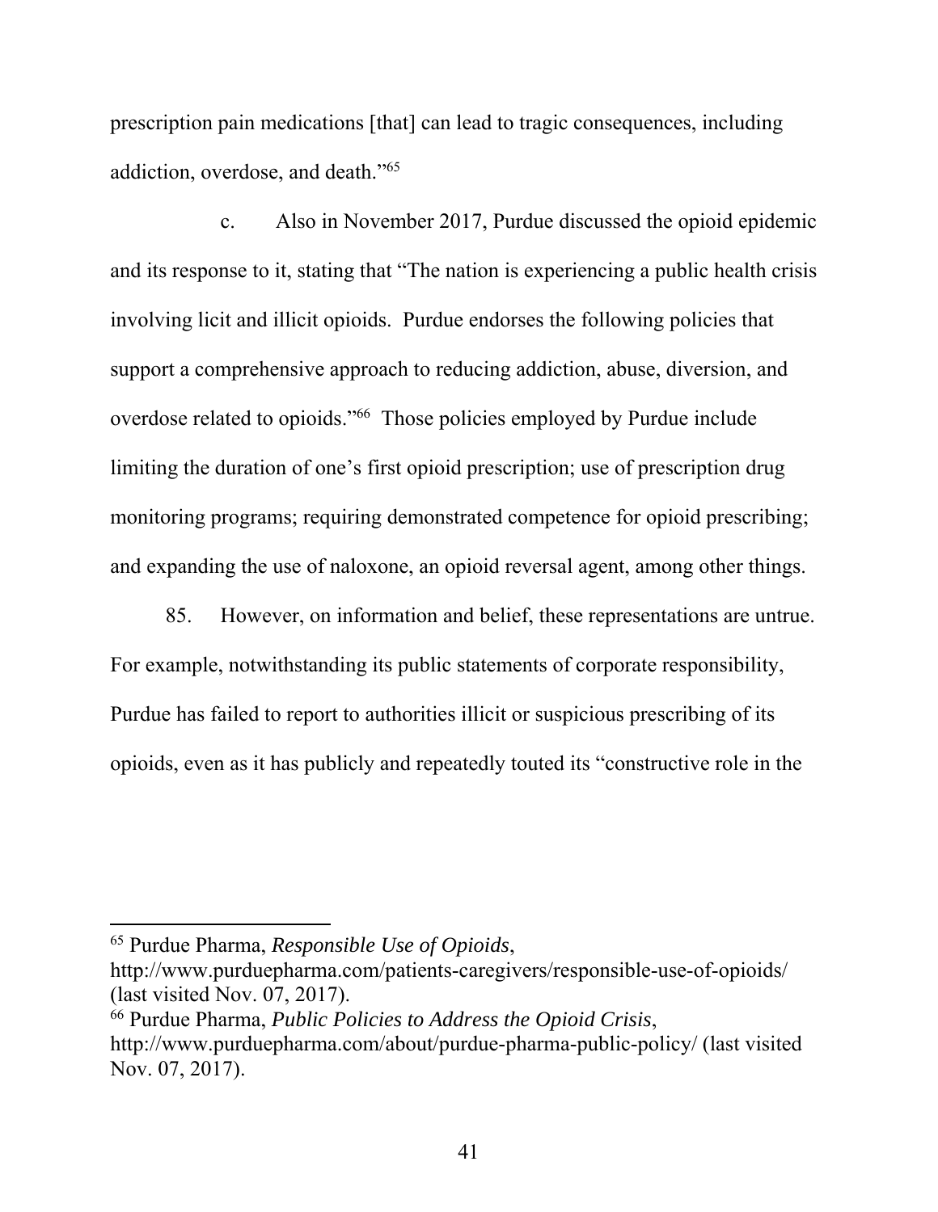prescription pain medications [that] can lead to tragic consequences, including addiction, overdose, and death."[65]

c. Also in November 2017, Purdue discussed the opioid epidemic and its response to it, stating that "The nation is experiencing a public health crisis involving licit and illicit opioids. Purdue endorses the following policies that support a comprehensive approach to reducing addiction, abuse, diversion, and overdose related to opioids."[66] Those policies employed by Purdue include limiting the duration of one's first opioid prescription; use of prescription drug monitoring programs; requiring demonstrated competence for opioid prescribing; and expanding the use of naloxone, an opioid reversal agent, among other things.

85. However, on information and belief, these representations are untrue. For example, notwithstanding its public statements of corporate responsibility, Purdue has failed to report to authorities illicit or suspicious prescribing of its opioids, even as it has publicly and repeatedly touted its "constructive role in the

---

[65] Purdue Pharma, *Responsible Use of Opioids*, http://www.purduepharma.com/patients-caregivers/responsible-use-of-opioids/ (last visited Nov. 07, 2017).

[66] Purdue Pharma, *Public Policies to Address the Opioid Crisis*, http://www.purduepharma.com/about/purdue-pharma-public-policy/ (last visited Nov. 07, 2017).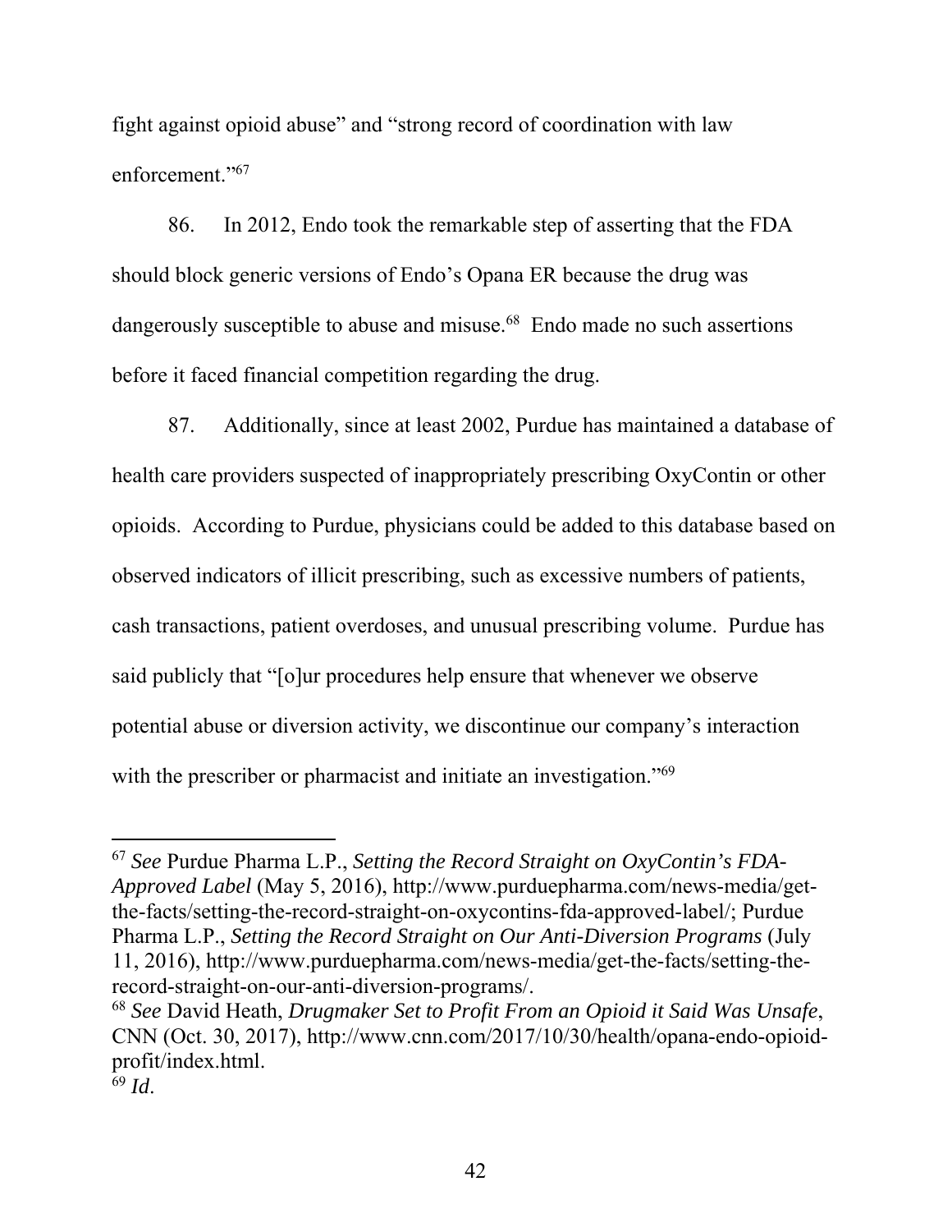fight against opioid abuse" and "strong record of coordination with law enforcement."[67]

86. In 2012, Endo took the remarkable step of asserting that the FDA should block generic versions of Endo's Opana ER because the drug was dangerously susceptible to abuse and misuse.[68] Endo made no such assertions before it faced financial competition regarding the drug.

87. Additionally, since at least 2002, Purdue has maintained a database of health care providers suspected of inappropriately prescribing OxyContin or other opioids. According to Purdue, physicians could be added to this database based on observed indicators of illicit prescribing, such as excessive numbers of patients, cash transactions, patient overdoses, and unusual prescribing volume. Purdue has said publicly that "[o]ur procedures help ensure that whenever we observe potential abuse or diversion activity, we discontinue our company's interaction with the prescriber or pharmacist and initiate an investigation."[69]

---

[67] *See* Purdue Pharma L.P., *Setting the Record Straight on OxyContin's FDA-Approved Label* (May 5, 2016), http://www.purduepharma.com/news-media/get-the-facts/setting-the-record-straight-on-oxycontins-fda-approved-label/; Purdue Pharma L.P., *Setting the Record Straight on Our Anti-Diversion Programs* (July 11, 2016), http://www.purduepharma.com/news-media/get-the-facts/setting-the-record-straight-on-our-anti-diversion-programs/.

[68] *See* David Heath, *Drugmaker Set to Profit From an Opioid it Said Was Unsafe*, CNN (Oct. 30, 2017), http://www.cnn.com/2017/10/30/health/opana-endo-opioid-profit/index.html.

[69] *Id*.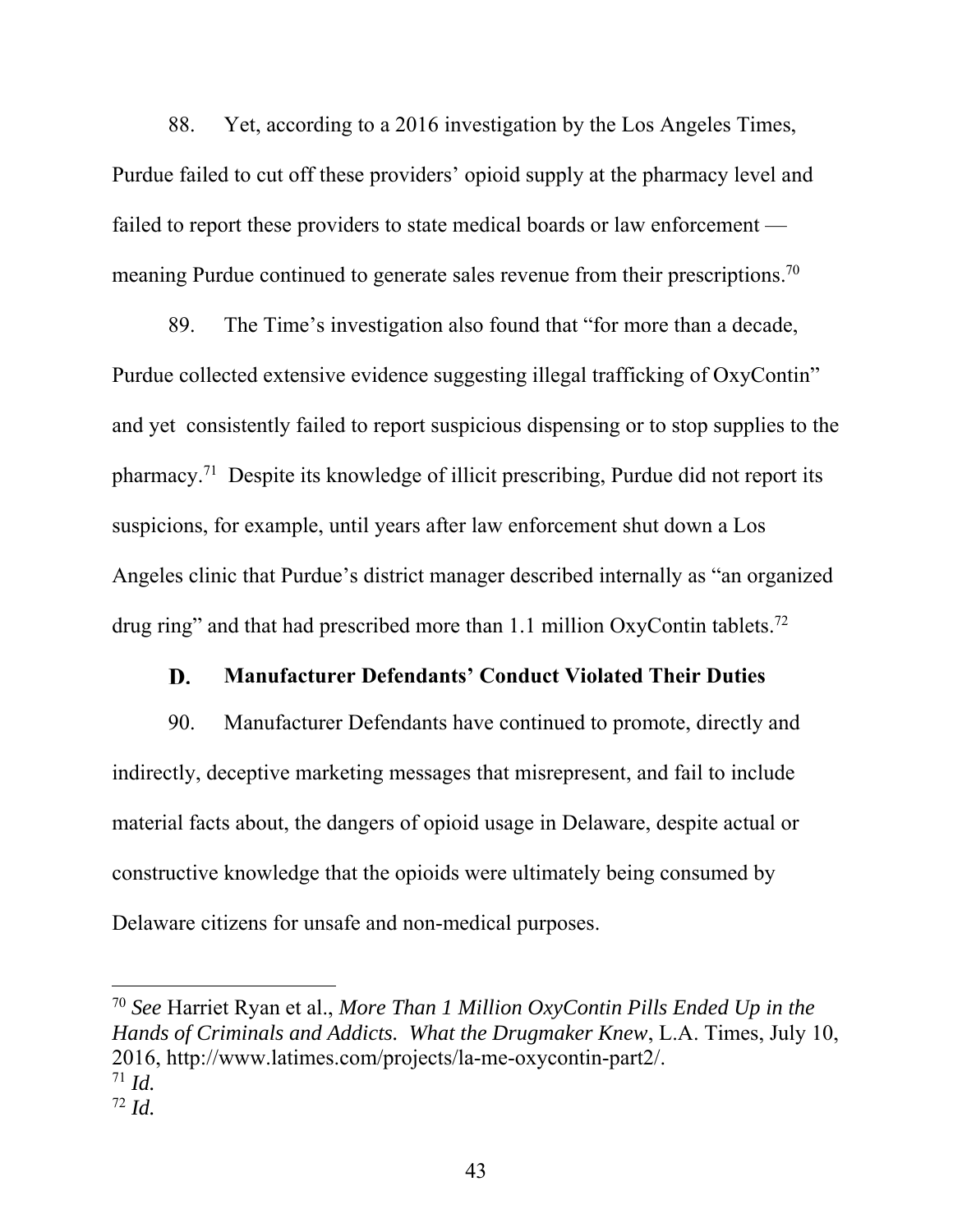88. Yet, according to a 2016 investigation by the Los Angeles Times, Purdue failed to cut off these providers' opioid supply at the pharmacy level and failed to report these providers to state medical boards or law enforcement — meaning Purdue continued to generate sales revenue from their prescriptions.[70]

89. The Time's investigation also found that "for more than a decade, Purdue collected extensive evidence suggesting illegal trafficking of OxyContin" and yet consistently failed to report suspicious dispensing or to stop supplies to the pharmacy.[71] Despite its knowledge of illicit prescribing, Purdue did not report its suspicions, for example, until years after law enforcement shut down a Los Angeles clinic that Purdue's district manager described internally as "an organized drug ring" and that had prescribed more than 1.1 million OxyContin tablets.[72]

### D. Manufacturer Defendants' Conduct Violated Their Duties

90. Manufacturer Defendants have continued to promote, directly and indirectly, deceptive marketing messages that misrepresent, and fail to include material facts about, the dangers of opioid usage in Delaware, despite actual or constructive knowledge that the opioids were ultimately being consumed by Delaware citizens for unsafe and non-medical purposes.

---

[70] *See* Harriet Ryan et al., *More Than 1 Million OxyContin Pills Ended Up in the Hands of Criminals and Addicts. What the Drugmaker Knew*, L.A. Times, July 10, 2016, http://www.latimes.com/projects/la-me-oxycontin-part2/.

[71] *Id.*

[72] *Id.*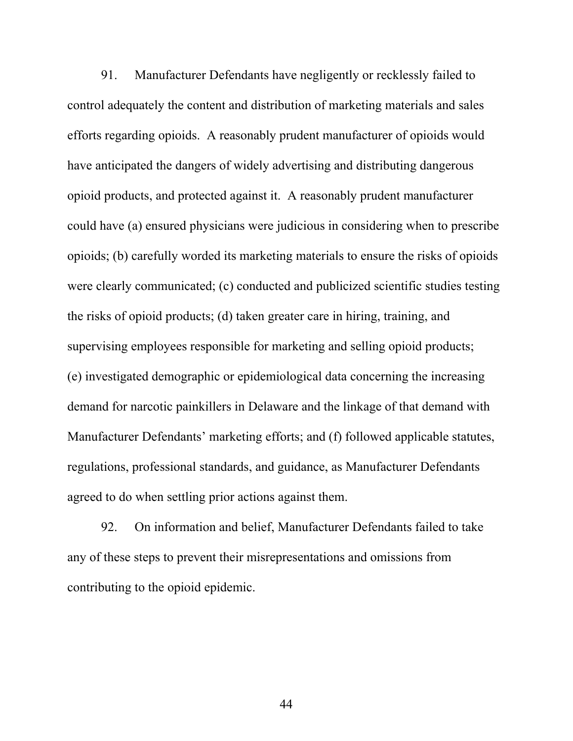91. Manufacturer Defendants have negligently or recklessly failed to control adequately the content and distribution of marketing materials and sales efforts regarding opioids. A reasonably prudent manufacturer of opioids would have anticipated the dangers of widely advertising and distributing dangerous opioid products, and protected against it. A reasonably prudent manufacturer could have (a) ensured physicians were judicious in considering when to prescribe opioids; (b) carefully worded its marketing materials to ensure the risks of opioids were clearly communicated; (c) conducted and publicized scientific studies testing the risks of opioid products; (d) taken greater care in hiring, training, and supervising employees responsible for marketing and selling opioid products; (e) investigated demographic or epidemiological data concerning the increasing demand for narcotic painkillers in Delaware and the linkage of that demand with Manufacturer Defendants' marketing efforts; and (f) followed applicable statutes, regulations, professional standards, and guidance, as Manufacturer Defendants agreed to do when settling prior actions against them.

92. On information and belief, Manufacturer Defendants failed to take any of these steps to prevent their misrepresentations and omissions from contributing to the opioid epidemic.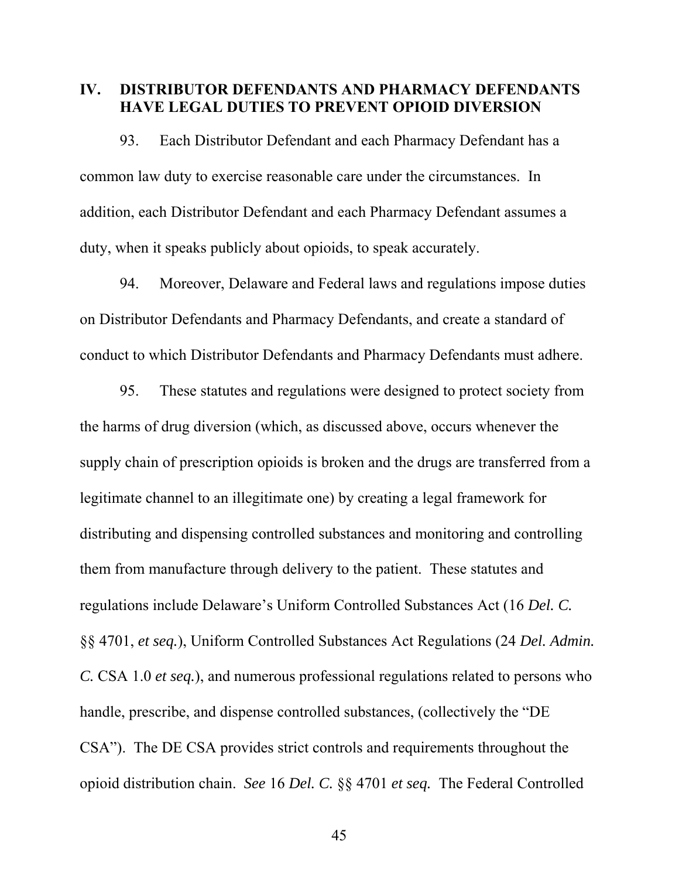## IV. DISTRIBUTOR DEFENDANTS AND PHARMACY DEFENDANTS HAVE LEGAL DUTIES TO PREVENT OPIOID DIVERSION

93. Each Distributor Defendant and each Pharmacy Defendant has a common law duty to exercise reasonable care under the circumstances. In addition, each Distributor Defendant and each Pharmacy Defendant assumes a duty, when it speaks publicly about opioids, to speak accurately.

94. Moreover, Delaware and Federal laws and regulations impose duties on Distributor Defendants and Pharmacy Defendants, and create a standard of conduct to which Distributor Defendants and Pharmacy Defendants must adhere.

95. These statutes and regulations were designed to protect society from the harms of drug diversion (which, as discussed above, occurs whenever the supply chain of prescription opioids is broken and the drugs are transferred from a legitimate channel to an illegitimate one) by creating a legal framework for distributing and dispensing controlled substances and monitoring and controlling them from manufacture through delivery to the patient. These statutes and regulations include Delaware's Uniform Controlled Substances Act (16 *Del. C.* §§ 4701, *et seq.*), Uniform Controlled Substances Act Regulations (24 *Del. Admin. C.* CSA 1.0 *et seq.*), and numerous professional regulations related to persons who handle, prescribe, and dispense controlled substances, (collectively the "DE CSA"). The DE CSA provides strict controls and requirements throughout the opioid distribution chain. *See* 16 *Del. C.* §§ 4701 *et seq.* The Federal Controlled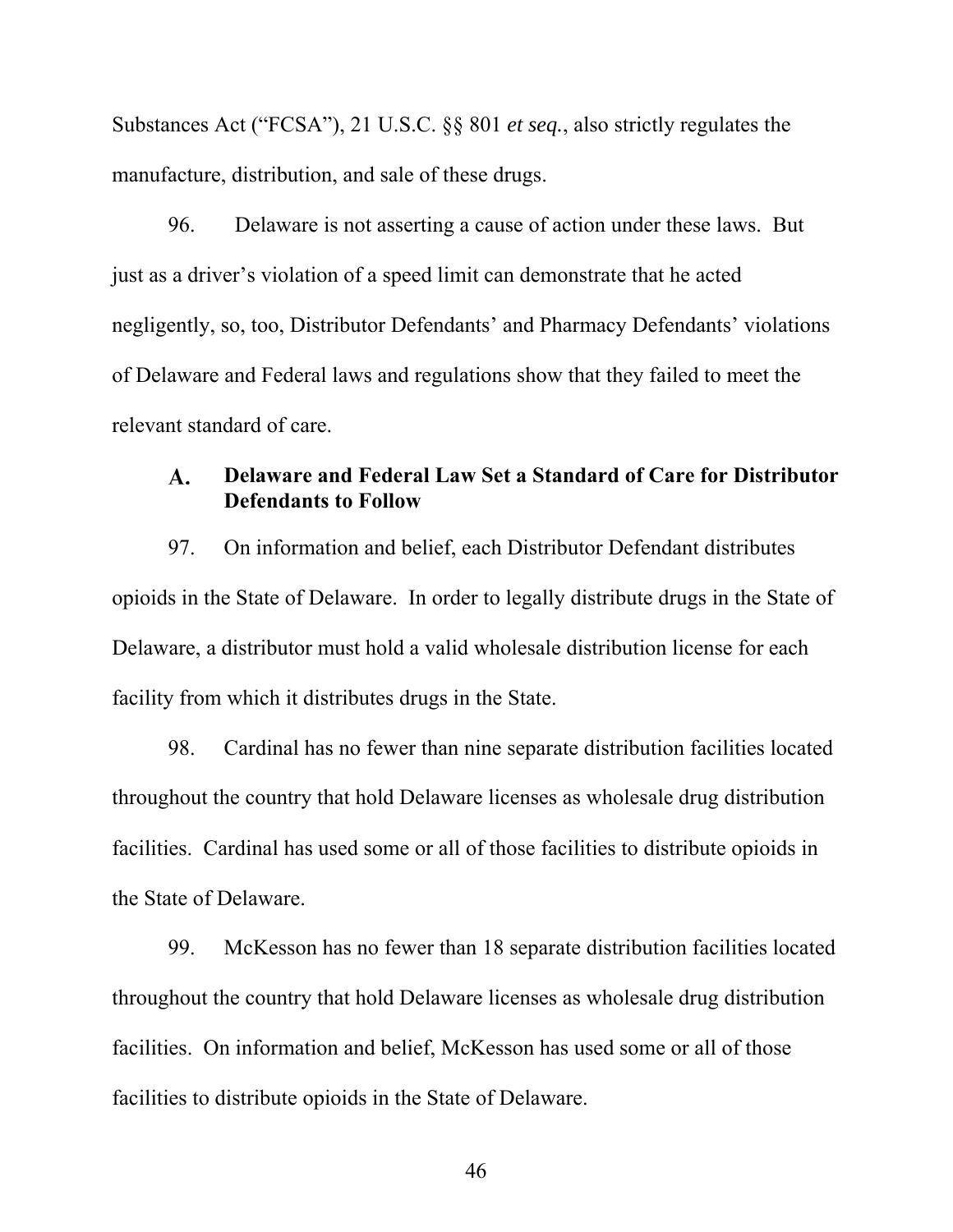Substances Act ("FCSA"), 21 U.S.C. §§ 801 *et seq.*, also strictly regulates the manufacture, distribution, and sale of these drugs.

96. Delaware is not asserting a cause of action under these laws. But just as a driver's violation of a speed limit can demonstrate that he acted negligently, so, too, Distributor Defendants' and Pharmacy Defendants' violations of Delaware and Federal laws and regulations show that they failed to meet the relevant standard of care.

### A. Delaware and Federal Law Set a Standard of Care for Distributor Defendants to Follow

97. On information and belief, each Distributor Defendant distributes opioids in the State of Delaware. In order to legally distribute drugs in the State of Delaware, a distributor must hold a valid wholesale distribution license for each facility from which it distributes drugs in the State.

98. Cardinal has no fewer than nine separate distribution facilities located throughout the country that hold Delaware licenses as wholesale drug distribution facilities. Cardinal has used some or all of those facilities to distribute opioids in the State of Delaware.

99. McKesson has no fewer than 18 separate distribution facilities located throughout the country that hold Delaware licenses as wholesale drug distribution facilities. On information and belief, McKesson has used some or all of those facilities to distribute opioids in the State of Delaware.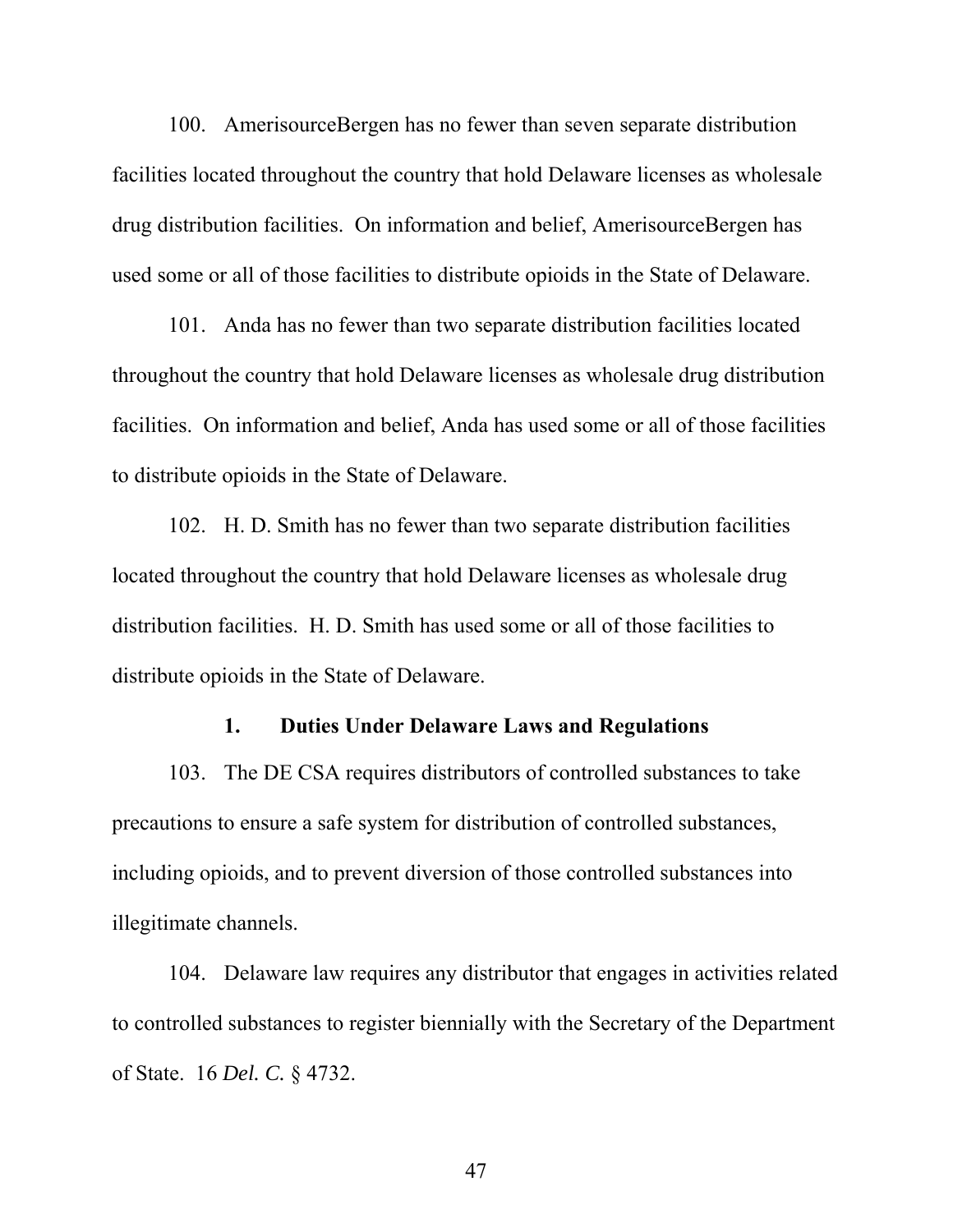100. AmerisourceBergen has no fewer than seven separate distribution facilities located throughout the country that hold Delaware licenses as wholesale drug distribution facilities. On information and belief, AmerisourceBergen has used some or all of those facilities to distribute opioids in the State of Delaware.

101. Anda has no fewer than two separate distribution facilities located throughout the country that hold Delaware licenses as wholesale drug distribution facilities. On information and belief, Anda has used some or all of those facilities to distribute opioids in the State of Delaware.

102. H. D. Smith has no fewer than two separate distribution facilities located throughout the country that hold Delaware licenses as wholesale drug distribution facilities. H. D. Smith has used some or all of those facilities to distribute opioids in the State of Delaware.

### 1. Duties Under Delaware Laws and Regulations

103. The DE CSA requires distributors of controlled substances to take precautions to ensure a safe system for distribution of controlled substances, including opioids, and to prevent diversion of those controlled substances into illegitimate channels.

104. Delaware law requires any distributor that engages in activities related to controlled substances to register biennially with the Secretary of the Department of State. 16 *Del. C.* § 4732.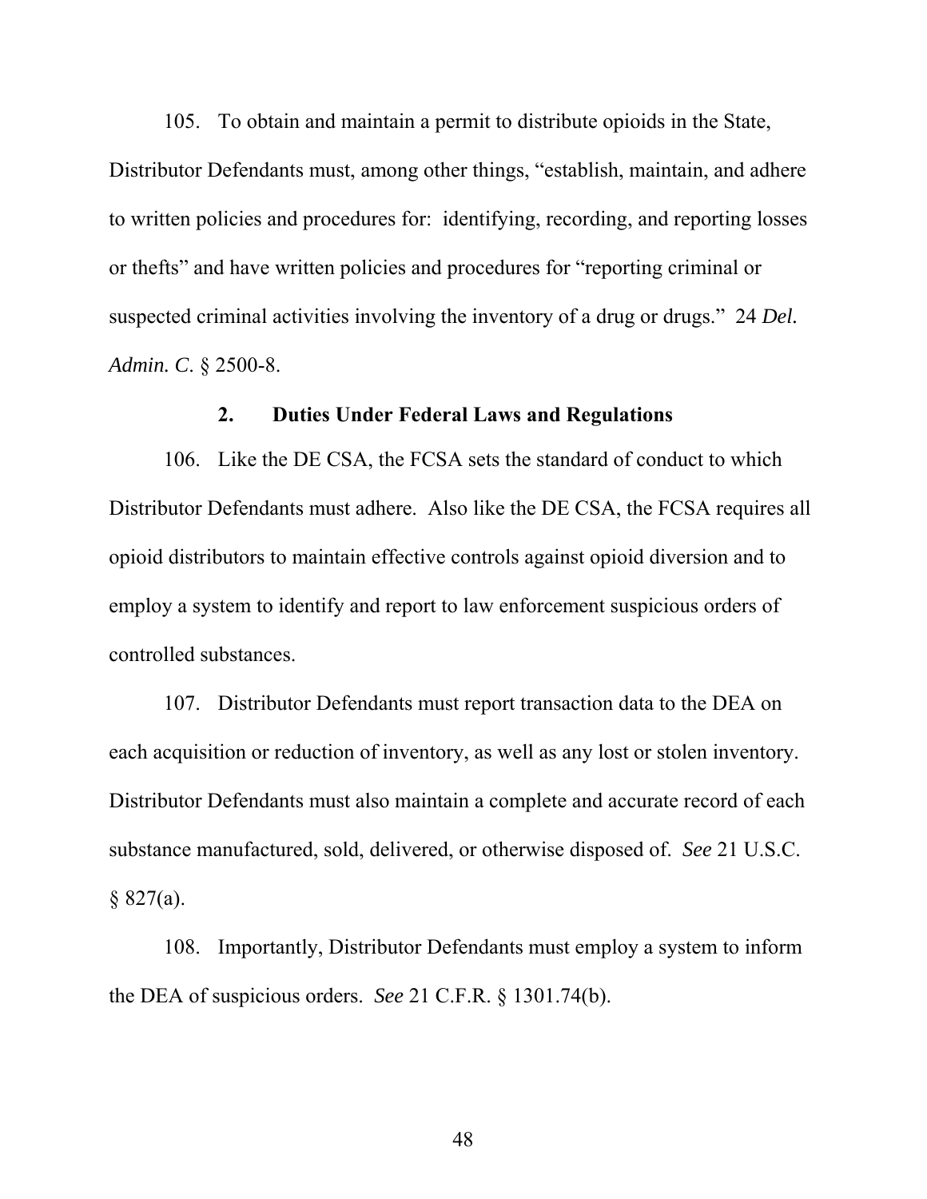105. To obtain and maintain a permit to distribute opioids in the State, Distributor Defendants must, among other things, "establish, maintain, and adhere to written policies and procedures for: identifying, recording, and reporting losses or thefts" and have written policies and procedures for "reporting criminal or suspected criminal activities involving the inventory of a drug or drugs." 24 *Del. Admin. C.* § 2500-8.

### 2. Duties Under Federal Laws and Regulations

106. Like the DE CSA, the FCSA sets the standard of conduct to which Distributor Defendants must adhere. Also like the DE CSA, the FCSA requires all opioid distributors to maintain effective controls against opioid diversion and to employ a system to identify and report to law enforcement suspicious orders of controlled substances.

107. Distributor Defendants must report transaction data to the DEA on each acquisition or reduction of inventory, as well as any lost or stolen inventory. Distributor Defendants must also maintain a complete and accurate record of each substance manufactured, sold, delivered, or otherwise disposed of. *See* 21 U.S.C. § 827(a).

108. Importantly, Distributor Defendants must employ a system to inform the DEA of suspicious orders. *See* 21 C.F.R. § 1301.74(b).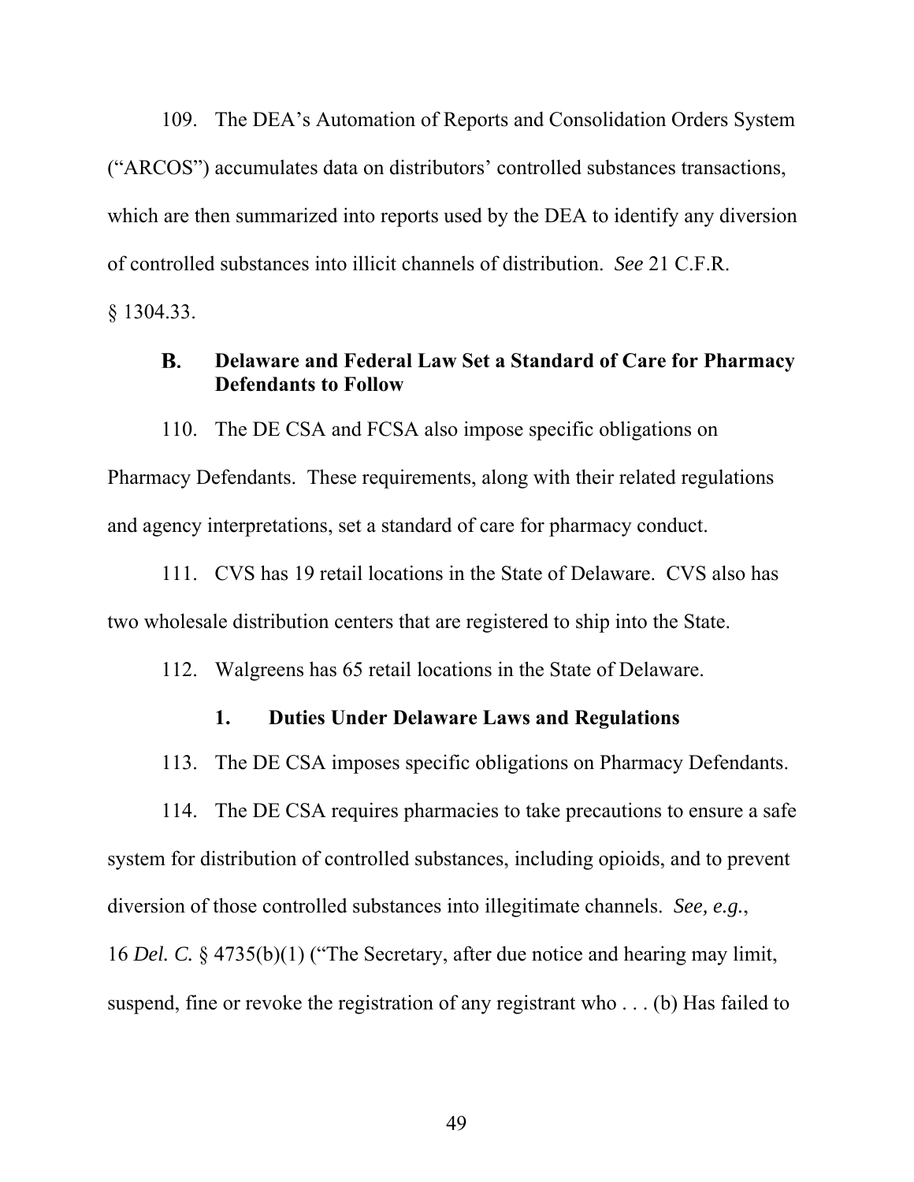109. The DEA's Automation of Reports and Consolidation Orders System ("ARCOS") accumulates data on distributors' controlled substances transactions, which are then summarized into reports used by the DEA to identify any diversion of controlled substances into illicit channels of distribution. *See* 21 C.F.R. § 1304.33.

### B. Delaware and Federal Law Set a Standard of Care for Pharmacy Defendants to Follow

110. The DE CSA and FCSA also impose specific obligations on Pharmacy Defendants. These requirements, along with their related regulations and agency interpretations, set a standard of care for pharmacy conduct.

111. CVS has 19 retail locations in the State of Delaware. CVS also has two wholesale distribution centers that are registered to ship into the State.

112. Walgreens has 65 retail locations in the State of Delaware.

#### 1. Duties Under Delaware Laws and Regulations

113. The DE CSA imposes specific obligations on Pharmacy Defendants.

114. The DE CSA requires pharmacies to take precautions to ensure a safe system for distribution of controlled substances, including opioids, and to prevent diversion of those controlled substances into illegitimate channels. *See, e.g.*, 16 *Del. C.* § 4735(b)(1) ("The Secretary, after due notice and hearing may limit, suspend, fine or revoke the registration of any registrant who . . . (b) Has failed to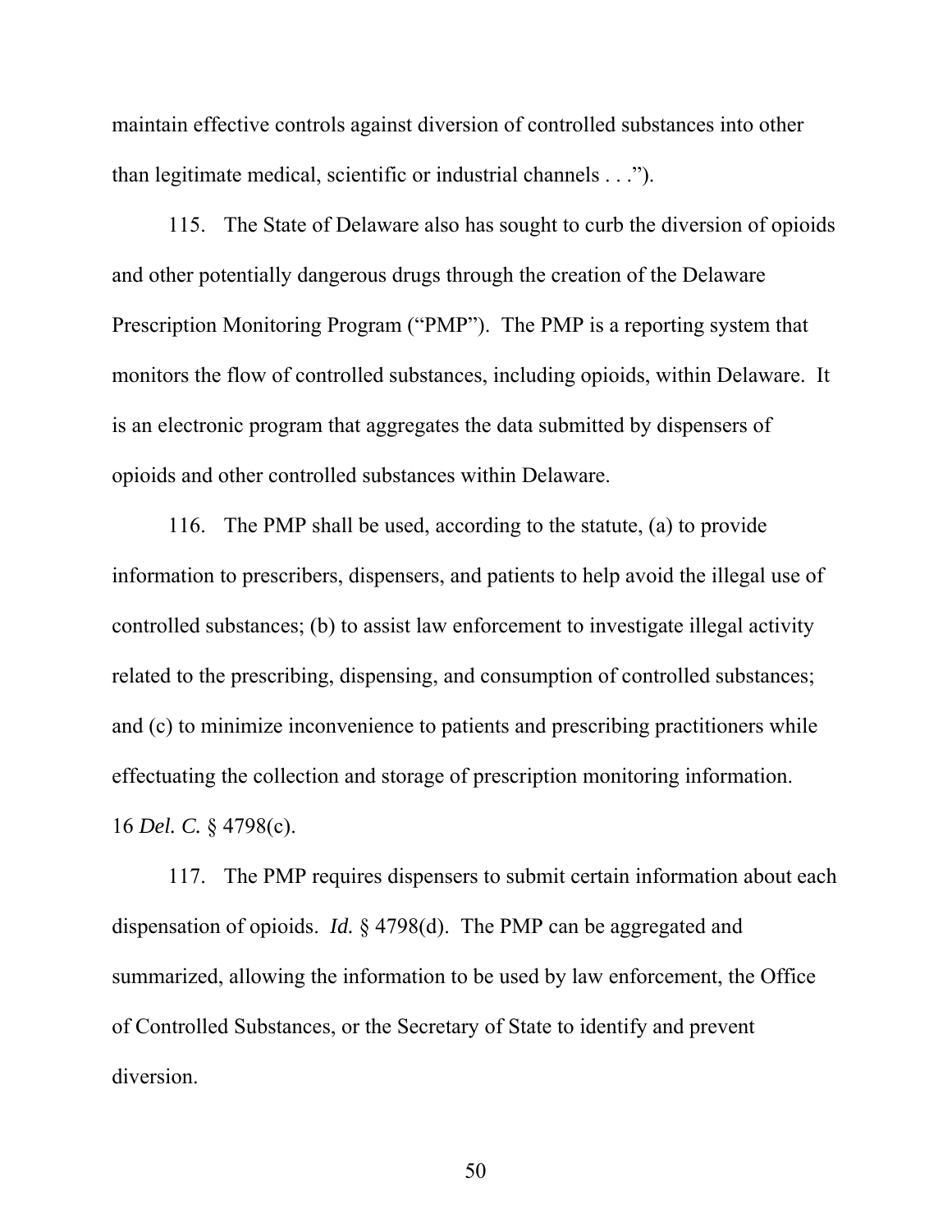maintain effective controls against diversion of controlled substances into other than legitimate medical, scientific or industrial channels . . .").

115. The State of Delaware also has sought to curb the diversion of opioids and other potentially dangerous drugs through the creation of the Delaware Prescription Monitoring Program ("PMP"). The PMP is a reporting system that monitors the flow of controlled substances, including opioids, within Delaware. It is an electronic program that aggregates the data submitted by dispensers of opioids and other controlled substances within Delaware.

116. The PMP shall be used, according to the statute, (a) to provide information to prescribers, dispensers, and patients to help avoid the illegal use of controlled substances; (b) to assist law enforcement to investigate illegal activity related to the prescribing, dispensing, and consumption of controlled substances; and (c) to minimize inconvenience to patients and prescribing practitioners while effectuating the collection and storage of prescription monitoring information. 16 *Del. C.* § 4798(c).

117. The PMP requires dispensers to submit certain information about each dispensation of opioids. *Id.* § 4798(d). The PMP can be aggregated and summarized, allowing the information to be used by law enforcement, the Office of Controlled Substances, or the Secretary of State to identify and prevent diversion.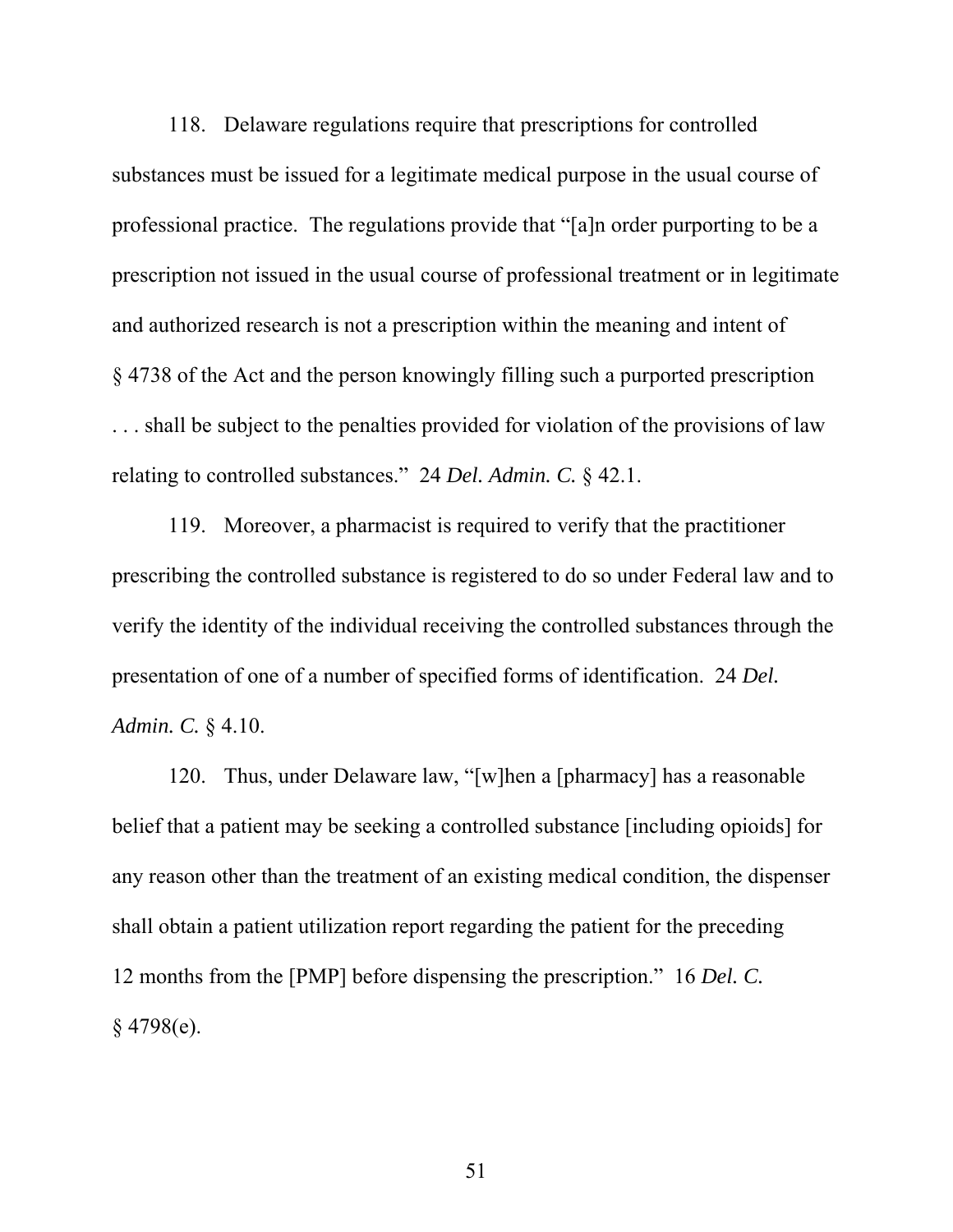118. Delaware regulations require that prescriptions for controlled substances must be issued for a legitimate medical purpose in the usual course of professional practice. The regulations provide that "[a]n order purporting to be a prescription not issued in the usual course of professional treatment or in legitimate and authorized research is not a prescription within the meaning and intent of § 4738 of the Act and the person knowingly filling such a purported prescription . . . shall be subject to the penalties provided for violation of the provisions of law relating to controlled substances." 24 *Del. Admin. C.* § 42.1.

119. Moreover, a pharmacist is required to verify that the practitioner prescribing the controlled substance is registered to do so under Federal law and to verify the identity of the individual receiving the controlled substances through the presentation of one of a number of specified forms of identification. 24 *Del. Admin. C.* § 4.10.

120. Thus, under Delaware law, "[w]hen a [pharmacy] has a reasonable belief that a patient may be seeking a controlled substance [including opioids] for any reason other than the treatment of an existing medical condition, the dispenser shall obtain a patient utilization report regarding the patient for the preceding 12 months from the [PMP] before dispensing the prescription." 16 *Del. C.* § 4798(e).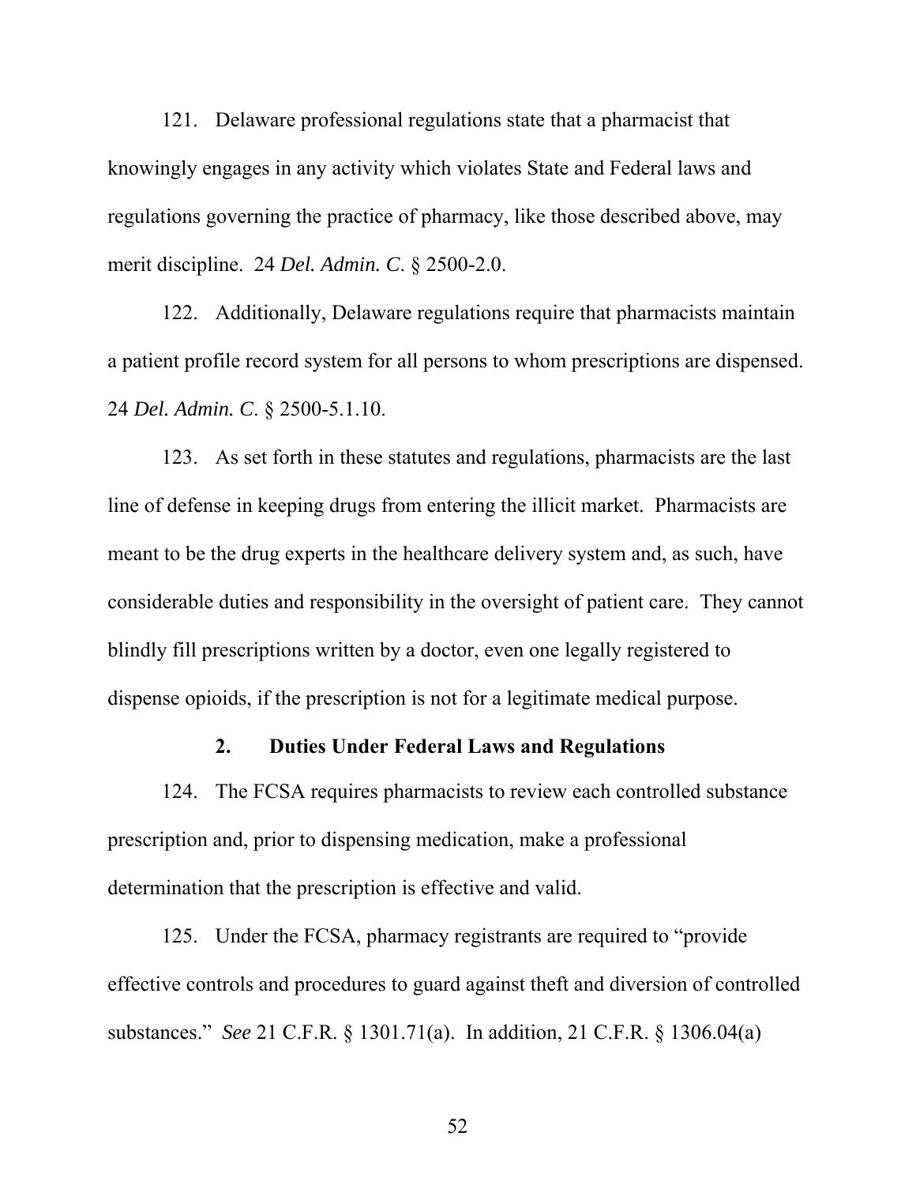121. Delaware professional regulations state that a pharmacist that knowingly engages in any activity which violates State and Federal laws and regulations governing the practice of pharmacy, like those described above, may merit discipline. 24 *Del. Admin. C*. § 2500-2.0.

122. Additionally, Delaware regulations require that pharmacists maintain a patient profile record system for all persons to whom prescriptions are dispensed. 24 *Del. Admin. C*. § 2500-5.1.10.

123. As set forth in these statutes and regulations, pharmacists are the last line of defense in keeping drugs from entering the illicit market. Pharmacists are meant to be the drug experts in the healthcare delivery system and, as such, have considerable duties and responsibility in the oversight of patient care. They cannot blindly fill prescriptions written by a doctor, even one legally registered to dispense opioids, if the prescription is not for a legitimate medical purpose.

### 2. Duties Under Federal Laws and Regulations

124. The FCSA requires pharmacists to review each controlled substance prescription and, prior to dispensing medication, make a professional determination that the prescription is effective and valid.

125. Under the FCSA, pharmacy registrants are required to "provide effective controls and procedures to guard against theft and diversion of controlled substances." *See* 21 C.F.R. § 1301.71(a). In addition, 21 C.F.R. § 1306.04(a)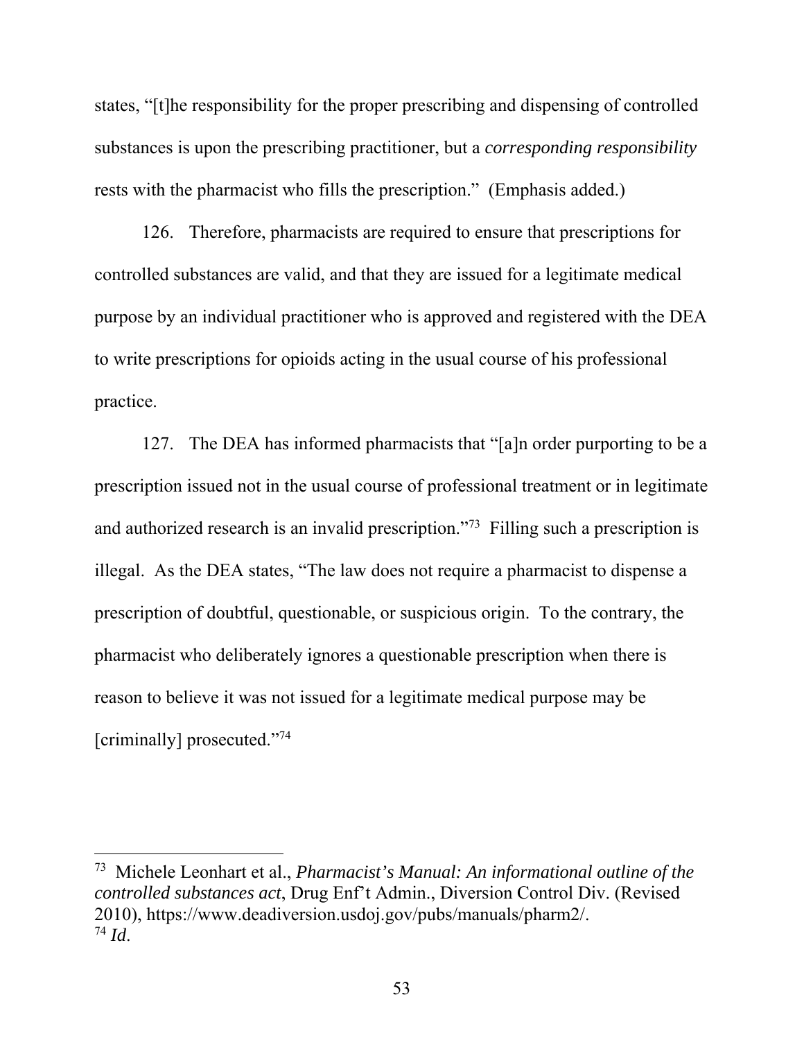states, "[t]he responsibility for the proper prescribing and dispensing of controlled substances is upon the prescribing practitioner, but a *corresponding responsibility* rests with the pharmacist who fills the prescription." (Emphasis added.)

126. Therefore, pharmacists are required to ensure that prescriptions for controlled substances are valid, and that they are issued for a legitimate medical purpose by an individual practitioner who is approved and registered with the DEA to write prescriptions for opioids acting in the usual course of his professional practice.

127. The DEA has informed pharmacists that "[a]n order purporting to be a prescription issued not in the usual course of professional treatment or in legitimate and authorized research is an invalid prescription."[73] Filling such a prescription is illegal. As the DEA states, "The law does not require a pharmacist to dispense a prescription of doubtful, questionable, or suspicious origin. To the contrary, the pharmacist who deliberately ignores a questionable prescription when there is reason to believe it was not issued for a legitimate medical purpose may be [criminally] prosecuted."[74]

---

[73] Michele Leonhart et al., *Pharmacist's Manual: An informational outline of the controlled substances act*, Drug Enf't Admin., Diversion Control Div. (Revised 2010), https://www.deadiversion.usdoj.gov/pubs/manuals/pharm2/.

[74] *Id*.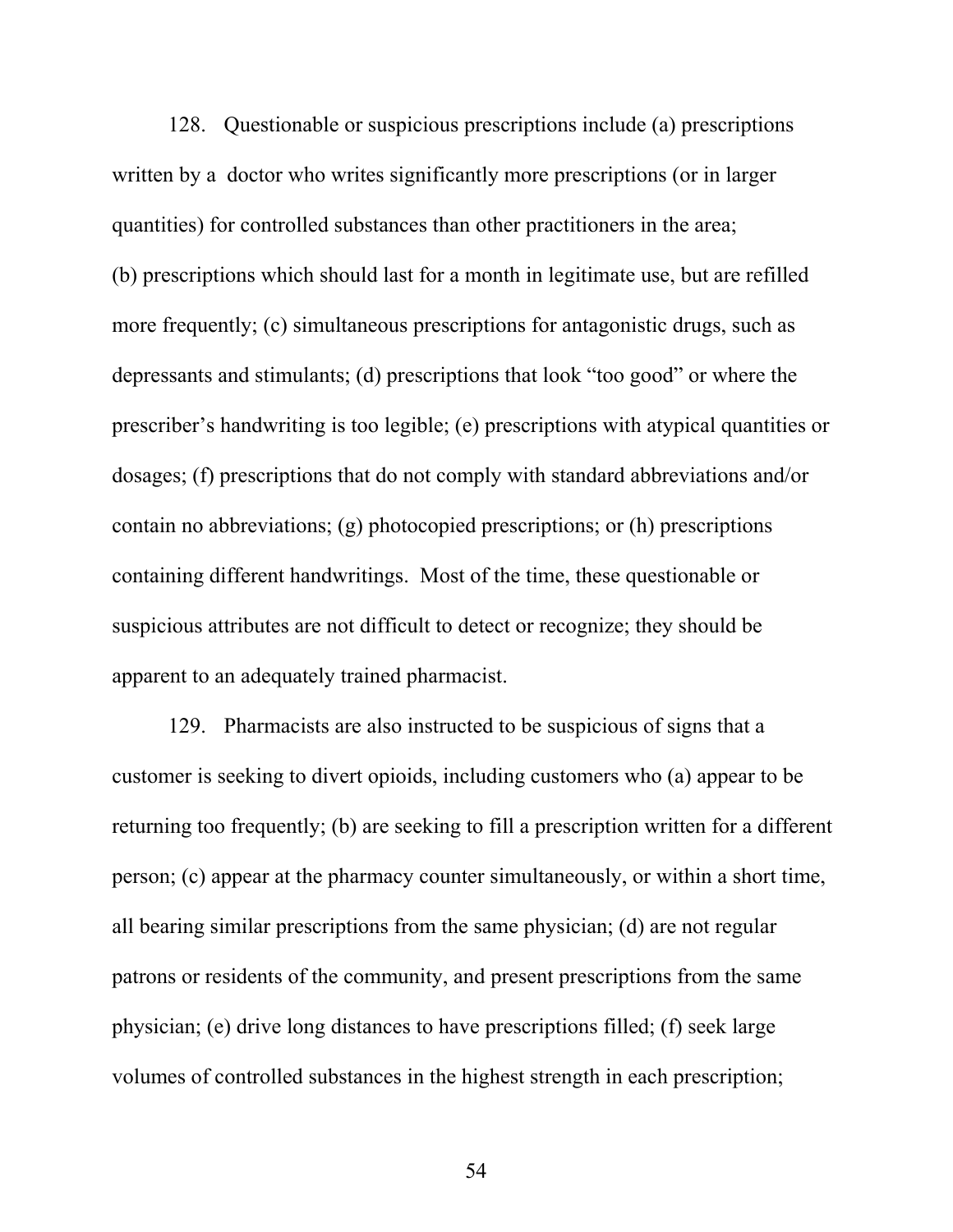128. Questionable or suspicious prescriptions include (a) prescriptions written by a doctor who writes significantly more prescriptions (or in larger quantities) for controlled substances than other practitioners in the area; (b) prescriptions which should last for a month in legitimate use, but are refilled more frequently; (c) simultaneous prescriptions for antagonistic drugs, such as depressants and stimulants; (d) prescriptions that look "too good" or where the prescriber's handwriting is too legible; (e) prescriptions with atypical quantities or dosages; (f) prescriptions that do not comply with standard abbreviations and/or contain no abbreviations; (g) photocopied prescriptions; or (h) prescriptions containing different handwritings. Most of the time, these questionable or suspicious attributes are not difficult to detect or recognize; they should be apparent to an adequately trained pharmacist.

129. Pharmacists are also instructed to be suspicious of signs that a customer is seeking to divert opioids, including customers who (a) appear to be returning too frequently; (b) are seeking to fill a prescription written for a different person; (c) appear at the pharmacy counter simultaneously, or within a short time, all bearing similar prescriptions from the same physician; (d) are not regular patrons or residents of the community, and present prescriptions from the same physician; (e) drive long distances to have prescriptions filled; (f) seek large volumes of controlled substances in the highest strength in each prescription;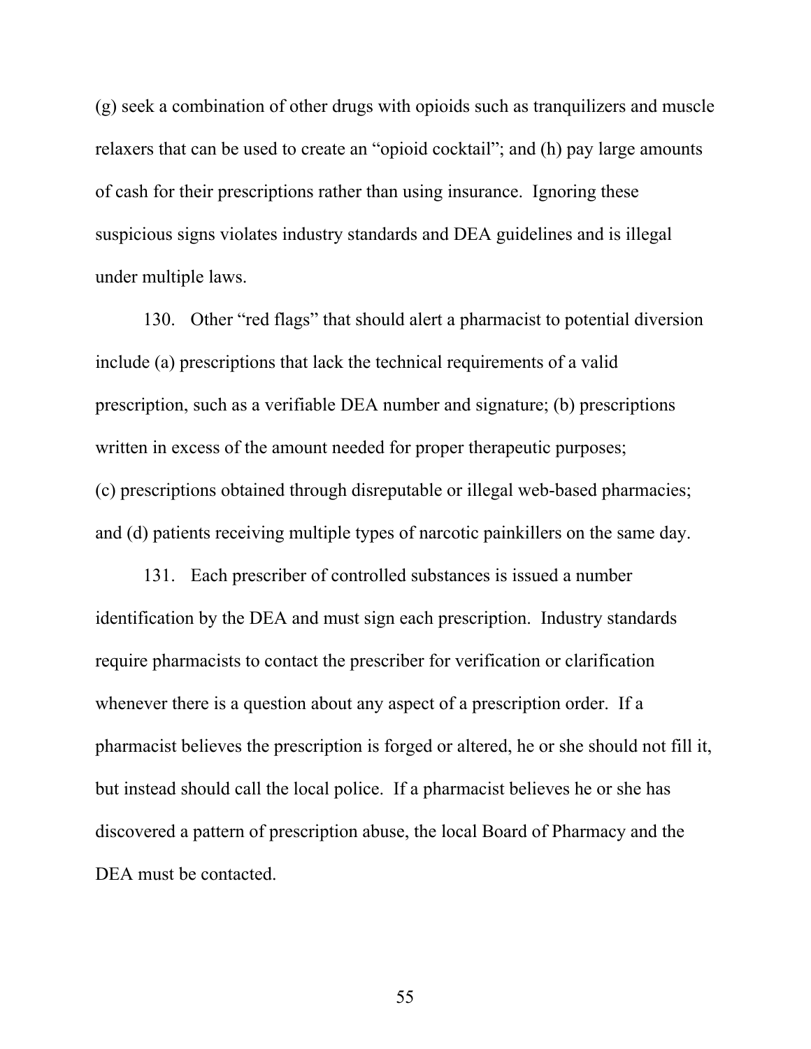(g) seek a combination of other drugs with opioids such as tranquilizers and muscle relaxers that can be used to create an "opioid cocktail"; and (h) pay large amounts of cash for their prescriptions rather than using insurance. Ignoring these suspicious signs violates industry standards and DEA guidelines and is illegal under multiple laws.

130. Other "red flags" that should alert a pharmacist to potential diversion include (a) prescriptions that lack the technical requirements of a valid prescription, such as a verifiable DEA number and signature; (b) prescriptions written in excess of the amount needed for proper therapeutic purposes; (c) prescriptions obtained through disreputable or illegal web-based pharmacies; and (d) patients receiving multiple types of narcotic painkillers on the same day.

131. Each prescriber of controlled substances is issued a number identification by the DEA and must sign each prescription. Industry standards require pharmacists to contact the prescriber for verification or clarification whenever there is a question about any aspect of a prescription order. If a pharmacist believes the prescription is forged or altered, he or she should not fill it, but instead should call the local police. If a pharmacist believes he or she has discovered a pattern of prescription abuse, the local Board of Pharmacy and the DEA must be contacted.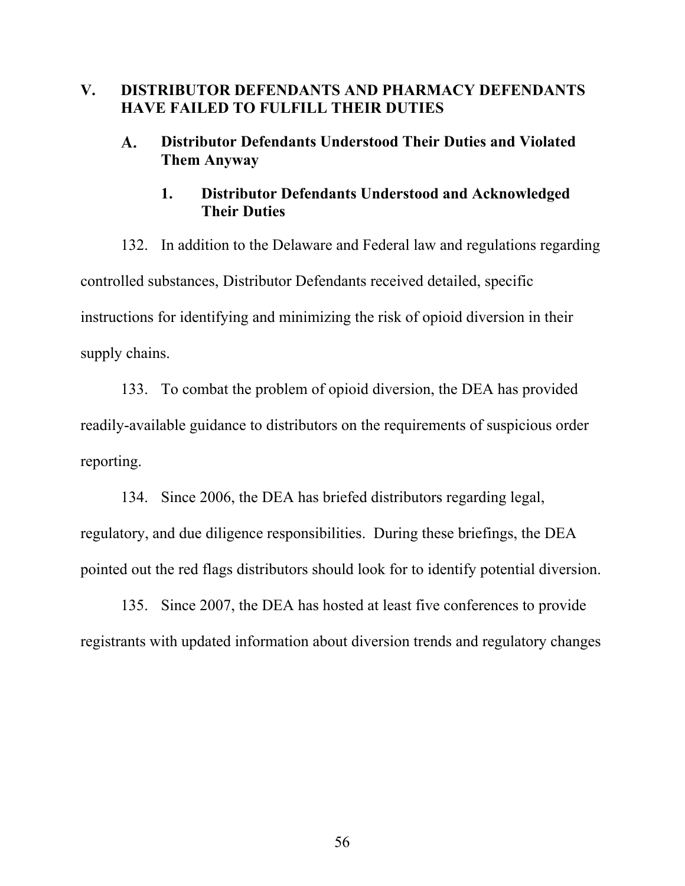## V. DISTRIBUTOR DEFENDANTS AND PHARMACY DEFENDANTS HAVE FAILED TO FULFILL THEIR DUTIES

### A. Distributor Defendants Understood Their Duties and Violated Them Anyway

#### 1. Distributor Defendants Understood and Acknowledged Their Duties

132. In addition to the Delaware and Federal law and regulations regarding controlled substances, Distributor Defendants received detailed, specific instructions for identifying and minimizing the risk of opioid diversion in their supply chains.

133. To combat the problem of opioid diversion, the DEA has provided readily-available guidance to distributors on the requirements of suspicious order reporting.

134. Since 2006, the DEA has briefed distributors regarding legal, regulatory, and due diligence responsibilities. During these briefings, the DEA pointed out the red flags distributors should look for to identify potential diversion.

135. Since 2007, the DEA has hosted at least five conferences to provide registrants with updated information about diversion trends and regulatory changes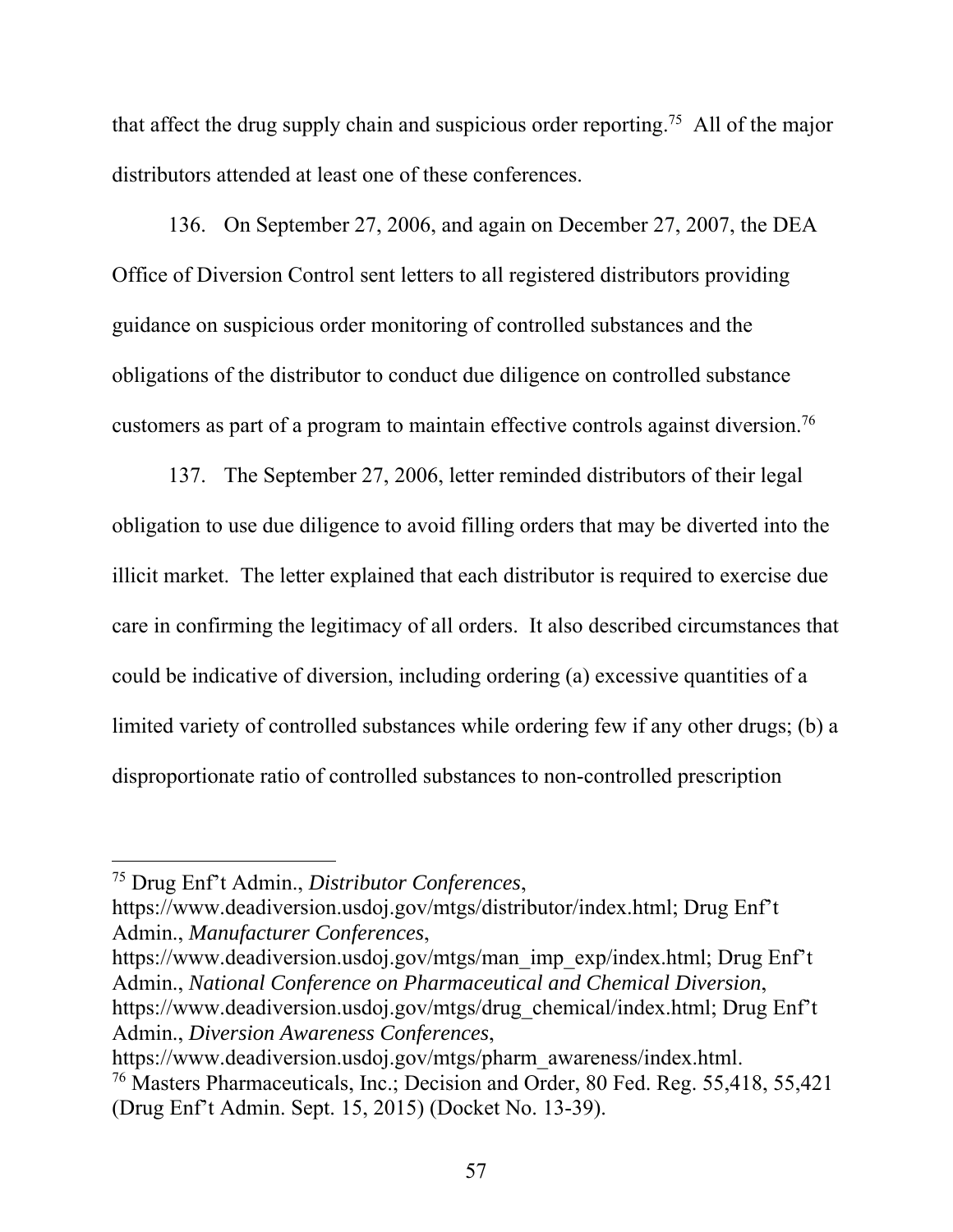that affect the drug supply chain and suspicious order reporting.[75] All of the major distributors attended at least one of these conferences.

136. On September 27, 2006, and again on December 27, 2007, the DEA Office of Diversion Control sent letters to all registered distributors providing guidance on suspicious order monitoring of controlled substances and the obligations of the distributor to conduct due diligence on controlled substance customers as part of a program to maintain effective controls against diversion.[76]

137. The September 27, 2006, letter reminded distributors of their legal obligation to use due diligence to avoid filling orders that may be diverted into the illicit market. The letter explained that each distributor is required to exercise due care in confirming the legitimacy of all orders. It also described circumstances that could be indicative of diversion, including ordering (a) excessive quantities of a limited variety of controlled substances while ordering few if any other drugs; (b) a disproportionate ratio of controlled substances to non-controlled prescription

---

[75] Drug Enf't Admin., *Distributor Conferences*, https://www.deadiversion.usdoj.gov/mtgs/distributor/index.html; Drug Enf't Admin., *Manufacturer Conferences*, https://www.deadiversion.usdoj.gov/mtgs/man_imp_exp/index.html; Drug Enf't Admin., *National Conference on Pharmaceutical and Chemical Diversion*, https://www.deadiversion.usdoj.gov/mtgs/drug_chemical/index.html; Drug Enf't Admin., *Diversion Awareness Conferences*, https://www.deadiversion.usdoj.gov/mtgs/pharm_awareness/index.html.

[76] Masters Pharmaceuticals, Inc.; Decision and Order, 80 Fed. Reg. 55,418, 55,421 (Drug Enf't Admin. Sept. 15, 2015) (Docket No. 13-39).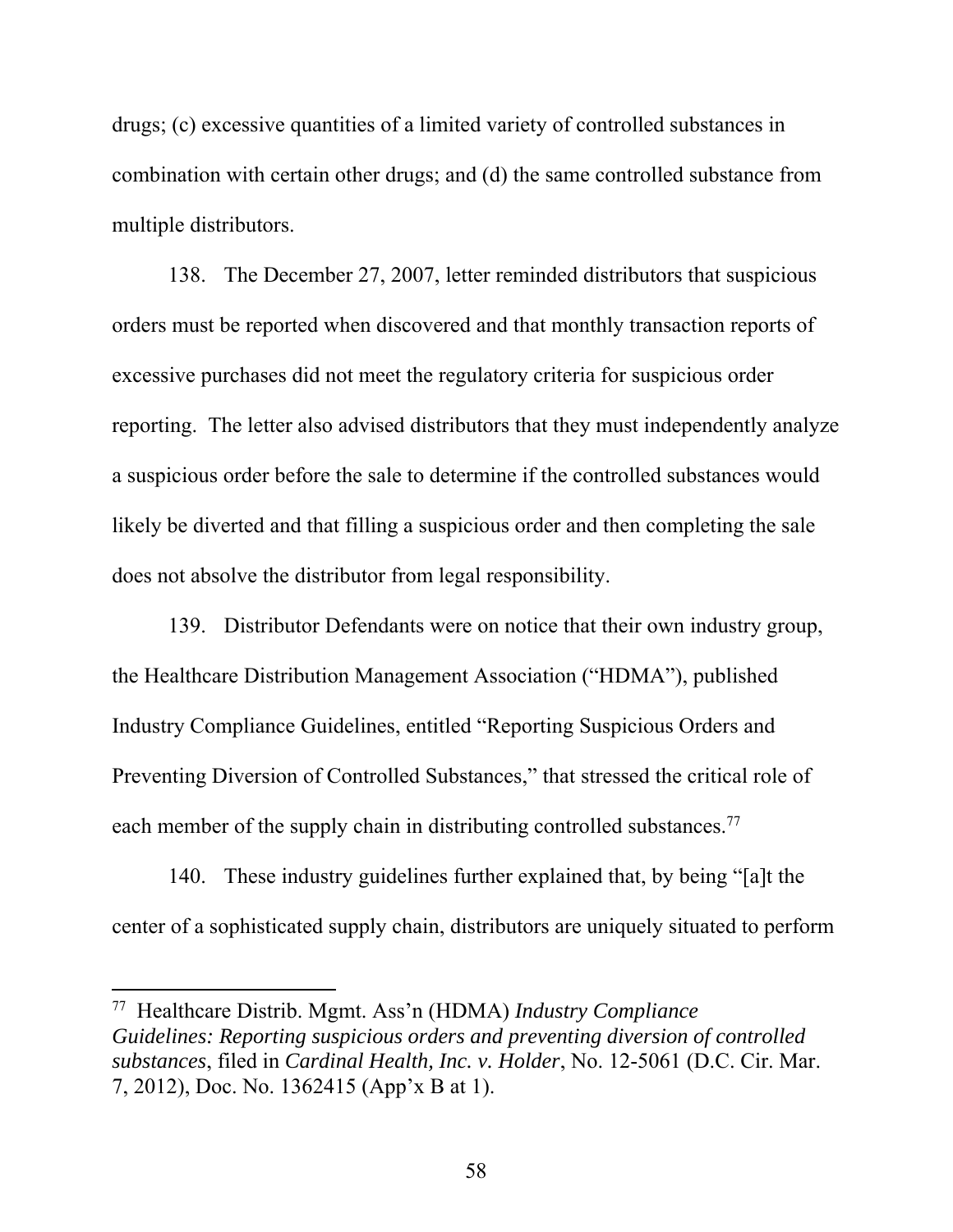drugs; (c) excessive quantities of a limited variety of controlled substances in combination with certain other drugs; and (d) the same controlled substance from multiple distributors.

138. The December 27, 2007, letter reminded distributors that suspicious orders must be reported when discovered and that monthly transaction reports of excessive purchases did not meet the regulatory criteria for suspicious order reporting. The letter also advised distributors that they must independently analyze a suspicious order before the sale to determine if the controlled substances would likely be diverted and that filling a suspicious order and then completing the sale does not absolve the distributor from legal responsibility.

139. Distributor Defendants were on notice that their own industry group, the Healthcare Distribution Management Association ("HDMA"), published Industry Compliance Guidelines, entitled "Reporting Suspicious Orders and Preventing Diversion of Controlled Substances," that stressed the critical role of each member of the supply chain in distributing controlled substances.[77]

140. These industry guidelines further explained that, by being "[a]t the center of a sophisticated supply chain, distributors are uniquely situated to perform

---

[77] Healthcare Distrib. Mgmt. Ass'n (HDMA) *Industry Compliance Guidelines: Reporting suspicious orders and preventing diversion of controlled substances*, filed in *Cardinal Health, Inc. v. Holder*, No. 12-5061 (D.C. Cir. Mar. 7, 2012), Doc. No. 1362415 (App'x B at 1).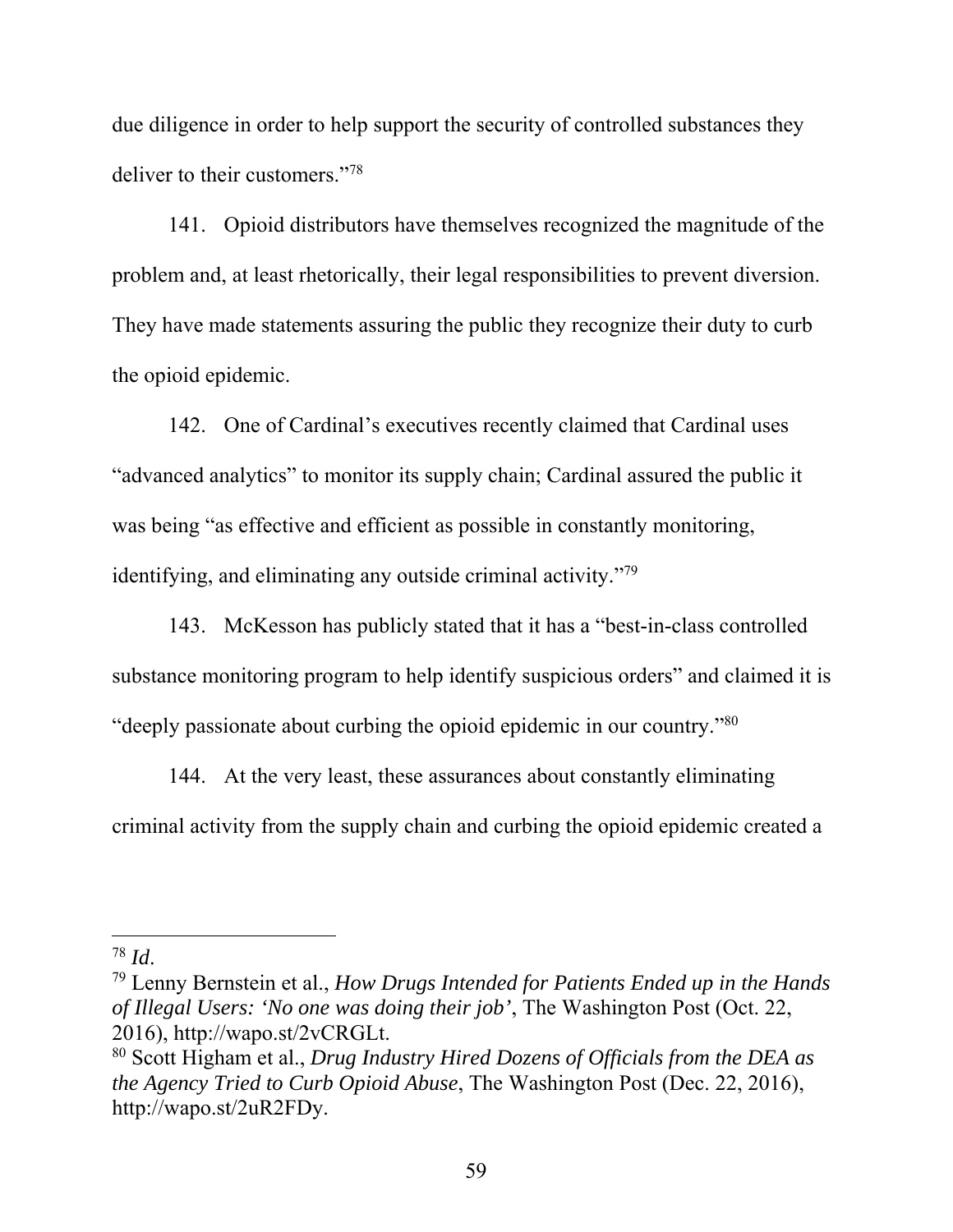due diligence in order to help support the security of controlled substances they deliver to their customers."[78]

141. Opioid distributors have themselves recognized the magnitude of the problem and, at least rhetorically, their legal responsibilities to prevent diversion. They have made statements assuring the public they recognize their duty to curb the opioid epidemic.

142. One of Cardinal's executives recently claimed that Cardinal uses "advanced analytics" to monitor its supply chain; Cardinal assured the public it was being "as effective and efficient as possible in constantly monitoring, identifying, and eliminating any outside criminal activity."[79]

143. McKesson has publicly stated that it has a "best-in-class controlled substance monitoring program to help identify suspicious orders" and claimed it is "deeply passionate about curbing the opioid epidemic in our country."[80]

144. At the very least, these assurances about constantly eliminating criminal activity from the supply chain and curbing the opioid epidemic created a

---

[78] *Id*.

[79] Lenny Bernstein et al., *How Drugs Intended for Patients Ended up in the Hands of Illegal Users: 'No one was doing their job'*, The Washington Post (Oct. 22, 2016), http://wapo.st/2vCRGLt.

[80] Scott Higham et al., *Drug Industry Hired Dozens of Officials from the DEA as the Agency Tried to Curb Opioid Abuse*, The Washington Post (Dec. 22, 2016), http://wapo.st/2uR2FDy.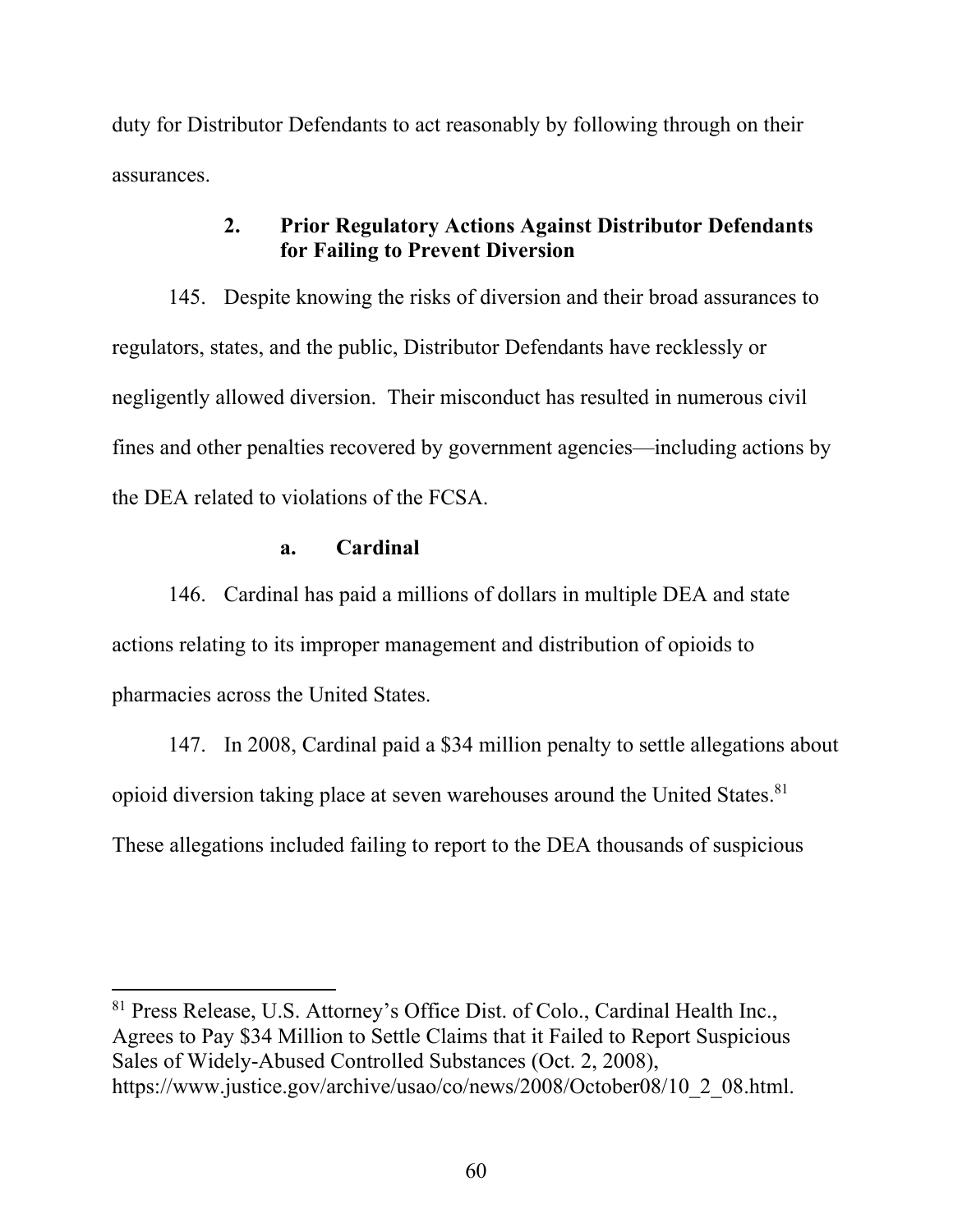duty for Distributor Defendants to act reasonably by following through on their assurances.

### 2. Prior Regulatory Actions Against Distributor Defendants for Failing to Prevent Diversion

145. Despite knowing the risks of diversion and their broad assurances to regulators, states, and the public, Distributor Defendants have recklessly or negligently allowed diversion. Their misconduct has resulted in numerous civil fines and other penalties recovered by government agencies—including actions by the DEA related to violations of the FCSA.

#### a. Cardinal

146. Cardinal has paid a millions of dollars in multiple DEA and state actions relating to its improper management and distribution of opioids to pharmacies across the United States.

147. In 2008, Cardinal paid a $34 million penalty to settle allegations about opioid diversion taking place at seven warehouses around the United States.[81] These allegations included failing to report to the DEA thousands of suspicious

---

[81] Press Release, U.S. Attorney's Office Dist. of Colo., Cardinal Health Inc., Agrees to Pay $34 Million to Settle Claims that it Failed to Report Suspicious Sales of Widely-Abused Controlled Substances (Oct. 2, 2008), https://www.justice.gov/archive/usao/co/news/2008/October08/10_2_08.html.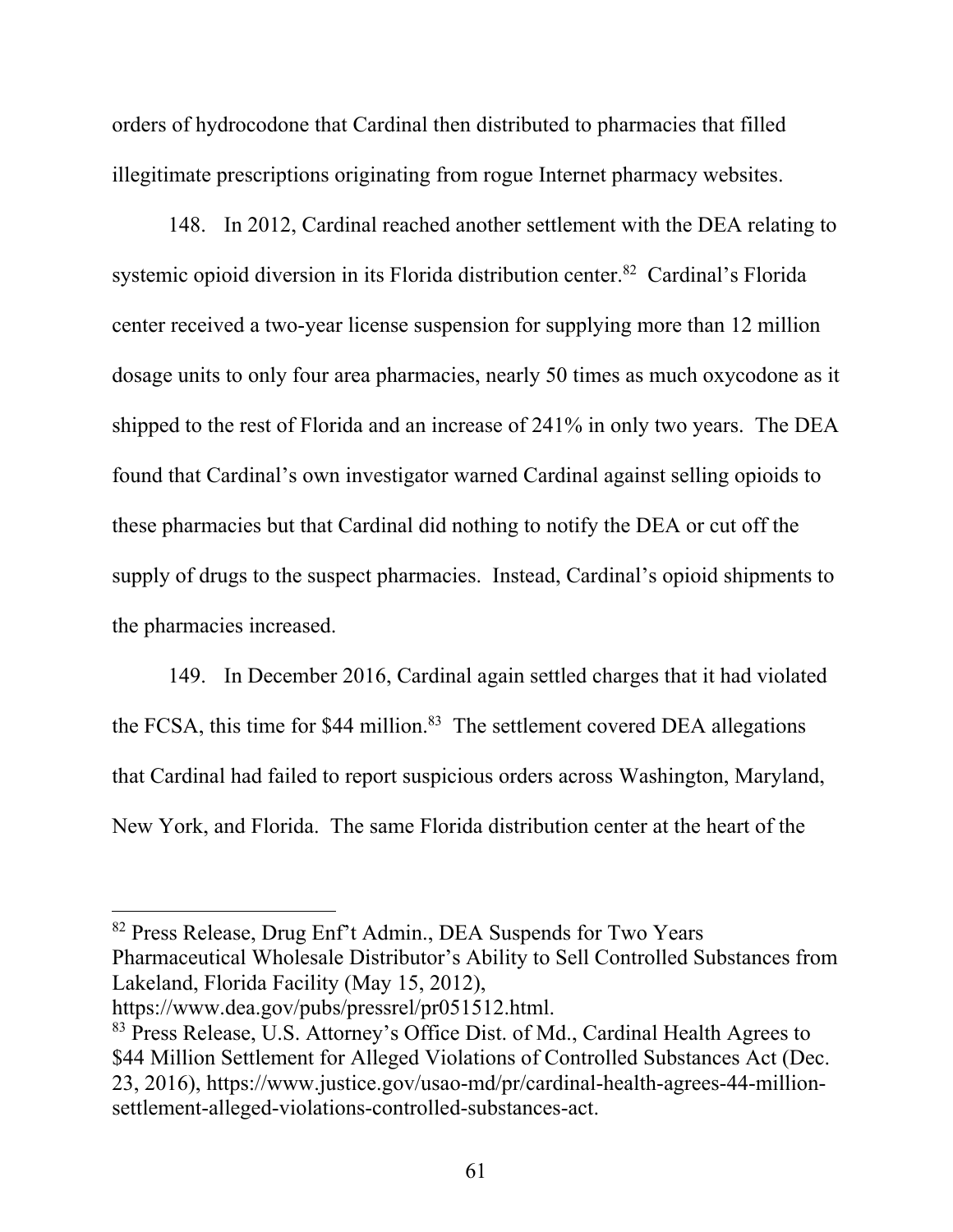orders of hydrocodone that Cardinal then distributed to pharmacies that filled illegitimate prescriptions originating from rogue Internet pharmacy websites.

148. In 2012, Cardinal reached another settlement with the DEA relating to systemic opioid diversion in its Florida distribution center.[82] Cardinal's Florida center received a two-year license suspension for supplying more than 12 million dosage units to only four area pharmacies, nearly 50 times as much oxycodone as it shipped to the rest of Florida and an increase of 241% in only two years. The DEA found that Cardinal's own investigator warned Cardinal against selling opioids to these pharmacies but that Cardinal did nothing to notify the DEA or cut off the supply of drugs to the suspect pharmacies. Instead, Cardinal's opioid shipments to the pharmacies increased.

149. In December 2016, Cardinal again settled charges that it had violated the FCSA, this time for $44 million.[83] The settlement covered DEA allegations that Cardinal had failed to report suspicious orders across Washington, Maryland, New York, and Florida. The same Florida distribution center at the heart of the

---

[82] Press Release, Drug Enf't Admin., DEA Suspends for Two Years Pharmaceutical Wholesale Distributor's Ability to Sell Controlled Substances from Lakeland, Florida Facility (May 15, 2012), https://www.dea.gov/pubs/pressrel/pr051512.html.

[83] Press Release, U.S. Attorney's Office Dist. of Md., Cardinal Health Agrees to $44 Million Settlement for Alleged Violations of Controlled Substances Act (Dec. 23, 2016), https://www.justice.gov/usao-md/pr/cardinal-health-agrees-44-million-settlement-alleged-violations-controlled-substances-act.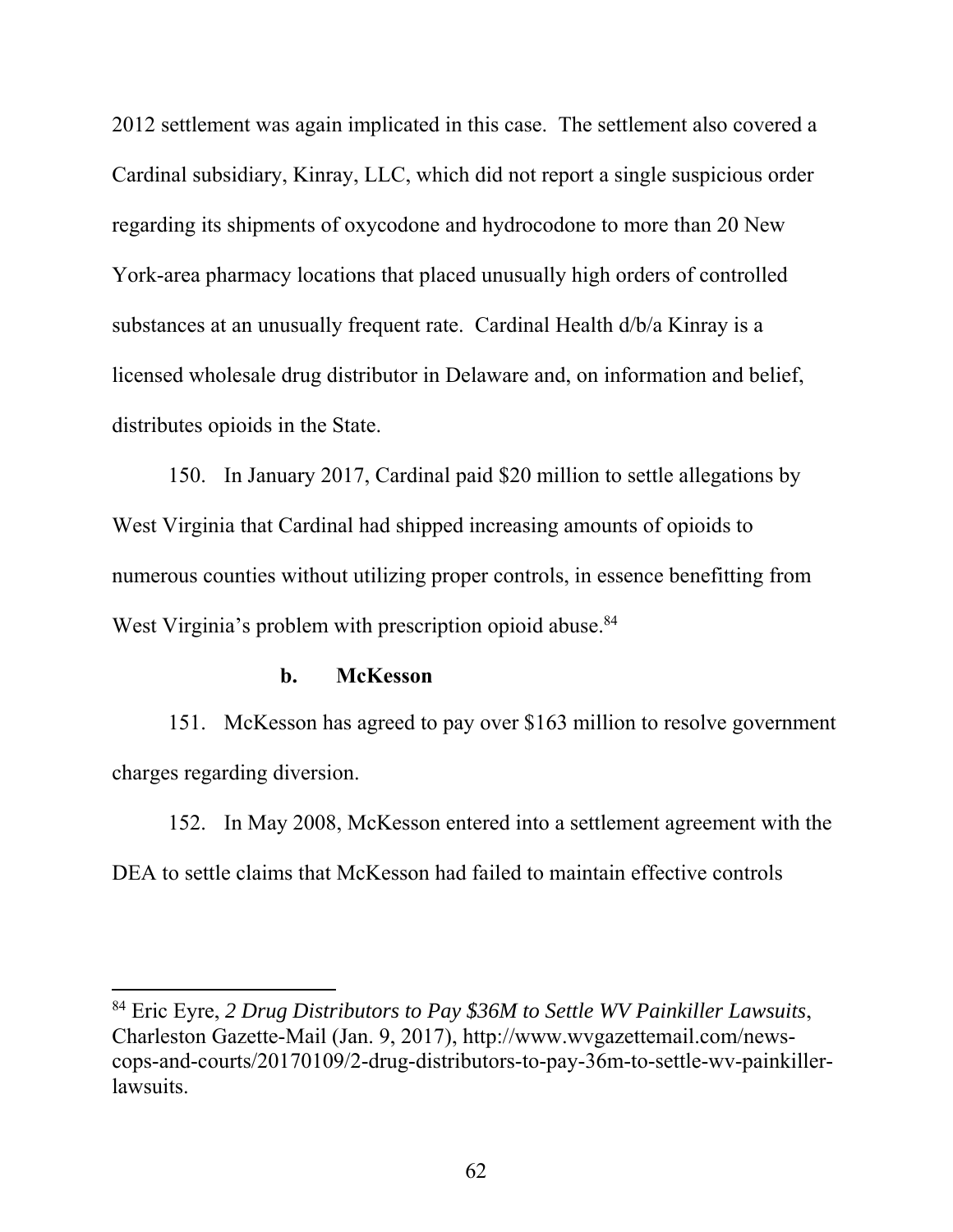2012 settlement was again implicated in this case. The settlement also covered a Cardinal subsidiary, Kinray, LLC, which did not report a single suspicious order regarding its shipments of oxycodone and hydrocodone to more than 20 New York-area pharmacy locations that placed unusually high orders of controlled substances at an unusually frequent rate. Cardinal Health d/b/a Kinray is a licensed wholesale drug distributor in Delaware and, on information and belief, distributes opioids in the State.

150. In January 2017, Cardinal paid $20 million to settle allegations by West Virginia that Cardinal had shipped increasing amounts of opioids to numerous counties without utilizing proper controls, in essence benefitting from West Virginia's problem with prescription opioid abuse.[84]

**b. McKesson**

151. McKesson has agreed to pay over $163 million to resolve government charges regarding diversion.

152. In May 2008, McKesson entered into a settlement agreement with the DEA to settle claims that McKesson had failed to maintain effective controls

---

[84] Eric Eyre, *2 Drug Distributors to Pay $36M to Settle WV Painkiller Lawsuits*, Charleston Gazette-Mail (Jan. 9, 2017), http://www.wvgazettemail.com/news-cops-and-courts/20170109/2-drug-distributors-to-pay-36m-to-settle-wv-painkiller-lawsuits.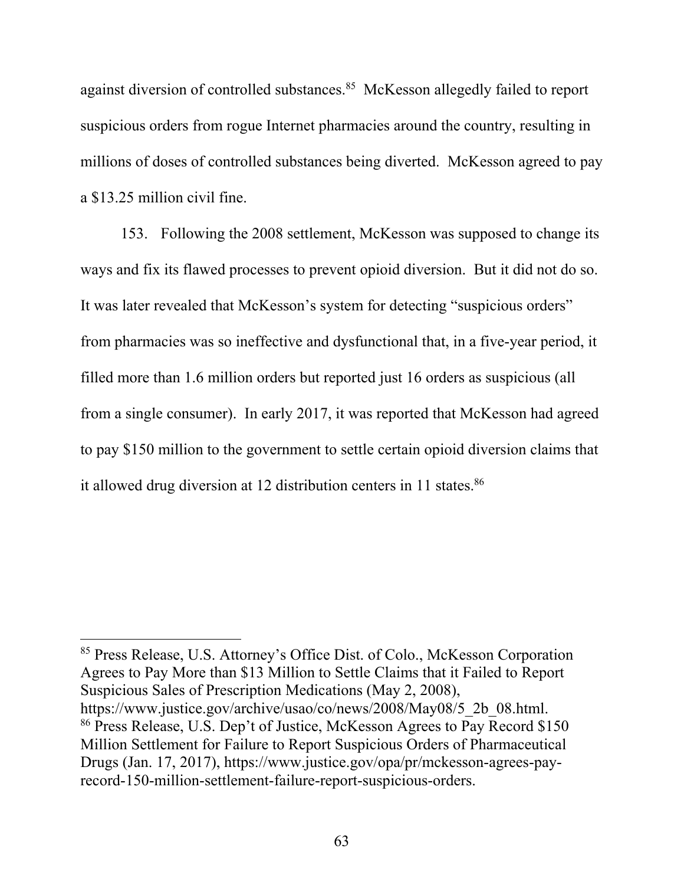against diversion of controlled substances.[85] McKesson allegedly failed to report suspicious orders from rogue Internet pharmacies around the country, resulting in millions of doses of controlled substances being diverted. McKesson agreed to pay a $13.25 million civil fine.

153. Following the 2008 settlement, McKesson was supposed to change its ways and fix its flawed processes to prevent opioid diversion. But it did not do so. It was later revealed that McKesson's system for detecting "suspicious orders" from pharmacies was so ineffective and dysfunctional that, in a five-year period, it filled more than 1.6 million orders but reported just 16 orders as suspicious (all from a single consumer). In early 2017, it was reported that McKesson had agreed to pay $150 million to the government to settle certain opioid diversion claims that it allowed drug diversion at 12 distribution centers in 11 states.[86]

---

[85] Press Release, U.S. Attorney's Office Dist. of Colo., McKesson Corporation Agrees to Pay More than $13 Million to Settle Claims that it Failed to Report Suspicious Sales of Prescription Medications (May 2, 2008), https://www.justice.gov/archive/usao/co/news/2008/May08/5_2b_08.html.

[86] Press Release, U.S. Dep't of Justice, McKesson Agrees to Pay Record $150 Million Settlement for Failure to Report Suspicious Orders of Pharmaceutical Drugs (Jan. 17, 2017), https://www.justice.gov/opa/pr/mckesson-agrees-pay-record-150-million-settlement-failure-report-suspicious-orders.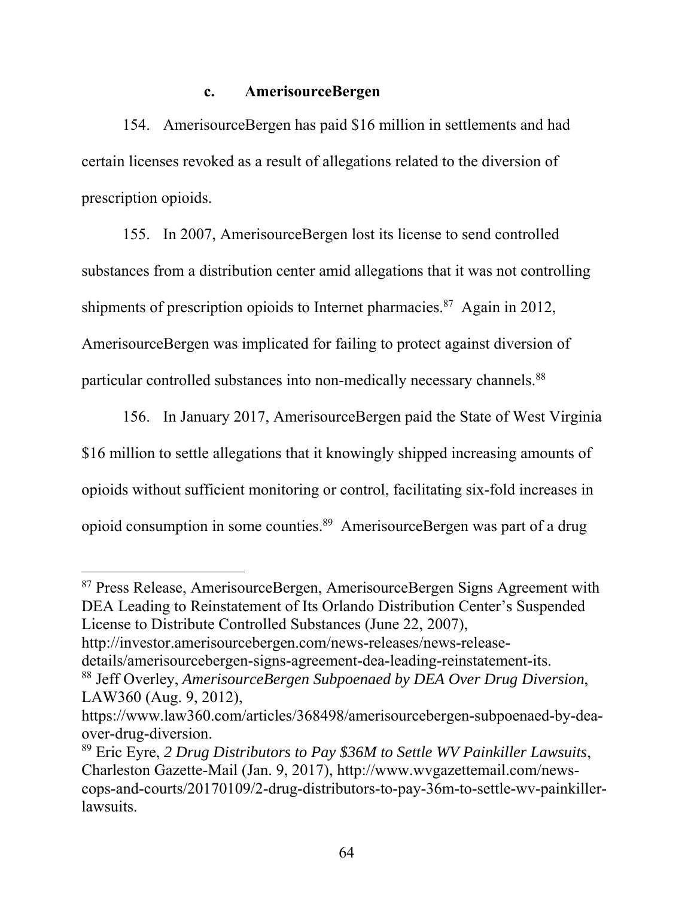#### c. AmerisourceBergen

154. AmerisourceBergen has paid $16 million in settlements and had certain licenses revoked as a result of allegations related to the diversion of prescription opioids.

155. In 2007, AmerisourceBergen lost its license to send controlled substances from a distribution center amid allegations that it was not controlling shipments of prescription opioids to Internet pharmacies.[87] Again in 2012, AmerisourceBergen was implicated for failing to protect against diversion of particular controlled substances into non-medically necessary channels.[88]

156. In January 2017, AmerisourceBergen paid the State of West Virginia $16 million to settle allegations that it knowingly shipped increasing amounts of opioids without sufficient monitoring or control, facilitating six-fold increases in opioid consumption in some counties.[89] AmerisourceBergen was part of a drug

---

[87] Press Release, AmerisourceBergen, AmerisourceBergen Signs Agreement with DEA Leading to Reinstatement of Its Orlando Distribution Center's Suspended License to Distribute Controlled Substances (June 22, 2007), http://investor.amerisourcebergen.com/news-releases/news-release-details/amerisourcebergen-signs-agreement-dea-leading-reinstatement-its.

[88] Jeff Overley, *AmerisourceBergen Subpoenaed by DEA Over Drug Diversion*, LAW360 (Aug. 9, 2012), https://www.law360.com/articles/368498/amerisourcebergen-subpoenaed-by-dea-over-drug-diversion.

[89] Eric Eyre, *2 Drug Distributors to Pay $36M to Settle WV Painkiller Lawsuits*, Charleston Gazette-Mail (Jan. 9, 2017), http://www.wvgazettemail.com/news-cops-and-courts/20170109/2-drug-distributors-to-pay-36m-to-settle-wv-painkiller-lawsuits.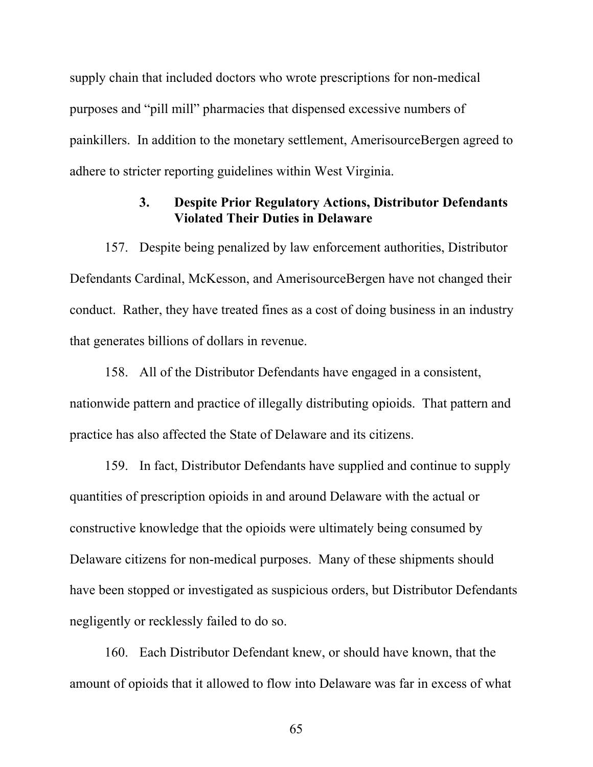supply chain that included doctors who wrote prescriptions for non-medical purposes and "pill mill" pharmacies that dispensed excessive numbers of painkillers. In addition to the monetary settlement, AmerisourceBergen agreed to adhere to stricter reporting guidelines within West Virginia.

### 3. Despite Prior Regulatory Actions, Distributor Defendants Violated Their Duties in Delaware

157. Despite being penalized by law enforcement authorities, Distributor Defendants Cardinal, McKesson, and AmerisourceBergen have not changed their conduct. Rather, they have treated fines as a cost of doing business in an industry that generates billions of dollars in revenue.

158. All of the Distributor Defendants have engaged in a consistent, nationwide pattern and practice of illegally distributing opioids. That pattern and practice has also affected the State of Delaware and its citizens.

159. In fact, Distributor Defendants have supplied and continue to supply quantities of prescription opioids in and around Delaware with the actual or constructive knowledge that the opioids were ultimately being consumed by Delaware citizens for non-medical purposes. Many of these shipments should have been stopped or investigated as suspicious orders, but Distributor Defendants negligently or recklessly failed to do so.

160. Each Distributor Defendant knew, or should have known, that the amount of opioids that it allowed to flow into Delaware was far in excess of what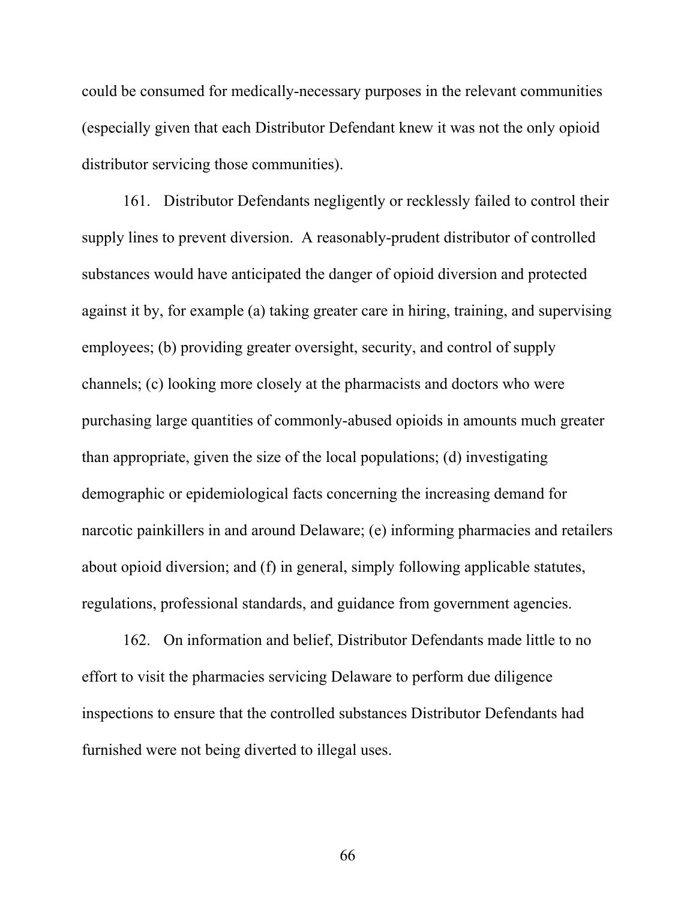could be consumed for medically-necessary purposes in the relevant communities (especially given that each Distributor Defendant knew it was not the only opioid distributor servicing those communities).

161. Distributor Defendants negligently or recklessly failed to control their supply lines to prevent diversion. A reasonably-prudent distributor of controlled substances would have anticipated the danger of opioid diversion and protected against it by, for example (a) taking greater care in hiring, training, and supervising employees; (b) providing greater oversight, security, and control of supply channels; (c) looking more closely at the pharmacists and doctors who were purchasing large quantities of commonly-abused opioids in amounts much greater than appropriate, given the size of the local populations; (d) investigating demographic or epidemiological facts concerning the increasing demand for narcotic painkillers in and around Delaware; (e) informing pharmacies and retailers about opioid diversion; and (f) in general, simply following applicable statutes, regulations, professional standards, and guidance from government agencies.

162. On information and belief, Distributor Defendants made little to no effort to visit the pharmacies servicing Delaware to perform due diligence inspections to ensure that the controlled substances Distributor Defendants had furnished were not being diverted to illegal uses.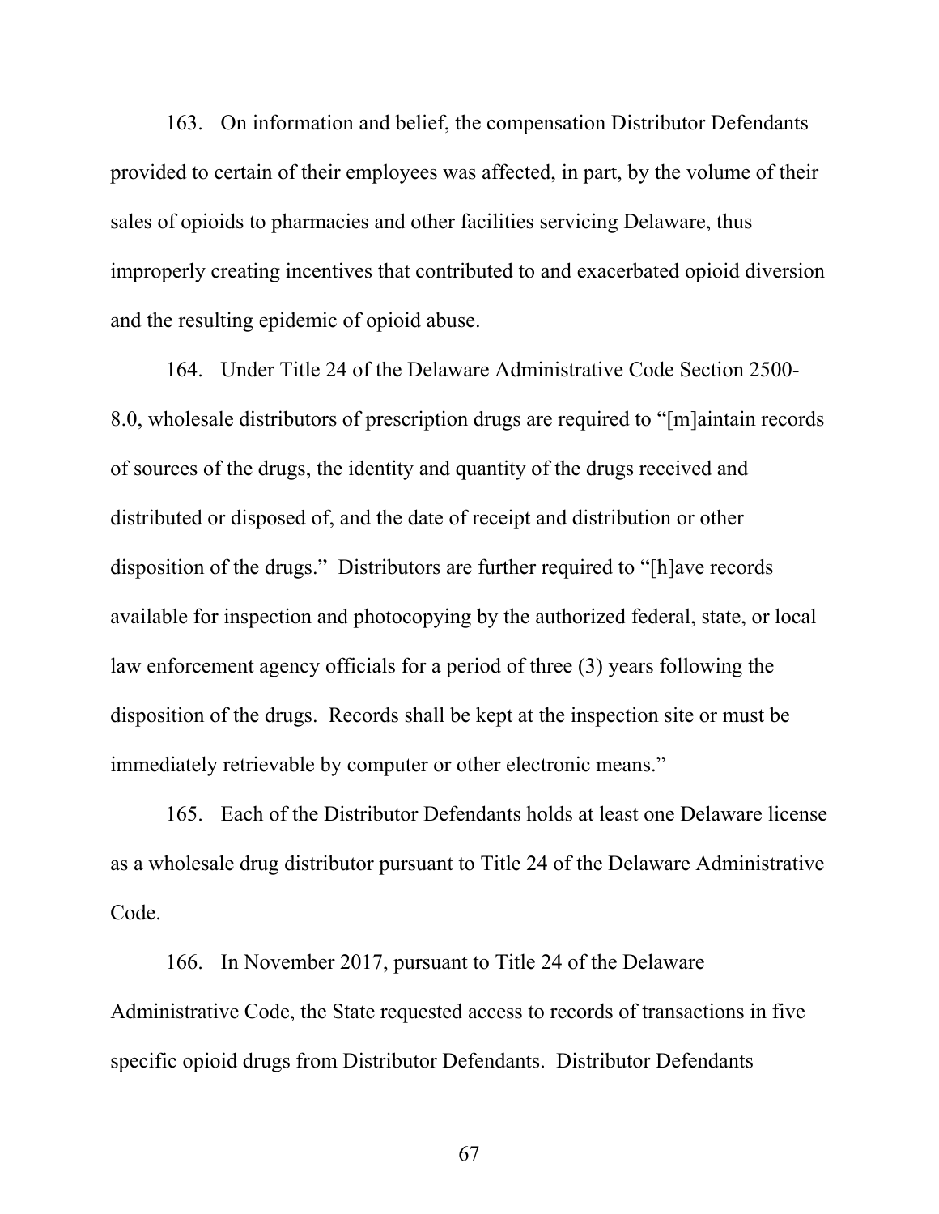163. On information and belief, the compensation Distributor Defendants provided to certain of their employees was affected, in part, by the volume of their sales of opioids to pharmacies and other facilities servicing Delaware, thus improperly creating incentives that contributed to and exacerbated opioid diversion and the resulting epidemic of opioid abuse.

164. Under Title 24 of the Delaware Administrative Code Section 2500-8.0, wholesale distributors of prescription drugs are required to "[m]aintain records of sources of the drugs, the identity and quantity of the drugs received and distributed or disposed of, and the date of receipt and distribution or other disposition of the drugs." Distributors are further required to "[h]ave records available for inspection and photocopying by the authorized federal, state, or local law enforcement agency officials for a period of three (3) years following the disposition of the drugs. Records shall be kept at the inspection site or must be immediately retrievable by computer or other electronic means."

165. Each of the Distributor Defendants holds at least one Delaware license as a wholesale drug distributor pursuant to Title 24 of the Delaware Administrative Code.

166. In November 2017, pursuant to Title 24 of the Delaware Administrative Code, the State requested access to records of transactions in five specific opioid drugs from Distributor Defendants. Distributor Defendants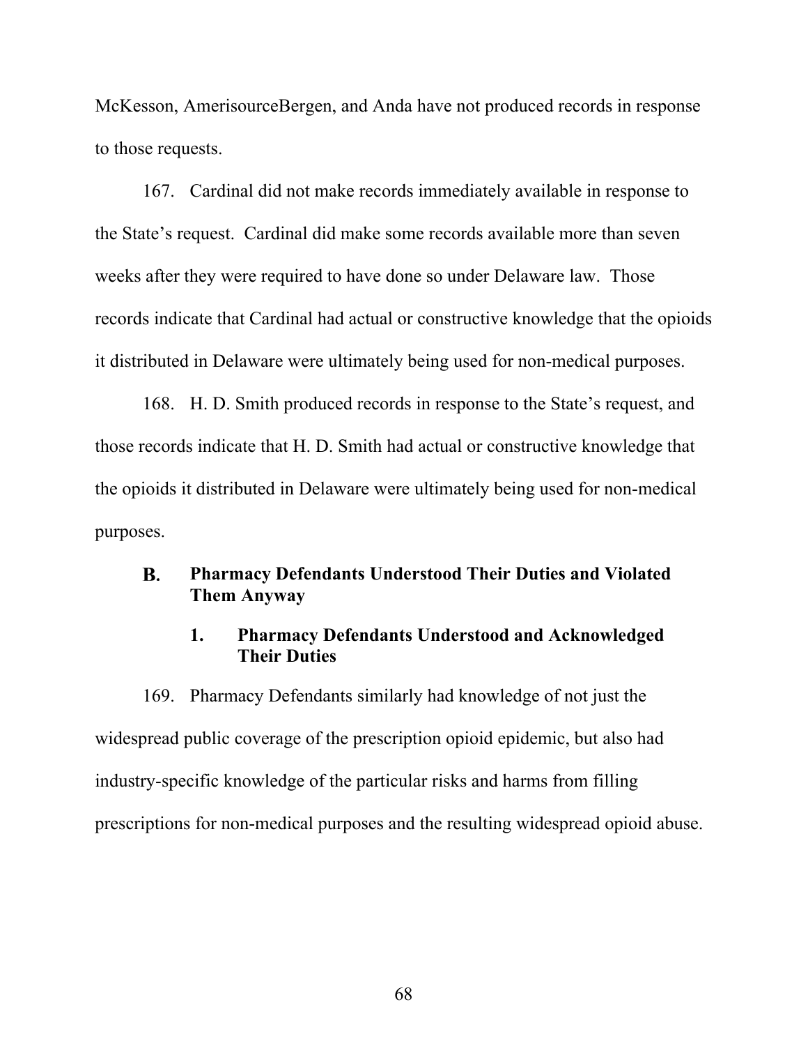McKesson, AmerisourceBergen, and Anda have not produced records in response to those requests.

167. Cardinal did not make records immediately available in response to the State's request. Cardinal did make some records available more than seven weeks after they were required to have done so under Delaware law. Those records indicate that Cardinal had actual or constructive knowledge that the opioids it distributed in Delaware were ultimately being used for non-medical purposes.

168. H. D. Smith produced records in response to the State's request, and those records indicate that H. D. Smith had actual or constructive knowledge that the opioids it distributed in Delaware were ultimately being used for non-medical purposes.

## B. Pharmacy Defendants Understood Their Duties and Violated Them Anyway

### 1. Pharmacy Defendants Understood and Acknowledged Their Duties

169. Pharmacy Defendants similarly had knowledge of not just the widespread public coverage of the prescription opioid epidemic, but also had industry-specific knowledge of the particular risks and harms from filling prescriptions for non-medical purposes and the resulting widespread opioid abuse.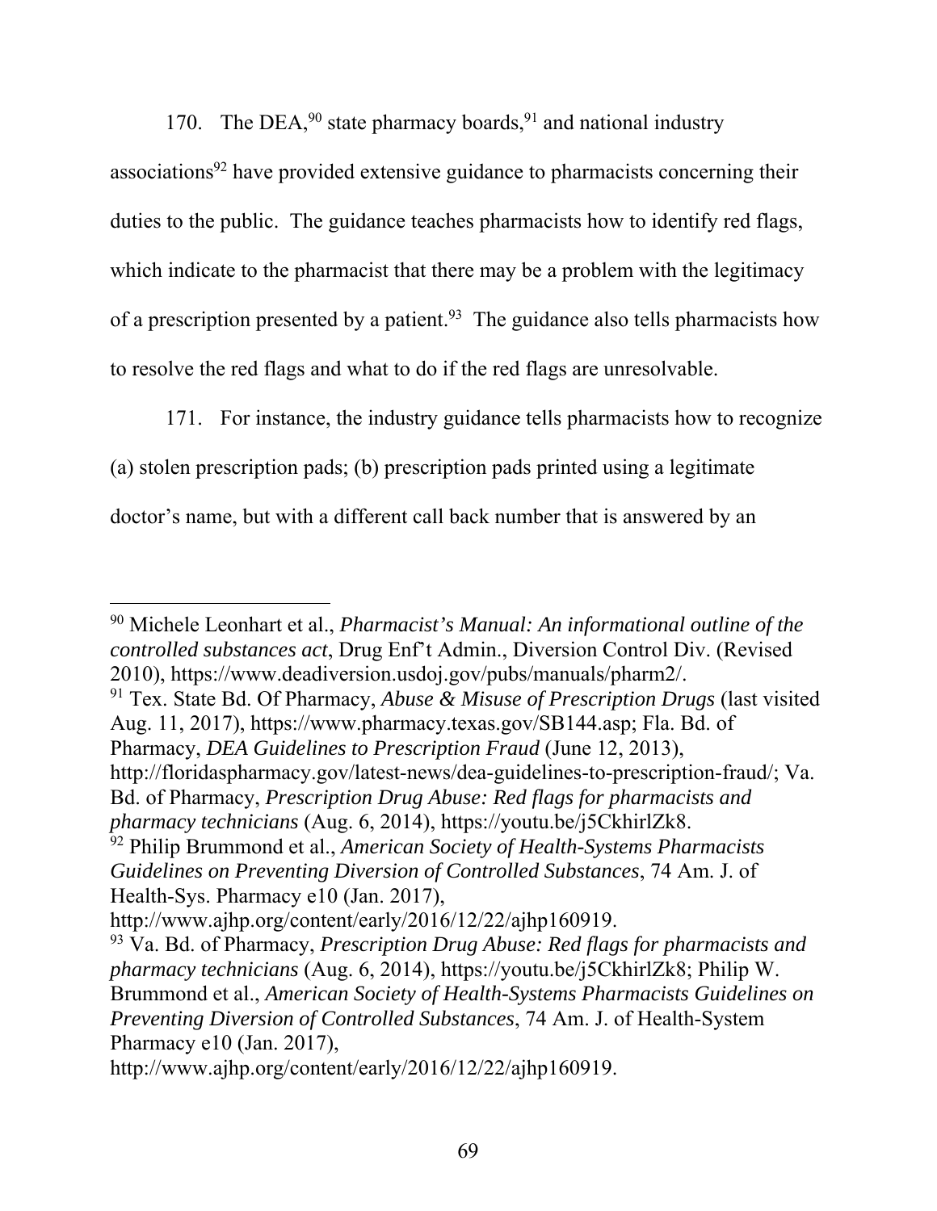170. The DEA,[90] state pharmacy boards,[91] and national industry associations[92] have provided extensive guidance to pharmacists concerning their duties to the public. The guidance teaches pharmacists how to identify red flags, which indicate to the pharmacist that there may be a problem with the legitimacy of a prescription presented by a patient.[93] The guidance also tells pharmacists how to resolve the red flags and what to do if the red flags are unresolvable.

171. For instance, the industry guidance tells pharmacists how to recognize (a) stolen prescription pads; (b) prescription pads printed using a legitimate doctor's name, but with a different call back number that is answered by an

---

[90] Michele Leonhart et al., *Pharmacist's Manual: An informational outline of the controlled substances act*, Drug Enf't Admin., Diversion Control Div. (Revised 2010), https://www.deadiversion.usdoj.gov/pubs/manuals/pharm2/.

[91] Tex. State Bd. Of Pharmacy, *Abuse & Misuse of Prescription Drugs* (last visited Aug. 11, 2017), https://www.pharmacy.texas.gov/SB144.asp; Fla. Bd. of Pharmacy, *DEA Guidelines to Prescription Fraud* (June 12, 2013), http://floridaspharmacy.gov/latest-news/dea-guidelines-to-prescription-fraud/; Va. Bd. of Pharmacy, *Prescription Drug Abuse: Red flags for pharmacists and pharmacy technicians* (Aug. 6, 2014), https://youtu.be/j5CkhirlZk8.

[92] Philip Brummond et al., *American Society of Health-Systems Pharmacists Guidelines on Preventing Diversion of Controlled Substances*, 74 Am. J. of Health-Sys. Pharmacy e10 (Jan. 2017), http://www.ajhp.org/content/early/2016/12/22/ajhp160919.

[93] Va. Bd. of Pharmacy, *Prescription Drug Abuse: Red flags for pharmacists and pharmacy technicians* (Aug. 6, 2014), https://youtu.be/j5CkhirlZk8; Philip W. Brummond et al., *American Society of Health-Systems Pharmacists Guidelines on Preventing Diversion of Controlled Substances*, 74 Am. J. of Health-System Pharmacy e10 (Jan. 2017), http://www.ajhp.org/content/early/2016/12/22/ajhp160919.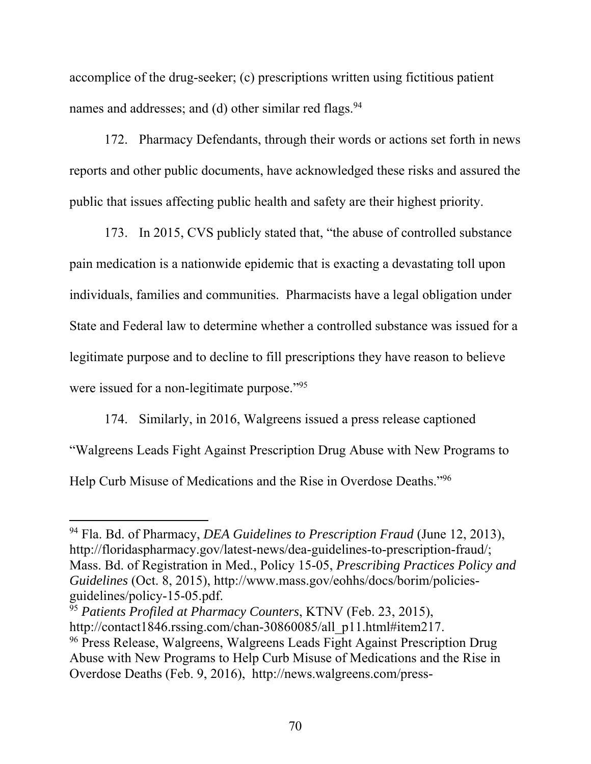accomplice of the drug-seeker; (c) prescriptions written using fictitious patient names and addresses; and (d) other similar red flags.[94]

172. Pharmacy Defendants, through their words or actions set forth in news reports and other public documents, have acknowledged these risks and assured the public that issues affecting public health and safety are their highest priority.

173. In 2015, CVS publicly stated that, "the abuse of controlled substance pain medication is a nationwide epidemic that is exacting a devastating toll upon individuals, families and communities. Pharmacists have a legal obligation under State and Federal law to determine whether a controlled substance was issued for a legitimate purpose and to decline to fill prescriptions they have reason to believe were issued for a non-legitimate purpose."[95]

174. Similarly, in 2016, Walgreens issued a press release captioned "Walgreens Leads Fight Against Prescription Drug Abuse with New Programs to Help Curb Misuse of Medications and the Rise in Overdose Deaths."[96]

---

[94] Fla. Bd. of Pharmacy, *DEA Guidelines to Prescription Fraud* (June 12, 2013), http://floridaspharmacy.gov/latest-news/dea-guidelines-to-prescription-fraud/; Mass. Bd. of Registration in Med., Policy 15-05, *Prescribing Practices Policy and Guidelines* (Oct. 8, 2015), http://www.mass.gov/eohhs/docs/borim/policies-guidelines/policy-15-05.pdf.

[95] *Patients Profiled at Pharmacy Counters*, KTNV (Feb. 23, 2015), http://contact1846.rssing.com/chan-30860085/all_p11.html#item217.

[96] Press Release, Walgreens, Walgreens Leads Fight Against Prescription Drug Abuse with New Programs to Help Curb Misuse of Medications and the Rise in Overdose Deaths (Feb. 9, 2016), http://news.walgreens.com/press-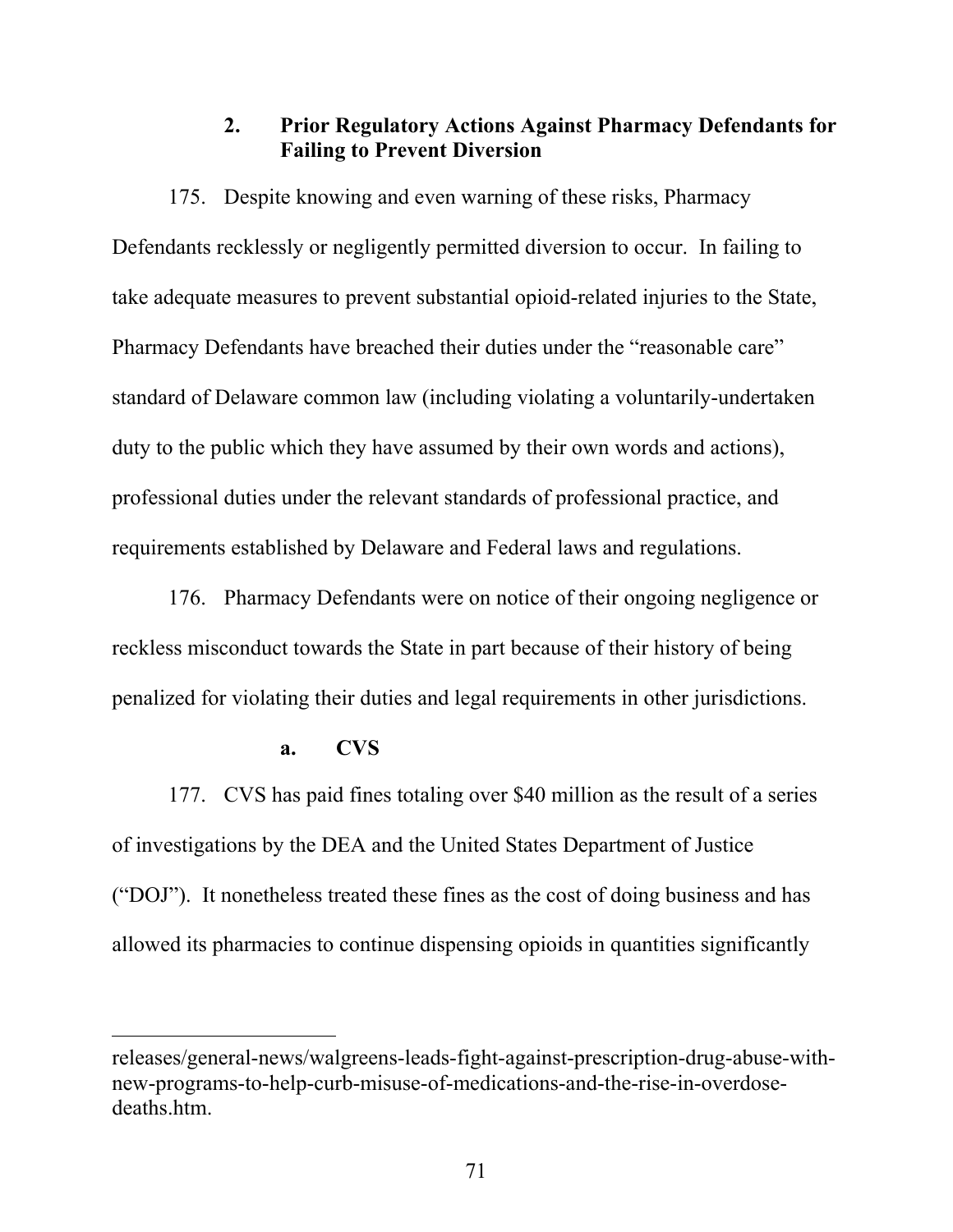### 2. Prior Regulatory Actions Against Pharmacy Defendants for Failing to Prevent Diversion

175. Despite knowing and even warning of these risks, Pharmacy Defendants recklessly or negligently permitted diversion to occur. In failing to take adequate measures to prevent substantial opioid-related injuries to the State, Pharmacy Defendants have breached their duties under the "reasonable care" standard of Delaware common law (including violating a voluntarily-undertaken duty to the public which they have assumed by their own words and actions), professional duties under the relevant standards of professional practice, and requirements established by Delaware and Federal laws and regulations.

176. Pharmacy Defendants were on notice of their ongoing negligence or reckless misconduct towards the State in part because of their history of being penalized for violating their duties and legal requirements in other jurisdictions.

#### a. CVS

177. CVS has paid fines totaling over $40 million as the result of a series of investigations by the DEA and the United States Department of Justice ("DOJ"). It nonetheless treated these fines as the cost of doing business and has allowed its pharmacies to continue dispensing opioids in quantities significantly

---

releases/general-news/walgreens-leads-fight-against-prescription-drug-abuse-with-new-programs-to-help-curb-misuse-of-medications-and-the-rise-in-overdose-deaths.htm.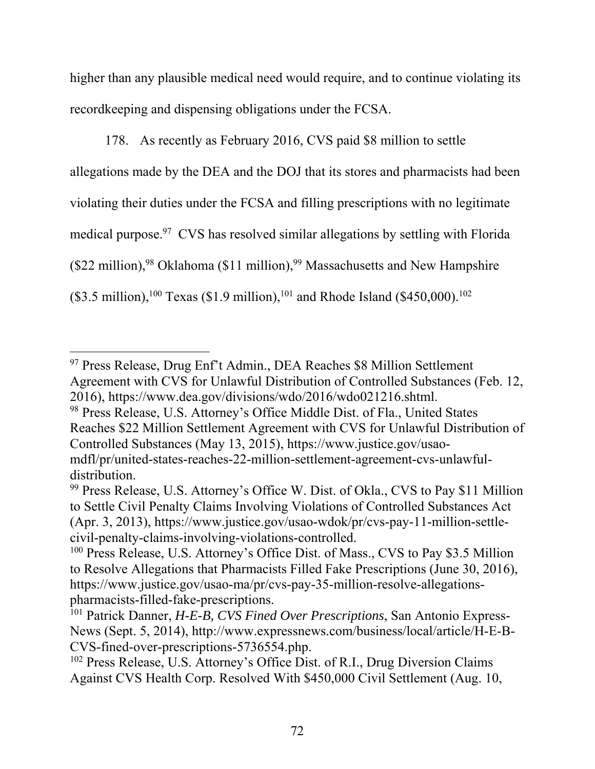higher than any plausible medical need would require, and to continue violating its recordkeeping and dispensing obligations under the FCSA.

178. As recently as February 2016, CVS paid $8 million to settle allegations made by the DEA and the DOJ that its stores and pharmacists had been violating their duties under the FCSA and filling prescriptions with no legitimate medical purpose.[97] CVS has resolved similar allegations by settling with Florida ($22 million),[98] Oklahoma ($11 million),[99] Massachusetts and New Hampshire ($3.5 million),[100] Texas ($1.9 million),[101] and Rhode Island ($450,000).[102]

---

[97] Press Release, Drug Enf't Admin., DEA Reaches $8 Million Settlement Agreement with CVS for Unlawful Distribution of Controlled Substances (Feb. 12, 2016), https://www.dea.gov/divisions/wdo/2016/wdo021216.shtml.

[98] Press Release, U.S. Attorney's Office Middle Dist. of Fla., United States Reaches $22 Million Settlement Agreement with CVS for Unlawful Distribution of Controlled Substances (May 13, 2015), https://www.justice.gov/usao-mdfl/pr/united-states-reaches-22-million-settlement-agreement-cvs-unlawful-distribution.

[99] Press Release, U.S. Attorney's Office W. Dist. of Okla., CVS to Pay $11 Million to Settle Civil Penalty Claims Involving Violations of Controlled Substances Act (Apr. 3, 2013), https://www.justice.gov/usao-wdok/pr/cvs-pay-11-million-settle-civil-penalty-claims-involving-violations-controlled.

[100] Press Release, U.S. Attorney's Office Dist. of Mass., CVS to Pay $3.5 Million to Resolve Allegations that Pharmacists Filled Fake Prescriptions (June 30, 2016), https://www.justice.gov/usao-ma/pr/cvs-pay-35-million-resolve-allegations-pharmacists-filled-fake-prescriptions.

[101] Patrick Danner, *H-E-B, CVS Fined Over Prescriptions*, San Antonio Express-News (Sept. 5, 2014), http://www.expressnews.com/business/local/article/H-E-B-CVS-fined-over-prescriptions-5736554.php.

[102] Press Release, U.S. Attorney's Office Dist. of R.I., Drug Diversion Claims Against CVS Health Corp. Resolved With $450,000 Civil Settlement (Aug. 10,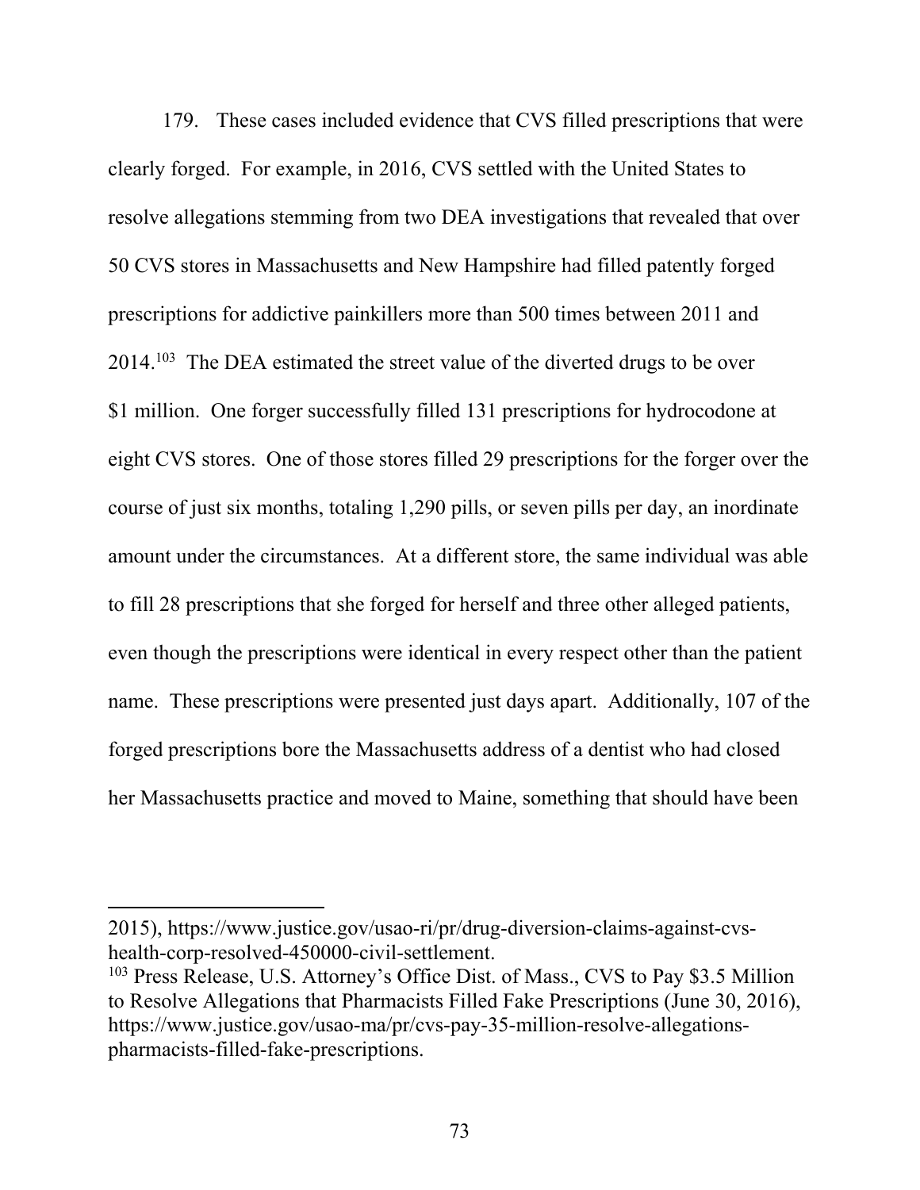179. These cases included evidence that CVS filled prescriptions that were clearly forged. For example, in 2016, CVS settled with the United States to resolve allegations stemming from two DEA investigations that revealed that over 50 CVS stores in Massachusetts and New Hampshire had filled patently forged prescriptions for addictive painkillers more than 500 times between 2011 and 2014.[103] The DEA estimated the street value of the diverted drugs to be over $1 million. One forger successfully filled 131 prescriptions for hydrocodone at eight CVS stores. One of those stores filled 29 prescriptions for the forger over the course of just six months, totaling 1,290 pills, or seven pills per day, an inordinate amount under the circumstances. At a different store, the same individual was able to fill 28 prescriptions that she forged for herself and three other alleged patients, even though the prescriptions were identical in every respect other than the patient name. These prescriptions were presented just days apart. Additionally, 107 of the forged prescriptions bore the Massachusetts address of a dentist who had closed her Massachusetts practice and moved to Maine, something that should have been

---

2015), https://www.justice.gov/usao-ri/pr/drug-diversion-claims-against-cvs-health-corp-resolved-450000-civil-settlement.

[103] Press Release, U.S. Attorney's Office Dist. of Mass., CVS to Pay $3.5 Million to Resolve Allegations that Pharmacists Filled Fake Prescriptions (June 30, 2016), https://www.justice.gov/usao-ma/pr/cvs-pay-35-million-resolve-allegations-pharmacists-filled-fake-prescriptions.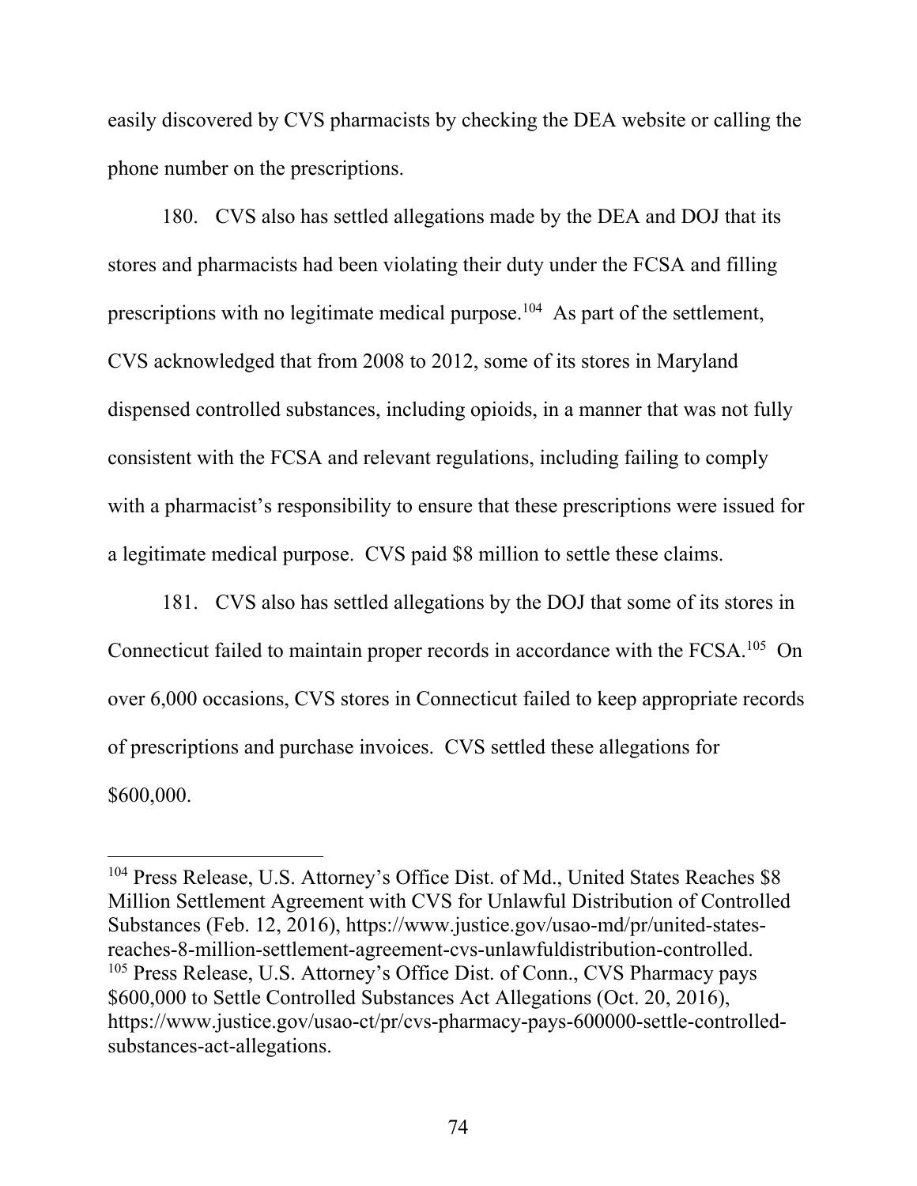easily discovered by CVS pharmacists by checking the DEA website or calling the phone number on the prescriptions.

180. CVS also has settled allegations made by the DEA and DOJ that its stores and pharmacists had been violating their duty under the FCSA and filling prescriptions with no legitimate medical purpose.[104] As part of the settlement, CVS acknowledged that from 2008 to 2012, some of its stores in Maryland dispensed controlled substances, including opioids, in a manner that was not fully consistent with the FCSA and relevant regulations, including failing to comply with a pharmacist's responsibility to ensure that these prescriptions were issued for a legitimate medical purpose. CVS paid $8 million to settle these claims.

181. CVS also has settled allegations by the DOJ that some of its stores in Connecticut failed to maintain proper records in accordance with the FCSA.[105] On over 6,000 occasions, CVS stores in Connecticut failed to keep appropriate records of prescriptions and purchase invoices. CVS settled these allegations for $600,000.

---

[104] Press Release, U.S. Attorney's Office Dist. of Md., United States Reaches $8 Million Settlement Agreement with CVS for Unlawful Distribution of Controlled Substances (Feb. 12, 2016), https://www.justice.gov/usao-md/pr/united-states-reaches-8-million-settlement-agreement-cvs-unlawfuldistribution-controlled.

[105] Press Release, U.S. Attorney's Office Dist. of Conn., CVS Pharmacy pays $600,000 to Settle Controlled Substances Act Allegations (Oct. 20, 2016), https://www.justice.gov/usao-ct/pr/cvs-pharmacy-pays-600000-settle-controlled-substances-act-allegations.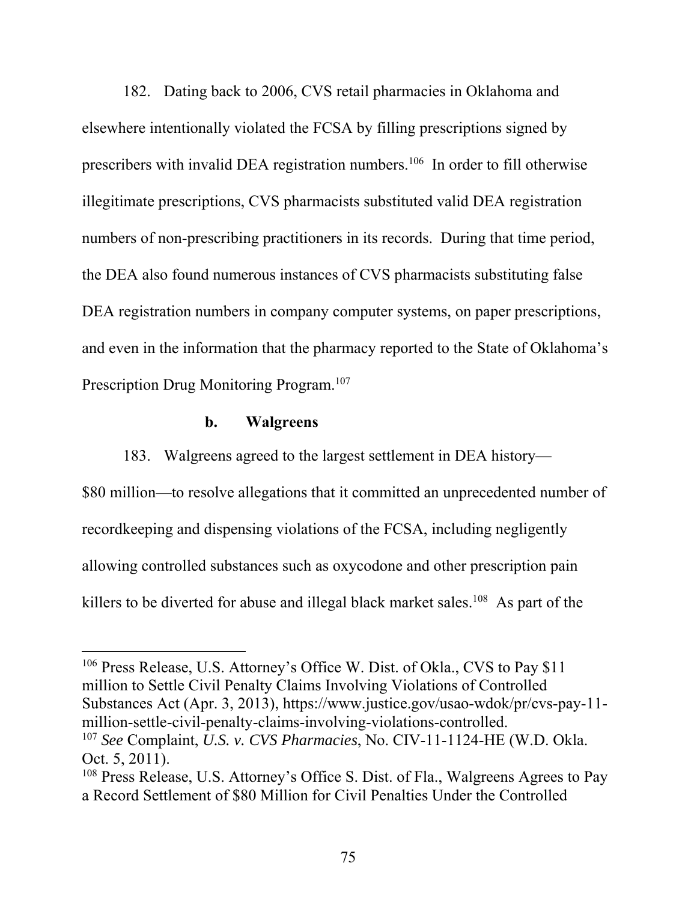182. Dating back to 2006, CVS retail pharmacies in Oklahoma and elsewhere intentionally violated the FCSA by filling prescriptions signed by prescribers with invalid DEA registration numbers.[106] In order to fill otherwise illegitimate prescriptions, CVS pharmacists substituted valid DEA registration numbers of non-prescribing practitioners in its records. During that time period, the DEA also found numerous instances of CVS pharmacists substituting false DEA registration numbers in company computer systems, on paper prescriptions, and even in the information that the pharmacy reported to the State of Oklahoma's Prescription Drug Monitoring Program.[107]

**b. Walgreens**

183. Walgreens agreed to the largest settlement in DEA history—$80 million—to resolve allegations that it committed an unprecedented number of recordkeeping and dispensing violations of the FCSA, including negligently allowing controlled substances such as oxycodone and other prescription pain killers to be diverted for abuse and illegal black market sales.[108] As part of the

---

[106] Press Release, U.S. Attorney's Office W. Dist. of Okla., CVS to Pay $11 million to Settle Civil Penalty Claims Involving Violations of Controlled Substances Act (Apr. 3, 2013), https://www.justice.gov/usao-wdok/pr/cvs-pay-11-million-settle-civil-penalty-claims-involving-violations-controlled.

[107] *See* Complaint, *U.S. v. CVS Pharmacies*, No. CIV-11-1124-HE (W.D. Okla. Oct. 5, 2011).

[108] Press Release, U.S. Attorney's Office S. Dist. of Fla., Walgreens Agrees to Pay a Record Settlement of $80 Million for Civil Penalties Under the Controlled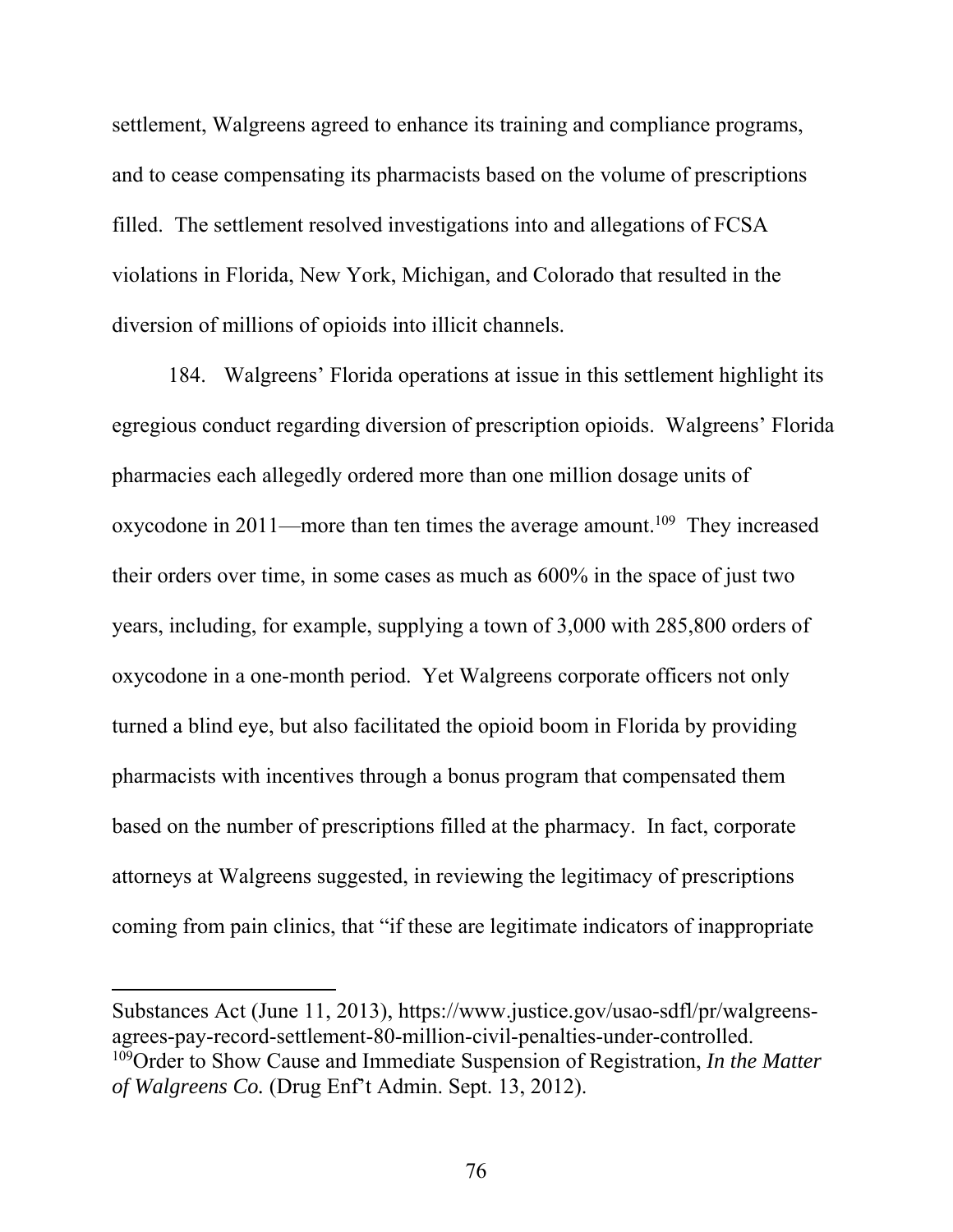settlement, Walgreens agreed to enhance its training and compliance programs, and to cease compensating its pharmacists based on the volume of prescriptions filled. The settlement resolved investigations into and allegations of FCSA violations in Florida, New York, Michigan, and Colorado that resulted in the diversion of millions of opioids into illicit channels.

184. Walgreens' Florida operations at issue in this settlement highlight its egregious conduct regarding diversion of prescription opioids. Walgreens' Florida pharmacies each allegedly ordered more than one million dosage units of oxycodone in 2011—more than ten times the average amount.[109] They increased their orders over time, in some cases as much as 600% in the space of just two years, including, for example, supplying a town of 3,000 with 285,800 orders of oxycodone in a one-month period. Yet Walgreens corporate officers not only turned a blind eye, but also facilitated the opioid boom in Florida by providing pharmacists with incentives through a bonus program that compensated them based on the number of prescriptions filled at the pharmacy. In fact, corporate attorneys at Walgreens suggested, in reviewing the legitimacy of prescriptions coming from pain clinics, that "if these are legitimate indicators of inappropriate

---

Substances Act (June 11, 2013), https://www.justice.gov/usao-sdfl/pr/walgreens-agrees-pay-record-settlement-80-million-civil-penalties-under-controlled.

[109] Order to Show Cause and Immediate Suspension of Registration, *In the Matter of Walgreens Co.* (Drug Enf't Admin. Sept. 13, 2012).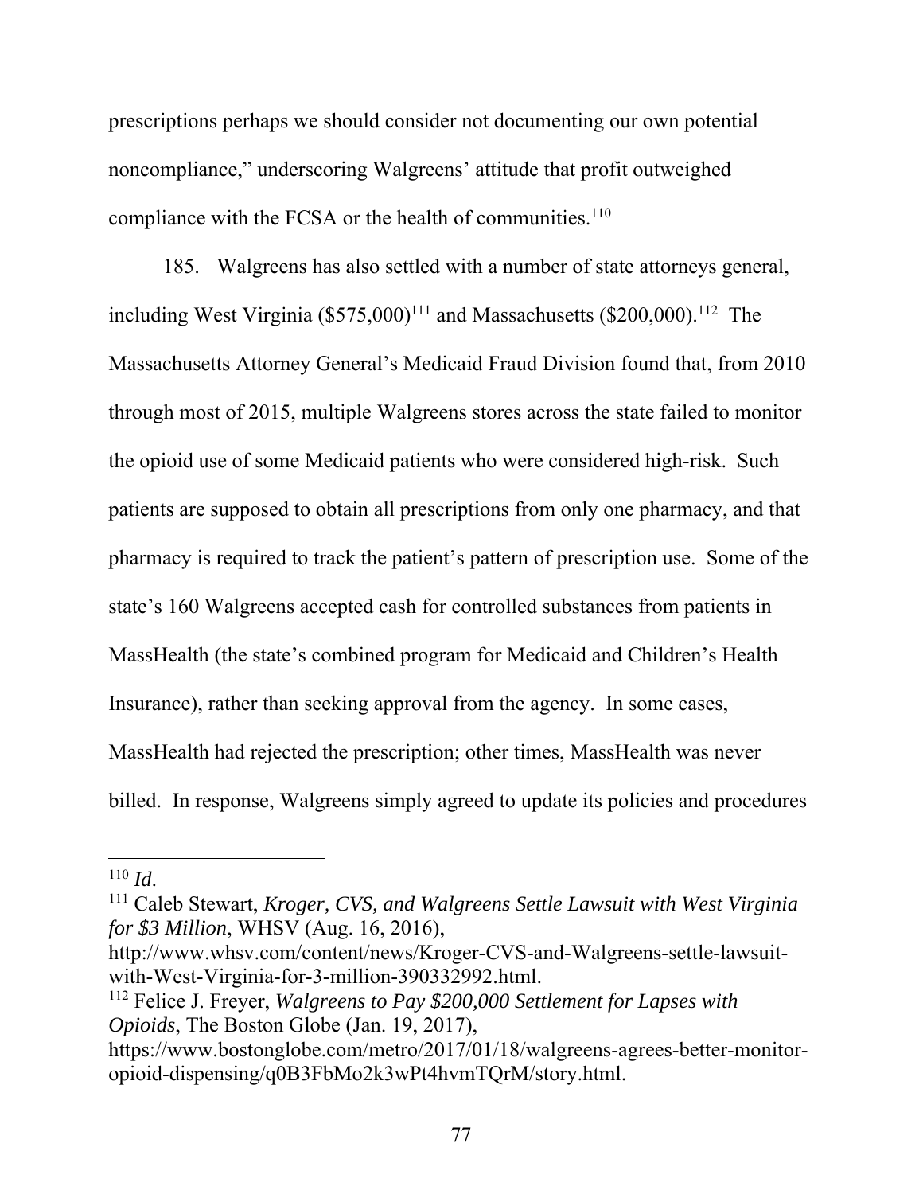prescriptions perhaps we should consider not documenting our own potential noncompliance," underscoring Walgreens' attitude that profit outweighed compliance with the FCSA or the health of communities.[110]

185. Walgreens has also settled with a number of state attorneys general, including West Virginia ($575,000)[111] and Massachusetts ($200,000).[112] The Massachusetts Attorney General's Medicaid Fraud Division found that, from 2010 through most of 2015, multiple Walgreens stores across the state failed to monitor the opioid use of some Medicaid patients who were considered high-risk. Such patients are supposed to obtain all prescriptions from only one pharmacy, and that pharmacy is required to track the patient's pattern of prescription use. Some of the state's 160 Walgreens accepted cash for controlled substances from patients in MassHealth (the state's combined program for Medicaid and Children's Health Insurance), rather than seeking approval from the agency. In some cases, MassHealth had rejected the prescription; other times, MassHealth was never billed. In response, Walgreens simply agreed to update its policies and procedures

---

[110] *Id*.

[111] Caleb Stewart, *Kroger, CVS, and Walgreens Settle Lawsuit with West Virginia for $3 Million*, WHSV (Aug. 16, 2016), http://www.whsv.com/content/news/Kroger-CVS-and-Walgreens-settle-lawsuit-with-West-Virginia-for-3-million-390332992.html.

[112] Felice J. Freyer, *Walgreens to Pay $200,000 Settlement for Lapses with Opioids*, The Boston Globe (Jan. 19, 2017), https://www.bostonglobe.com/metro/2017/01/18/walgreens-agrees-better-monitor-opioid-dispensing/q0B3FbMo2k3wPt4hvmTQrM/story.html.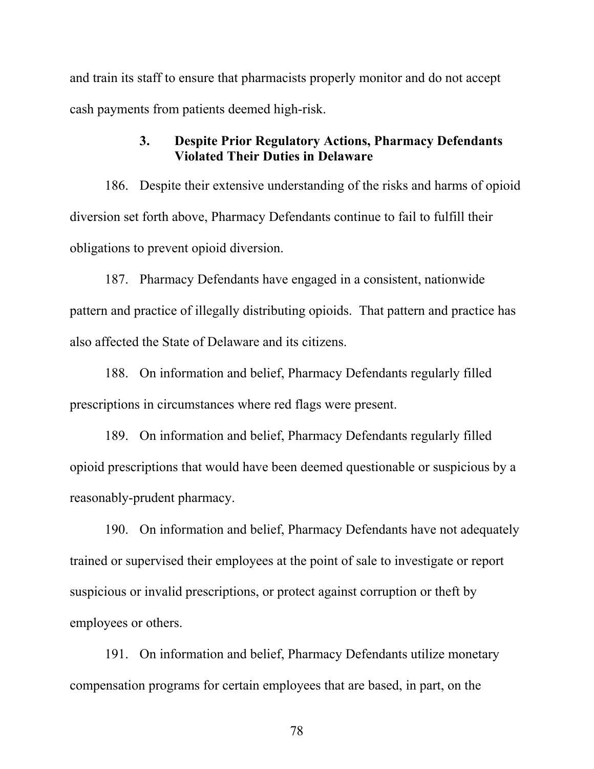and train its staff to ensure that pharmacists properly monitor and do not accept cash payments from patients deemed high-risk.

### 3. Despite Prior Regulatory Actions, Pharmacy Defendants Violated Their Duties in Delaware

186. Despite their extensive understanding of the risks and harms of opioid diversion set forth above, Pharmacy Defendants continue to fail to fulfill their obligations to prevent opioid diversion.

187. Pharmacy Defendants have engaged in a consistent, nationwide pattern and practice of illegally distributing opioids. That pattern and practice has also affected the State of Delaware and its citizens.

188. On information and belief, Pharmacy Defendants regularly filled prescriptions in circumstances where red flags were present.

189. On information and belief, Pharmacy Defendants regularly filled opioid prescriptions that would have been deemed questionable or suspicious by a reasonably-prudent pharmacy.

190. On information and belief, Pharmacy Defendants have not adequately trained or supervised their employees at the point of sale to investigate or report suspicious or invalid prescriptions, or protect against corruption or theft by employees or others.

191. On information and belief, Pharmacy Defendants utilize monetary compensation programs for certain employees that are based, in part, on the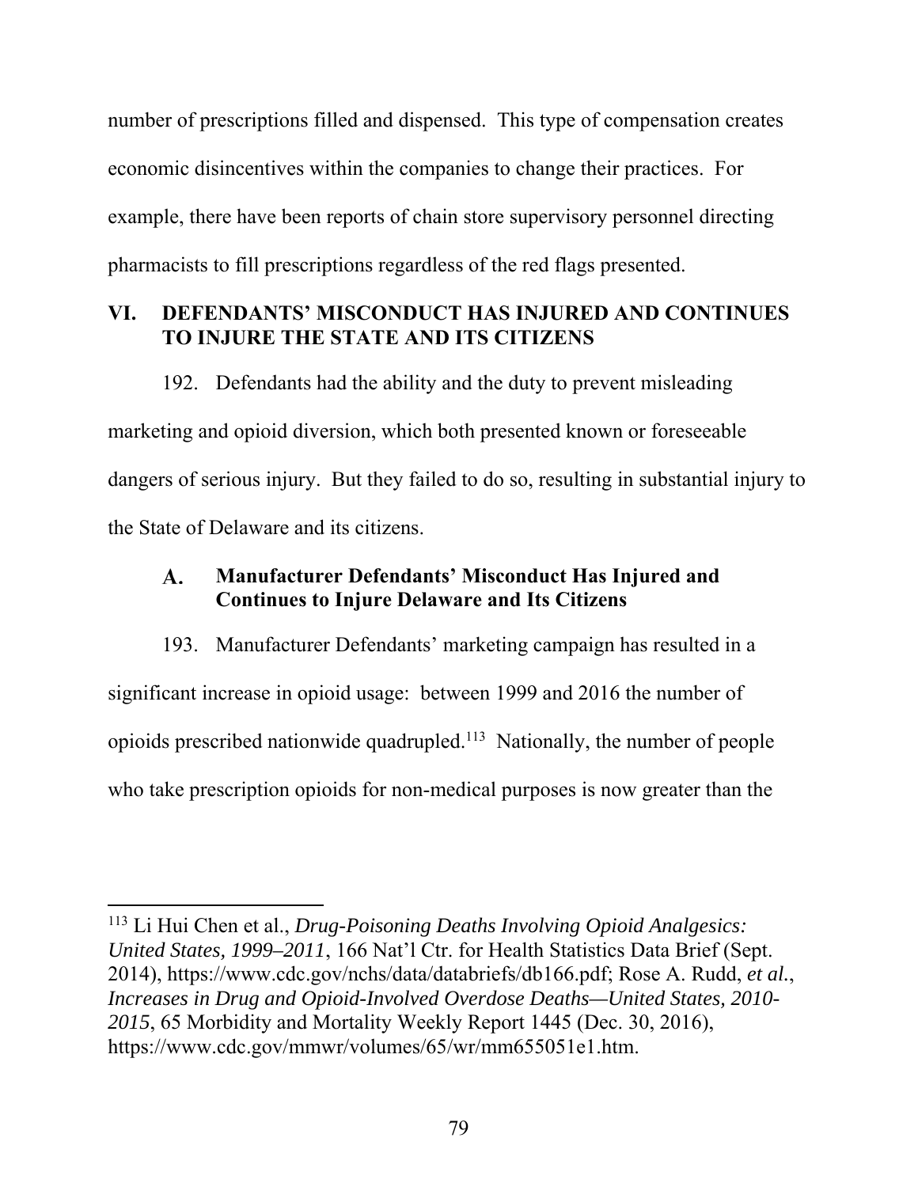number of prescriptions filled and dispensed. This type of compensation creates economic disincentives within the companies to change their practices. For example, there have been reports of chain store supervisory personnel directing pharmacists to fill prescriptions regardless of the red flags presented.

## VI. DEFENDANTS' MISCONDUCT HAS INJURED AND CONTINUES TO INJURE THE STATE AND ITS CITIZENS

192. Defendants had the ability and the duty to prevent misleading marketing and opioid diversion, which both presented known or foreseeable dangers of serious injury. But they failed to do so, resulting in substantial injury to the State of Delaware and its citizens.

### A. Manufacturer Defendants' Misconduct Has Injured and Continues to Injure Delaware and Its Citizens

193. Manufacturer Defendants' marketing campaign has resulted in a significant increase in opioid usage: between 1999 and 2016 the number of opioids prescribed nationwide quadrupled.[113] Nationally, the number of people who take prescription opioids for non-medical purposes is now greater than the

---

[113] Li Hui Chen et al., *Drug-Poisoning Deaths Involving Opioid Analgesics: United States, 1999–2011*, 166 Nat'l Ctr. for Health Statistics Data Brief (Sept. 2014), https://www.cdc.gov/nchs/data/databriefs/db166.pdf; Rose A. Rudd, *et al.*, *Increases in Drug and Opioid-Involved Overdose Deaths—United States, 2010-2015*, 65 Morbidity and Mortality Weekly Report 1445 (Dec. 30, 2016), https://www.cdc.gov/mmwr/volumes/65/wr/mm655051e1.htm.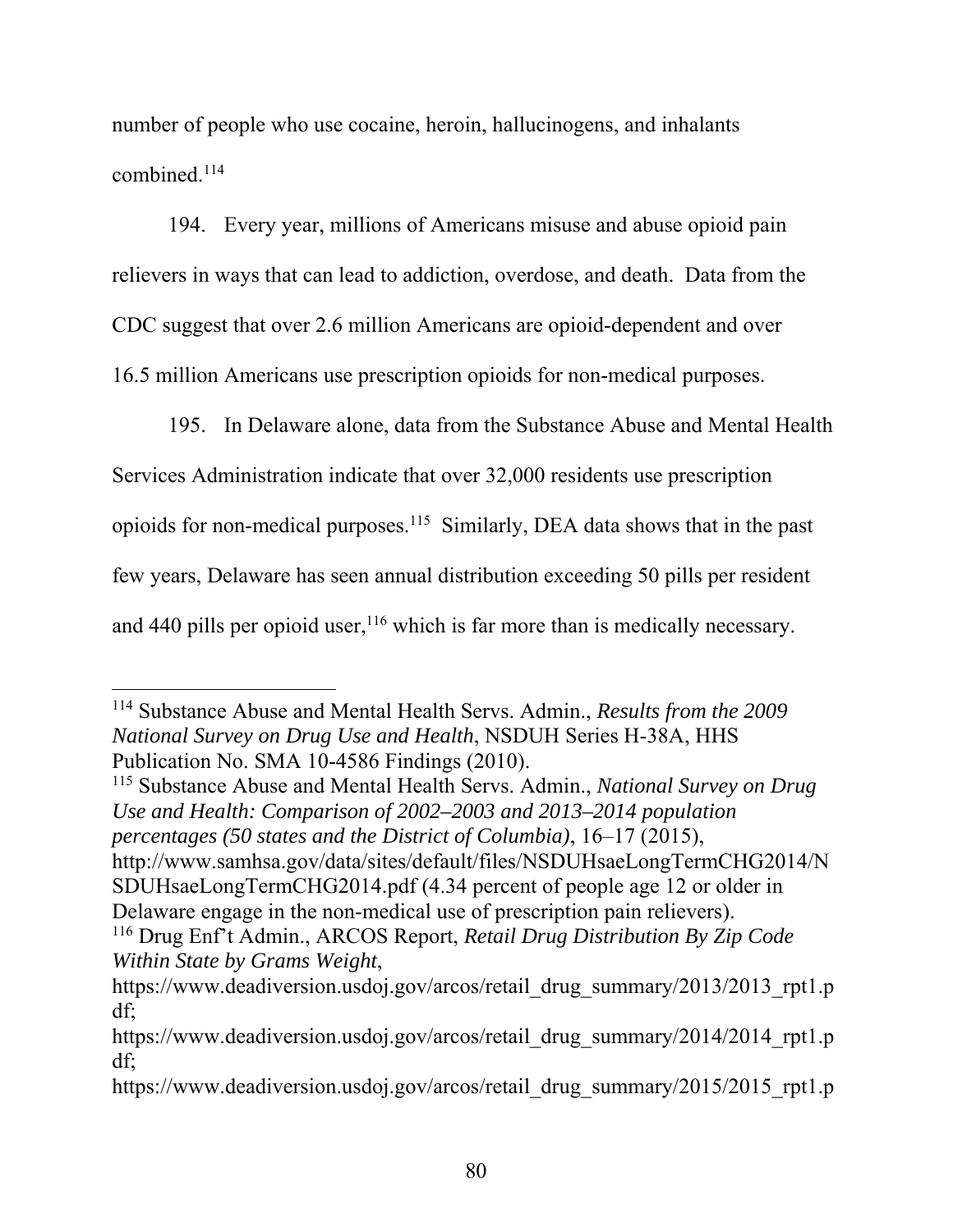number of people who use cocaine, heroin, hallucinogens, and inhalants combined.[114]

194. Every year, millions of Americans misuse and abuse opioid pain relievers in ways that can lead to addiction, overdose, and death. Data from the CDC suggest that over 2.6 million Americans are opioid-dependent and over 16.5 million Americans use prescription opioids for non-medical purposes.

195. In Delaware alone, data from the Substance Abuse and Mental Health Services Administration indicate that over 32,000 residents use prescription opioids for non-medical purposes.[115] Similarly, DEA data shows that in the past few years, Delaware has seen annual distribution exceeding 50 pills per resident and 440 pills per opioid user,[116] which is far more than is medically necessary.

---

[114] Substance Abuse and Mental Health Servs. Admin., *Results from the 2009 National Survey on Drug Use and Health*, NSDUH Series H-38A, HHS Publication No. SMA 10-4586 Findings (2010).

[115] Substance Abuse and Mental Health Servs. Admin., *National Survey on Drug Use and Health: Comparison of 2002–2003 and 2013–2014 population percentages (50 states and the District of Columbia)*, 16–17 (2015), http://www.samhsa.gov/data/sites/default/files/NSDUHsaeLongTermCHG2014/NSDUHsaeLongTermCHG2014.pdf (4.34 percent of people age 12 or older in Delaware engage in the non-medical use of prescription pain relievers).

[116] Drug Enf't Admin., ARCOS Report, *Retail Drug Distribution By Zip Code Within State by Grams Weight*, https://www.deadiversion.usdoj.gov/arcos/retail_drug_summary/2013/2013_rpt1.pdf; https://www.deadiversion.usdoj.gov/arcos/retail_drug_summary/2014/2014_rpt1.pdf; https://www.deadiversion.usdoj.gov/arcos/retail_drug_summary/2015/2015_rpt1.p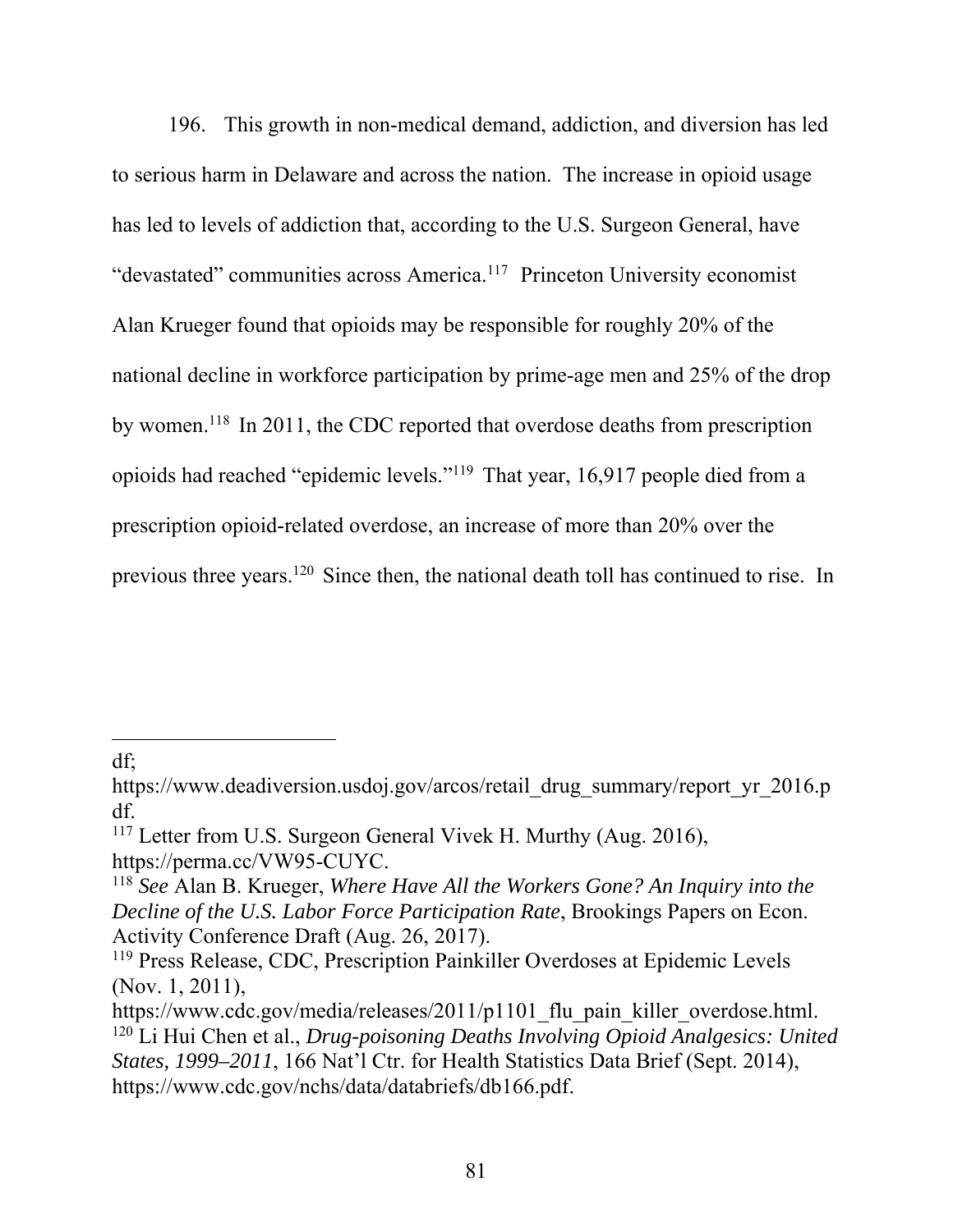196. This growth in non-medical demand, addiction, and diversion has led to serious harm in Delaware and across the nation. The increase in opioid usage has led to levels of addiction that, according to the U.S. Surgeon General, have "devastated" communities across America.[117] Princeton University economist Alan Krueger found that opioids may be responsible for roughly 20% of the national decline in workforce participation by prime-age men and 25% of the drop by women.[118] In 2011, the CDC reported that overdose deaths from prescription opioids had reached "epidemic levels."[119] That year, 16,917 people died from a prescription opioid-related overdose, an increase of more than 20% over the previous three years.[120] Since then, the national death toll has continued to rise. In

---

df;
https://www.deadiversion.usdoj.gov/arcos/retail_drug_summary/report_yr_2016.pdf.

[117] Letter from U.S. Surgeon General Vivek H. Murthy (Aug. 2016), https://perma.cc/VW95-CUYC.

[118] *See* Alan B. Krueger, *Where Have All the Workers Gone? An Inquiry into the Decline of the U.S. Labor Force Participation Rate*, Brookings Papers on Econ. Activity Conference Draft (Aug. 26, 2017).

[119] Press Release, CDC, Prescription Painkiller Overdoses at Epidemic Levels (Nov. 1, 2011), https://www.cdc.gov/media/releases/2011/p1101_flu_pain_killer_overdose.html.

[120] Li Hui Chen et al., *Drug-poisoning Deaths Involving Opioid Analgesics: United States, 1999–2011*, 166 Nat'l Ctr. for Health Statistics Data Brief (Sept. 2014), https://www.cdc.gov/nchs/data/databriefs/db166.pdf.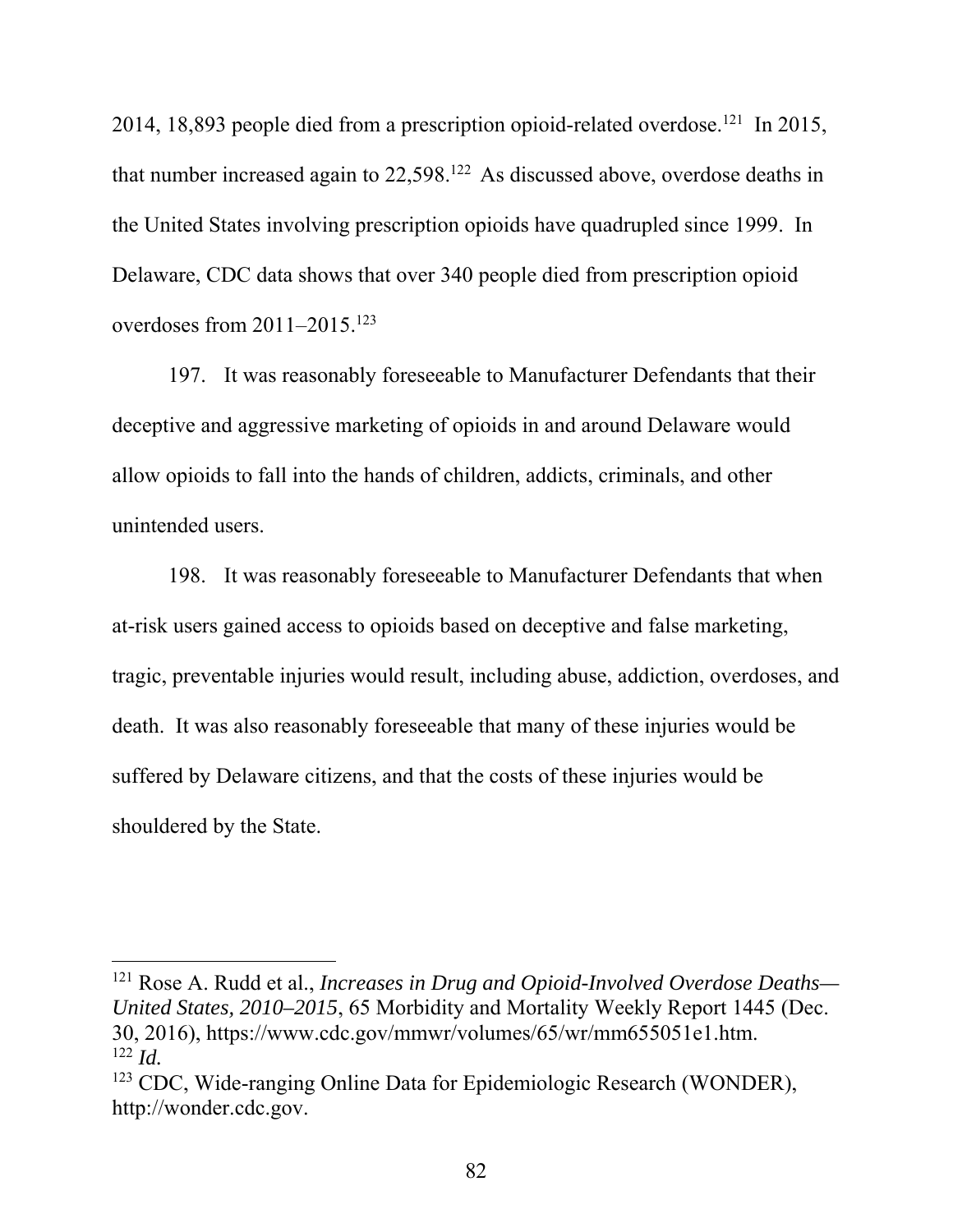2014, 18,893 people died from a prescription opioid-related overdose.[121] In 2015, that number increased again to 22,598.[122] As discussed above, overdose deaths in the United States involving prescription opioids have quadrupled since 1999. In Delaware, CDC data shows that over 340 people died from prescription opioid overdoses from 2011–2015.[123]

197. It was reasonably foreseeable to Manufacturer Defendants that their deceptive and aggressive marketing of opioids in and around Delaware would allow opioids to fall into the hands of children, addicts, criminals, and other unintended users.

198. It was reasonably foreseeable to Manufacturer Defendants that when at-risk users gained access to opioids based on deceptive and false marketing, tragic, preventable injuries would result, including abuse, addiction, overdoses, and death. It was also reasonably foreseeable that many of these injuries would be suffered by Delaware citizens, and that the costs of these injuries would be shouldered by the State.

---

[121] Rose A. Rudd et al., *Increases in Drug and Opioid-Involved Overdose Deaths—United States, 2010–2015*, 65 Morbidity and Mortality Weekly Report 1445 (Dec. 30, 2016), https://www.cdc.gov/mmwr/volumes/65/wr/mm655051e1.htm.

[122] *Id.*

[123] CDC, Wide-ranging Online Data for Epidemiologic Research (WONDER), http://wonder.cdc.gov.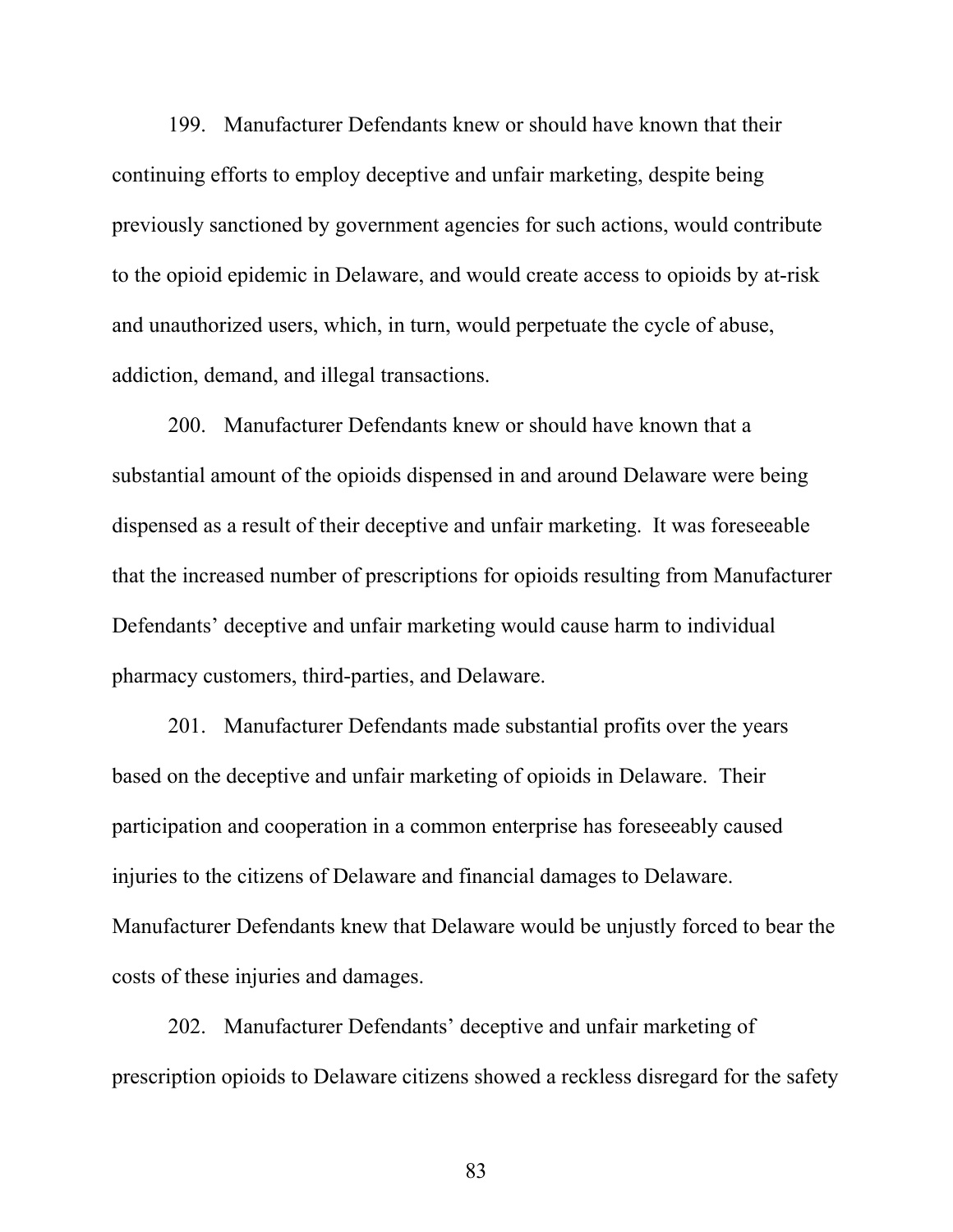199. Manufacturer Defendants knew or should have known that their continuing efforts to employ deceptive and unfair marketing, despite being previously sanctioned by government agencies for such actions, would contribute to the opioid epidemic in Delaware, and would create access to opioids by at-risk and unauthorized users, which, in turn, would perpetuate the cycle of abuse, addiction, demand, and illegal transactions.

200. Manufacturer Defendants knew or should have known that a substantial amount of the opioids dispensed in and around Delaware were being dispensed as a result of their deceptive and unfair marketing. It was foreseeable that the increased number of prescriptions for opioids resulting from Manufacturer Defendants' deceptive and unfair marketing would cause harm to individual pharmacy customers, third-parties, and Delaware.

201. Manufacturer Defendants made substantial profits over the years based on the deceptive and unfair marketing of opioids in Delaware. Their participation and cooperation in a common enterprise has foreseeably caused injuries to the citizens of Delaware and financial damages to Delaware. Manufacturer Defendants knew that Delaware would be unjustly forced to bear the costs of these injuries and damages.

202. Manufacturer Defendants' deceptive and unfair marketing of prescription opioids to Delaware citizens showed a reckless disregard for the safety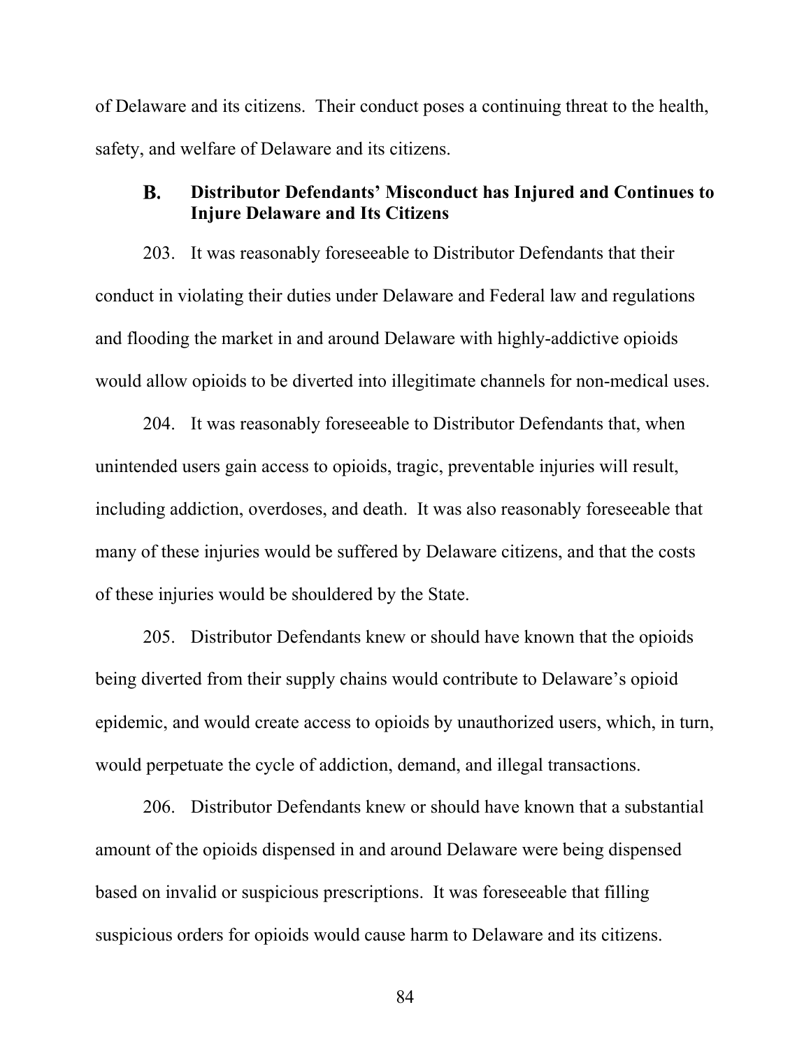of Delaware and its citizens. Their conduct poses a continuing threat to the health, safety, and welfare of Delaware and its citizens.

### B. Distributor Defendants' Misconduct has Injured and Continues to Injure Delaware and Its Citizens

203. It was reasonably foreseeable to Distributor Defendants that their conduct in violating their duties under Delaware and Federal law and regulations and flooding the market in and around Delaware with highly-addictive opioids would allow opioids to be diverted into illegitimate channels for non-medical uses.

204. It was reasonably foreseeable to Distributor Defendants that, when unintended users gain access to opioids, tragic, preventable injuries will result, including addiction, overdoses, and death. It was also reasonably foreseeable that many of these injuries would be suffered by Delaware citizens, and that the costs of these injuries would be shouldered by the State.

205. Distributor Defendants knew or should have known that the opioids being diverted from their supply chains would contribute to Delaware's opioid epidemic, and would create access to opioids by unauthorized users, which, in turn, would perpetuate the cycle of addiction, demand, and illegal transactions.

206. Distributor Defendants knew or should have known that a substantial amount of the opioids dispensed in and around Delaware were being dispensed based on invalid or suspicious prescriptions. It was foreseeable that filling suspicious orders for opioids would cause harm to Delaware and its citizens.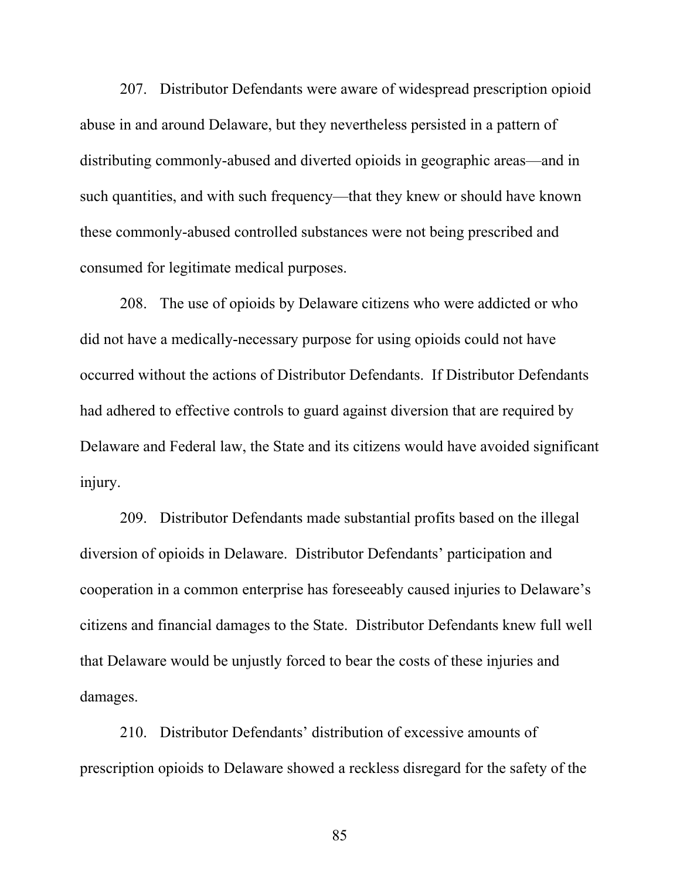207. Distributor Defendants were aware of widespread prescription opioid abuse in and around Delaware, but they nevertheless persisted in a pattern of distributing commonly-abused and diverted opioids in geographic areas—and in such quantities, and with such frequency—that they knew or should have known these commonly-abused controlled substances were not being prescribed and consumed for legitimate medical purposes.

208. The use of opioids by Delaware citizens who were addicted or who did not have a medically-necessary purpose for using opioids could not have occurred without the actions of Distributor Defendants. If Distributor Defendants had adhered to effective controls to guard against diversion that are required by Delaware and Federal law, the State and its citizens would have avoided significant injury.

209. Distributor Defendants made substantial profits based on the illegal diversion of opioids in Delaware. Distributor Defendants' participation and cooperation in a common enterprise has foreseeably caused injuries to Delaware's citizens and financial damages to the State. Distributor Defendants knew full well that Delaware would be unjustly forced to bear the costs of these injuries and damages.

210. Distributor Defendants' distribution of excessive amounts of prescription opioids to Delaware showed a reckless disregard for the safety of the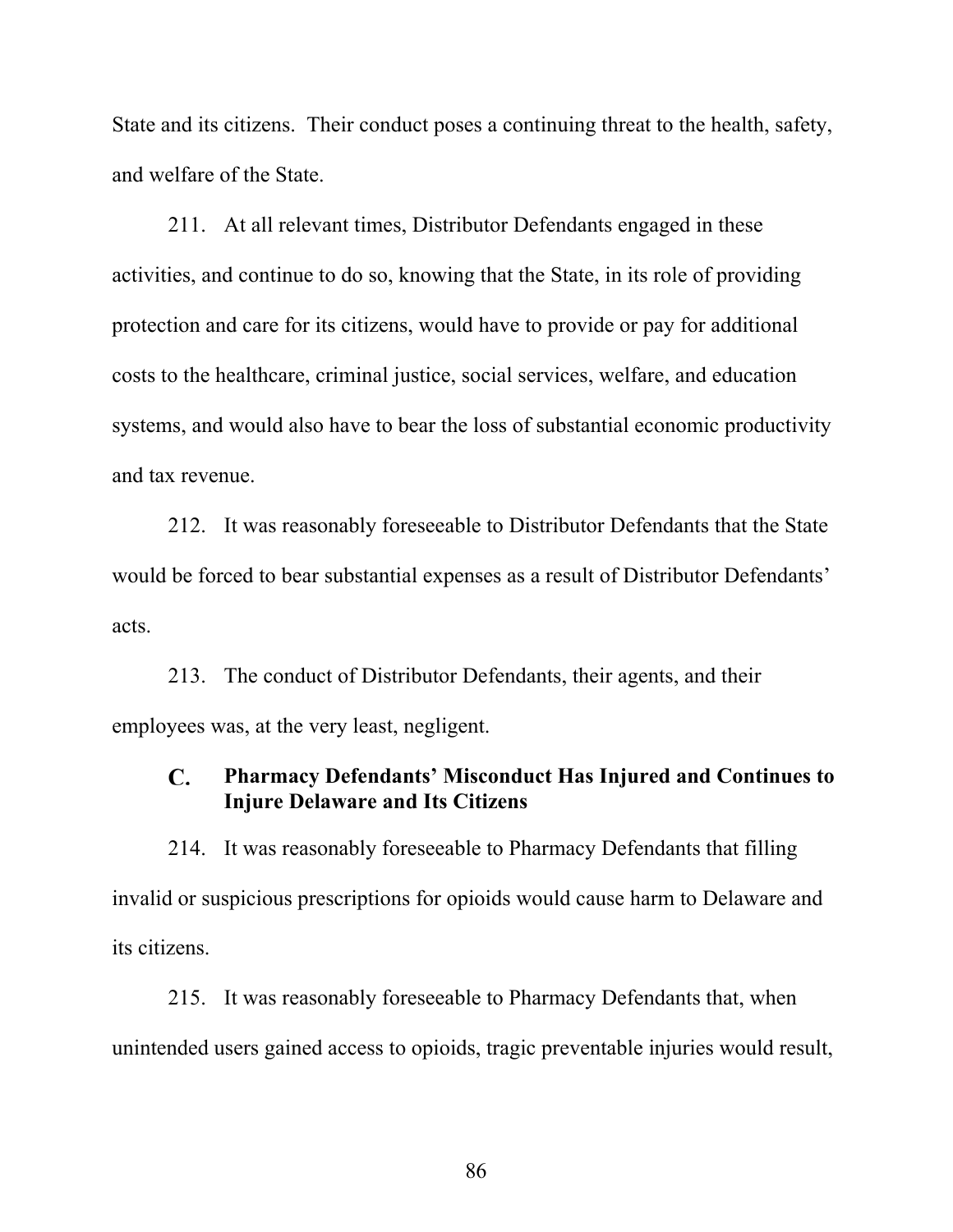State and its citizens. Their conduct poses a continuing threat to the health, safety, and welfare of the State.

211. At all relevant times, Distributor Defendants engaged in these activities, and continue to do so, knowing that the State, in its role of providing protection and care for its citizens, would have to provide or pay for additional costs to the healthcare, criminal justice, social services, welfare, and education systems, and would also have to bear the loss of substantial economic productivity and tax revenue.

212. It was reasonably foreseeable to Distributor Defendants that the State would be forced to bear substantial expenses as a result of Distributor Defendants' acts.

213. The conduct of Distributor Defendants, their agents, and their employees was, at the very least, negligent.

### C. Pharmacy Defendants' Misconduct Has Injured and Continues to Injure Delaware and Its Citizens

214. It was reasonably foreseeable to Pharmacy Defendants that filling invalid or suspicious prescriptions for opioids would cause harm to Delaware and its citizens.

215. It was reasonably foreseeable to Pharmacy Defendants that, when unintended users gained access to opioids, tragic preventable injuries would result,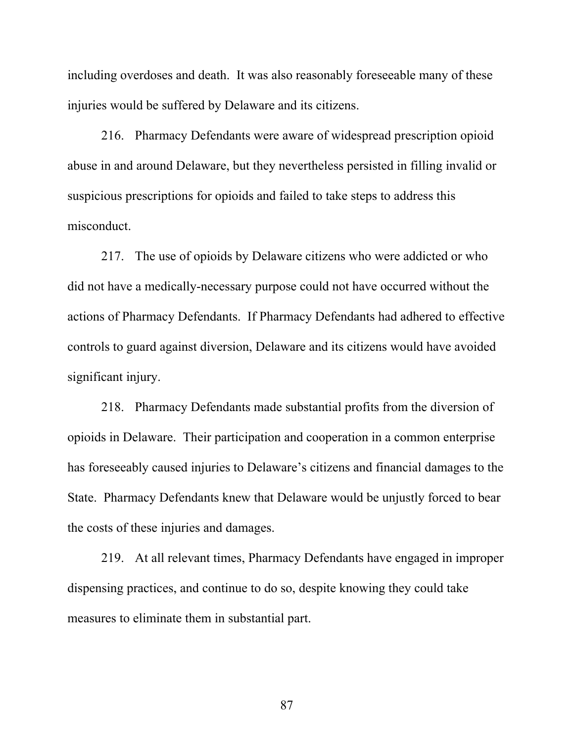including overdoses and death. It was also reasonably foreseeable many of these injuries would be suffered by Delaware and its citizens.

216. Pharmacy Defendants were aware of widespread prescription opioid abuse in and around Delaware, but they nevertheless persisted in filling invalid or suspicious prescriptions for opioids and failed to take steps to address this misconduct.

217. The use of opioids by Delaware citizens who were addicted or who did not have a medically-necessary purpose could not have occurred without the actions of Pharmacy Defendants. If Pharmacy Defendants had adhered to effective controls to guard against diversion, Delaware and its citizens would have avoided significant injury.

218. Pharmacy Defendants made substantial profits from the diversion of opioids in Delaware. Their participation and cooperation in a common enterprise has foreseeably caused injuries to Delaware's citizens and financial damages to the State. Pharmacy Defendants knew that Delaware would be unjustly forced to bear the costs of these injuries and damages.

219. At all relevant times, Pharmacy Defendants have engaged in improper dispensing practices, and continue to do so, despite knowing they could take measures to eliminate them in substantial part.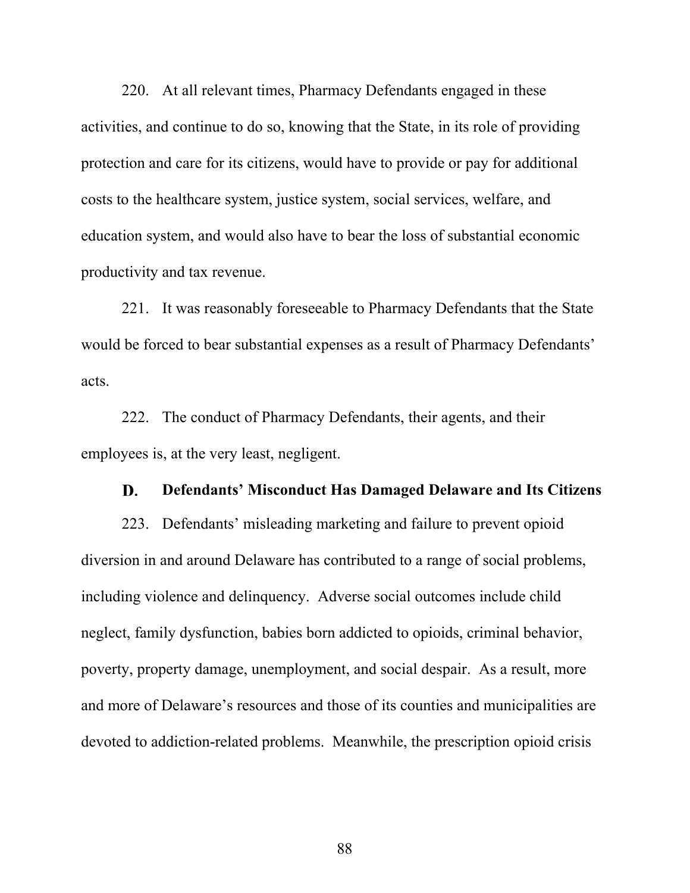220. At all relevant times, Pharmacy Defendants engaged in these activities, and continue to do so, knowing that the State, in its role of providing protection and care for its citizens, would have to provide or pay for additional costs to the healthcare system, justice system, social services, welfare, and education system, and would also have to bear the loss of substantial economic productivity and tax revenue.

221. It was reasonably foreseeable to Pharmacy Defendants that the State would be forced to bear substantial expenses as a result of Pharmacy Defendants' acts.

222. The conduct of Pharmacy Defendants, their agents, and their employees is, at the very least, negligent.

### D. Defendants' Misconduct Has Damaged Delaware and Its Citizens

223. Defendants' misleading marketing and failure to prevent opioid diversion in and around Delaware has contributed to a range of social problems, including violence and delinquency. Adverse social outcomes include child neglect, family dysfunction, babies born addicted to opioids, criminal behavior, poverty, property damage, unemployment, and social despair. As a result, more and more of Delaware's resources and those of its counties and municipalities are devoted to addiction-related problems. Meanwhile, the prescription opioid crisis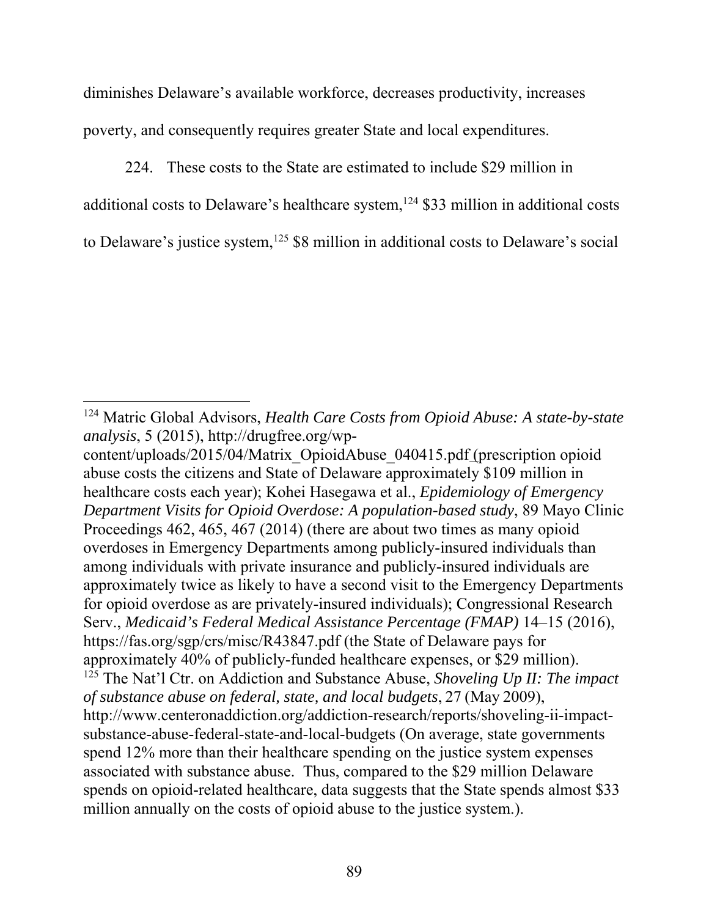diminishes Delaware's available workforce, decreases productivity, increases poverty, and consequently requires greater State and local expenditures.

224. These costs to the State are estimated to include $29 million in additional costs to Delaware's healthcare system,[124] $33 million in additional costs to Delaware's justice system,[125] $8 million in additional costs to Delaware's social

---

[124] Matric Global Advisors, *Health Care Costs from Opioid Abuse: A state-by-state analysis*, 5 (2015), http://drugfree.org/wp-content/uploads/2015/04/Matrix_OpioidAbuse_040415.pdf (prescription opioid abuse costs the citizens and State of Delaware approximately $109 million in healthcare costs each year); Kohei Hasegawa et al., *Epidemiology of Emergency Department Visits for Opioid Overdose: A population-based study*, 89 Mayo Clinic Proceedings 462, 465, 467 (2014) (there are about two times as many opioid overdoses in Emergency Departments among publicly-insured individuals than among individuals with private insurance and publicly-insured individuals are approximately twice as likely to have a second visit to the Emergency Departments for opioid overdose as are privately-insured individuals); Congressional Research Serv., *Medicaid's Federal Medical Assistance Percentage (FMAP)* 14–15 (2016), https://fas.org/sgp/crs/misc/R43847.pdf (the State of Delaware pays for approximately 40% of publicly-funded healthcare expenses, or $29 million).

[125] The Nat'l Ctr. on Addiction and Substance Abuse, *Shoveling Up II: The impact of substance abuse on federal, state, and local budgets*, 27 (May 2009), http://www.centeronaddiction.org/addiction-research/reports/shoveling-ii-impact-substance-abuse-federal-state-and-local-budgets (On average, state governments spend 12% more than their healthcare spending on the justice system expenses associated with substance abuse. Thus, compared to the $29 million Delaware spends on opioid-related healthcare, data suggests that the State spends almost $33 million annually on the costs of opioid abuse to the justice system.).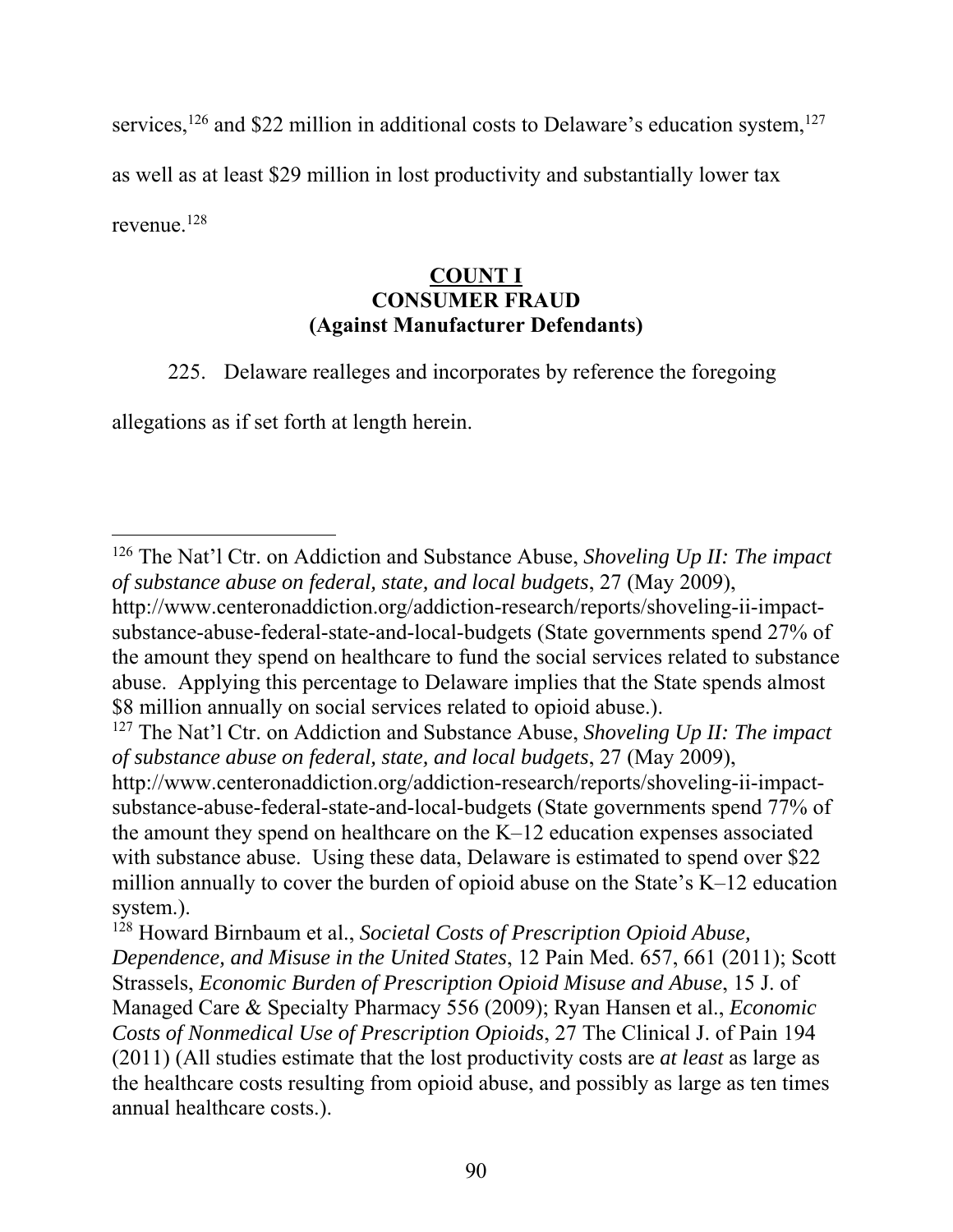services,[126] and $22 million in additional costs to Delaware's education system,[127] as well as at least $29 million in lost productivity and substantially lower tax revenue.[128]

**COUNT I**
**CONSUMER FRAUD**
**(Against Manufacturer Defendants)**

225. Delaware realleges and incorporates by reference the foregoing allegations as if set forth at length herein.

---

[126] The Nat'l Ctr. on Addiction and Substance Abuse, *Shoveling Up II: The impact of substance abuse on federal, state, and local budgets*, 27 (May 2009), http://www.centeronaddiction.org/addiction-research/reports/shoveling-ii-impact-substance-abuse-federal-state-and-local-budgets (State governments spend 27% of the amount they spend on healthcare to fund the social services related to substance abuse. Applying this percentage to Delaware implies that the State spends almost $8 million annually on social services related to opioid abuse.).

[127] The Nat'l Ctr. on Addiction and Substance Abuse, *Shoveling Up II: The impact of substance abuse on federal, state, and local budgets*, 27 (May 2009), http://www.centeronaddiction.org/addiction-research/reports/shoveling-ii-impact-substance-abuse-federal-state-and-local-budgets (State governments spend 77% of the amount they spend on healthcare on the K–12 education expenses associated with substance abuse. Using these data, Delaware is estimated to spend over $22 million annually to cover the burden of opioid abuse on the State's K–12 education system.).

[128] Howard Birnbaum et al., *Societal Costs of Prescription Opioid Abuse, Dependence, and Misuse in the United States*, 12 Pain Med. 657, 661 (2011); Scott Strassels, *Economic Burden of Prescription Opioid Misuse and Abuse*, 15 J. of Managed Care & Specialty Pharmacy 556 (2009); Ryan Hansen et al., *Economic Costs of Nonmedical Use of Prescription Opioids*, 27 The Clinical J. of Pain 194 (2011) (All studies estimate that the lost productivity costs are *at least* as large as the healthcare costs resulting from opioid abuse, and possibly as large as ten times annual healthcare costs.).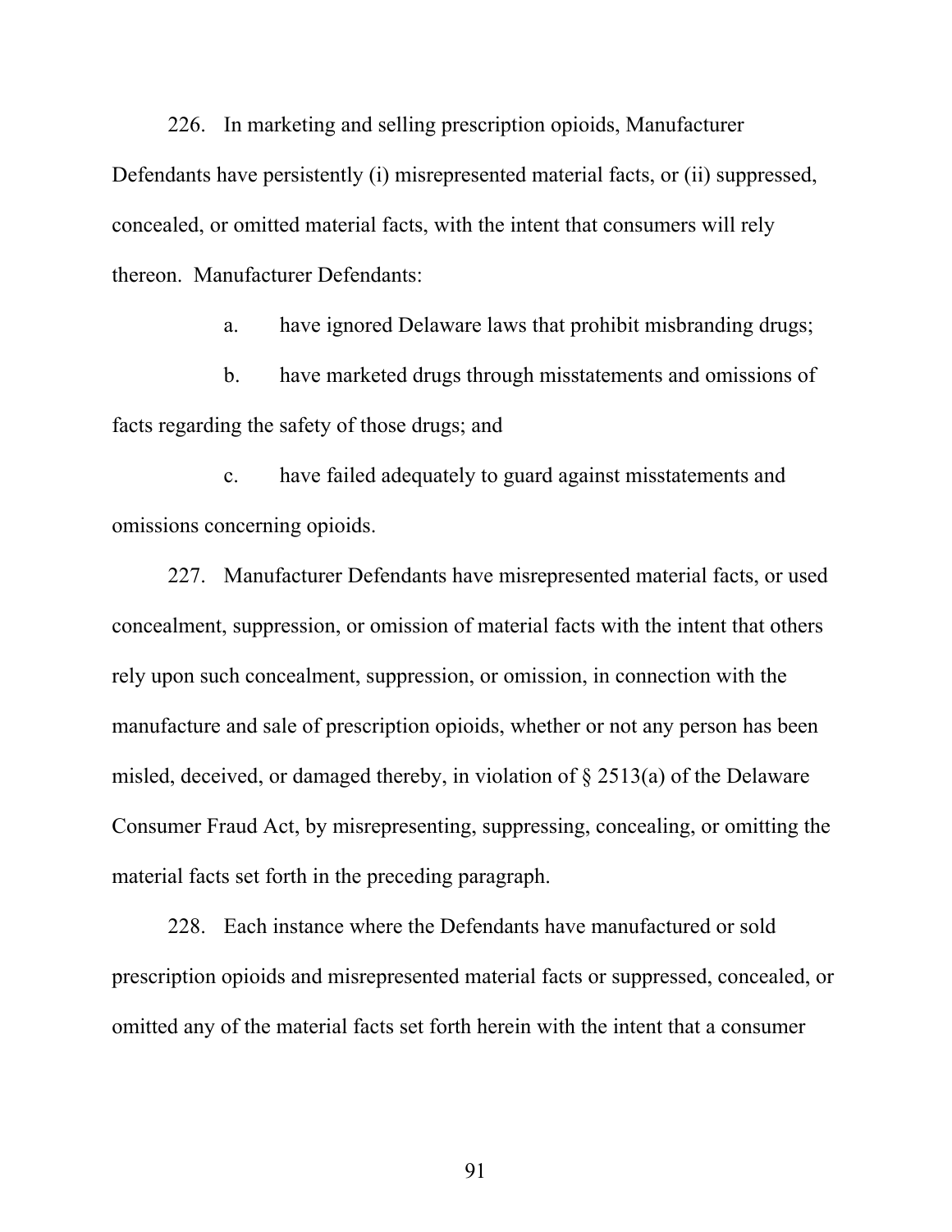226. In marketing and selling prescription opioids, Manufacturer Defendants have persistently (i) misrepresented material facts, or (ii) suppressed, concealed, or omitted material facts, with the intent that consumers will rely thereon. Manufacturer Defendants:

a. have ignored Delaware laws that prohibit misbranding drugs;

b. have marketed drugs through misstatements and omissions of facts regarding the safety of those drugs; and

c. have failed adequately to guard against misstatements and omissions concerning opioids.

227. Manufacturer Defendants have misrepresented material facts, or used concealment, suppression, or omission of material facts with the intent that others rely upon such concealment, suppression, or omission, in connection with the manufacture and sale of prescription opioids, whether or not any person has been misled, deceived, or damaged thereby, in violation of § 2513(a) of the Delaware Consumer Fraud Act, by misrepresenting, suppressing, concealing, or omitting the material facts set forth in the preceding paragraph.

228. Each instance where the Defendants have manufactured or sold prescription opioids and misrepresented material facts or suppressed, concealed, or omitted any of the material facts set forth herein with the intent that a consumer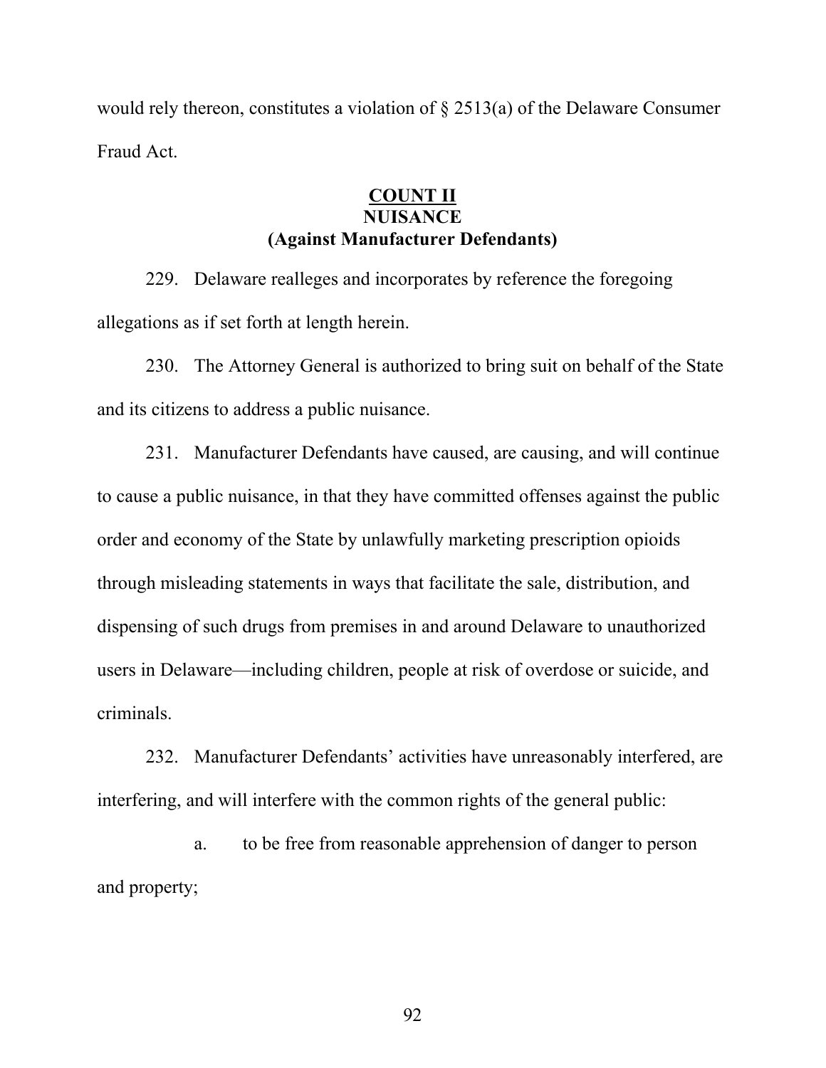would rely thereon, constitutes a violation of § 2513(a) of the Delaware Consumer Fraud Act.

## COUNT II
## NUISANCE
## (Against Manufacturer Defendants)

229. Delaware realleges and incorporates by reference the foregoing allegations as if set forth at length herein.

230. The Attorney General is authorized to bring suit on behalf of the State and its citizens to address a public nuisance.

231. Manufacturer Defendants have caused, are causing, and will continue to cause a public nuisance, in that they have committed offenses against the public order and economy of the State by unlawfully marketing prescription opioids through misleading statements in ways that facilitate the sale, distribution, and dispensing of such drugs from premises in and around Delaware to unauthorized users in Delaware—including children, people at risk of overdose or suicide, and criminals.

232. Manufacturer Defendants' activities have unreasonably interfered, are interfering, and will interfere with the common rights of the general public:

a. to be free from reasonable apprehension of danger to person and property;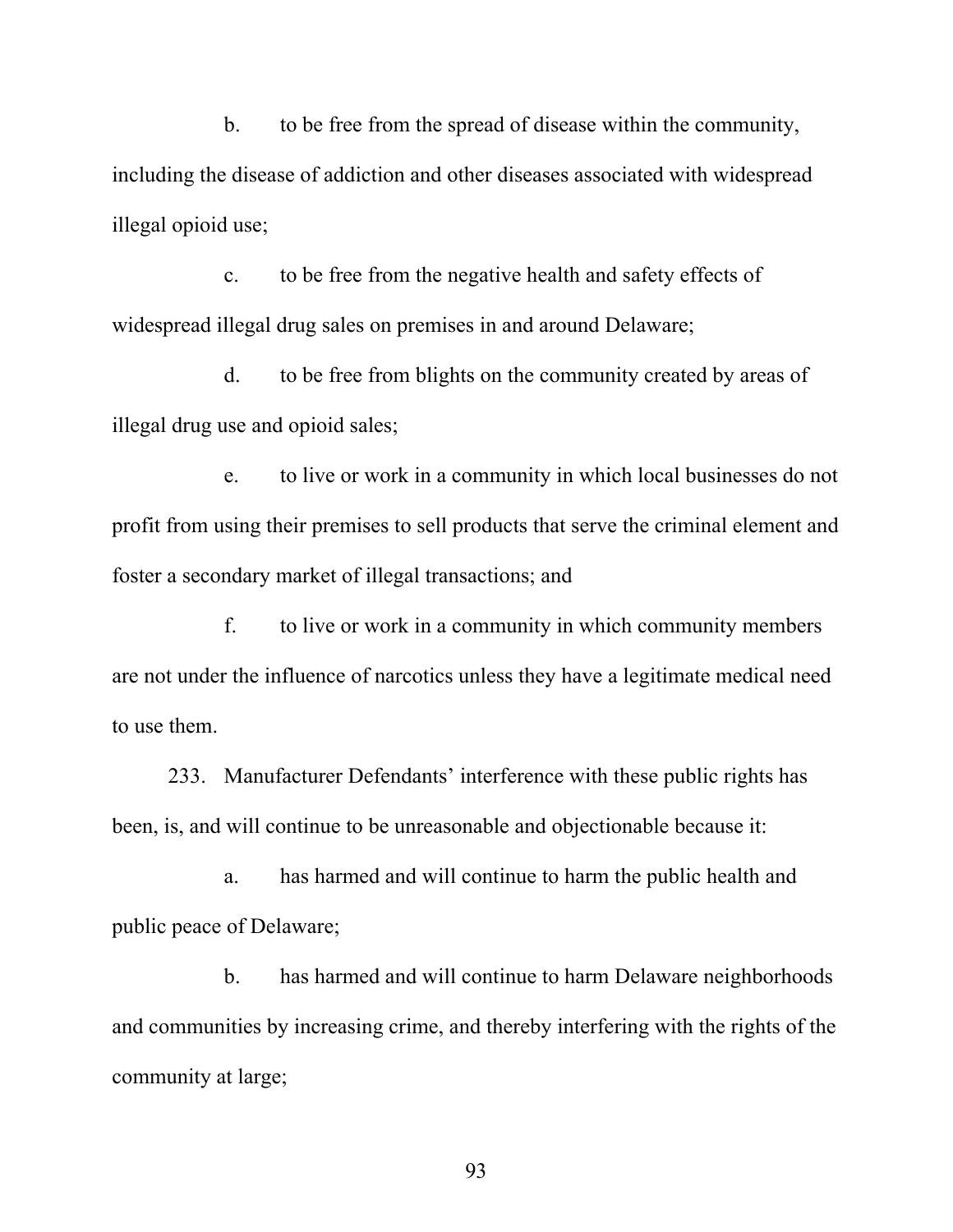b. to be free from the spread of disease within the community, including the disease of addiction and other diseases associated with widespread illegal opioid use;

c. to be free from the negative health and safety effects of widespread illegal drug sales on premises in and around Delaware;

d. to be free from blights on the community created by areas of illegal drug use and opioid sales;

e. to live or work in a community in which local businesses do not profit from using their premises to sell products that serve the criminal element and foster a secondary market of illegal transactions; and

f. to live or work in a community in which community members are not under the influence of narcotics unless they have a legitimate medical need to use them.

233. Manufacturer Defendants' interference with these public rights has been, is, and will continue to be unreasonable and objectionable because it:

a. has harmed and will continue to harm the public health and public peace of Delaware;

b. has harmed and will continue to harm Delaware neighborhoods and communities by increasing crime, and thereby interfering with the rights of the community at large;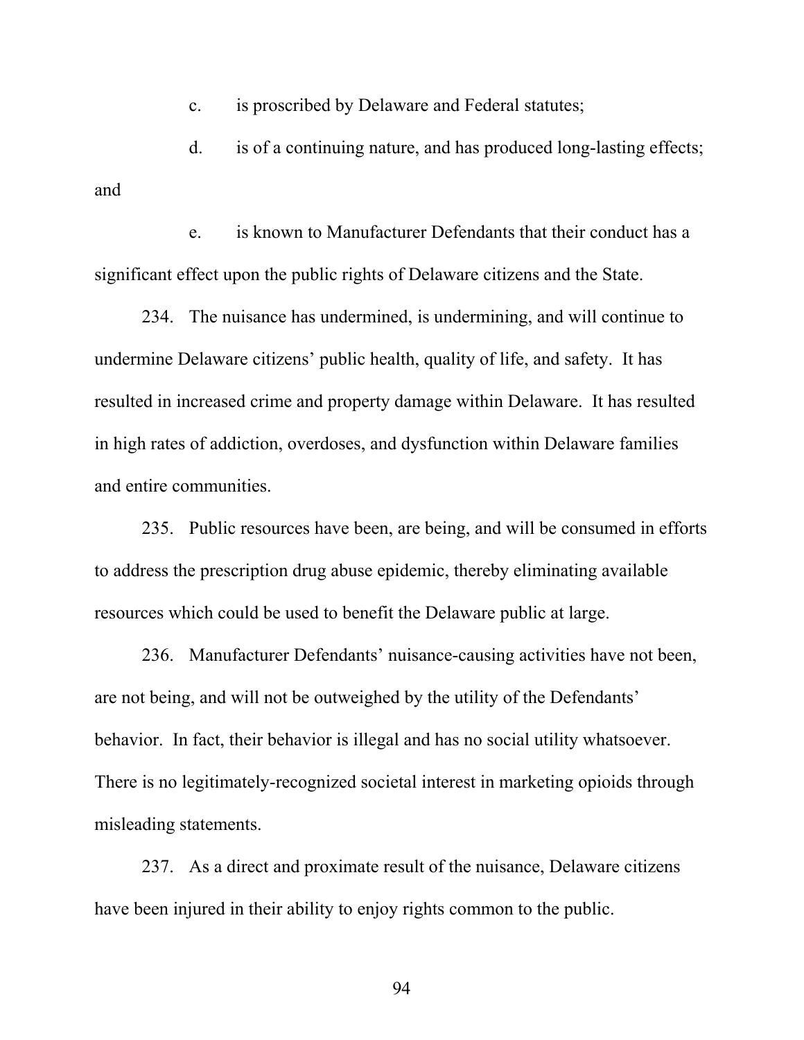c. is proscribed by Delaware and Federal statutes;

d. is of a continuing nature, and has produced long-lasting effects; and

e. is known to Manufacturer Defendants that their conduct has a significant effect upon the public rights of Delaware citizens and the State.

234. The nuisance has undermined, is undermining, and will continue to undermine Delaware citizens' public health, quality of life, and safety. It has resulted in increased crime and property damage within Delaware. It has resulted in high rates of addiction, overdoses, and dysfunction within Delaware families and entire communities.

235. Public resources have been, are being, and will be consumed in efforts to address the prescription drug abuse epidemic, thereby eliminating available resources which could be used to benefit the Delaware public at large.

236. Manufacturer Defendants' nuisance-causing activities have not been, are not being, and will not be outweighed by the utility of the Defendants' behavior. In fact, their behavior is illegal and has no social utility whatsoever. There is no legitimately-recognized societal interest in marketing opioids through misleading statements.

237. As a direct and proximate result of the nuisance, Delaware citizens have been injured in their ability to enjoy rights common to the public.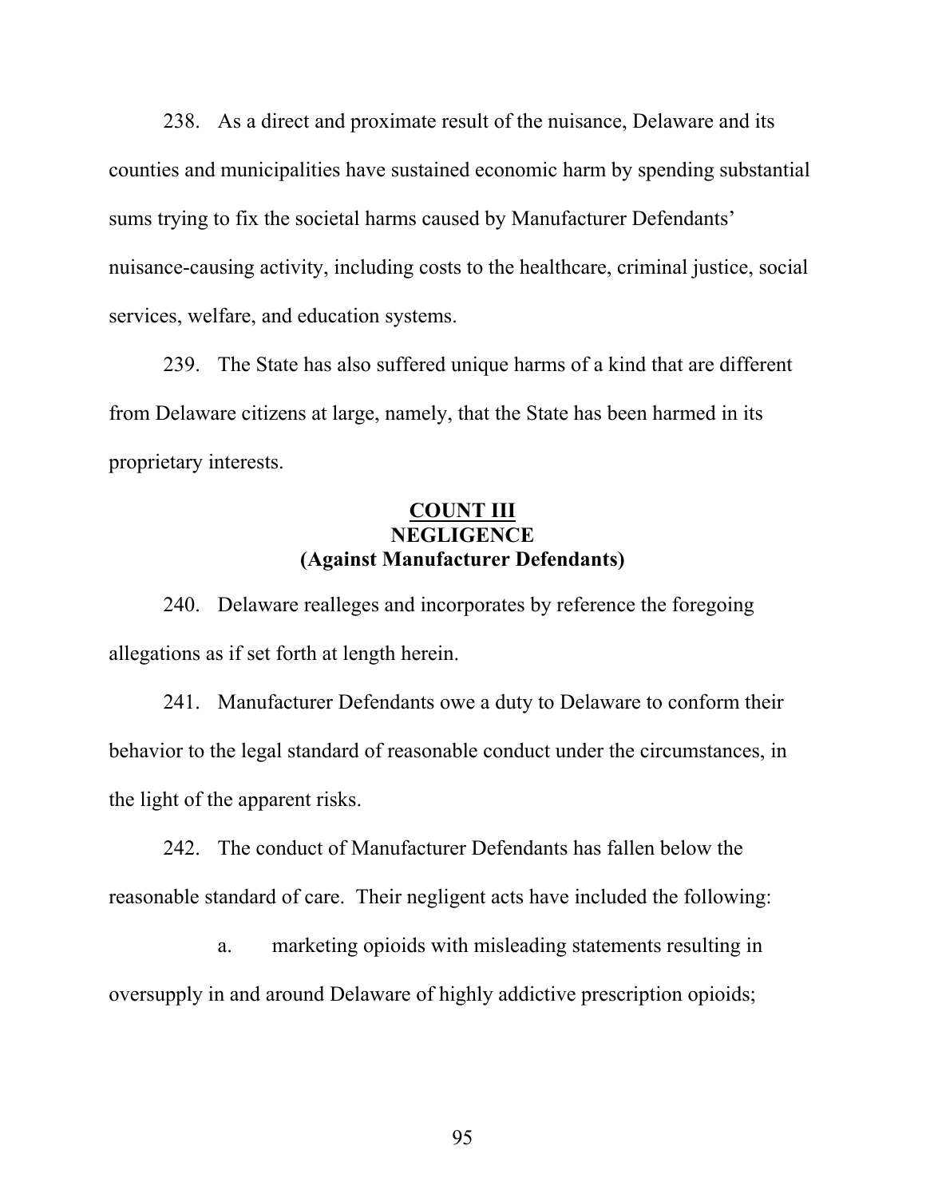238. As a direct and proximate result of the nuisance, Delaware and its counties and municipalities have sustained economic harm by spending substantial sums trying to fix the societal harms caused by Manufacturer Defendants' nuisance-causing activity, including costs to the healthcare, criminal justice, social services, welfare, and education systems.

239. The State has also suffered unique harms of a kind that are different from Delaware citizens at large, namely, that the State has been harmed in its proprietary interests.

## COUNT III
## NEGLIGENCE
## (Against Manufacturer Defendants)

240. Delaware realleges and incorporates by reference the foregoing allegations as if set forth at length herein.

241. Manufacturer Defendants owe a duty to Delaware to conform their behavior to the legal standard of reasonable conduct under the circumstances, in the light of the apparent risks.

242. The conduct of Manufacturer Defendants has fallen below the reasonable standard of care. Their negligent acts have included the following:

a. marketing opioids with misleading statements resulting in oversupply in and around Delaware of highly addictive prescription opioids;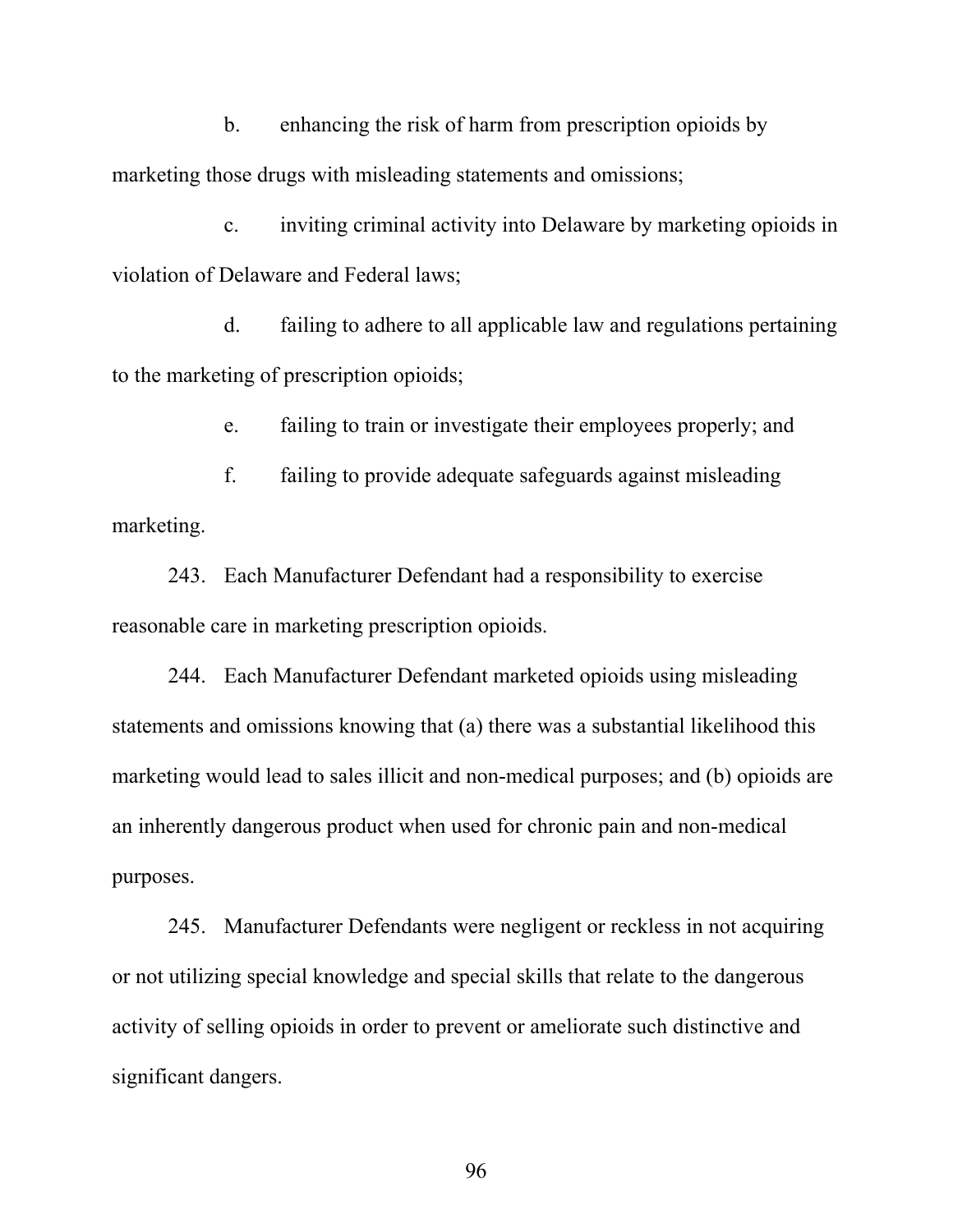b. enhancing the risk of harm from prescription opioids by marketing those drugs with misleading statements and omissions;

c. inviting criminal activity into Delaware by marketing opioids in violation of Delaware and Federal laws;

d. failing to adhere to all applicable law and regulations pertaining to the marketing of prescription opioids;

e. failing to train or investigate their employees properly; and

f. failing to provide adequate safeguards against misleading marketing.

243. Each Manufacturer Defendant had a responsibility to exercise reasonable care in marketing prescription opioids.

244. Each Manufacturer Defendant marketed opioids using misleading statements and omissions knowing that (a) there was a substantial likelihood this marketing would lead to sales illicit and non-medical purposes; and (b) opioids are an inherently dangerous product when used for chronic pain and non-medical purposes.

245. Manufacturer Defendants were negligent or reckless in not acquiring or not utilizing special knowledge and special skills that relate to the dangerous activity of selling opioids in order to prevent or ameliorate such distinctive and significant dangers.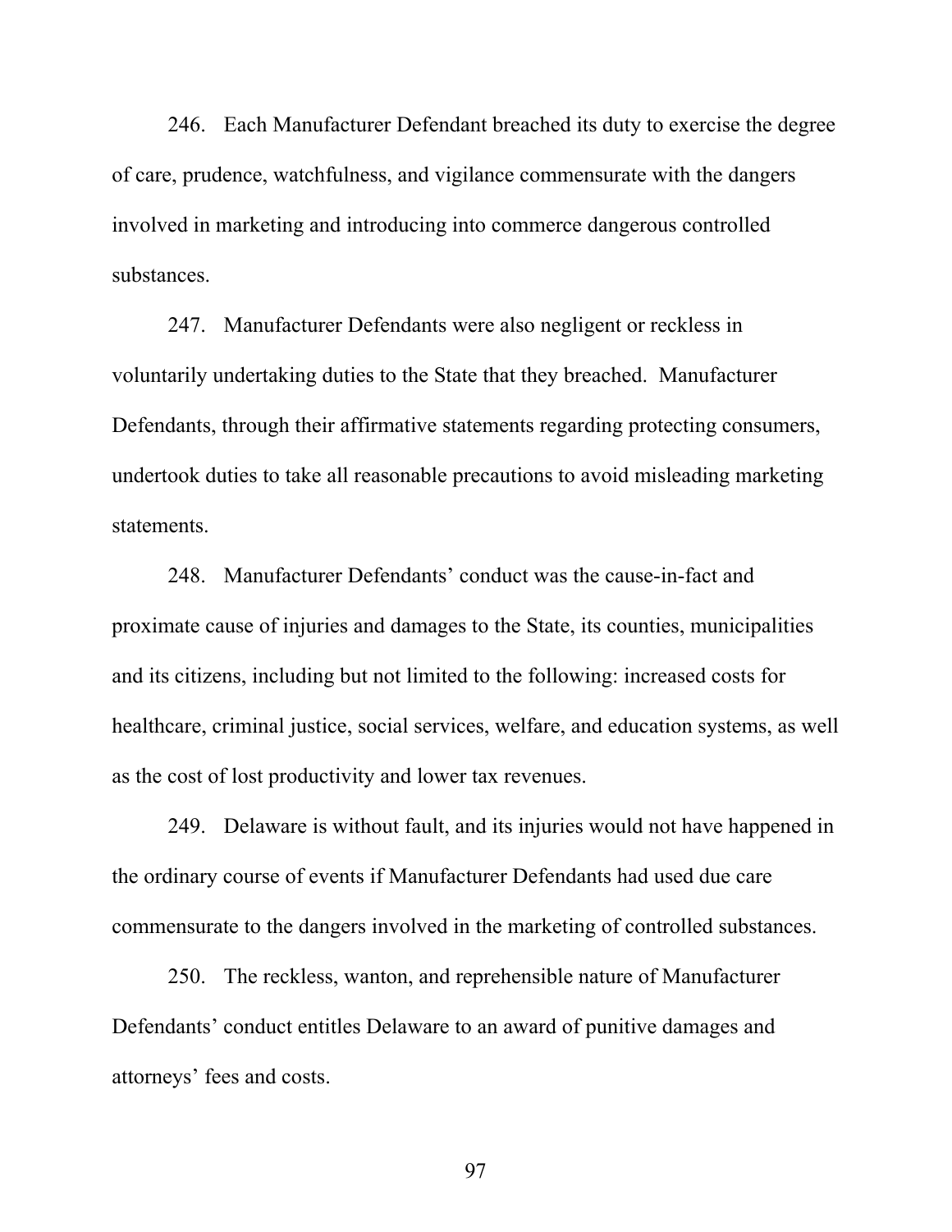246. Each Manufacturer Defendant breached its duty to exercise the degree of care, prudence, watchfulness, and vigilance commensurate with the dangers involved in marketing and introducing into commerce dangerous controlled substances.

247. Manufacturer Defendants were also negligent or reckless in voluntarily undertaking duties to the State that they breached. Manufacturer Defendants, through their affirmative statements regarding protecting consumers, undertook duties to take all reasonable precautions to avoid misleading marketing statements.

248. Manufacturer Defendants' conduct was the cause-in-fact and proximate cause of injuries and damages to the State, its counties, municipalities and its citizens, including but not limited to the following: increased costs for healthcare, criminal justice, social services, welfare, and education systems, as well as the cost of lost productivity and lower tax revenues.

249. Delaware is without fault, and its injuries would not have happened in the ordinary course of events if Manufacturer Defendants had used due care commensurate to the dangers involved in the marketing of controlled substances.

250. The reckless, wanton, and reprehensible nature of Manufacturer Defendants' conduct entitles Delaware to an award of punitive damages and attorneys' fees and costs.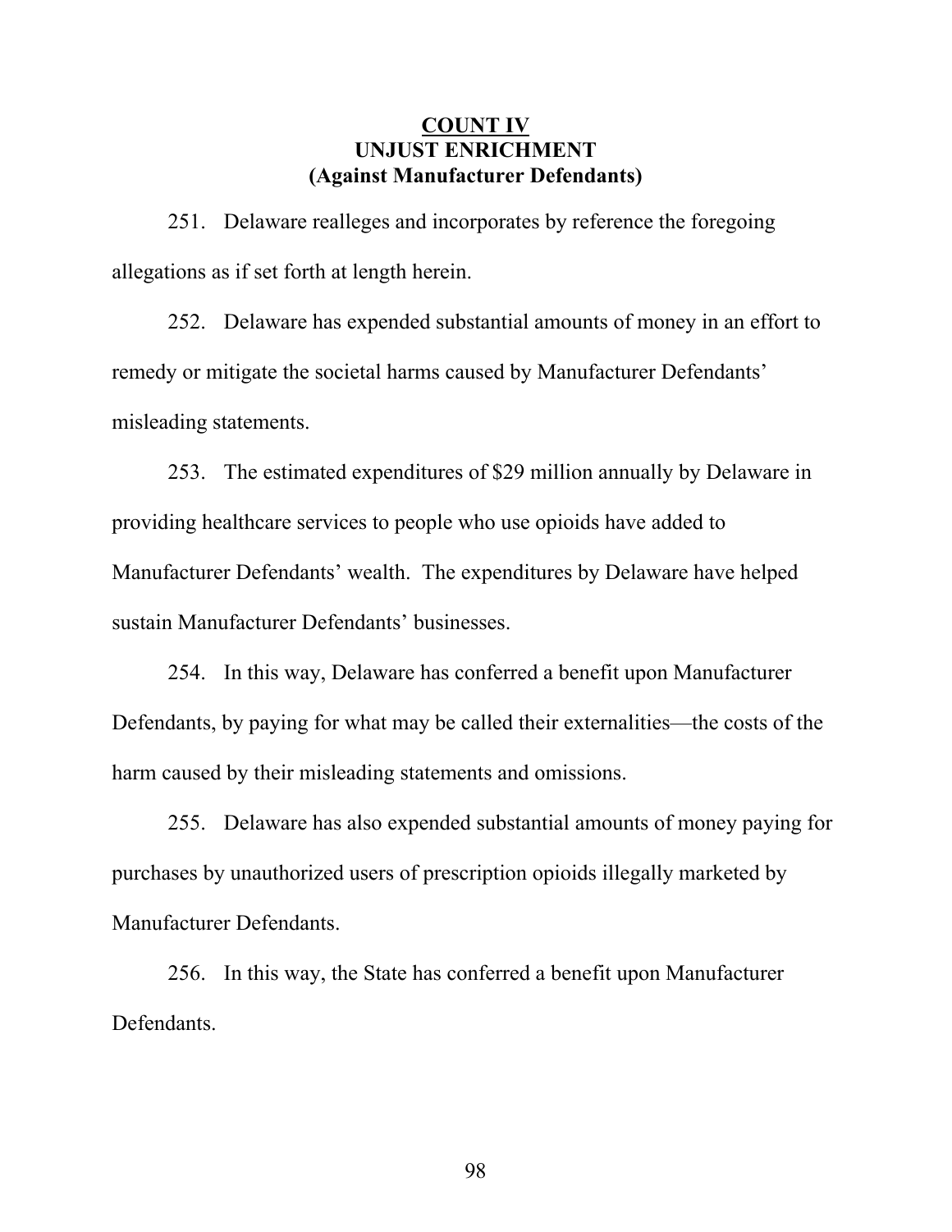## COUNT IV
## UNJUST ENRICHMENT
## (Against Manufacturer Defendants)

251. Delaware realleges and incorporates by reference the foregoing allegations as if set forth at length herein.

252. Delaware has expended substantial amounts of money in an effort to remedy or mitigate the societal harms caused by Manufacturer Defendants' misleading statements.

253. The estimated expenditures of $29 million annually by Delaware in providing healthcare services to people who use opioids have added to Manufacturer Defendants' wealth. The expenditures by Delaware have helped sustain Manufacturer Defendants' businesses.

254. In this way, Delaware has conferred a benefit upon Manufacturer Defendants, by paying for what may be called their externalities—the costs of the harm caused by their misleading statements and omissions.

255. Delaware has also expended substantial amounts of money paying for purchases by unauthorized users of prescription opioids illegally marketed by Manufacturer Defendants.

256. In this way, the State has conferred a benefit upon Manufacturer Defendants.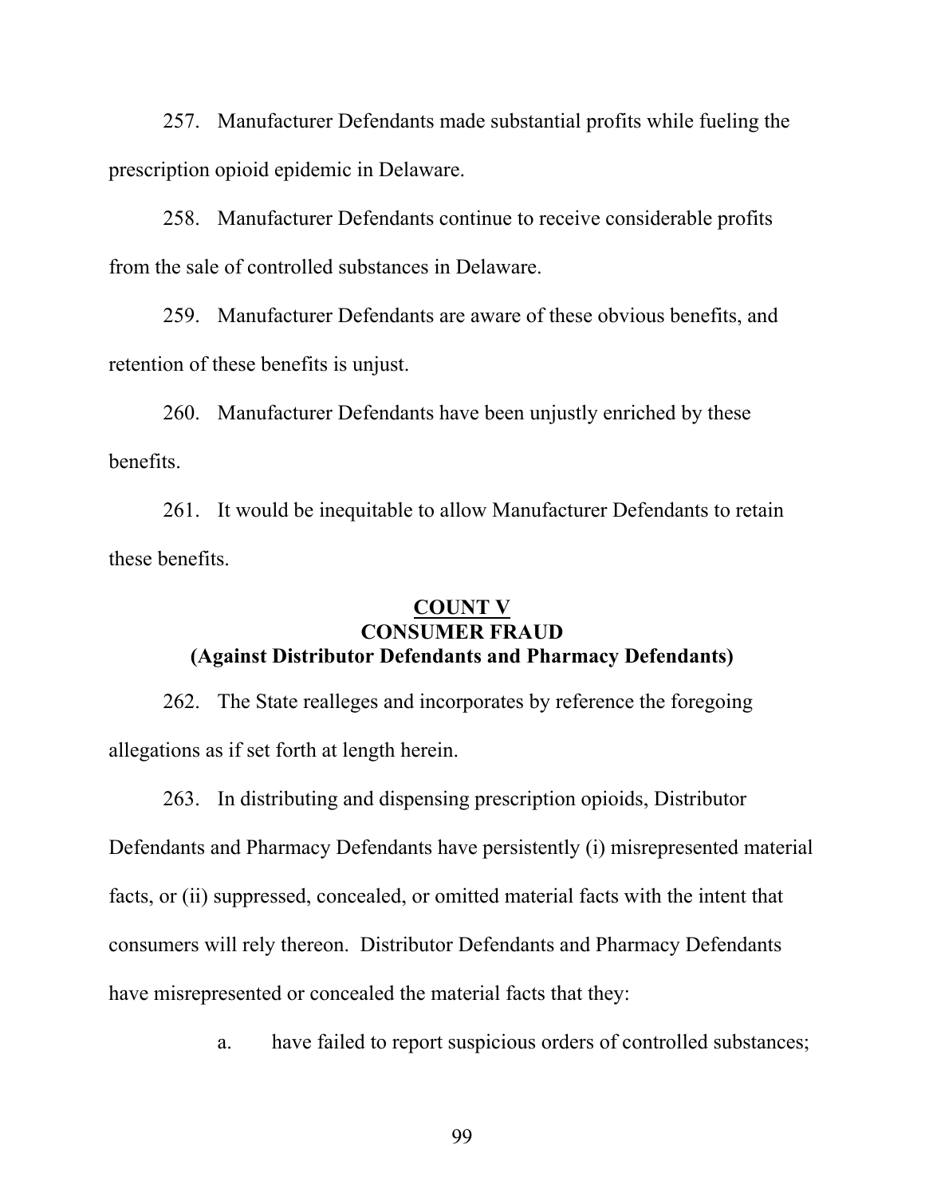257. Manufacturer Defendants made substantial profits while fueling the prescription opioid epidemic in Delaware.

258. Manufacturer Defendants continue to receive considerable profits from the sale of controlled substances in Delaware.

259. Manufacturer Defendants are aware of these obvious benefits, and retention of these benefits is unjust.

260. Manufacturer Defendants have been unjustly enriched by these benefits.

261. It would be inequitable to allow Manufacturer Defendants to retain these benefits.

## COUNT V
## CONSUMER FRAUD
## (Against Distributor Defendants and Pharmacy Defendants)

262. The State realleges and incorporates by reference the foregoing allegations as if set forth at length herein.

263. In distributing and dispensing prescription opioids, Distributor Defendants and Pharmacy Defendants have persistently (i) misrepresented material facts, or (ii) suppressed, concealed, or omitted material facts with the intent that consumers will rely thereon. Distributor Defendants and Pharmacy Defendants have misrepresented or concealed the material facts that they:

a. have failed to report suspicious orders of controlled substances;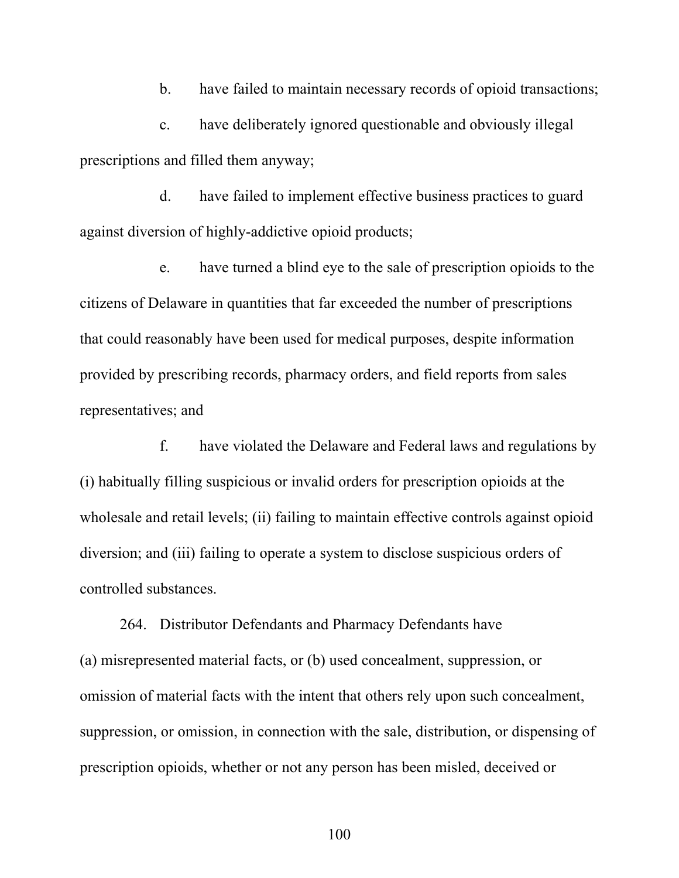b. have failed to maintain necessary records of opioid transactions;

c. have deliberately ignored questionable and obviously illegal prescriptions and filled them anyway;

d. have failed to implement effective business practices to guard against diversion of highly-addictive opioid products;

e. have turned a blind eye to the sale of prescription opioids to the citizens of Delaware in quantities that far exceeded the number of prescriptions that could reasonably have been used for medical purposes, despite information provided by prescribing records, pharmacy orders, and field reports from sales representatives; and

f. have violated the Delaware and Federal laws and regulations by (i) habitually filling suspicious or invalid orders for prescription opioids at the wholesale and retail levels; (ii) failing to maintain effective controls against opioid diversion; and (iii) failing to operate a system to disclose suspicious orders of controlled substances.

264. Distributor Defendants and Pharmacy Defendants have (a) misrepresented material facts, or (b) used concealment, suppression, or omission of material facts with the intent that others rely upon such concealment, suppression, or omission, in connection with the sale, distribution, or dispensing of prescription opioids, whether or not any person has been misled, deceived or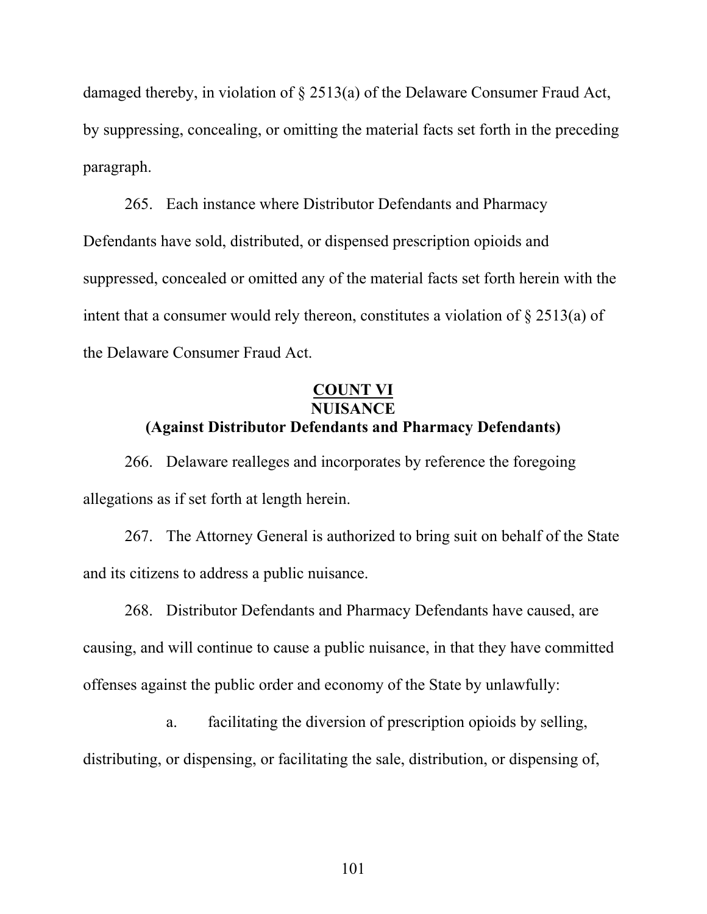damaged thereby, in violation of § 2513(a) of the Delaware Consumer Fraud Act, by suppressing, concealing, or omitting the material facts set forth in the preceding paragraph.

265. Each instance where Distributor Defendants and Pharmacy Defendants have sold, distributed, or dispensed prescription opioids and suppressed, concealed or omitted any of the material facts set forth herein with the intent that a consumer would rely thereon, constitutes a violation of § 2513(a) of the Delaware Consumer Fraud Act.

## COUNT VI
## NUISANCE
## (Against Distributor Defendants and Pharmacy Defendants)

266. Delaware realleges and incorporates by reference the foregoing allegations as if set forth at length herein.

267. The Attorney General is authorized to bring suit on behalf of the State and its citizens to address a public nuisance.

268. Distributor Defendants and Pharmacy Defendants have caused, are causing, and will continue to cause a public nuisance, in that they have committed offenses against the public order and economy of the State by unlawfully:

a. facilitating the diversion of prescription opioids by selling, distributing, or dispensing, or facilitating the sale, distribution, or dispensing of,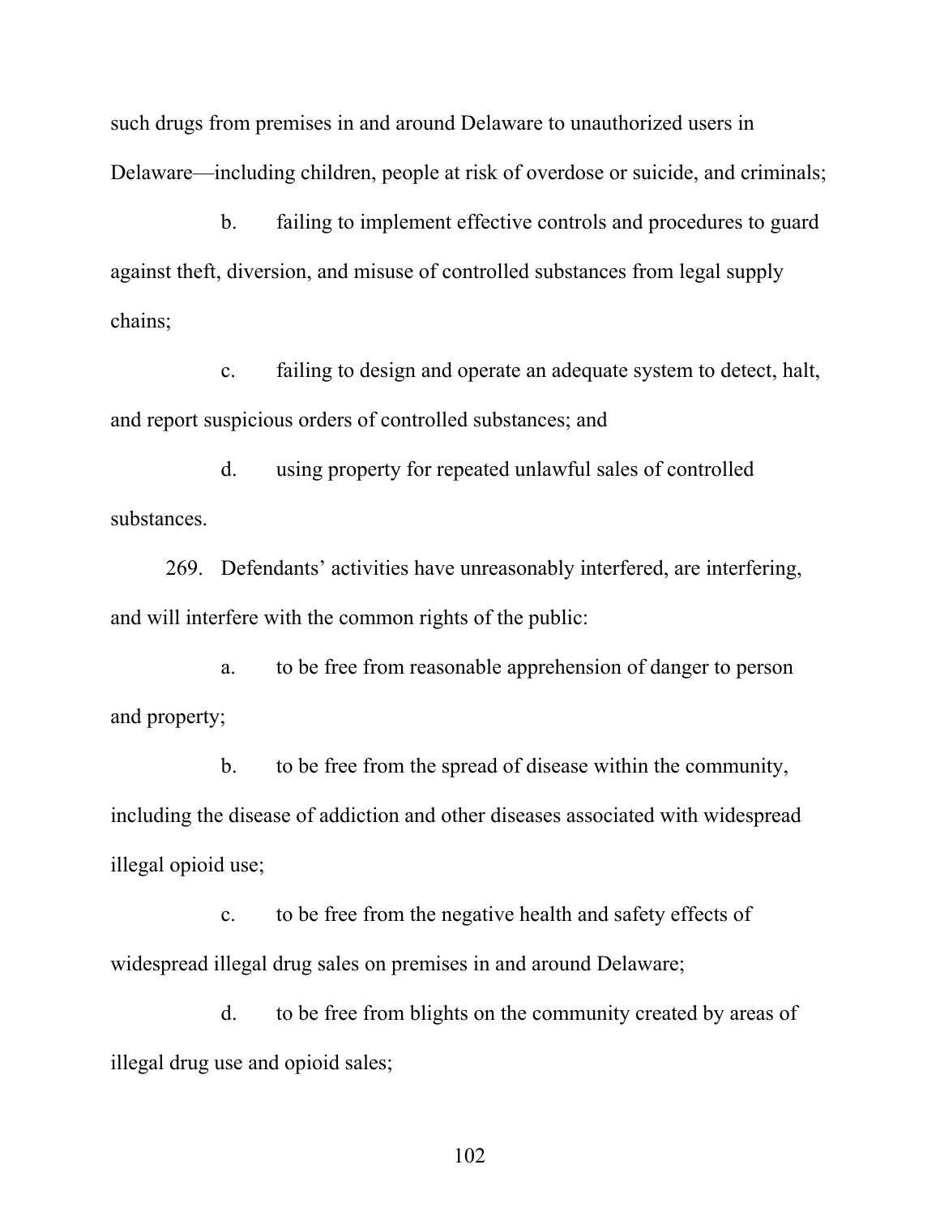such drugs from premises in and around Delaware to unauthorized users in Delaware—including children, people at risk of overdose or suicide, and criminals;

b. failing to implement effective controls and procedures to guard against theft, diversion, and misuse of controlled substances from legal supply chains;

c. failing to design and operate an adequate system to detect, halt, and report suspicious orders of controlled substances; and

d. using property for repeated unlawful sales of controlled substances.

269. Defendants' activities have unreasonably interfered, are interfering, and will interfere with the common rights of the public:

a. to be free from reasonable apprehension of danger to person and property;

b. to be free from the spread of disease within the community, including the disease of addiction and other diseases associated with widespread illegal opioid use;

c. to be free from the negative health and safety effects of widespread illegal drug sales on premises in and around Delaware;

d. to be free from blights on the community created by areas of illegal drug use and opioid sales;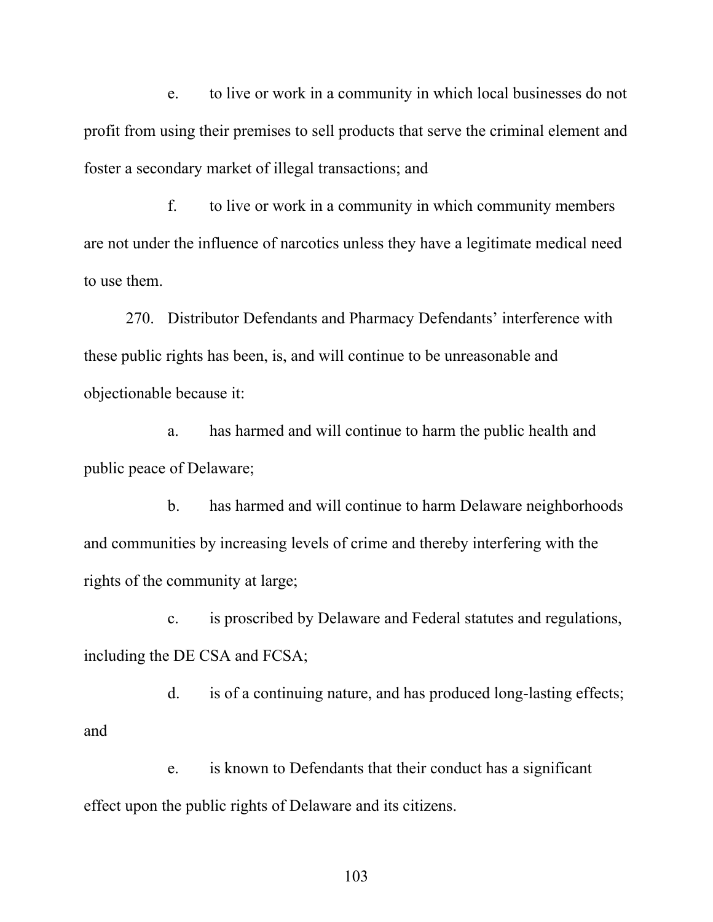e. to live or work in a community in which local businesses do not profit from using their premises to sell products that serve the criminal element and foster a secondary market of illegal transactions; and

f. to live or work in a community in which community members are not under the influence of narcotics unless they have a legitimate medical need to use them.

270. Distributor Defendants and Pharmacy Defendants' interference with these public rights has been, is, and will continue to be unreasonable and objectionable because it:

a. has harmed and will continue to harm the public health and public peace of Delaware;

b. has harmed and will continue to harm Delaware neighborhoods and communities by increasing levels of crime and thereby interfering with the rights of the community at large;

c. is proscribed by Delaware and Federal statutes and regulations, including the DE CSA and FCSA;

d. is of a continuing nature, and has produced long-lasting effects; and

e. is known to Defendants that their conduct has a significant effect upon the public rights of Delaware and its citizens.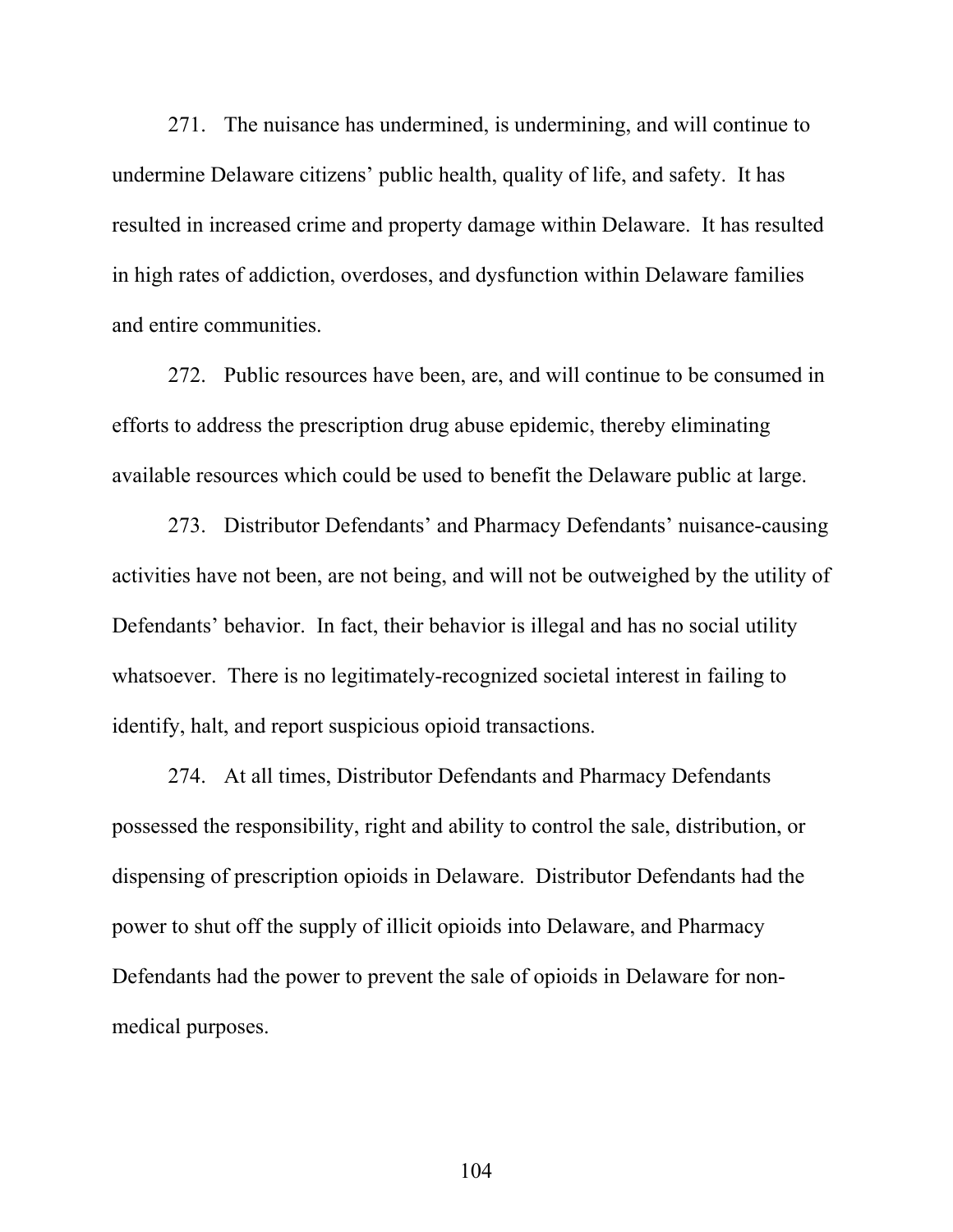271. The nuisance has undermined, is undermining, and will continue to undermine Delaware citizens' public health, quality of life, and safety. It has resulted in increased crime and property damage within Delaware. It has resulted in high rates of addiction, overdoses, and dysfunction within Delaware families and entire communities.

272. Public resources have been, are, and will continue to be consumed in efforts to address the prescription drug abuse epidemic, thereby eliminating available resources which could be used to benefit the Delaware public at large.

273. Distributor Defendants' and Pharmacy Defendants' nuisance-causing activities have not been, are not being, and will not be outweighed by the utility of Defendants' behavior. In fact, their behavior is illegal and has no social utility whatsoever. There is no legitimately-recognized societal interest in failing to identify, halt, and report suspicious opioid transactions.

274. At all times, Distributor Defendants and Pharmacy Defendants possessed the responsibility, right and ability to control the sale, distribution, or dispensing of prescription opioids in Delaware. Distributor Defendants had the power to shut off the supply of illicit opioids into Delaware, and Pharmacy Defendants had the power to prevent the sale of opioids in Delaware for non-medical purposes.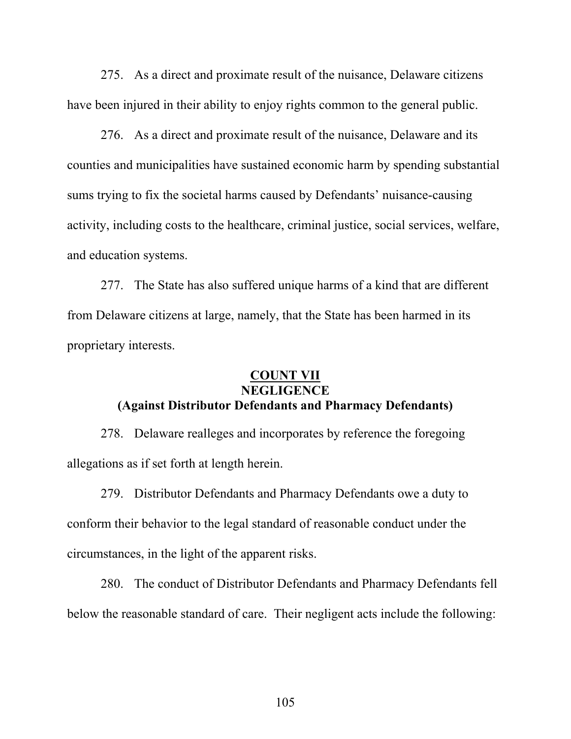275. As a direct and proximate result of the nuisance, Delaware citizens have been injured in their ability to enjoy rights common to the general public.

276. As a direct and proximate result of the nuisance, Delaware and its counties and municipalities have sustained economic harm by spending substantial sums trying to fix the societal harms caused by Defendants' nuisance-causing activity, including costs to the healthcare, criminal justice, social services, welfare, and education systems.

277. The State has also suffered unique harms of a kind that are different from Delaware citizens at large, namely, that the State has been harmed in its proprietary interests.

## COUNT VII
## NEGLIGENCE
## (Against Distributor Defendants and Pharmacy Defendants)

278. Delaware realleges and incorporates by reference the foregoing allegations as if set forth at length herein.

279. Distributor Defendants and Pharmacy Defendants owe a duty to conform their behavior to the legal standard of reasonable conduct under the circumstances, in the light of the apparent risks.

280. The conduct of Distributor Defendants and Pharmacy Defendants fell below the reasonable standard of care. Their negligent acts include the following: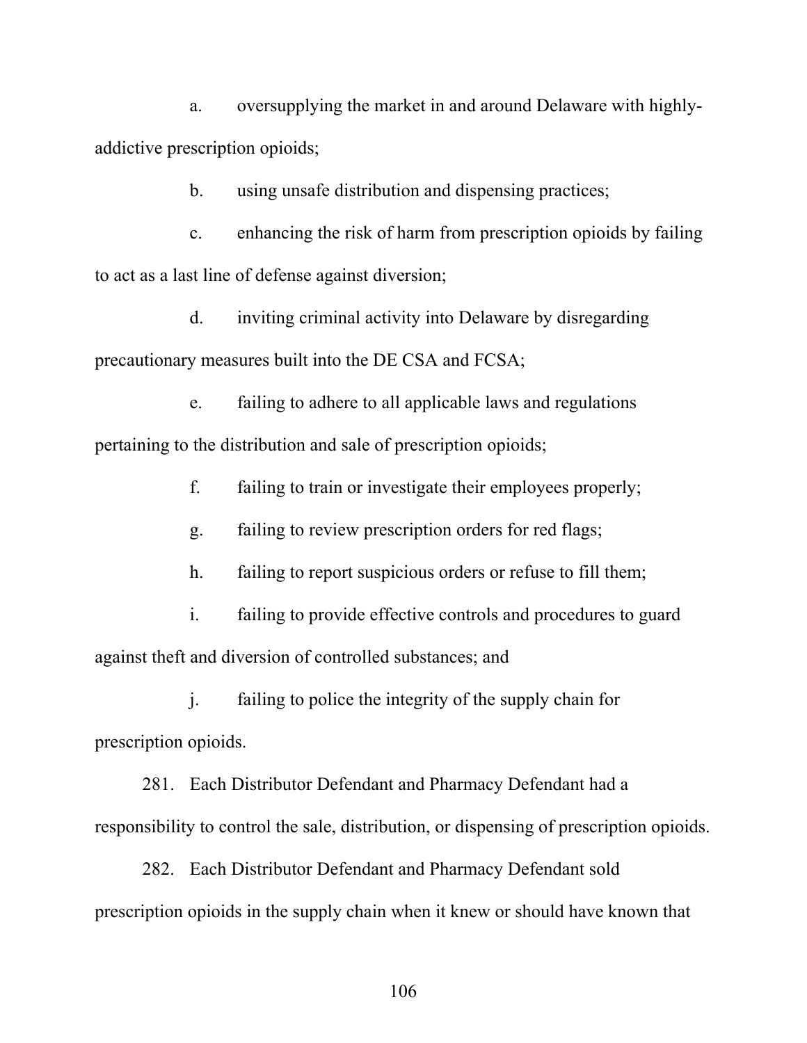a. oversupplying the market in and around Delaware with highly-addictive prescription opioids;

b. using unsafe distribution and dispensing practices;

c. enhancing the risk of harm from prescription opioids by failing to act as a last line of defense against diversion;

d. inviting criminal activity into Delaware by disregarding precautionary measures built into the DE CSA and FCSA;

e. failing to adhere to all applicable laws and regulations pertaining to the distribution and sale of prescription opioids;

f. failing to train or investigate their employees properly;

g. failing to review prescription orders for red flags;

h. failing to report suspicious orders or refuse to fill them;

i. failing to provide effective controls and procedures to guard against theft and diversion of controlled substances; and

j. failing to police the integrity of the supply chain for prescription opioids.

281. Each Distributor Defendant and Pharmacy Defendant had a responsibility to control the sale, distribution, or dispensing of prescription opioids.

282. Each Distributor Defendant and Pharmacy Defendant sold prescription opioids in the supply chain when it knew or should have known that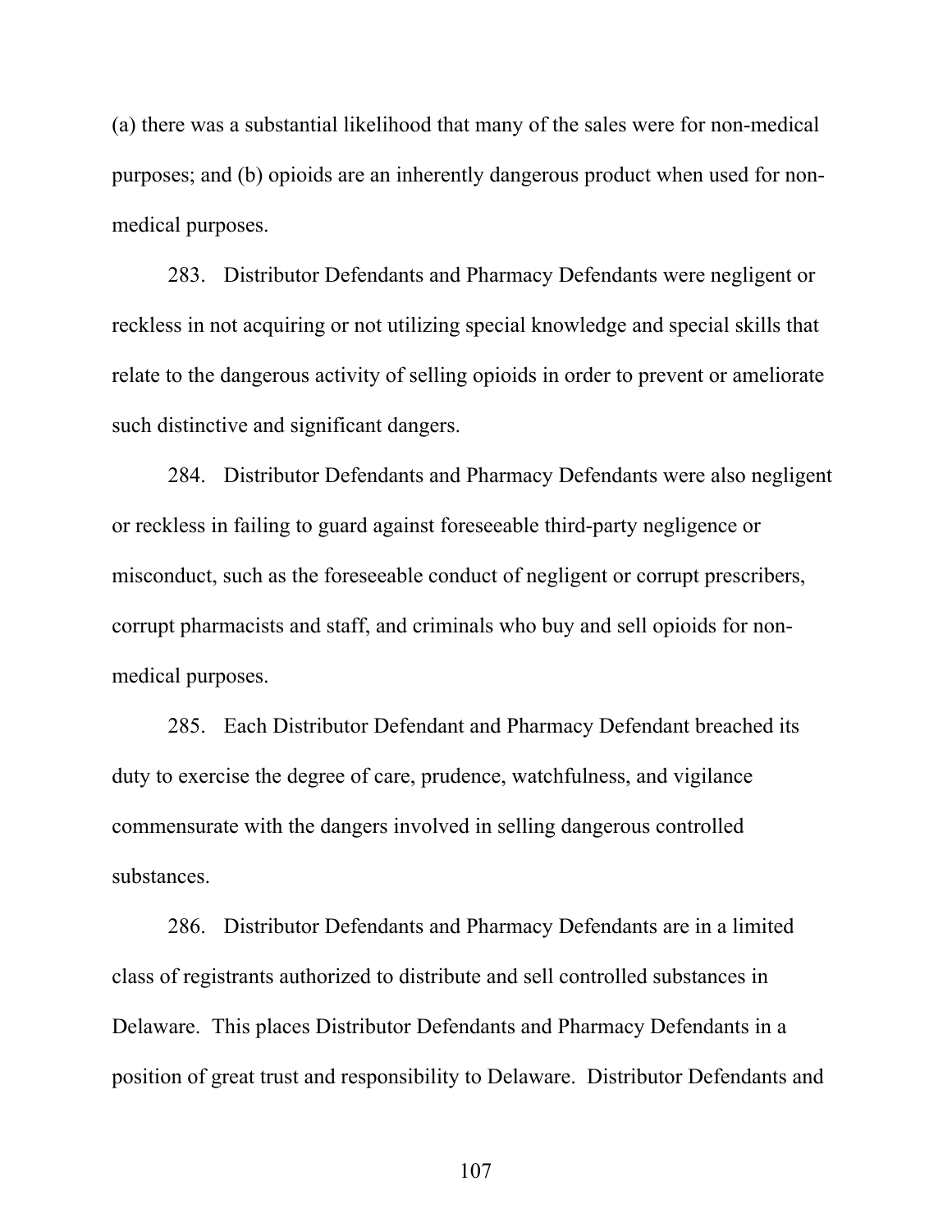(a) there was a substantial likelihood that many of the sales were for non-medical purposes; and (b) opioids are an inherently dangerous product when used for non-medical purposes.

283. Distributor Defendants and Pharmacy Defendants were negligent or reckless in not acquiring or not utilizing special knowledge and special skills that relate to the dangerous activity of selling opioids in order to prevent or ameliorate such distinctive and significant dangers.

284. Distributor Defendants and Pharmacy Defendants were also negligent or reckless in failing to guard against foreseeable third-party negligence or misconduct, such as the foreseeable conduct of negligent or corrupt prescribers, corrupt pharmacists and staff, and criminals who buy and sell opioids for non-medical purposes.

285. Each Distributor Defendant and Pharmacy Defendant breached its duty to exercise the degree of care, prudence, watchfulness, and vigilance commensurate with the dangers involved in selling dangerous controlled substances.

286. Distributor Defendants and Pharmacy Defendants are in a limited class of registrants authorized to distribute and sell controlled substances in Delaware. This places Distributor Defendants and Pharmacy Defendants in a position of great trust and responsibility to Delaware. Distributor Defendants and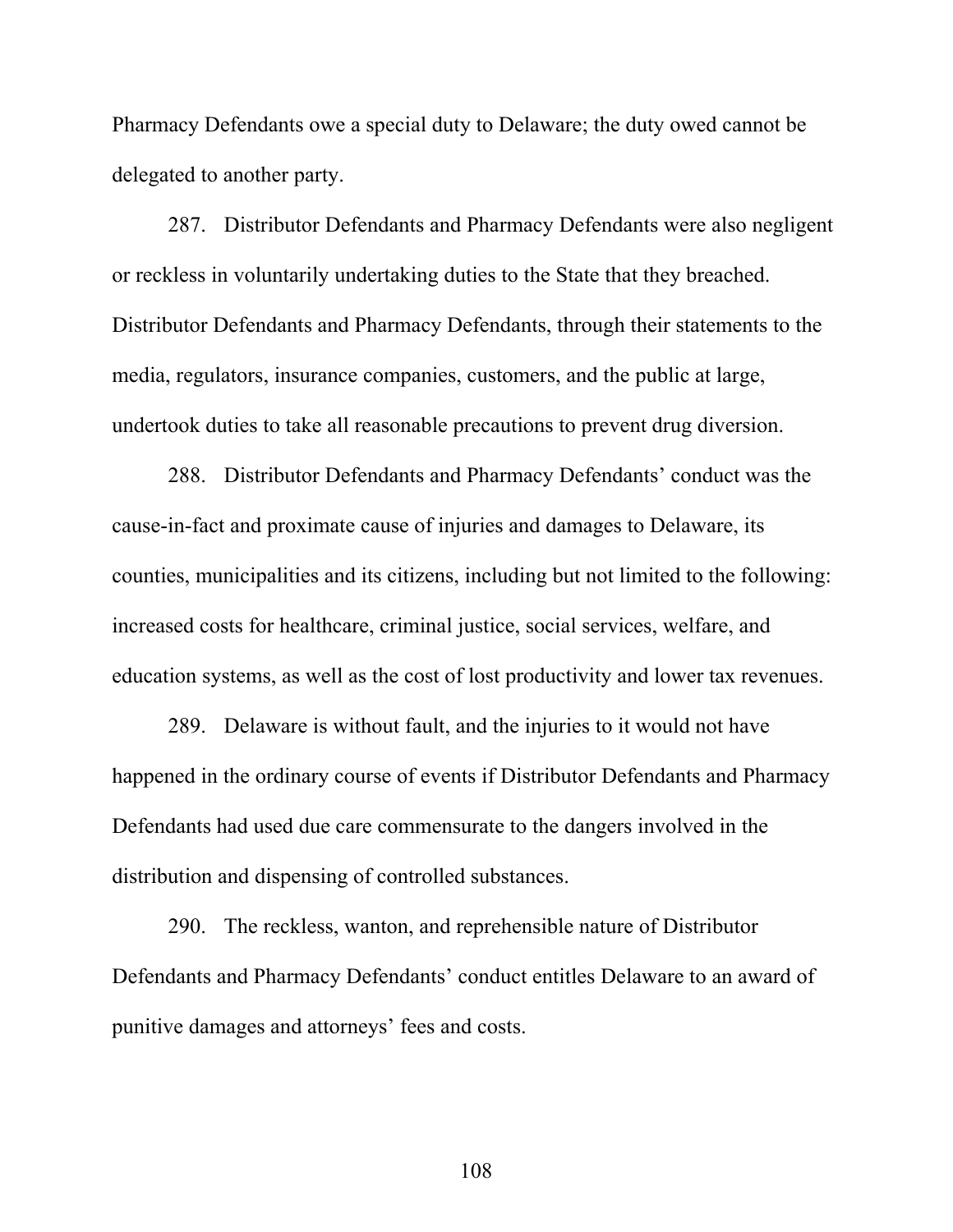Pharmacy Defendants owe a special duty to Delaware; the duty owed cannot be delegated to another party.

287. Distributor Defendants and Pharmacy Defendants were also negligent or reckless in voluntarily undertaking duties to the State that they breached. Distributor Defendants and Pharmacy Defendants, through their statements to the media, regulators, insurance companies, customers, and the public at large, undertook duties to take all reasonable precautions to prevent drug diversion.

288. Distributor Defendants and Pharmacy Defendants' conduct was the cause-in-fact and proximate cause of injuries and damages to Delaware, its counties, municipalities and its citizens, including but not limited to the following: increased costs for healthcare, criminal justice, social services, welfare, and education systems, as well as the cost of lost productivity and lower tax revenues.

289. Delaware is without fault, and the injuries to it would not have happened in the ordinary course of events if Distributor Defendants and Pharmacy Defendants had used due care commensurate to the dangers involved in the distribution and dispensing of controlled substances.

290. The reckless, wanton, and reprehensible nature of Distributor Defendants and Pharmacy Defendants' conduct entitles Delaware to an award of punitive damages and attorneys' fees and costs.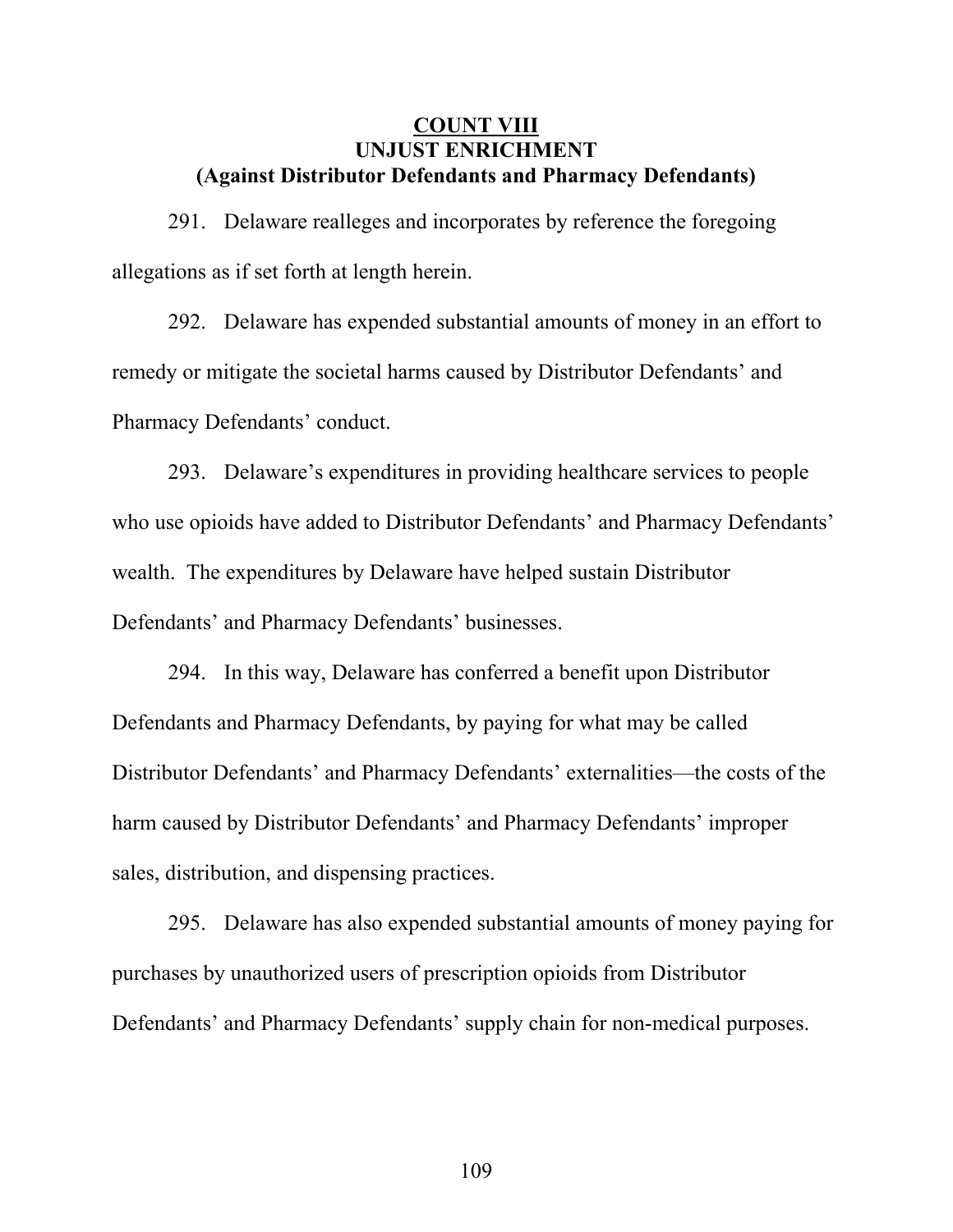## COUNT VIII
## UNJUST ENRICHMENT
## (Against Distributor Defendants and Pharmacy Defendants)

291. Delaware realleges and incorporates by reference the foregoing allegations as if set forth at length herein.

292. Delaware has expended substantial amounts of money in an effort to remedy or mitigate the societal harms caused by Distributor Defendants' and Pharmacy Defendants' conduct.

293. Delaware's expenditures in providing healthcare services to people who use opioids have added to Distributor Defendants' and Pharmacy Defendants' wealth. The expenditures by Delaware have helped sustain Distributor Defendants' and Pharmacy Defendants' businesses.

294. In this way, Delaware has conferred a benefit upon Distributor Defendants and Pharmacy Defendants, by paying for what may be called Distributor Defendants' and Pharmacy Defendants' externalities—the costs of the harm caused by Distributor Defendants' and Pharmacy Defendants' improper sales, distribution, and dispensing practices.

295. Delaware has also expended substantial amounts of money paying for purchases by unauthorized users of prescription opioids from Distributor Defendants' and Pharmacy Defendants' supply chain for non-medical purposes.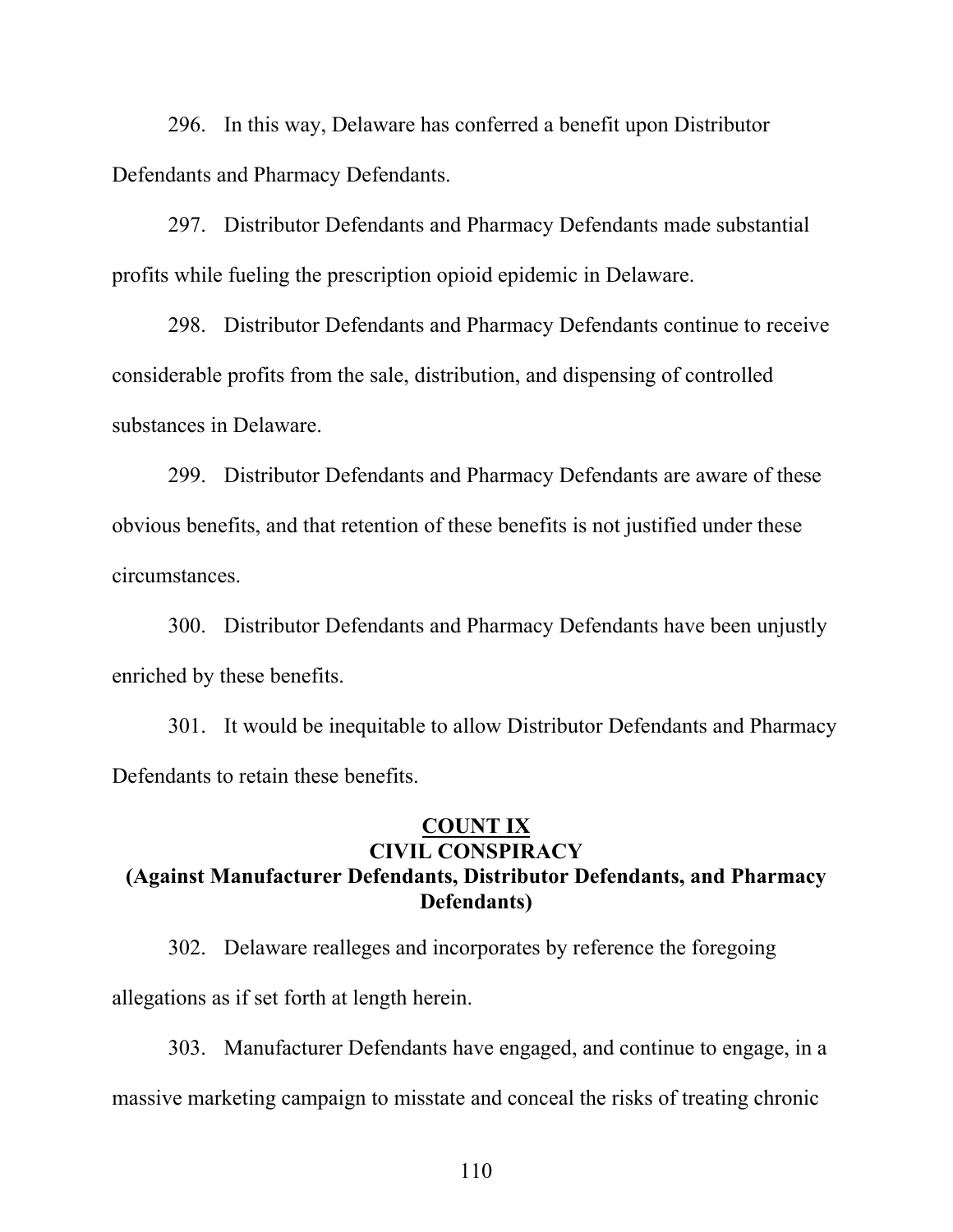296. In this way, Delaware has conferred a benefit upon Distributor Defendants and Pharmacy Defendants.

297. Distributor Defendants and Pharmacy Defendants made substantial profits while fueling the prescription opioid epidemic in Delaware.

298. Distributor Defendants and Pharmacy Defendants continue to receive considerable profits from the sale, distribution, and dispensing of controlled substances in Delaware.

299. Distributor Defendants and Pharmacy Defendants are aware of these obvious benefits, and that retention of these benefits is not justified under these circumstances.

300. Distributor Defendants and Pharmacy Defendants have been unjustly enriched by these benefits.

301. It would be inequitable to allow Distributor Defendants and Pharmacy Defendants to retain these benefits.

## COUNT IX
## CIVIL CONSPIRACY
## (Against Manufacturer Defendants, Distributor Defendants, and Pharmacy Defendants)

302. Delaware realleges and incorporates by reference the foregoing allegations as if set forth at length herein.

303. Manufacturer Defendants have engaged, and continue to engage, in a massive marketing campaign to misstate and conceal the risks of treating chronic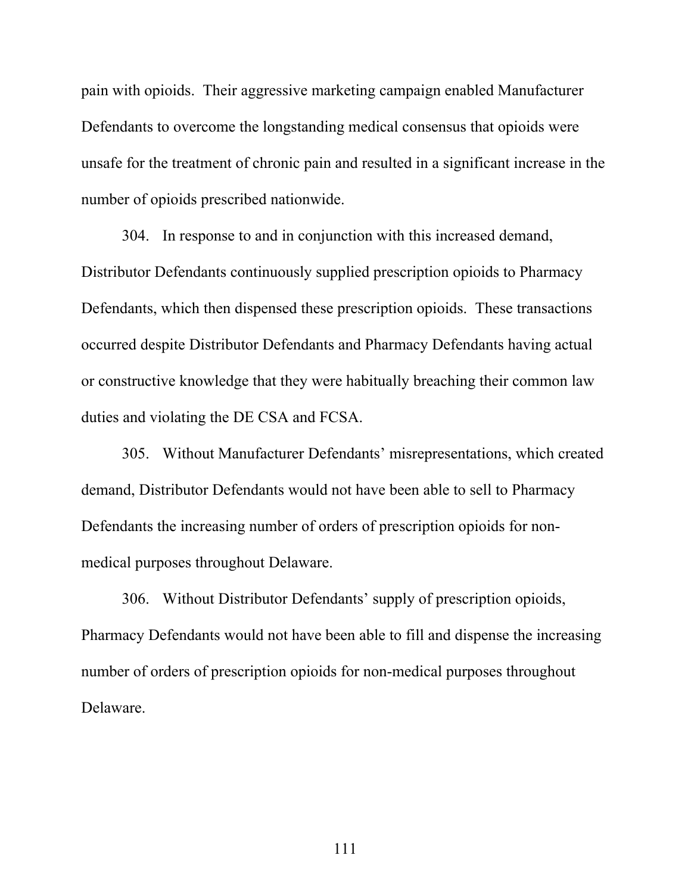pain with opioids. Their aggressive marketing campaign enabled Manufacturer Defendants to overcome the longstanding medical consensus that opioids were unsafe for the treatment of chronic pain and resulted in a significant increase in the number of opioids prescribed nationwide.

304. In response to and in conjunction with this increased demand, Distributor Defendants continuously supplied prescription opioids to Pharmacy Defendants, which then dispensed these prescription opioids. These transactions occurred despite Distributor Defendants and Pharmacy Defendants having actual or constructive knowledge that they were habitually breaching their common law duties and violating the DE CSA and FCSA.

305. Without Manufacturer Defendants' misrepresentations, which created demand, Distributor Defendants would not have been able to sell to Pharmacy Defendants the increasing number of orders of prescription opioids for non-medical purposes throughout Delaware.

306. Without Distributor Defendants' supply of prescription opioids, Pharmacy Defendants would not have been able to fill and dispense the increasing number of orders of prescription opioids for non-medical purposes throughout Delaware.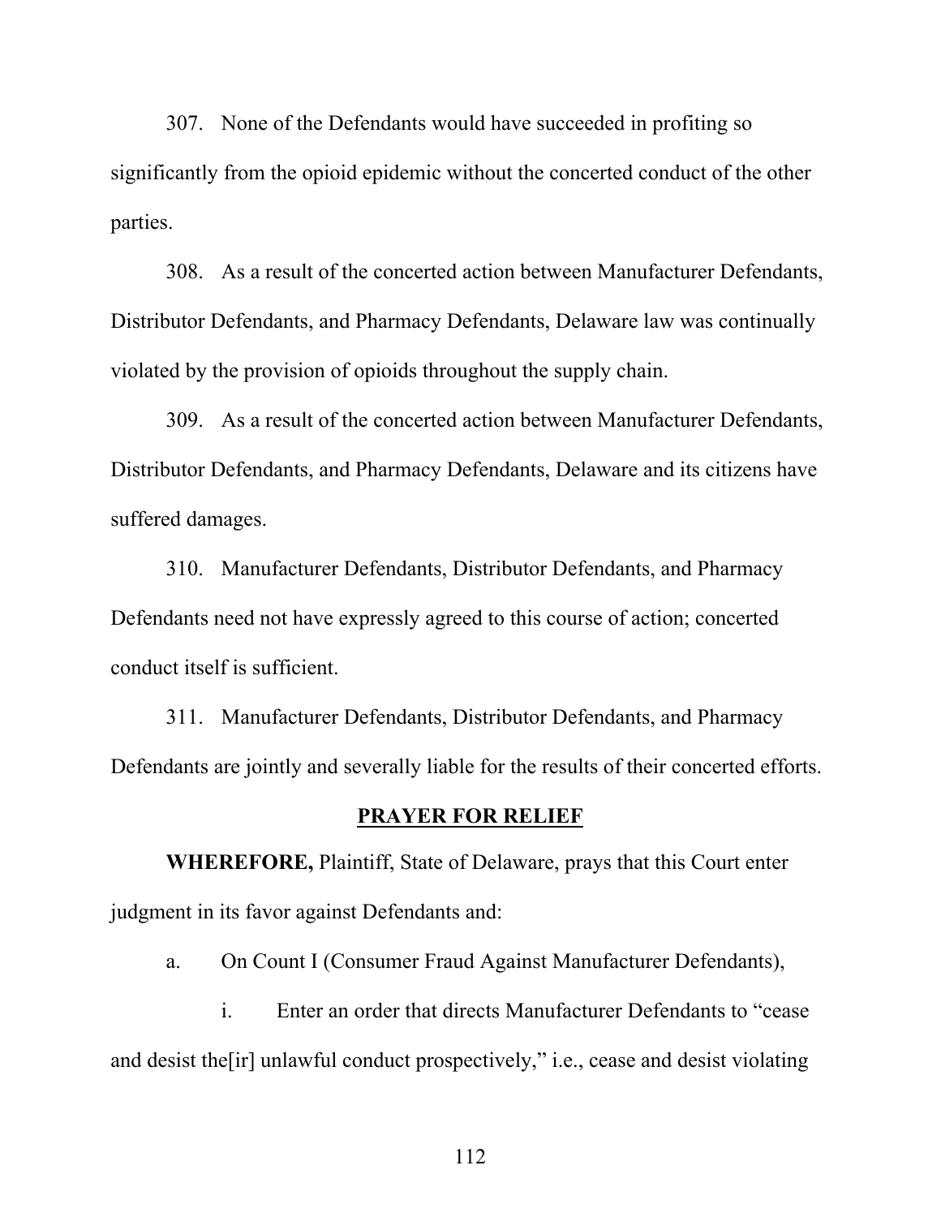307. None of the Defendants would have succeeded in profiting so significantly from the opioid epidemic without the concerted conduct of the other parties.

308. As a result of the concerted action between Manufacturer Defendants, Distributor Defendants, and Pharmacy Defendants, Delaware law was continually violated by the provision of opioids throughout the supply chain.

309. As a result of the concerted action between Manufacturer Defendants, Distributor Defendants, and Pharmacy Defendants, Delaware and its citizens have suffered damages.

310. Manufacturer Defendants, Distributor Defendants, and Pharmacy Defendants need not have expressly agreed to this course of action; concerted conduct itself is sufficient.

311. Manufacturer Defendants, Distributor Defendants, and Pharmacy Defendants are jointly and severally liable for the results of their concerted efforts.

## PRAYER FOR RELIEF

**WHEREFORE,** Plaintiff, State of Delaware, prays that this Court enter judgment in its favor against Defendants and:

a. On Count I (Consumer Fraud Against Manufacturer Defendants),

i. Enter an order that directs Manufacturer Defendants to "cease and desist the[ir] unlawful conduct prospectively," i.e., cease and desist violating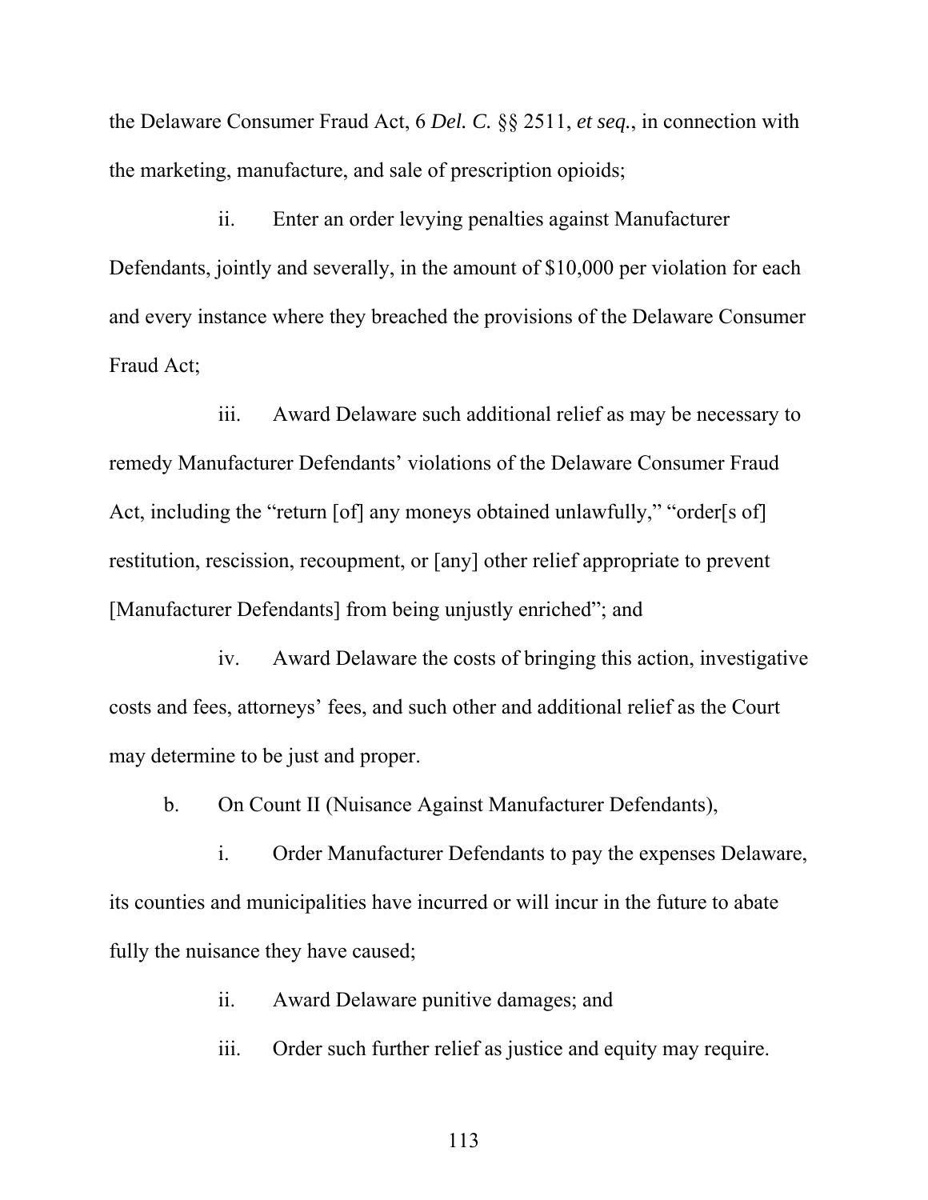the Delaware Consumer Fraud Act, 6 *Del. C.* §§ 2511, *et seq.*, in connection with the marketing, manufacture, and sale of prescription opioids;

ii. Enter an order levying penalties against Manufacturer Defendants, jointly and severally, in the amount of $10,000 per violation for each and every instance where they breached the provisions of the Delaware Consumer Fraud Act;

iii. Award Delaware such additional relief as may be necessary to remedy Manufacturer Defendants' violations of the Delaware Consumer Fraud Act, including the "return [of] any moneys obtained unlawfully," "order[s of] restitution, rescission, recoupment, or [any] other relief appropriate to prevent [Manufacturer Defendants] from being unjustly enriched"; and

iv. Award Delaware the costs of bringing this action, investigative costs and fees, attorneys' fees, and such other and additional relief as the Court may determine to be just and proper.

b. On Count II (Nuisance Against Manufacturer Defendants),

i. Order Manufacturer Defendants to pay the expenses Delaware, its counties and municipalities have incurred or will incur in the future to abate fully the nuisance they have caused;

ii. Award Delaware punitive damages; and

iii. Order such further relief as justice and equity may require.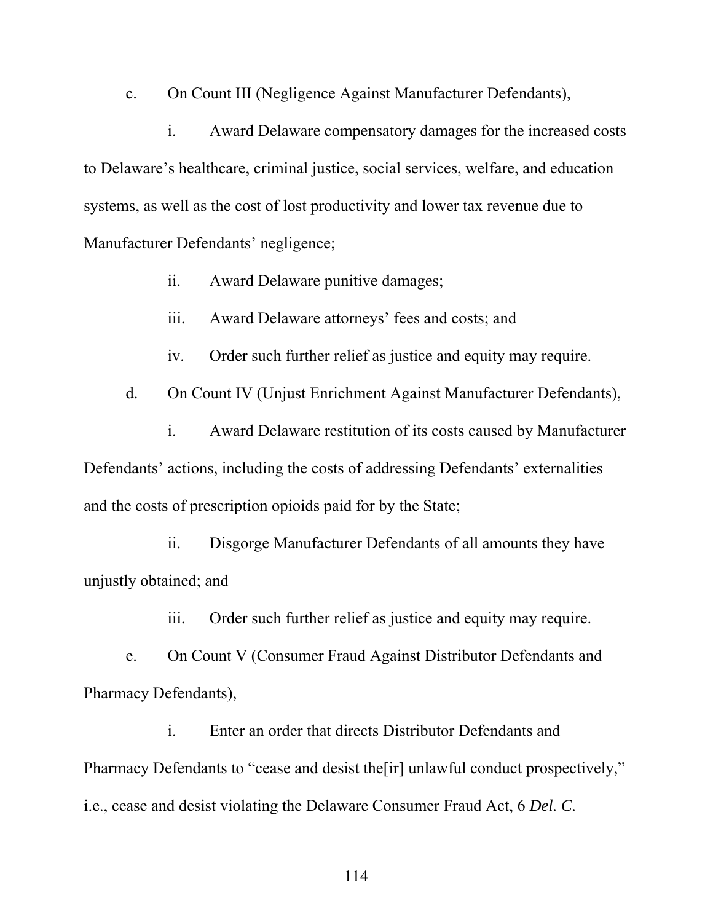c. On Count III (Negligence Against Manufacturer Defendants),

i. Award Delaware compensatory damages for the increased costs to Delaware's healthcare, criminal justice, social services, welfare, and education systems, as well as the cost of lost productivity and lower tax revenue due to Manufacturer Defendants' negligence;

ii. Award Delaware punitive damages;

iii. Award Delaware attorneys' fees and costs; and

iv. Order such further relief as justice and equity may require.

d. On Count IV (Unjust Enrichment Against Manufacturer Defendants),

i. Award Delaware restitution of its costs caused by Manufacturer Defendants' actions, including the costs of addressing Defendants' externalities and the costs of prescription opioids paid for by the State;

ii. Disgorge Manufacturer Defendants of all amounts they have unjustly obtained; and

iii. Order such further relief as justice and equity may require.

e. On Count V (Consumer Fraud Against Distributor Defendants and Pharmacy Defendants),

i. Enter an order that directs Distributor Defendants and Pharmacy Defendants to "cease and desist the[ir] unlawful conduct prospectively," i.e., cease and desist violating the Delaware Consumer Fraud Act, 6 *Del. C.*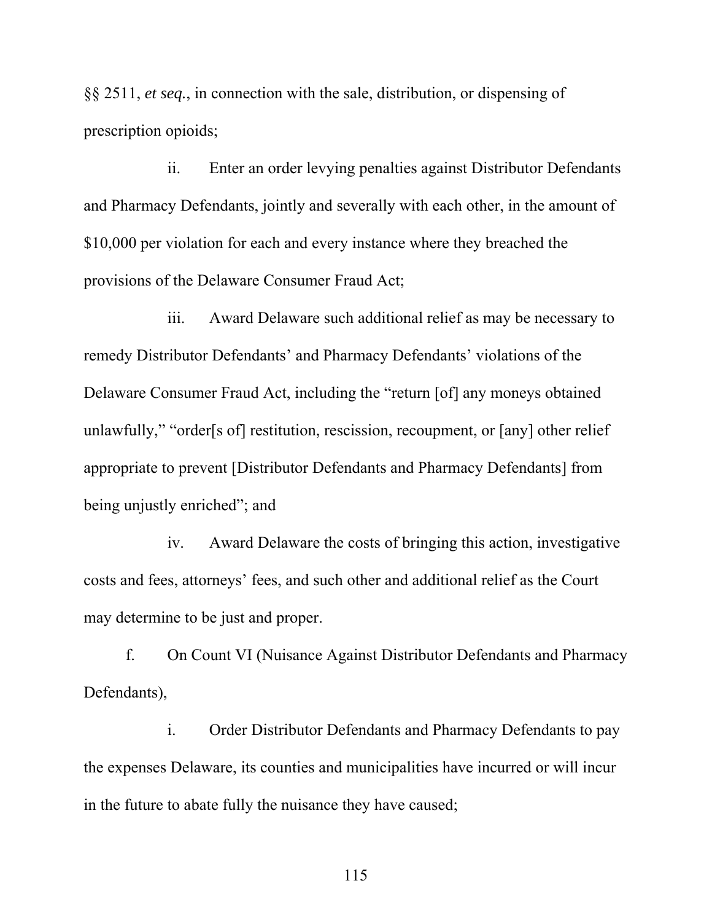§§ 2511, *et seq.*, in connection with the sale, distribution, or dispensing of prescription opioids;

ii. Enter an order levying penalties against Distributor Defendants and Pharmacy Defendants, jointly and severally with each other, in the amount of $10,000 per violation for each and every instance where they breached the provisions of the Delaware Consumer Fraud Act;

iii. Award Delaware such additional relief as may be necessary to remedy Distributor Defendants' and Pharmacy Defendants' violations of the Delaware Consumer Fraud Act, including the "return [of] any moneys obtained unlawfully," "order[s of] restitution, rescission, recoupment, or [any] other relief appropriate to prevent [Distributor Defendants and Pharmacy Defendants] from being unjustly enriched"; and

iv. Award Delaware the costs of bringing this action, investigative costs and fees, attorneys' fees, and such other and additional relief as the Court may determine to be just and proper.

f. On Count VI (Nuisance Against Distributor Defendants and Pharmacy Defendants),

i. Order Distributor Defendants and Pharmacy Defendants to pay the expenses Delaware, its counties and municipalities have incurred or will incur in the future to abate fully the nuisance they have caused;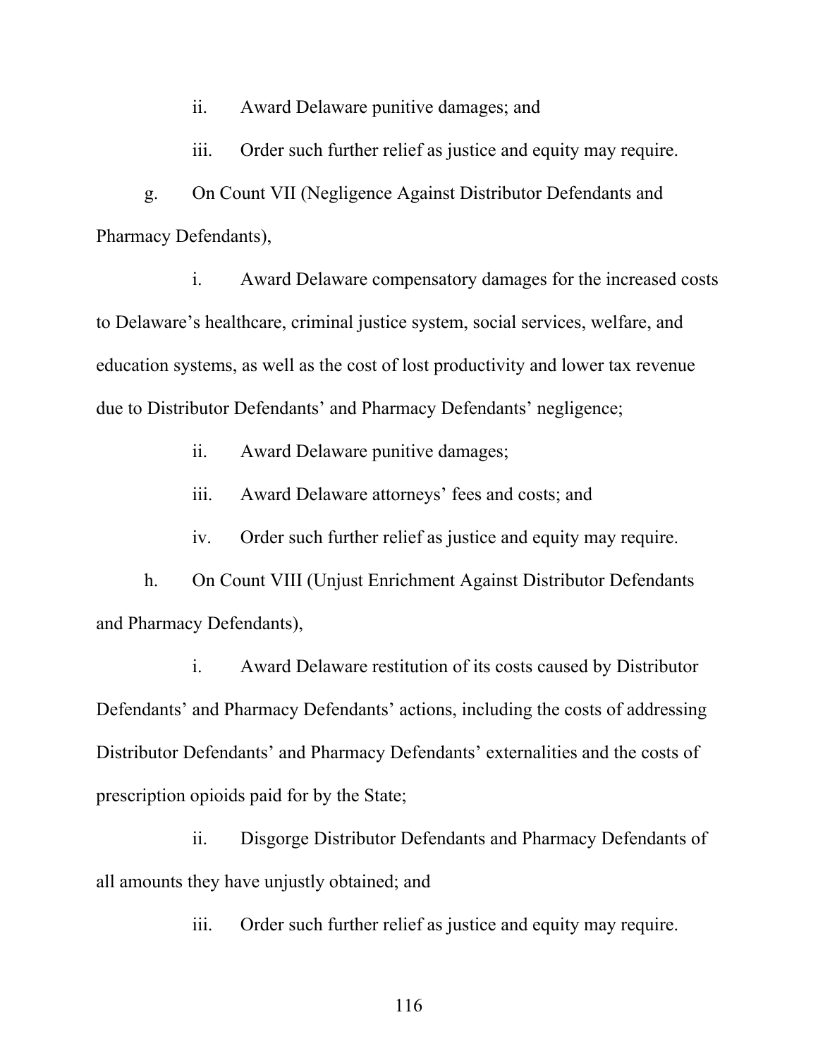ii. Award Delaware punitive damages; and

iii. Order such further relief as justice and equity may require.

g. On Count VII (Negligence Against Distributor Defendants and Pharmacy Defendants),

i. Award Delaware compensatory damages for the increased costs to Delaware's healthcare, criminal justice system, social services, welfare, and education systems, as well as the cost of lost productivity and lower tax revenue due to Distributor Defendants' and Pharmacy Defendants' negligence;

ii. Award Delaware punitive damages;

iii. Award Delaware attorneys' fees and costs; and

iv. Order such further relief as justice and equity may require.

h. On Count VIII (Unjust Enrichment Against Distributor Defendants and Pharmacy Defendants),

i. Award Delaware restitution of its costs caused by Distributor Defendants' and Pharmacy Defendants' actions, including the costs of addressing Distributor Defendants' and Pharmacy Defendants' externalities and the costs of prescription opioids paid for by the State;

ii. Disgorge Distributor Defendants and Pharmacy Defendants of all amounts they have unjustly obtained; and

iii. Order such further relief as justice and equity may require.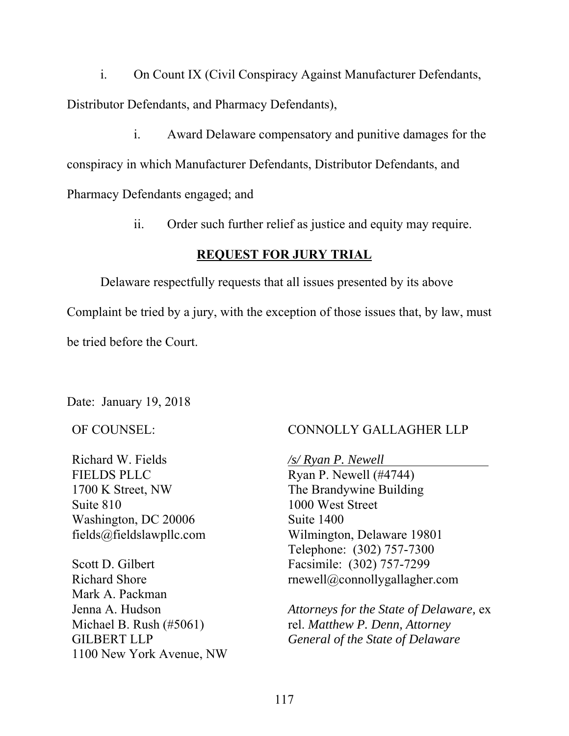i. On Count IX (Civil Conspiracy Against Manufacturer Defendants, Distributor Defendants, and Pharmacy Defendants),

i. Award Delaware compensatory and punitive damages for the conspiracy in which Manufacturer Defendants, Distributor Defendants, and Pharmacy Defendants engaged; and

ii. Order such further relief as justice and equity may require.

**REQUEST FOR JURY TRIAL**

Delaware respectfully requests that all issues presented by its above Complaint be tried by a jury, with the exception of those issues that, by law, must be tried before the Court.

Date: January 19, 2018

OF COUNSEL:

Richard W. Fields
FIELDS PLLC
1700 K Street, NW
Suite 810
Washington, DC 20006
fields@fieldslawpllc.com

Scott D. Gilbert
Richard Shore
Mark A. Packman
Jenna A. Hudson
Michael B. Rush (#5061)
GILBERT LLP
1100 New York Avenue, NW

CONNOLLY GALLAGHER LLP

*/s/ Ryan P. Newell*
Ryan P. Newell (#4744)
The Brandywine Building
1000 West Street
Suite 1400
Wilmington, Delaware 19801
Telephone: (302) 757-7300
Facsimile: (302) 757-7299
rnewell@connollygallagher.com

*Attorneys for the State of Delaware,* ex rel. *Matthew P. Denn, Attorney General of the State of Delaware*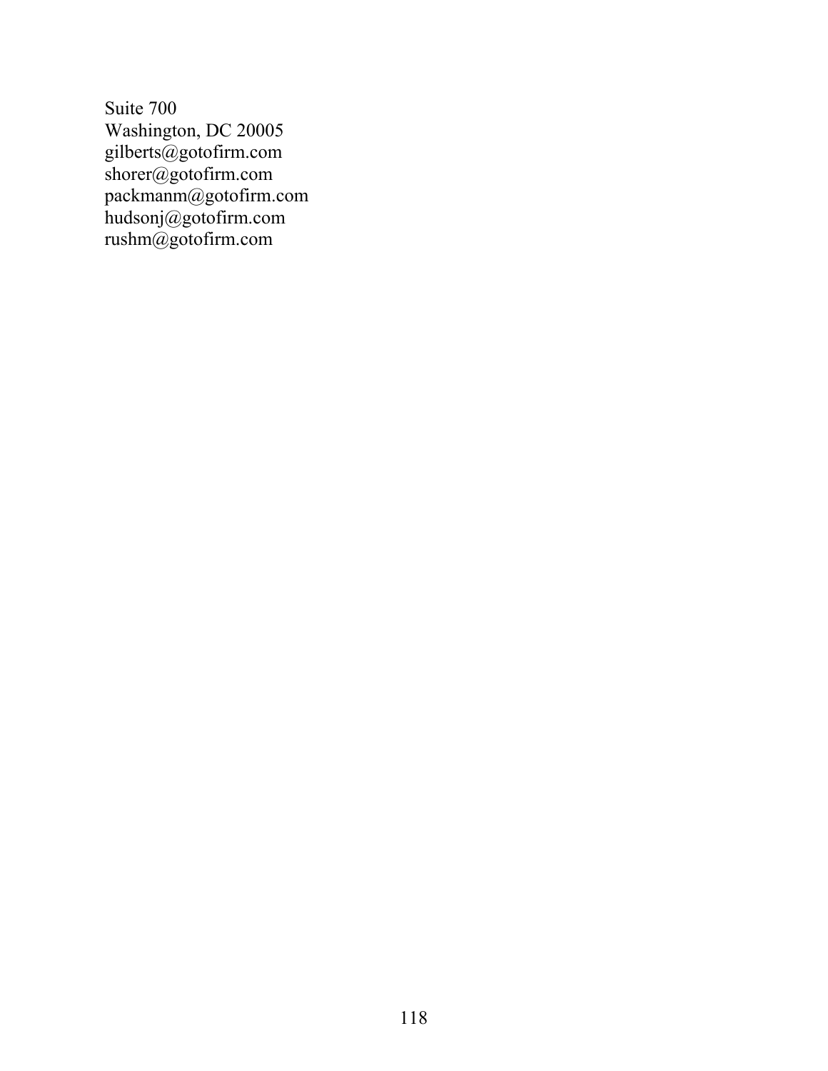Suite 700  
Washington, DC 20005  
gilberts@gotofirm.com  
shorer@gotofirm.com  
packmanm@gotofirm.com  
hudsonj@gotofirm.com  
rushm@gotofirm.com